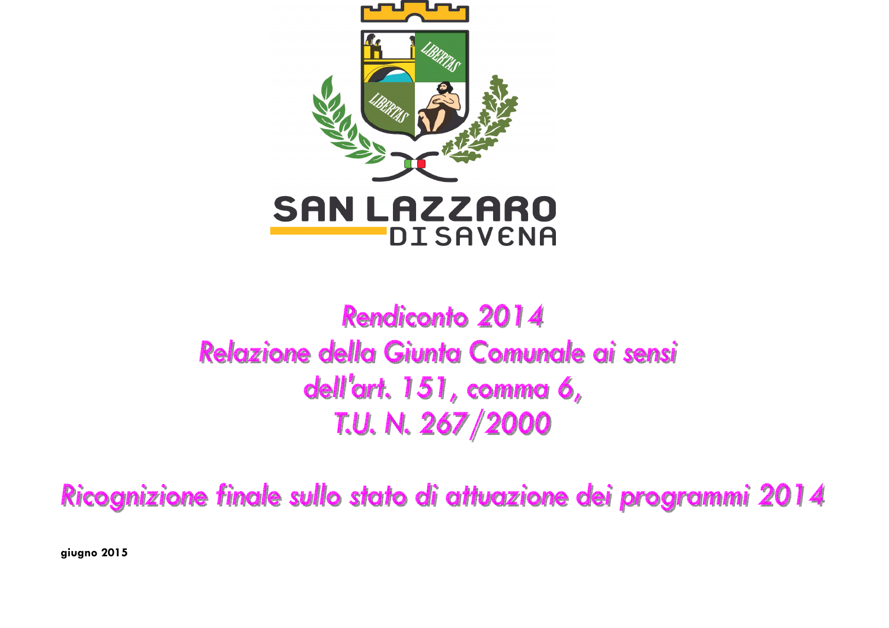SAN LAZZARO DI SAVENA

# Rendiconto 2014
# Relazione della Giunta Comunale ai sensi dell'art. 151, comma 6, T.U. N. 267/2000

## Ricognizione finale sullo stato di attuazione dei programmi 2014

**giugno 2015**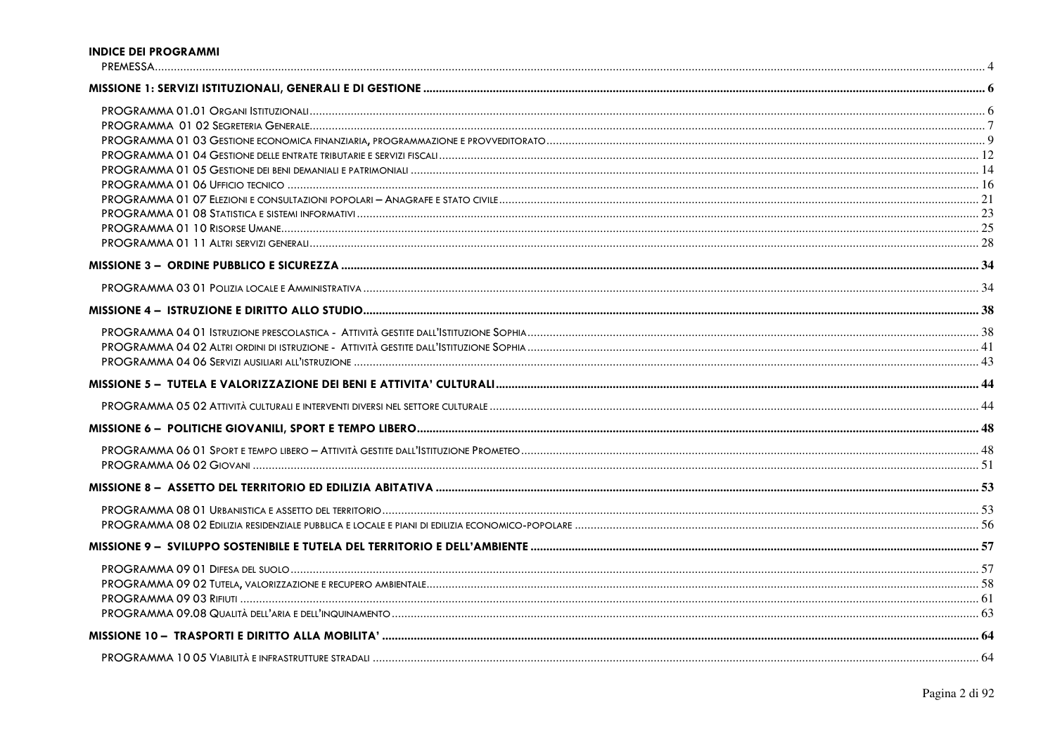**INDICE DEI PROGRAMMI**

PREMESSA ..... 4

**MISSIONE 1: SERVIZI ISTITUZIONALI, GENERALI E DI GESTIONE ..... 6**

PROGRAMMA 01.01 Organi Istituzionali ..... 6
PROGRAMMA 01 02 Segreteria Generale ..... 7
PROGRAMMA 01 03 Gestione economica finanziaria, programmazione e provveditorato ..... 9
PROGRAMMA 01 04 Gestione delle entrate tributarie e servizi fiscali ..... 12
PROGRAMMA 01 05 Gestione dei beni demaniali e patrimoniali ..... 14
PROGRAMMA 01 06 Ufficio tecnico ..... 16
PROGRAMMA 01 07 Elezioni e consultazioni popolari – Anagrafe e stato civile ..... 21
PROGRAMMA 01 08 Statistica e sistemi informativi ..... 23
PROGRAMMA 01 10 Risorse Umane ..... 25
PROGRAMMA 01 11 Altri servizi generali ..... 28

**MISSIONE 3 – ORDINE PUBBLICO E SICUREZZA ..... 34**

PROGRAMMA 03 01 Polizia locale e Amministrativa ..... 34

**MISSIONE 4 – ISTRUZIONE E DIRITTO ALLO STUDIO ..... 38**

PROGRAMMA 04 01 Istruzione prescolastica - Attività gestite dall'Istituzione Sophia ..... 38
PROGRAMMA 04 02 Altri ordini di istruzione - Attività gestite dall'Istituzione Sophia ..... 41
PROGRAMMA 04 06 Servizi ausiliari all'istruzione ..... 43

**MISSIONE 5 – TUTELA E VALORIZZAZIONE DEI BENI E ATTIVITA' CULTURALI ..... 44**

PROGRAMMA 05 02 Attività culturali e interventi diversi nel settore culturale ..... 44

**MISSIONE 6 – POLITICHE GIOVANILI, SPORT E TEMPO LIBERO ..... 48**

PROGRAMMA 06 01 Sport e tempo libero – Attività gestite dall'Istituzione Prometeo ..... 48
PROGRAMMA 06 02 Giovani ..... 51

**MISSIONE 8 – ASSETTO DEL TERRITORIO ED EDILIZIA ABITATIVA ..... 53**

PROGRAMMA 08 01 Urbanistica e assetto del territorio ..... 53
PROGRAMMA 08 02 Edilizia residenziale pubblica e locale e piani di edilizia economico-popolare ..... 56

**MISSIONE 9 – SVILUPPO SOSTENIBILE E TUTELA DEL TERRITORIO E DELL'AMBIENTE ..... 57**

PROGRAMMA 09 01 Difesa del suolo ..... 57
PROGRAMMA 09 02 Tutela, valorizzazione e recupero ambientale ..... 58
PROGRAMMA 09 03 Rifiuti ..... 61
PROGRAMMA 09.08 Qualità dell'aria e dell'inquinamento ..... 63

**MISSIONE 10 – TRASPORTI E DIRITTO ALLA MOBILITA' ..... 64**

PROGRAMMA 10 05 Viabilità e infrastrutture stradali ..... 64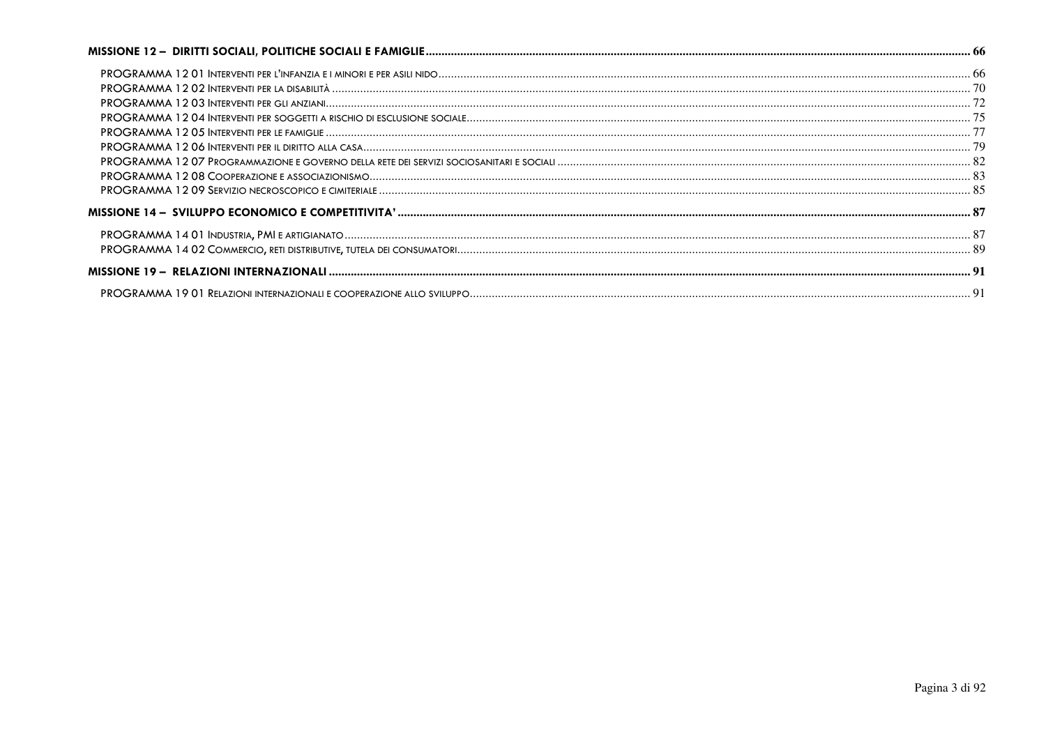**MISSIONE 12 – DIRITTI SOCIALI, POLITICHE SOCIALI E FAMIGLIE** ........ **66**

PROGRAMMA 12 01 INTERVENTI PER L'INFANZIA E I MINORI E PER ASILI NIDO ........ 66
PROGRAMMA 12 02 INTERVENTI PER LA DISABILITÀ ........ 70
PROGRAMMA 12 03 INTERVENTI PER GLI ANZIANI ........ 72
PROGRAMMA 12 04 INTERVENTI PER SOGGETTI A RISCHIO DI ESCLUSIONE SOCIALE ........ 75
PROGRAMMA 12 05 INTERVENTI PER LE FAMIGLIE ........ 77
PROGRAMMA 12 06 INTERVENTI PER IL DIRITTO ALLA CASA ........ 79
PROGRAMMA 12 07 PROGRAMMAZIONE E GOVERNO DELLA RETE DEI SERVIZI SOCIOSANITARI E SOCIALI ........ 82
PROGRAMMA 12 08 COOPERAZIONE E ASSOCIAZIONISMO ........ 83
PROGRAMMA 12 09 SERVIZIO NECROSCOPICO E CIMITERIALE ........ 85

**MISSIONE 14 – SVILUPPO ECONOMICO E COMPETITIVITA'** ........ **87**

PROGRAMMA 14 01 INDUSTRIA, PMI E ARTIGIANATO ........ 87
PROGRAMMA 14 02 COMMERCIO, RETI DISTRIBUTIVE, TUTELA DEI CONSUMATORI ........ 89

**MISSIONE 19 – RELAZIONI INTERNAZIONALI** ........ **91**

PROGRAMMA 19 01 RELAZIONI INTERNAZIONALI E COOPERAZIONE ALLO SVILUPPO ........ 91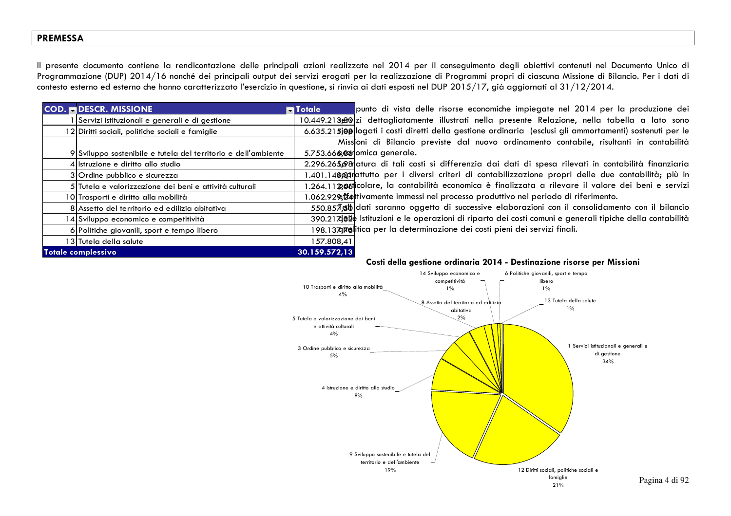## PREMESSA

Il presente documento contiene la rendicontazione delle principali azioni realizzate nel 2014 per il conseguimento degli obiettivi contenuti nel Documento Unico di Programmazione (DUP) 2014/16 nonché dei principali output dei servizi erogati per la realizzazione di Programmi propri di ciascuna Missione di Bilancio. Per i dati di contesto esterno ed esterno che hanno caratterizzato l'esercizio in questione, si rinvia ai dati esposti nel DUP 2015/17, già aggiornati al 31/12/2014.

| COD. | DESCR. MISSIONE | Totale |
|---|---|---|
| 1 | Servizi istituzionali e generali e di gestione | 10.449.213,80 |
| 12 | Diritti sociali, politiche sociali e famiglie | 6.635.215,09 |
| 9 | Sviluppo sostenibile e tutela del territorio e dell'ambiente | 5.753.666,86 |
| 4 | Istruzione e diritto allo studio | 2.296.265,98 |
| 3 | Ordine pubblico e sicurezza | 1.401.148,01 |
| 5 | Tutela e valorizzazione dei beni e attività culturali | 1.264.112,06 |
| 10 | Trasporti e diritto alla mobilità | 1.062.929,24 |
| 8 | Assetto del territorio ed edilizia abitativa | 550.857,50 |
| 14 | Sviluppo economico e competitività | 390.217,31 |
| 6 | Politiche giovanili, sport e tempo libero | 198.137,70 |
| 13 | Tutela della salute | 157.808,41 |
| **Totale complessivo** | | **30.159.572,13** |

Dal punto di vista delle risorse economiche impiegate nel 2014 per la produzione dei servizi dettagliatamente illustrati nella presente Relazione, nella tabella a lato sono riepilogati i costi diretti della gestione ordinaria (esclusi gli ammortamenti) sostenuti per le Missioni di Bilancio previste dal nuovo ordinamento contabile, risultanti in contabilità economica generale.

La natura di tali costi si differenzia dai dati di spesa rilevati in contabilità finanziaria soprattutto per i diversi criteri di contabilizzazione propri delle due contabilità; più in particolare, la contabilità economica è finalizzata a rilevare il valore dei beni e servizi effettivamente immessi nel processo produttivo nel periodo di riferimento.

Tali dati saranno oggetto di successive elaborazioni con il consolidamento con il bilancio delle Istituzioni e le operazioni di riparto dei costi comuni e generali tipiche della contabilità analitica per la determinazione dei costi pieni dei servizi finali.

**Costi della gestione ordinaria 2014 - Destinazione risorse per Missioni**

| Missione | % |
|---|---|
| 1 Servizi istituzionali e generali e di gestione | 34% |
| 12 Diritti sociali, politiche sociali e famiglie | 21% |
| 9 Sviluppo sostenibile e tutela del territorio e dell'ambiente | 19% |
| 4 Istruzione e diritto allo studio | 8% |
| 3 Ordine pubblico e sicurezza | 5% |
| 5 Tutela e valorizzazione dei beni e attività culturali | 4% |
| 10 Trasporti e diritto alla mobilità | 4% |
| 8 Assetto del territorio ed edilizia abitativa | 2% |
| 14 Sviluppo economico e competitività | 1% |
| 6 Politiche giovanili, sport e tempo libero | 1% |
| 13 Tutela della salute | 1% |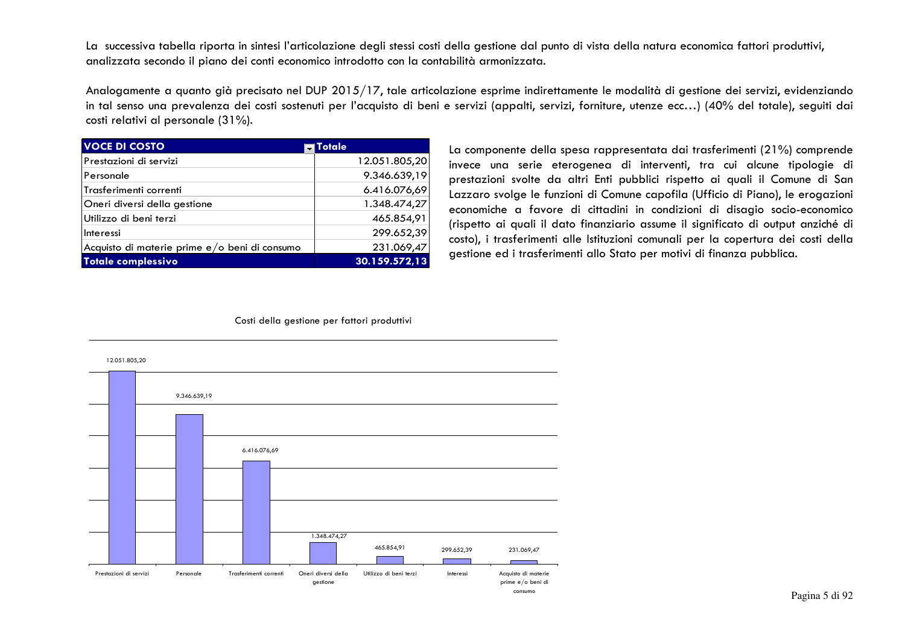La successiva tabella riporta in sintesi l'articolazione degli stessi costi della gestione dal punto di vista della natura economica fattori produttivi, analizzata secondo il piano dei conti economico introdotto con la contabilità armonizzata.

Analogamente a quanto già precisato nel DUP 2015/17, tale articolazione esprime indirettamente le modalità di gestione dei servizi, evidenziando in tal senso una prevalenza dei costi sostenuti per l'acquisto di beni e servizi (appalti, servizi, forniture, utenze ecc…) (40% del totale), seguiti dai costi relativi al personale (31%).

| VOCE DI COSTO | Totale |
|---|---|
| Prestazioni di servizi | 12.051.805,20 |
| Personale | 9.346.639,19 |
| Trasferimenti correnti | 6.416.076,69 |
| Oneri diversi della gestione | 1.348.474,27 |
| Utilizzo di beni terzi | 465.854,91 |
| Interessi | 299.652,39 |
| Acquisto di materie prime e/o beni di consumo | 231.069,47 |
| **Totale complessivo** | **30.159.572,13** |

La componente della spesa rappresentata dai trasferimenti (21%) comprende invece una serie eterogenea di interventi, tra cui alcune tipologie di prestazioni svolte da altri Enti pubblici rispetto ai quali il Comune di San Lazzaro svolge le funzioni di Comune capofila (Ufficio di Piano), le erogazioni economiche a favore di cittadini in condizioni di disagio socio-economico (rispetto ai quali il dato finanziario assume il significato di output anziché di costo), i trasferimenti alle Istituzioni comunali per la copertura dei costi della gestione ed i trasferimenti allo Stato per motivi di finanza pubblica.

Costi della gestione per fattori produttivi

| Voce | Valore |
|---|---|
| Prestazioni di servizi | 12.051.805,20 |
| Personale | 9.346.639,19 |
| Trasferimenti correnti | 6.416.076,69 |
| Oneri diversi della gestione | 1.348.474,27 |
| Utilizzo di beni terzi | 465.854,91 |
| Interessi | 299.652,39 |
| Acquisto di materie prime e/o beni di consumo | 231.069,47 |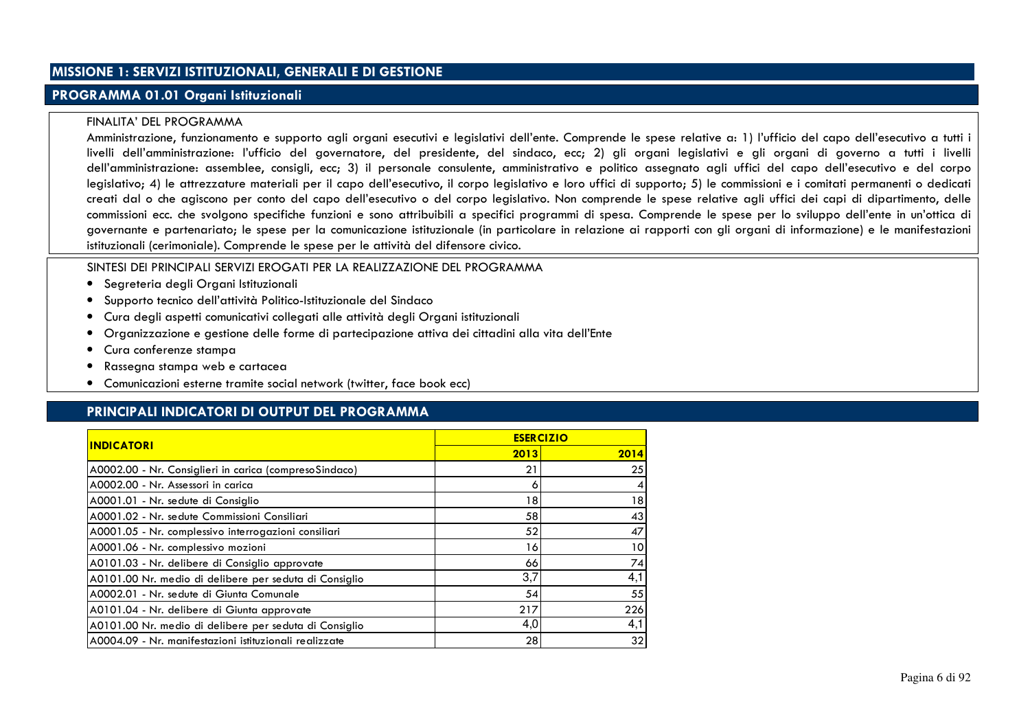# MISSIONE 1: SERVIZI ISTITUZIONALI, GENERALI E DI GESTIONE

## PROGRAMMA 01.01 Organi Istituzionali

FINALITA' DEL PROGRAMMA

Amministrazione, funzionamento e supporto agli organi esecutivi e legislativi dell'ente. Comprende le spese relative a: 1) l'ufficio del capo dell'esecutivo a tutti i livelli dell'amministrazione: l'ufficio del governatore, del presidente, del sindaco, ecc; 2) gli organi legislativi e gli organi di governo a tutti i livelli dell'amministrazione: assemblee, consigli, ecc; 3) il personale consulente, amministrativo e politico assegnato agli uffici del capo dell'esecutivo e del corpo legislativo; 4) le attrezzature materiali per il capo dell'esecutivo, il corpo legislativo e loro uffici di supporto; 5) le commissioni e i comitati permanenti o dedicati creati dal o che agiscono per conto del capo dell'esecutivo o del corpo legislativo. Non comprende le spese relative agli uffici dei capi di dipartimento, delle commissioni ecc. che svolgono specifiche funzioni e sono attribuibili a specifici programmi di spesa. Comprende le spese per lo sviluppo dell'ente in un'ottica di governante e partenariato; le spese per la comunicazione istituzionale (in particolare in relazione ai rapporti con gli organi di informazione) e le manifestazioni istituzionali (cerimoniale). Comprende le spese per le attività del difensore civico.

SINTESI DEI PRINCIPALI SERVIZI EROGATI PER LA REALIZZAZIONE DEL PROGRAMMA

- Segreteria degli Organi Istituzionali
- Supporto tecnico dell'attività Politico-Istituzionale del Sindaco
- Cura degli aspetti comunicativi collegati alle attività degli Organi istituzionali
- Organizzazione e gestione delle forme di partecipazione attiva dei cittadini alla vita dell'Ente
- Cura conferenze stampa
- Rassegna stampa web e cartacea
- Comunicazioni esterne tramite social network (twitter, face book ecc)

## PRINCIPALI INDICATORI DI OUTPUT DEL PROGRAMMA

| INDICATORI | ESERCIZIO | |
|---|---|---|
| | 2013 | 2014 |
| A0002.00 - Nr. Consiglieri in carica (compresoSindaco) | 21 | 25 |
| A0002.00 - Nr. Assessori in carica | 6 | 4 |
| A0001.01 - Nr. sedute di Consiglio | 18 | 18 |
| A0001.02 - Nr. sedute Commissioni Consiliari | 58 | 43 |
| A0001.05 - Nr. complessivo interrogazioni consiliari | 52 | 47 |
| A0001.06 - Nr. complessivo mozioni | 16 | 10 |
| A0101.03 - Nr. delibere di Consiglio approvate | 66 | 74 |
| A0101.00 Nr. medio di delibere per seduta di Consiglio | 3,7 | 4,1 |
| A0002.01 - Nr. sedute di Giunta Comunale | 54 | 55 |
| A0101.04 - Nr. delibere di Giunta approvate | 217 | 226 |
| A0101.00 Nr. medio di delibere per seduta di Consiglio | 4,0 | 4,1 |
| A0004.09 - Nr. manifestazioni istituzionali realizzate | 28 | 32 |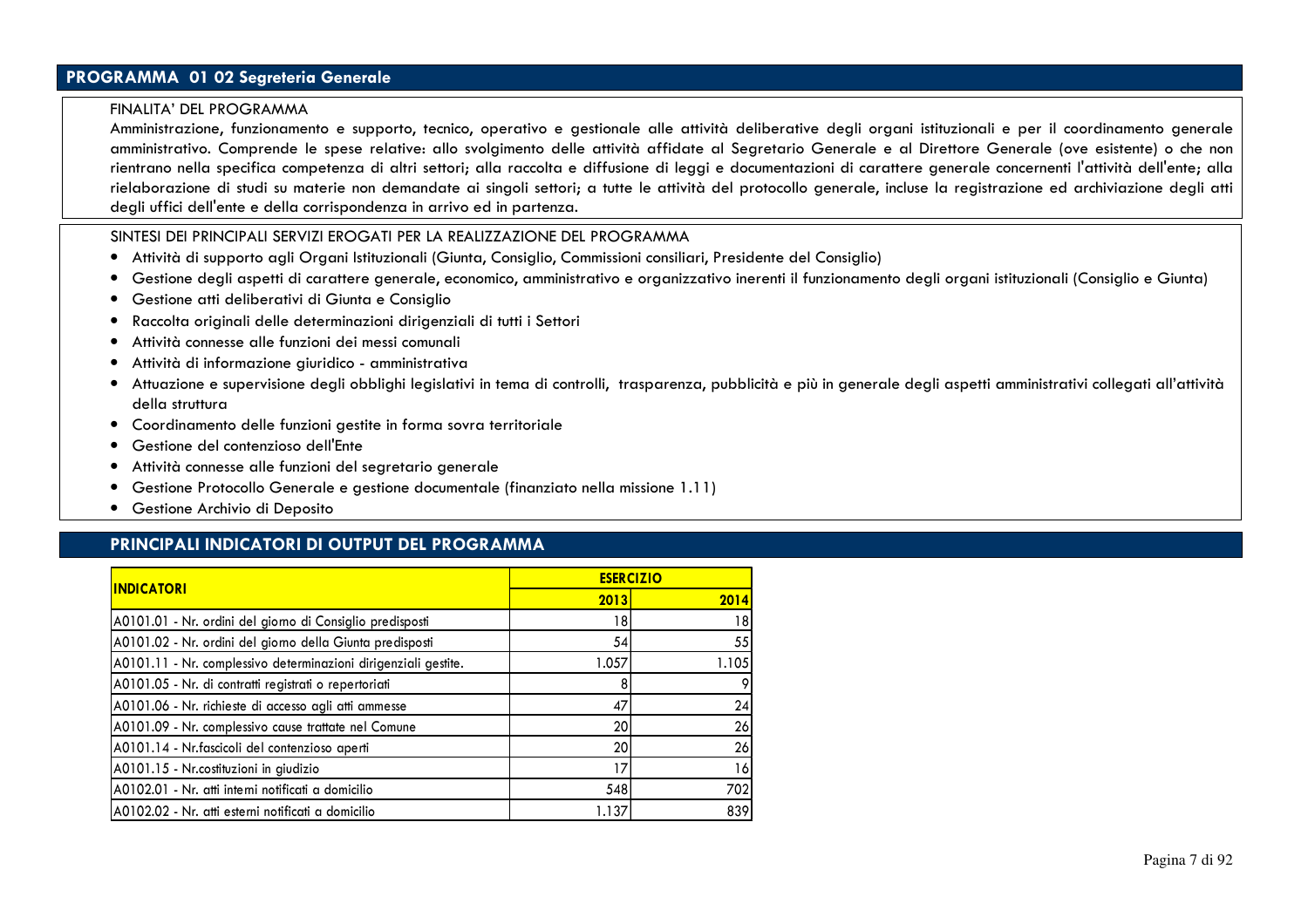## PROGRAMMA 01 02 Segreteria Generale

FINALITA' DEL PROGRAMMA

Amministrazione, funzionamento e supporto, tecnico, operativo e gestionale alle attività deliberative degli organi istituzionali e per il coordinamento generale amministrativo. Comprende le spese relative: allo svolgimento delle attività affidate al Segretario Generale e al Direttore Generale (ove esistente) o che non rientrano nella specifica competenza di altri settori; alla raccolta e diffusione di leggi e documentazioni di carattere generale concernenti l'attività dell'ente; alla rielaborazione di studi su materie non demandate ai singoli settori; a tutte le attività del protocollo generale, incluse la registrazione ed archiviazione degli atti degli uffici dell'ente e della corrispondenza in arrivo ed in partenza.

SINTESI DEI PRINCIPALI SERVIZI EROGATI PER LA REALIZZAZIONE DEL PROGRAMMA

- Attività di supporto agli Organi Istituzionali (Giunta, Consiglio, Commissioni consiliari, Presidente del Consiglio)
- Gestione degli aspetti di carattere generale, economico, amministrativo e organizzativo inerenti il funzionamento degli organi istituzionali (Consiglio e Giunta)
- Gestione atti deliberativi di Giunta e Consiglio
- Raccolta originali delle determinazioni dirigenziali di tutti i Settori
- Attività connesse alle funzioni dei messi comunali
- Attività di informazione giuridico - amministrativa
- Attuazione e supervisione degli obblighi legislativi in tema di controlli, trasparenza, pubblicità e più in generale degli aspetti amministrativi collegati all'attività della struttura
- Coordinamento delle funzioni gestite in forma sovra territoriale
- Gestione del contenzioso dell'Ente
- Attività connesse alle funzioni del segretario generale
- Gestione Protocollo Generale e gestione documentale (finanziato nella missione 1.11)
- Gestione Archivio di Deposito

## PRINCIPALI INDICATORI DI OUTPUT DEL PROGRAMMA

| INDICATORI | ESERCIZIO | |
|---|---|---|
| | 2013 | 2014 |
| A0101.01 - Nr. ordini del giorno di Consiglio predisposti | 18 | 18 |
| A0101.02 - Nr. ordini del giorno della Giunta predisposti | 54 | 55 |
| A0101.11 - Nr. complessivo determinazioni dirigenziali gestite. | 1.057 | 1.105 |
| A0101.05 - Nr. di contratti registrati o repertoriati | 8 | 9 |
| A0101.06 - Nr. richieste di accesso agli atti ammesse | 47 | 24 |
| A0101.09 - Nr. complessivo cause trattate nel Comune | 20 | 26 |
| A0101.14 - Nr.fascicoli del contenzioso aperti | 20 | 26 |
| A0101.15 - Nr.costituzioni in giudizio | 17 | 16 |
| A0102.01 - Nr. atti interni notificati a domicilio | 548 | 702 |
| A0102.02 - Nr. atti esterni notificati a domicilio | 1.137 | 839 |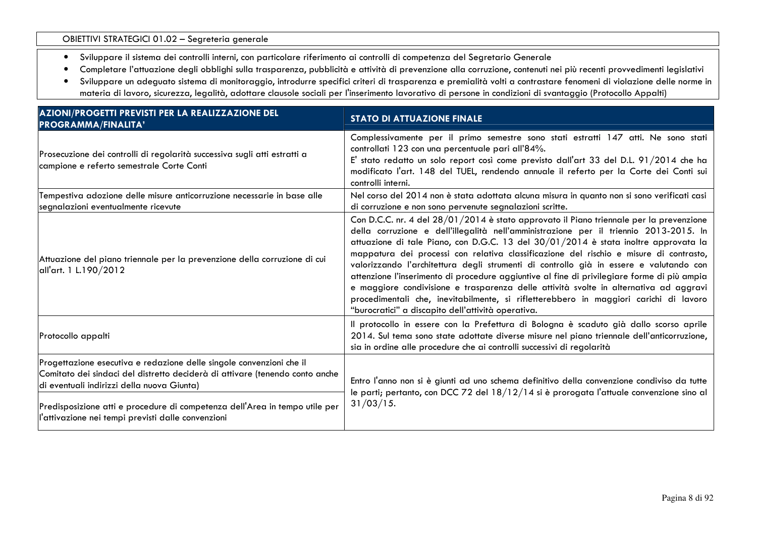OBIETTIVI STRATEGICI 01.02 – Segreteria generale

- Sviluppare il sistema dei controlli interni, con particolare riferimento ai controlli di competenza del Segretario Generale
- Completare l'attuazione degli obblighi sulla trasparenza, pubblicità e attività di prevenzione alla corruzione, contenuti nei più recenti provvedimenti legislativi
- Sviluppare un adeguato sistema di monitoraggio, introdurre specifici criteri di trasparenza e premialità volti a contrastare fenomeni di violazione delle norme in materia di lavoro, sicurezza, legalità, adottare clausole sociali per l'inserimento lavorativo di persone in condizioni di svantaggio (Protocollo Appalti)

| AZIONI/PROGETTI PREVISTI PER LA REALIZZAZIONE DEL PROGRAMMA/FINALITA' | STATO DI ATTUAZIONE FINALE |
|---|---|
| Prosecuzione dei controlli di regolarità successiva sugli atti estratti a campione e referto semestrale Corte Conti | Complessivamente per il primo semestre sono stati estratti 147 atti. Ne sono stati controllati 123 con una percentuale pari all'84%. E' stato redatto un solo report così come previsto dall'art 33 del D.L. 91/2014 che ha modificato l'art. 148 del TUEL, rendendo annuale il referto per la Corte dei Conti sui controlli interni. |
| Tempestiva adozione delle misure anticorruzione necessarie in base alle segnalazioni eventualmente ricevute | Nel corso del 2014 non è stata adottata alcuna misura in quanto non si sono verificati casi di corruzione e non sono pervenute segnalazioni scritte. |
| Attuazione del piano triennale per la prevenzione della corruzione di cui all'art. 1 L.190/2012 | Con D.C.C. nr. 4 del 28/01/2014 è stato approvato il Piano triennale per la prevenzione della corruzione e dell'illegalità nell'amministrazione per il triennio 2013-2015. In attuazione di tale Piano, con D.G.C. 13 del 30/01/2014 è stata inoltre approvata la mappatura dei processi con relativa classificazione del rischio e misure di contrasto, valorizzando l'architettura degli strumenti di controllo già in essere e valutando con attenzione l'inserimento di procedure aggiuntive al fine di privilegiare forme di più ampia e maggiore condivisione e trasparenza delle attività svolte in alternativa ad aggravi procedimentali che, inevitabilmente, si rifletterebbero in maggiori carichi di lavoro "burocratici" a discapito dell'attività operativa. |
| Protocollo appalti | Il protocollo in essere con la Prefettura di Bologna è scaduto già dallo scorso aprile 2014. Sul tema sono state adottate diverse misure nel piano triennale dell'anticorruzione, sia in ordine alle procedure che ai controlli successivi di regolarità |
| Progettazione esecutiva e redazione delle singole convenzioni che il Comitato dei sindaci del distretto deciderà di attivare (tenendo conto anche di eventuali indirizzi della nuova Giunta) | Entro l'anno non si è giunti ad uno schema definitivo della convenzione condiviso da tutte le parti; pertanto, con DCC 72 del 18/12/14 si è prorogata l'attuale convenzione sino al 31/03/15. |
| Predisposizione atti e procedure di competenza dell'Area in tempo utile per l'attivazione nei tempi previsti dalle convenzioni | |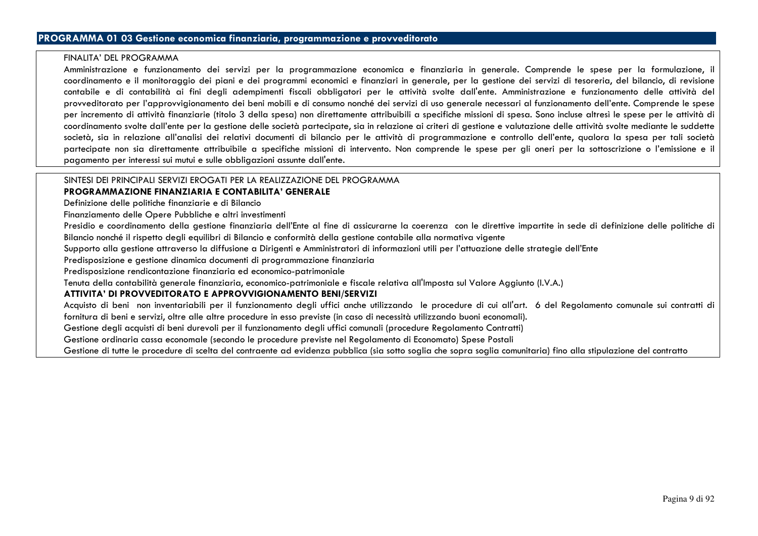## PROGRAMMA 01 03 Gestione economica finanziaria, programmazione e provveditorato

FINALITA' DEL PROGRAMMA

Amministrazione e funzionamento dei servizi per la programmazione economica e finanziaria in generale. Comprende le spese per la formulazione, il coordinamento e il monitoraggio dei piani e dei programmi economici e finanziari in generale, per la gestione dei servizi di tesoreria, del bilancio, di revisione contabile e di contabilità ai fini degli adempimenti fiscali obbligatori per le attività svolte dall'ente. Amministrazione e funzionamento delle attività del provveditorato per l'approvvigionamento dei beni mobili e di consumo nonché dei servizi di uso generale necessari al funzionamento dell'ente. Comprende le spese per incremento di attività finanziarie (titolo 3 della spesa) non direttamente attribuibili a specifiche missioni di spesa. Sono incluse altresì le spese per le attività di coordinamento svolte dall'ente per la gestione delle società partecipate, sia in relazione ai criteri di gestione e valutazione delle attività svolte mediante le suddette società, sia in relazione all'analisi dei relativi documenti di bilancio per le attività di programmazione e controllo dell'ente, qualora la spesa per tali società partecipate non sia direttamente attribuibile a specifiche missioni di intervento. Non comprende le spese per gli oneri per la sottoscrizione o l'emissione e il pagamento per interessi sui mutui e sulle obbligazioni assunte dall'ente.

SINTESI DEI PRINCIPALI SERVIZI EROGATI PER LA REALIZZAZIONE DEL PROGRAMMA

**PROGRAMMAZIONE FINANZIARIA E CONTABILITA' GENERALE**

Definizione delle politiche finanziarie e di Bilancio

Finanziamento delle Opere Pubbliche e altri investimenti

Presidio e coordinamento della gestione finanziaria dell'Ente al fine di assicurarne la coerenza con le direttive impartite in sede di definizione delle politiche di Bilancio nonché il rispetto degli equilibri di Bilancio e conformità della gestione contabile alla normativa vigente

Supporto alla gestione attraverso la diffusione a Dirigenti e Amministratori di informazioni utili per l'attuazione delle strategie dell'Ente

Predisposizione e gestione dinamica documenti di programmazione finanziaria

Predisposizione rendicontazione finanziaria ed economico-patrimoniale

Tenuta della contabilità generale finanziaria, economico-patrimoniale e fiscale relativa all'Imposta sul Valore Aggiunto (I.V.A.)

**ATTIVITA' DI PROVVEDITORATO E APPROVVIGIONAMENTO BENI/SERVIZI**

Acquisto di beni non inventariabili per il funzionamento degli uffici anche utilizzando le procedure di cui all'art. 6 del Regolamento comunale sui contratti di fornitura di beni e servizi, oltre alle altre procedure in esso previste (in caso di necessità utilizzando buoni economali).

Gestione degli acquisti di beni durevoli per il funzionamento degli uffici comunali (procedure Regolamento Contratti)

Gestione ordinaria cassa economale (secondo le procedure previste nel Regolamento di Economato) Spese Postali

Gestione di tutte le procedure di scelta del contraente ad evidenza pubblica (sia sotto soglia che sopra soglia comunitaria) fino alla stipulazione del contratto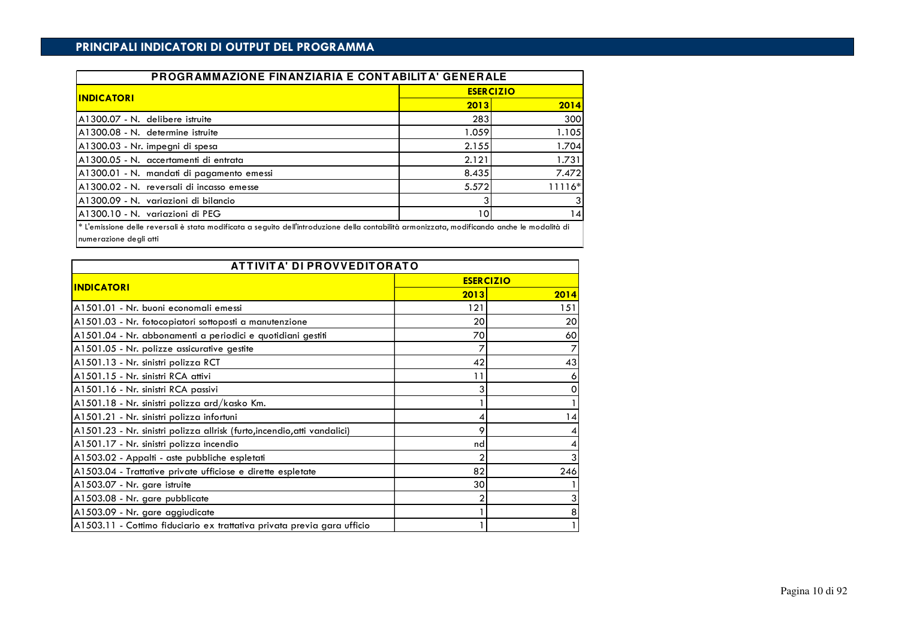## PRINCIPALI INDICATORI DI OUTPUT DEL PROGRAMMA

| PROGRAMMAZIONE FINANZIARIA E CONTABILITA' GENERALE | | |
|---|---|---|
| **INDICATORI** | **ESERCIZIO** | |
| | **2013** | **2014** |
| A1300.07 - N. delibere istruite | 283 | 300 |
| A1300.08 - N. determine istruite | 1.059 | 1.105 |
| A1300.03 - Nr. impegni di spesa | 2.155 | 1.704 |
| A1300.05 - N. accertamenti di entrata | 2.121 | 1.731 |
| A1300.01 - N. mandati di pagamento emessi | 8.435 | 7.472 |
| A1300.02 - N. reversali di incasso emesse | 5.572 | 11116* |
| A1300.09 - N. variazioni di bilancio | 3 | 3 |
| A1300.10 - N. variazioni di PEG | 10 | 14 |

\* L'emissione delle reversali è stata modificata a seguito dell'introduzione della contabilità armonizzata, modificando anche le modalità di numerazione degli atti

| ATTIVITA' DI PROVVEDITORATO | | |
|---|---|---|
| **INDICATORI** | **ESERCIZIO** | |
| | **2013** | **2014** |
| A1501.01 - Nr. buoni economali emessi | 121 | 151 |
| A1501.03 - Nr. fotocopiatori sottoposti a manutenzione | 20 | 20 |
| A1501.04 - Nr. abbonamenti a periodici e quotidiani gestiti | 70 | 60 |
| A1501.05 - Nr. polizze assicurative gestite | 7 | 7 |
| A1501.13 - Nr. sinistri polizza RCT | 42 | 43 |
| A1501.15 - Nr. sinistri RCA attivi | 11 | 6 |
| A1501.16 - Nr. sinistri RCA passivi | 3 | 0 |
| A1501.18 - Nr. sinistri polizza ard/kasko Km. | 1 | 1 |
| A1501.21 - Nr. sinistri polizza infortuni | 4 | 14 |
| A1501.23 - Nr. sinistri polizza allrisk (furto,incendio,atti vandalici) | 9 | 4 |
| A1501.17 - Nr. sinistri polizza incendio | nd | 4 |
| A1503.02 - Appalti - aste pubbliche espletati | 2 | 3 |
| A1503.04 - Trattative private ufficiose e dirette espletate | 82 | 246 |
| A1503.07 - Nr. gare istruite | 30 | 1 |
| A1503.08 - Nr. gare pubblicate | 2 | 3 |
| A1503.09 - Nr. gare aggiudicate | 1 | 8 |
| A1503.11 - Cottimo fiduciario ex trattativa privata previa gara ufficio | 1 | 1 |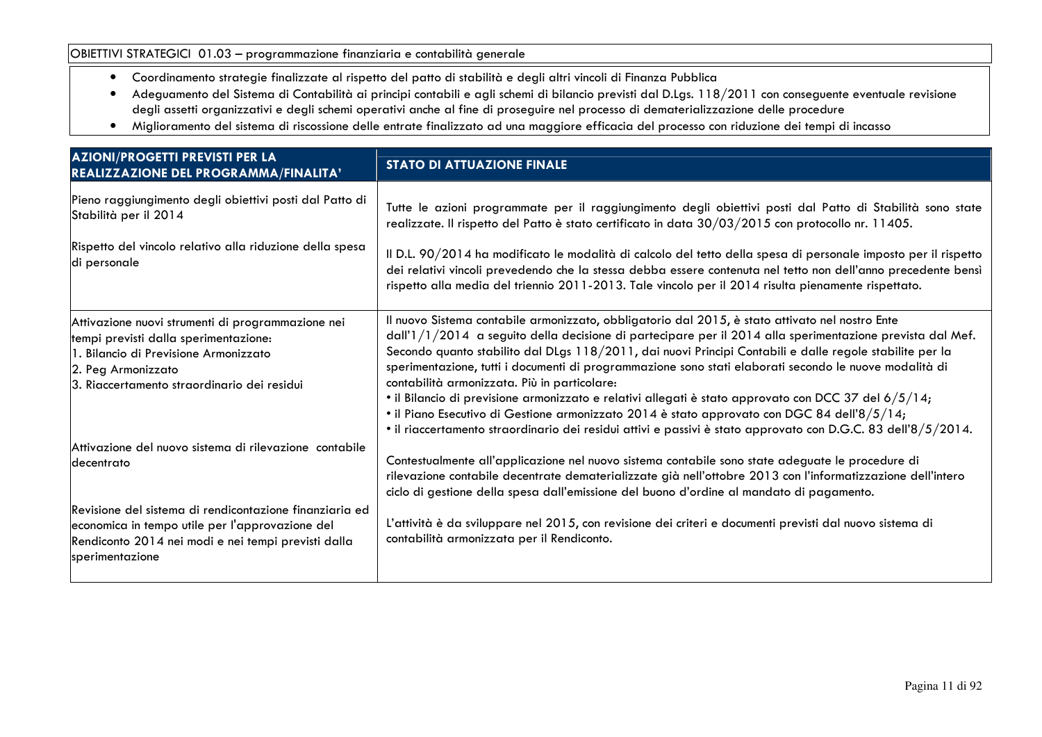OBIETTIVI STRATEGICI 01.03 – programmazione finanziaria e contabilità generale

- Coordinamento strategie finalizzate al rispetto del patto di stabilità e degli altri vincoli di Finanza Pubblica
- Adeguamento del Sistema di Contabilità ai principi contabili e agli schemi di bilancio previsti dal D.Lgs. 118/2011 con conseguente eventuale revisione degli assetti organizzativi e degli schemi operativi anche al fine di proseguire nel processo di dematerializzazione delle procedure
- Miglioramento del sistema di riscossione delle entrate finalizzato ad una maggiore efficacia del processo con riduzione dei tempi di incasso

| AZIONI/PROGETTI PREVISTI PER LA REALIZZAZIONE DEL PROGRAMMA/FINALITA' | STATO DI ATTUAZIONE FINALE |
|---|---|
| Pieno raggiungimento degli obiettivi posti dal Patto di Stabilità per il 2014 | Tutte le azioni programmate per il raggiungimento degli obiettivi posti dal Patto di Stabilità sono state realizzate. Il rispetto del Patto è stato certificato in data 30/03/2015 con protocollo nr. 11405. |
| Rispetto del vincolo relativo alla riduzione della spesa di personale | Il D.L. 90/2014 ha modificato le modalità di calcolo del tetto della spesa di personale imposto per il rispetto dei relativi vincoli prevedendo che la stessa debba essere contenuta nel tetto non dell'anno precedente bensì rispetto alla media del triennio 2011-2013. Tale vincolo per il 2014 risulta pienamente rispettato. |
| Attivazione nuovi strumenti di programmazione nei tempi previsti dalla sperimentazione:<br>1. Bilancio di Previsione Armonizzato<br>2. Peg Armonizzato<br>3. Riaccertamento straordinario dei residui | Il nuovo Sistema contabile armonizzato, obbligatorio dal 2015, è stato attivato nel nostro Ente dall'1/1/2014 a seguito della decisione di partecipare per il 2014 alla sperimentazione prevista dal Mef. Secondo quanto stabilito dal DLgs 118/2011, dai nuovi Principi Contabili e dalle regole stabilite per la sperimentazione, tutti i documenti di programmazione sono stati elaborati secondo le nuove modalità di contabilità armonizzata. Più in particolare:<br>• il Bilancio di previsione armonizzato e relativi allegati è stato approvato con DCC 37 del 6/5/14;<br>• il Piano Esecutivo di Gestione armonizzato 2014 è stato approvato con DGC 84 dell'8/5/14;<br>• il riaccertamento straordinario dei residui attivi e passivi è stato approvato con D.G.C. 83 dell'8/5/2014. |
| Attivazione del nuovo sistema di rilevazione contabile decentrato | Contestualmente all'applicazione nel nuovo sistema contabile sono state adeguate le procedure di rilevazione contabile decentrate dematerializzate già nell'ottobre 2013 con l'informatizzazione dell'intero ciclo di gestione della spesa dall'emissione del buono d'ordine al mandato di pagamento. |
| Revisione del sistema di rendicontazione finanziaria ed economica in tempo utile per l'approvazione del Rendiconto 2014 nei modi e nei tempi previsti dalla sperimentazione | L'attività è da sviluppare nel 2015, con revisione dei criteri e documenti previsti dal nuovo sistema di contabilità armonizzata per il Rendiconto. |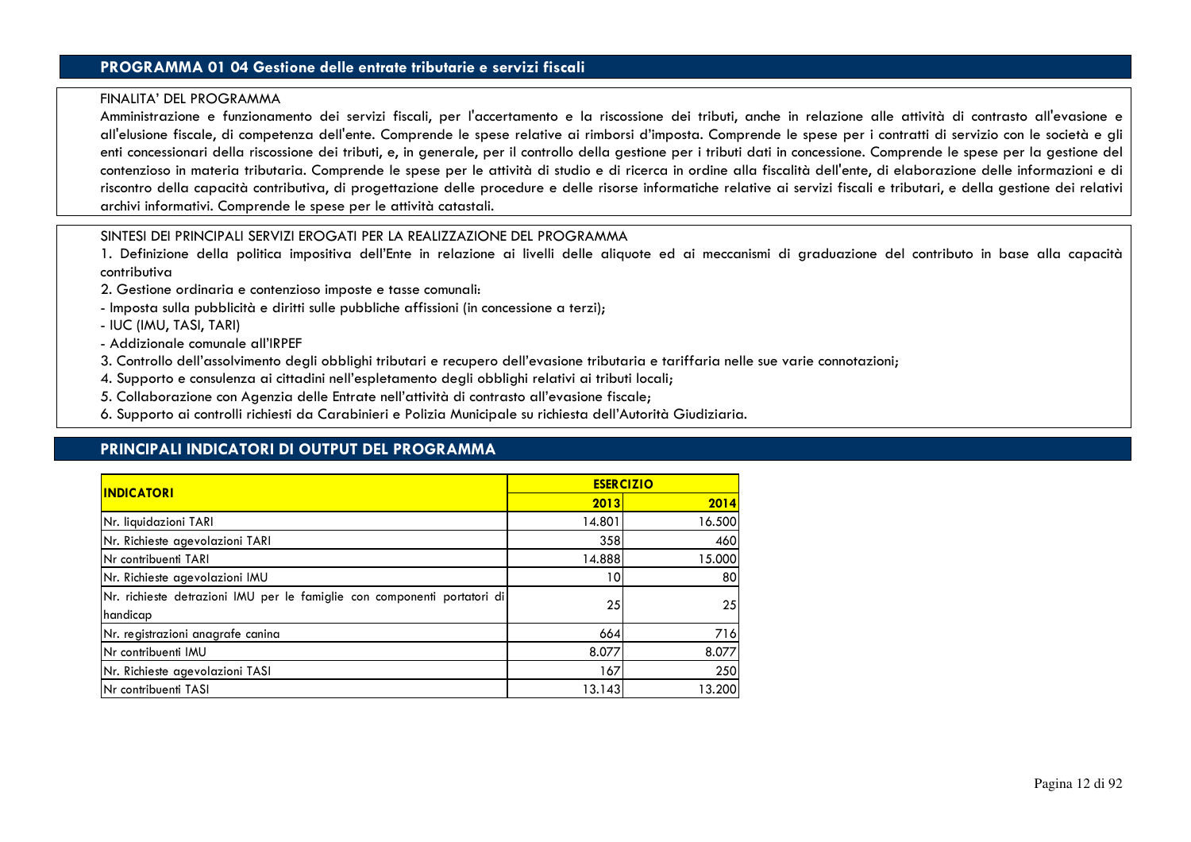## PROGRAMMA 01 04 Gestione delle entrate tributarie e servizi fiscali

FINALITA' DEL PROGRAMMA

Amministrazione e funzionamento dei servizi fiscali, per l'accertamento e la riscossione dei tributi, anche in relazione alle attività di contrasto all'evasione e all'elusione fiscale, di competenza dell'ente. Comprende le spese relative ai rimborsi d'imposta. Comprende le spese per i contratti di servizio con le società e gli enti concessionari della riscossione dei tributi, e, in generale, per il controllo della gestione per i tributi dati in concessione. Comprende le spese per la gestione del contenzioso in materia tributaria. Comprende le spese per le attività di studio e di ricerca in ordine alla fiscalità dell'ente, di elaborazione delle informazioni e di riscontro della capacità contributiva, di progettazione delle procedure e delle risorse informatiche relative ai servizi fiscali e tributari, e della gestione dei relativi archivi informativi. Comprende le spese per le attività catastali.

SINTESI DEI PRINCIPALI SERVIZI EROGATI PER LA REALIZZAZIONE DEL PROGRAMMA

1. Definizione della politica impositiva dell'Ente in relazione ai livelli delle aliquote ed ai meccanismi di graduazione del contributo in base alla capacità contributiva
2. Gestione ordinaria e contenzioso imposte e tasse comunali:
- Imposta sulla pubblicità e diritti sulle pubbliche affissioni (in concessione a terzi);
- IUC (IMU, TASI, TARI)
- Addizionale comunale all'IRPEF
3. Controllo dell'assolvimento degli obblighi tributari e recupero dell'evasione tributaria e tariffaria nelle sue varie connotazioni;
4. Supporto e consulenza ai cittadini nell'espletamento degli obblighi relativi ai tributi locali;
5. Collaborazione con Agenzia delle Entrate nell'attività di contrasto all'evasione fiscale;
6. Supporto ai controlli richiesti da Carabinieri e Polizia Municipale su richiesta dell'Autorità Giudiziaria.

## PRINCIPALI INDICATORI DI OUTPUT DEL PROGRAMMA

| INDICATORI | ESERCIZIO | |
|---|---|---|
| | 2013 | 2014 |
| Nr. liquidazioni TARI | 14.801 | 16.500 |
| Nr. Richieste agevolazioni TARI | 358 | 460 |
| Nr contribuenti TARI | 14.888 | 15.000 |
| Nr. Richieste agevolazioni IMU | 10 | 80 |
| Nr. richieste detrazioni IMU per le famiglie con componenti portatori di handicap | 25 | 25 |
| Nr. registrazioni anagrafe canina | 664 | 716 |
| Nr contribuenti IMU | 8.077 | 8.077 |
| Nr. Richieste agevolazioni TASI | 167 | 250 |
| Nr contribuenti TASI | 13.143 | 13.200 |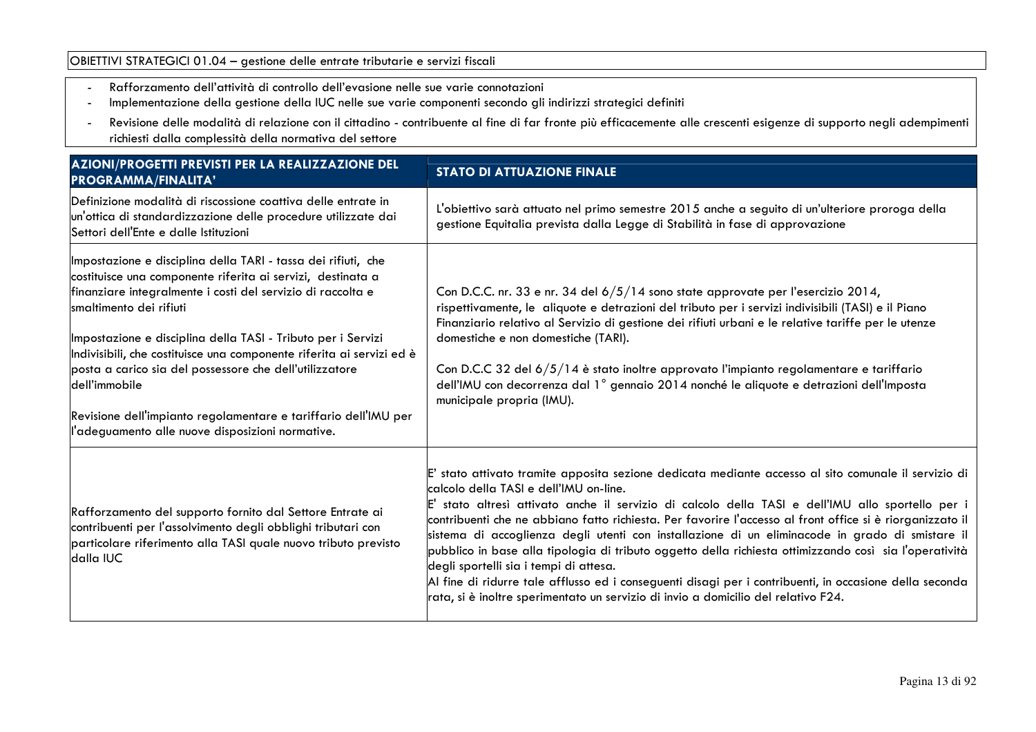OBIETTIVI STRATEGICI 01.04 – gestione delle entrate tributarie e servizi fiscali

- Rafforzamento dell'attività di controllo dell'evasione nelle sue varie connotazioni
- Implementazione della gestione della IUC nelle sue varie componenti secondo gli indirizzi strategici definiti
- Revisione delle modalità di relazione con il cittadino - contribuente al fine di far fronte più efficacemente alle crescenti esigenze di supporto negli adempimenti richiesti dalla complessità della normativa del settore

| AZIONI/PROGETTI PREVISTI PER LA REALIZZAZIONE DEL PROGRAMMA/FINALITA' | STATO DI ATTUAZIONE FINALE |
| --- | --- |
| Definizione modalità di riscossione coattiva delle entrate in un'ottica di standardizzazione delle procedure utilizzate dai Settori dell'Ente e dalle Istituzioni | L'obiettivo sarà attuato nel primo semestre 2015 anche a seguito di un'ulteriore proroga della gestione Equitalia prevista dalla Legge di Stabilità in fase di approvazione |
| Impostazione e disciplina della TARI - tassa dei rifiuti, che costituisce una componente riferita ai servizi, destinata a finanziare integralmente i costi del servizio di raccolta e smaltimento dei rifiuti<br><br>Impostazione e disciplina della TASI - Tributo per i Servizi Indivisibili, che costituisce una componente riferita ai servizi ed è posta a carico sia del possessore che dell'utilizzatore dell'immobile<br><br>Revisione dell'impianto regolamentare e tariffario dell'IMU per l'adeguamento alle nuove disposizioni normative. | Con D.C.C. nr. 33 e nr. 34 del 6/5/14 sono state approvate per l'esercizio 2014, rispettivamente, le aliquote e detrazioni del tributo per i servizi indivisibili (TASI) e il Piano Finanziario relativo al Servizio di gestione dei rifiuti urbani e le relative tariffe per le utenze domestiche e non domestiche (TARI).<br><br>Con D.C.C 32 del 6/5/14 è stato inoltre approvato l'impianto regolamentare e tariffario dell'IMU con decorrenza dal 1° gennaio 2014 nonché le aliquote e detrazioni dell'Imposta municipale propria (IMU). |
| Rafforzamento del supporto fornito dal Settore Entrate ai contribuenti per l'assolvimento degli obblighi tributari con particolare riferimento alla TASI quale nuovo tributo previsto dalla IUC | E' stato attivato tramite apposita sezione dedicata mediante accesso al sito comunale il servizio di calcolo della TASI e dell'IMU on-line.<br>E' stato altresì attivato anche il servizio di calcolo della TASI e dell'IMU allo sportello per i contribuenti che ne abbiano fatto richiesta. Per favorire l'accesso al front office si è riorganizzato il sistema di accoglienza degli utenti con installazione di un eliminacode in grado di smistare il pubblico in base alla tipologia di tributo oggetto della richiesta ottimizzando così sia l'operatività degli sportelli sia i tempi di attesa.<br>Al fine di ridurre tale afflusso ed i conseguenti disagi per i contribuenti, in occasione della seconda rata, si è inoltre sperimentato un servizio di invio a domicilio del relativo F24. |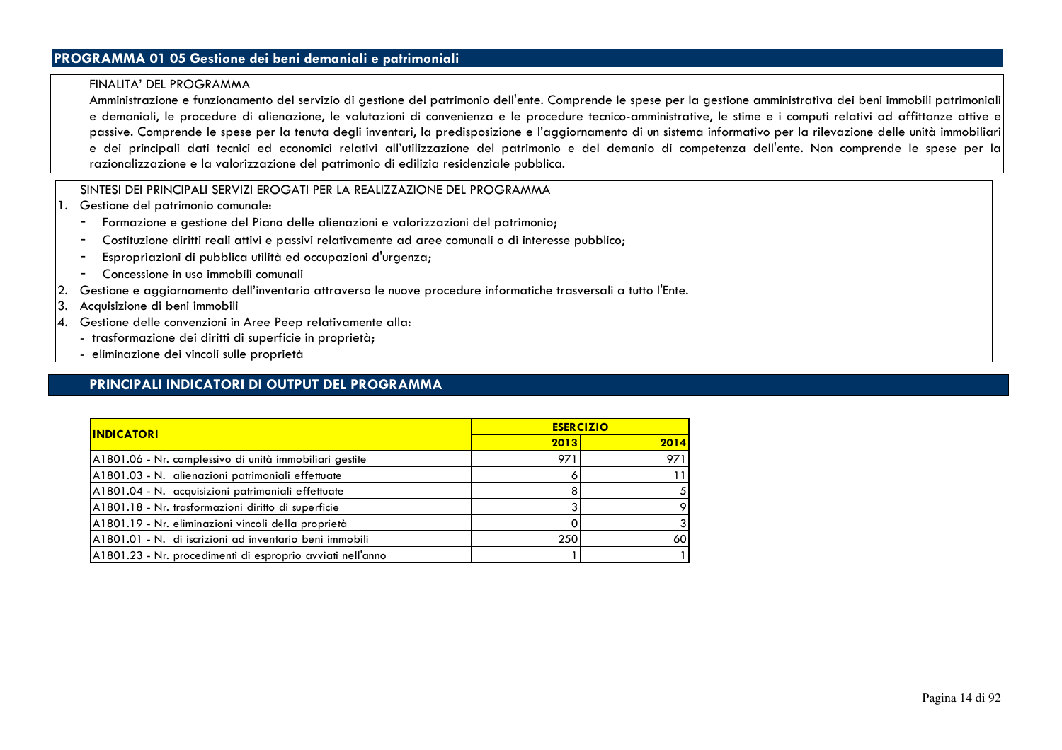## PROGRAMMA 01 05 Gestione dei beni demaniali e patrimoniali

FINALITA' DEL PROGRAMMA

Amministrazione e funzionamento del servizio di gestione del patrimonio dell'ente. Comprende le spese per la gestione amministrativa dei beni immobili patrimoniali e demaniali, le procedure di alienazione, le valutazioni di convenienza e le procedure tecnico-amministrative, le stime e i computi relativi ad affittanze attive e passive. Comprende le spese per la tenuta degli inventari, la predisposizione e l'aggiornamento di un sistema informativo per la rilevazione delle unità immobiliari e dei principali dati tecnici ed economici relativi all'utilizzazione del patrimonio e del demanio di competenza dell'ente. Non comprende le spese per la razionalizzazione e la valorizzazione del patrimonio di edilizia residenziale pubblica.

SINTESI DEI PRINCIPALI SERVIZI EROGATI PER LA REALIZZAZIONE DEL PROGRAMMA

1. Gestione del patrimonio comunale:
   - Formazione e gestione del Piano delle alienazioni e valorizzazioni del patrimonio;
   - Costituzione diritti reali attivi e passivi relativamente ad aree comunali o di interesse pubblico;
   - Espropriazioni di pubblica utilità ed occupazioni d'urgenza;
   - Concessione in uso immobili comunali
2. Gestione e aggiornamento dell'inventario attraverso le nuove procedure informatiche trasversali a tutto l'Ente.
3. Acquisizione di beni immobili
4. Gestione delle convenzioni in Aree Peep relativamente alla:
   - trasformazione dei diritti di superficie in proprietà;
   - eliminazione dei vincoli sulle proprietà

## PRINCIPALI INDICATORI DI OUTPUT DEL PROGRAMMA

| INDICATORI | ESERCIZIO | |
|---|---|---|
| | 2013 | 2014 |
| A1801.06 - Nr. complessivo di unità immobiliari gestite | 971 | 971 |
| A1801.03 - N. alienazioni patrimoniali effettuate | 6 | 11 |
| A1801.04 - N. acquisizioni patrimoniali effettuate | 8 | 5 |
| A1801.18 - Nr. trasformazioni diritto di superficie | 3 | 9 |
| A1801.19 - Nr. eliminazioni vincoli della proprietà | 0 | 3 |
| A1801.01 - N. di iscrizioni ad inventario beni immobili | 250 | 60 |
| A1801.23 - Nr. procedimenti di esproprio avviati nell'anno | 1 | 1 |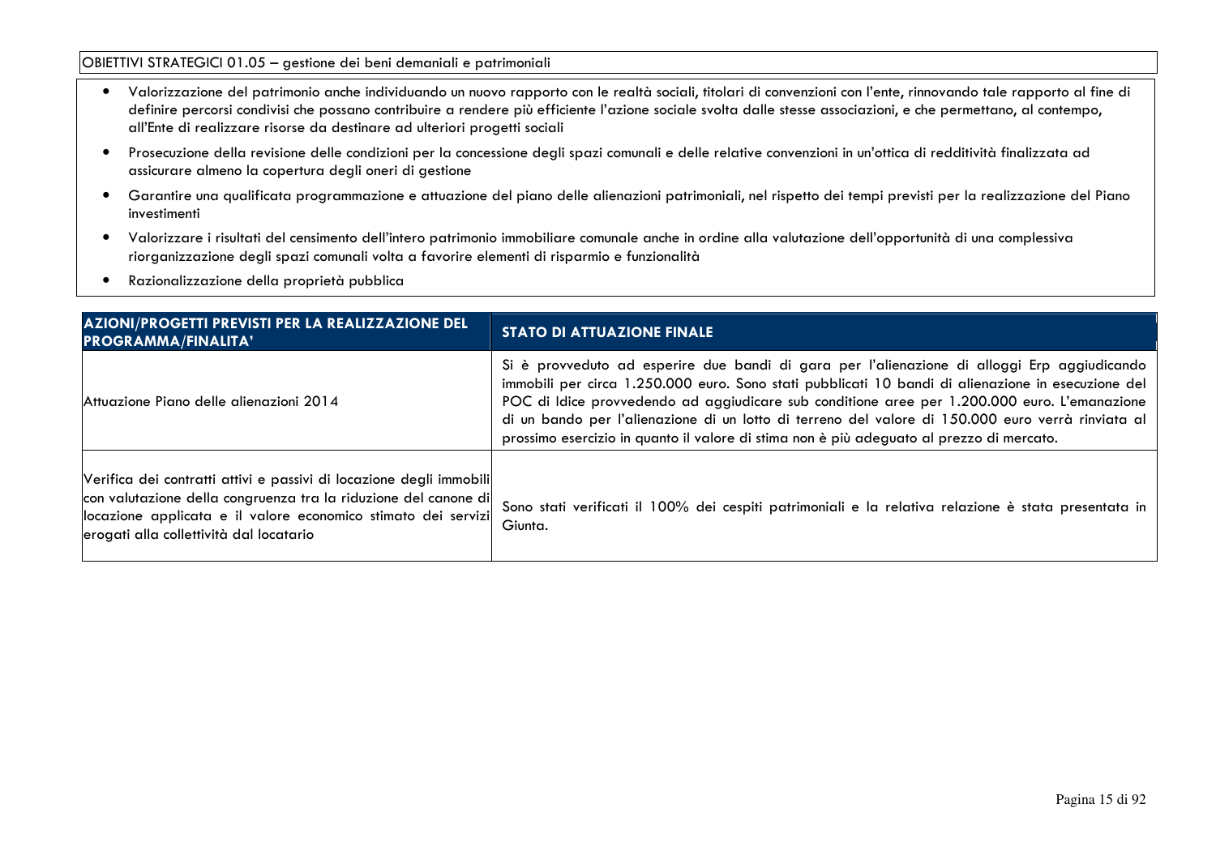OBIETTIVI STRATEGICI 01.05 – gestione dei beni demaniali e patrimoniali

- Valorizzazione del patrimonio anche individuando un nuovo rapporto con le realtà sociali, titolari di convenzioni con l'ente, rinnovando tale rapporto al fine di definire percorsi condivisi che possano contribuire a rendere più efficiente l'azione sociale svolta dalle stesse associazioni, e che permettano, al contempo, all'Ente di realizzare risorse da destinare ad ulteriori progetti sociali
- Prosecuzione della revisione delle condizioni per la concessione degli spazi comunali e delle relative convenzioni in un'ottica di redditività finalizzata ad assicurare almeno la copertura degli oneri di gestione
- Garantire una qualificata programmazione e attuazione del piano delle alienazioni patrimoniali, nel rispetto dei tempi previsti per la realizzazione del Piano investimenti
- Valorizzare i risultati del censimento dell'intero patrimonio immobiliare comunale anche in ordine alla valutazione dell'opportunità di una complessiva riorganizzazione degli spazi comunali volta a favorire elementi di risparmio e funzionalità
- Razionalizzazione della proprietà pubblica

| AZIONI/PROGETTI PREVISTI PER LA REALIZZAZIONE DEL PROGRAMMA/FINALITA' | STATO DI ATTUAZIONE FINALE |
|---|---|
| Attuazione Piano delle alienazioni 2014 | Si è provveduto ad esperire due bandi di gara per l'alienazione di alloggi Erp aggiudicando immobili per circa 1.250.000 euro. Sono stati pubblicati 10 bandi di alienazione in esecuzione del POC di Idice provvedendo ad aggiudicare sub conditione aree per 1.200.000 euro. L'emanazione di un bando per l'alienazione di un lotto di terreno del valore di 150.000 euro verrà rinviata al prossimo esercizio in quanto il valore di stima non è più adeguato al prezzo di mercato. |
| Verifica dei contratti attivi e passivi di locazione degli immobili con valutazione della congruenza tra la riduzione del canone di locazione applicata e il valore economico stimato dei servizi erogati alla collettività dal locatario | Sono stati verificati il 100% dei cespiti patrimoniali e la relativa relazione è stata presentata in Giunta. |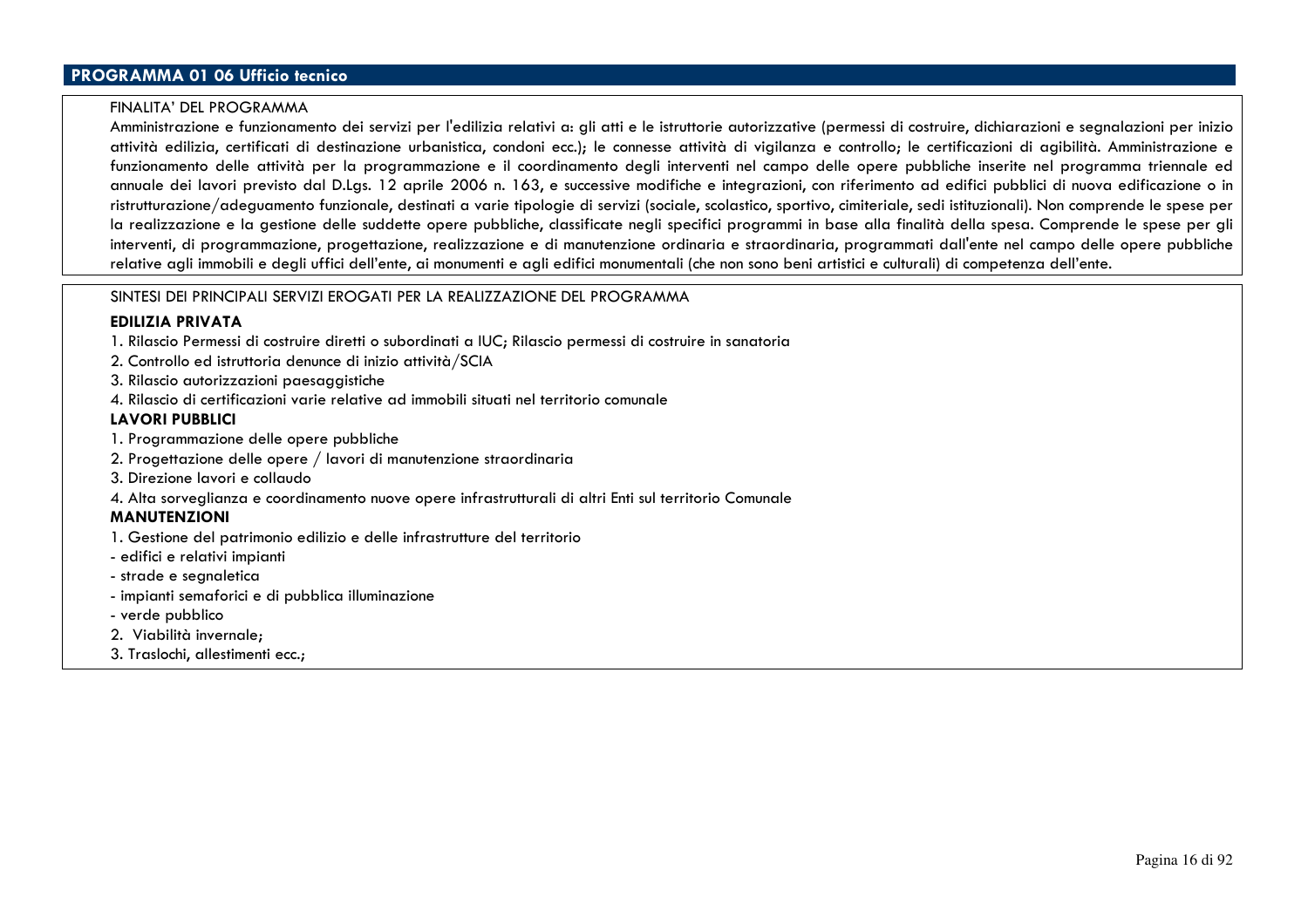## PROGRAMMA 01 06 Ufficio tecnico

FINALITA' DEL PROGRAMMA

Amministrazione e funzionamento dei servizi per l'edilizia relativi a: gli atti e le istruttorie autorizzative (permessi di costruire, dichiarazioni e segnalazioni per inizio attività edilizia, certificati di destinazione urbanistica, condoni ecc.); le connesse attività di vigilanza e controllo; le certificazioni di agibilità. Amministrazione e funzionamento delle attività per la programmazione e il coordinamento degli interventi nel campo delle opere pubbliche inserite nel programma triennale ed annuale dei lavori previsto dal D.Lgs. 12 aprile 2006 n. 163, e successive modifiche e integrazioni, con riferimento ad edifici pubblici di nuova edificazione o in ristrutturazione/adeguamento funzionale, destinati a varie tipologie di servizi (sociale, scolastico, sportivo, cimiteriale, sedi istituzionali). Non comprende le spese per la realizzazione e la gestione delle suddette opere pubbliche, classificate negli specifici programmi in base alla finalità della spesa. Comprende le spese per gli interventi, di programmazione, progettazione, realizzazione e di manutenzione ordinaria e straordinaria, programmati dall'ente nel campo delle opere pubbliche relative agli immobili e degli uffici dell'ente, ai monumenti e agli edifici monumentali (che non sono beni artistici e culturali) di competenza dell'ente.

SINTESI DEI PRINCIPALI SERVIZI EROGATI PER LA REALIZZAZIONE DEL PROGRAMMA

**EDILIZIA PRIVATA**

1. Rilascio Permessi di costruire diretti o subordinati a IUC; Rilascio permessi di costruire in sanatoria
2. Controllo ed istruttoria denunce di inizio attività/SCIA
3. Rilascio autorizzazioni paesaggistiche
4. Rilascio di certificazioni varie relative ad immobili situati nel territorio comunale

**LAVORI PUBBLICI**

1. Programmazione delle opere pubbliche
2. Progettazione delle opere / lavori di manutenzione straordinaria
3. Direzione lavori e collaudo
4. Alta sorveglianza e coordinamento nuove opere infrastrutturali di altri Enti sul territorio Comunale

**MANUTENZIONI**

1. Gestione del patrimonio edilizio e delle infrastrutture del territorio
   - edifici e relativi impianti
   - strade e segnaletica
   - impianti semaforici e di pubblica illuminazione
   - verde pubblico
2. Viabilità invernale;
3. Traslochi, allestimenti ecc.;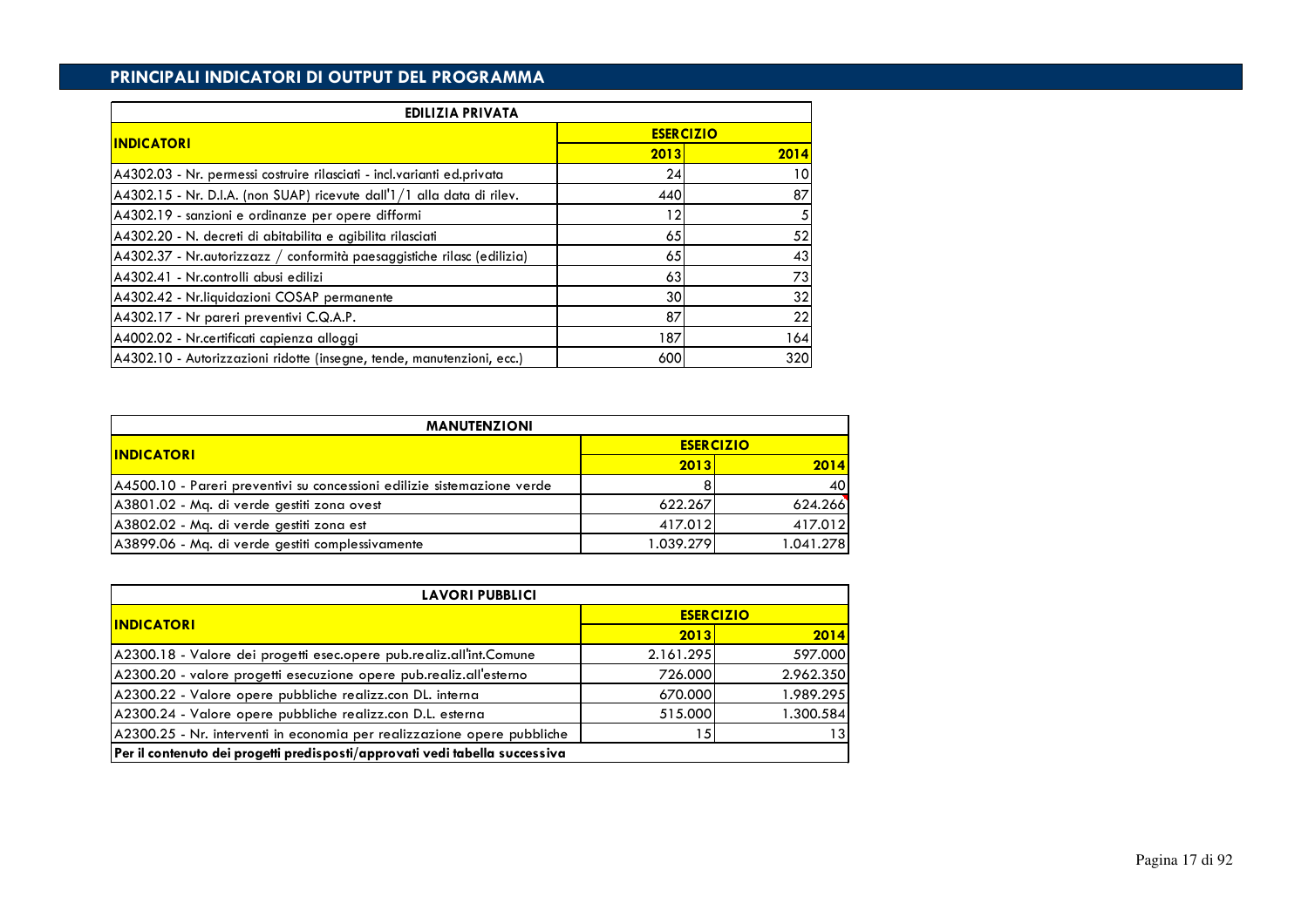## PRINCIPALI INDICATORI DI OUTPUT DEL PROGRAMMA

| EDILIZIA PRIVATA | | |
|---|---|---|
| **INDICATORI** | **ESERCIZIO** | |
| | **2013** | **2014** |
| A4302.03 - Nr. permessi costruire rilasciati - incl.varianti ed.privata | 24 | 10 |
| A4302.15 - Nr. D.I.A. (non SUAP) ricevute dall'1/1 alla data di rilev. | 440 | 87 |
| A4302.19 - sanzioni e ordinanze per opere difformi | 12 | 5 |
| A4302.20 - N. decreti di abitabilita e agibilita rilasciati | 65 | 52 |
| A4302.37 - Nr.autorizzazz / conformità paesaggistiche rilasc (edilizia) | 65 | 43 |
| A4302.41 - Nr.controlli abusi edilizi | 63 | 73 |
| A4302.42 - Nr.liquidazioni COSAP permanente | 30 | 32 |
| A4302.17 - Nr pareri preventivi C.Q.A.P. | 87 | 22 |
| A4002.02 - Nr.certificati capienza alloggi | 187 | 164 |
| A4302.10 - Autorizzazioni ridotte (insegne, tende, manutenzioni, ecc.) | 600 | 320 |

| MANUTENZIONI | | |
|---|---|---|
| **INDICATORI** | **ESERCIZIO** | |
| | **2013** | **2014** |
| A4500.10 - Pareri preventivi su concessioni edilizie sistemazione verde | 8 | 40 |
| A3801.02 - Mq. di verde gestiti zona ovest | 622.267 | 624.266 |
| A3802.02 - Mq. di verde gestiti zona est | 417.012 | 417.012 |
| A3899.06 - Mq. di verde gestiti complessivamente | 1.039.279 | 1.041.278 |

| LAVORI PUBBLICI | | |
|---|---|---|
| **INDICATORI** | **ESERCIZIO** | |
| | **2013** | **2014** |
| A2300.18 - Valore dei progetti esec.opere pub.realiz.all'int.Comune | 2.161.295 | 597.000 |
| A2300.20 - valore progetti esecuzione opere pub.realiz.all'esterno | 726.000 | 2.962.350 |
| A2300.22 - Valore opere pubbliche realizz.con DL. interna | 670.000 | 1.989.295 |
| A2300.24 - Valore opere pubbliche realizz.con D.L. esterna | 515.000 | 1.300.584 |
| A2300.25 - Nr. interventi in economia per realizzazione opere pubbliche | 15 | 13 |
| **Per il contenuto dei progetti predisposti/approvati vedi tabella successiva** | | |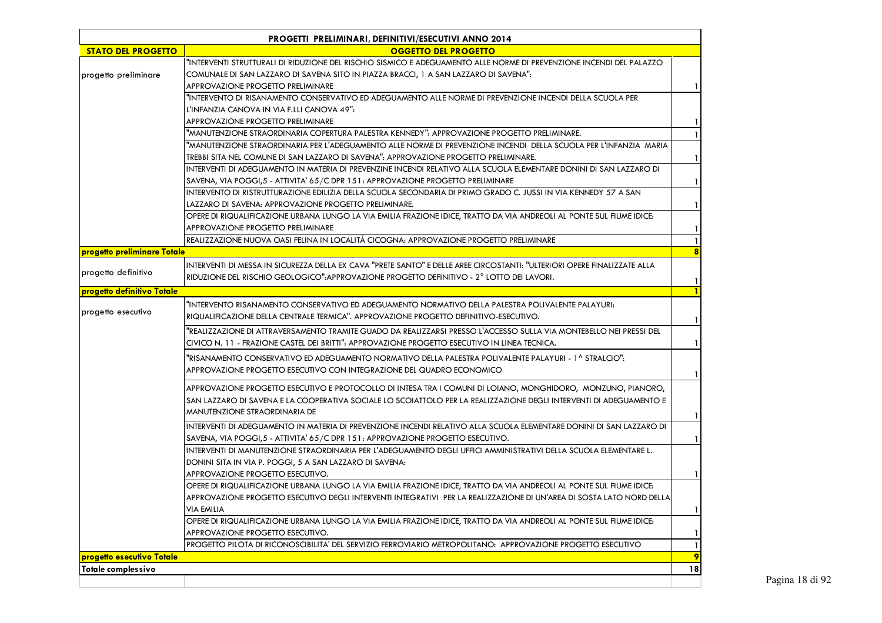| PROGETTI PRELIMINARI, DEFINITIVI/ESECUTIVI ANNO 2014 | | |
|---|---|---|
| **STATO DEL PROGETTO** | **OGGETTO DEL PROGETTO** | |
| progetto preliminare | "INTERVENTI STRUTTURALI DI RIDUZIONE DEL RISCHIO SISMICO E ADEGUAMENTO ALLE NORME DI PREVENZIONE INCENDI DEL PALAZZO COMUNALE DI SAN LAZZARO DI SAVENA SITO IN PIAZZA BRACCI, 1 A SAN LAZZARO DI SAVENA": APPROVAZIONE PROGETTO PRELIMINARE | 1 |
| | "INTERVENTO DI RISANAMENTO CONSERVATIVO ED ADEGUAMENTO ALLE NORME DI PREVENZIONE INCENDI DELLA SCUOLA PER L'INFANZIA CANOVA IN VIA F.LLI CANOVA 49": APPROVAZIONE PROGETTO PRELIMINARE | 1 |
| | "MANUTENZIONE STRAORDINARIA COPERTURA PALESTRA KENNEDY": APPROVAZIONE PROGETTO PRELIMINARE. | 1 |
| | "MANUTENZIONE STRAORDINARIA PER L'ADEGUAMENTO ALLE NORME DI PREVENZIONE INCENDI DELLA SCUOLA PER L'INFANZIA MARIA TREBBI SITA NEL COMUNE DI SAN LAZZARO DI SAVENA": APPROVAZIONE PROGETTO PRELIMINARE. | 1 |
| | INTERVENTI DI ADEGUAMENTO IN MATERIA DI PREVENZINE INCENDI RELATIVO ALLA SCUOLA ELEMENTARE DONINI DI SAN LAZZARO DI SAVENA, VIA POGGI,5 - ATTIVITA' 65/C DPR 151: APPROVAZIONE PROGETTO PRELIMINARE | 1 |
| | INTERVENTO DI RISTRUTTURAZIONE EDILIZIA DELLA SCUOLA SECONDARIA DI PRIMO GRADO C. JUSSI IN VIA KENNEDY 57 A SAN LAZZARO DI SAVENA: APPROVAZIONE PROGETTO PRELIMINARE. | 1 |
| | OPERE DI RIQUALIFICAZIONE URBANA LUNGO LA VIA EMILIA FRAZIONE IDICE, TRATTO DA VIA ANDREOLI AL PONTE SUL FIUME IDICE: APPROVAZIONE PROGETTO PRELIMINARE | 1 |
| | REALIZZAZIONE NUOVA OASI FELINA IN LOCALITÀ CICOGNA: APPROVAZIONE PROGETTO PRELIMINARE | 1 |
| **progetto preliminare Totale** | | **8** |
| progetto definitivo | INTERVENTI DI MESSA IN SICUREZZA DELLA EX CAVA "PRETE SANTO" E DELLE AREE CIRCOSTANTI: "ULTERIORI OPERE FINALIZZATE ALLA RIDUZIONE DEL RISCHIO GEOLOGICO":APPROVAZIONE PROGETTO DEFINITIVO - 2° LOTTO DEI LAVORI. | 1 |
| **progetto definitivo Totale** | | **1** |
| progetto esecutivo | "INTERVENTO RISANAMENTO CONSERVATIVO ED ADEGUAMENTO NORMATIVO DELLA PALESTRA POLIVALENTE PALAYURI: RIQUALIFICAZIONE DELLA CENTRALE TERMICA". APPROVAZIONE PROGETTO DEFINITIVO-ESECUTIVO. | 1 |
| | "REALIZZAZIONE DI ATTRAVERSAMENTO TRAMITE GUADO DA REALIZZARSI PRESSO L'ACCESSO SULLA VIA MONTEBELLO NEI PRESSI DEL CIVICO N. 11 - FRAZIONE CASTEL DEI BRITTI": APPROVAZIONE PROGETTO ESECUTIVO IN LINEA TECNICA. | 1 |
| | "RISANAMENTO CONSERVATIVO ED ADEGUAMENTO NORMATIVO DELLA PALESTRA POLIVALENTE PALAYURI - 1^ STRALCIO": APPROVAZIONE PROGETTO ESECUTIVO CON INTEGRAZIONE DEL QUADRO ECONOMICO | 1 |
| | APPROVAZIONE PROGETTO ESECUTIVO E PROTOCOLLO DI INTESA TRA I COMUNI DI LOIANO, MONGHIDORO, MONZUNO, PIANORO, SAN LAZZARO DI SAVENA E LA COOPERATIVA SOCIALE LO SCOIATTOLO PER LA REALIZZAZIONE DEGLI INTERVENTI DI ADEGUAMENTO E MANUTENZIONE STRAORDINARIA DE | 1 |
| | INTERVENTI DI ADEGUAMENTO IN MATERIA DI PREVENZIONE INCENDI RELATIVO ALLA SCUOLA ELEMENTARE DONINI DI SAN LAZZARO DI SAVENA, VIA POGGI,5 - ATTIVITA' 65/C DPR 151: APPROVAZIONE PROGETTO ESECUTIVO. | 1 |
| | INTERVENTI DI MANUTENZIONE STRAORDINARIA PER L'ADEGUAMENTO DEGLI UFFICI AMMINISTRATIVI DELLA SCUOLA ELEMENTARE L. DONINI SITA IN VIA P. POGGI, 5 A SAN LAZZARO DI SAVENA: APPROVAZIONE PROGETTO ESECUTIVO. | 1 |
| | OPERE DI RIQUALIFICAZIONE URBANA LUNGO LA VIA EMILIA FRAZIONE IDICE, TRATTO DA VIA ANDREOLI AL PONTE SUL FIUME IDICE: APPROVAZIONE PROGETTO ESECUTIVO DEGLI INTERVENTI INTEGRATIVI PER LA REALIZZAZIONE DI UN'AREA DI SOSTA LATO NORD DELLA VIA EMILIA | 1 |
| | OPERE DI RIQUALIFICAZIONE URBANA LUNGO LA VIA EMILIA FRAZIONE IDICE, TRATTO DA VIA ANDREOLI AL PONTE SUL FIUME IDICE: APPROVAZIONE PROGETTO ESECUTIVO. | 1 |
| | PROGETTO PILOTA DI RICONOSCIBILITA' DEL SERVIZIO FERROVIARIO METROPOLITANO: APPROVAZIONE PROGETTO ESECUTIVO | 1 |
| **progetto esecutivo Totale** | | **9** |
| **Totale complessivo** | | **18** |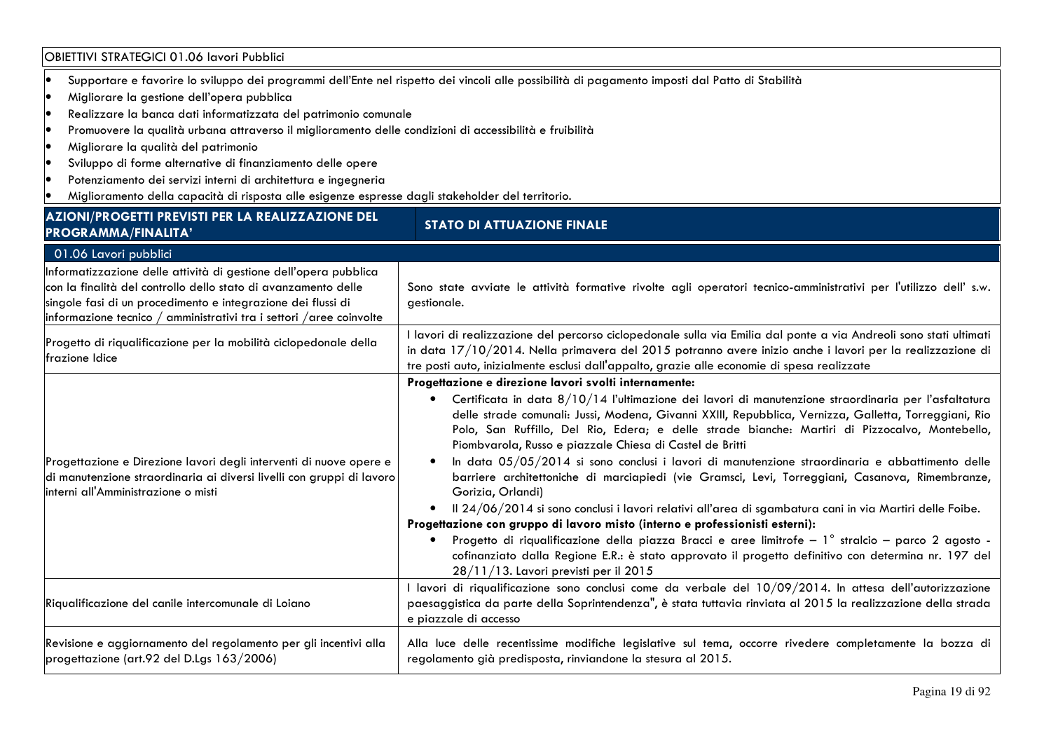OBIETTIVI STRATEGICI 01.06 lavori Pubblici

- Supportare e favorire lo sviluppo dei programmi dell'Ente nel rispetto dei vincoli alle possibilità di pagamento imposti dal Patto di Stabilità
- Migliorare la gestione dell'opera pubblica
- Realizzare la banca dati informatizzata del patrimonio comunale
- Promuovere la qualità urbana attraverso il miglioramento delle condizioni di accessibilità e fruibilità
- Migliorare la qualità del patrimonio
- Sviluppo di forme alternative di finanziamento delle opere
- Potenziamento dei servizi interni di architettura e ingegneria
- Miglioramento della capacità di risposta alle esigenze espresse dagli stakeholder del territorio.

| AZIONI/PROGETTI PREVISTI PER LA REALIZZAZIONE DEL PROGRAMMA/FINALITA' | STATO DI ATTUAZIONE FINALE |
|---|---|
| 01.06 Lavori pubblici | |
| Informatizzazione delle attività di gestione dell'opera pubblica con la finalità del controllo dello stato di avanzamento delle singole fasi di un procedimento e integrazione dei flussi di informazione tecnico / amministrativi tra i settori /aree coinvolte | Sono state avviate le attività formative rivolte agli operatori tecnico-amministrativi per l'utilizzo dell' s.w. gestionale. |
| Progetto di riqualificazione per la mobilità ciclopedonale della frazione Idice | I lavori di realizzazione del percorso ciclopedonale sulla via Emilia dal ponte a via Andreoli sono stati ultimati in data 17/10/2014. Nella primavera del 2015 potranno avere inizio anche i lavori per la realizzazione di tre posti auto, inizialmente esclusi dall'appalto, grazie alle economie di spesa realizzate |
| Progettazione e Direzione lavori degli interventi di nuove opere e di manutenzione straordinaria ai diversi livelli con gruppi di lavoro interni all'Amministrazione o misti | **Progettazione e direzione lavori svolti internamente:**<br>• Certificata in data 8/10/14 l'ultimazione dei lavori di manutenzione straordinaria per l'asfaltatura delle strade comunali: Jussi, Modena, Givanni XXIII, Repubblica, Vernizza, Galletta, Torreggiani, Rio Polo, San Ruffillo, Del Rio, Edera; e delle strade bianche: Martiri di Pizzocalvo, Montebello, Piombvarola, Russo e piazzale Chiesa di Castel de Britti<br>• In data 05/05/2014 si sono conclusi i lavori di manutenzione straordinaria e abbattimento delle barriere architettoniche di marciapiedi (vie Gramsci, Levi, Torreggiani, Casanova, Rimembranze, Gorizia, Orlandi)<br>• Il 24/06/2014 si sono conclusi i lavori relativi all'area di sgambatura cani in via Martiri delle Foibe.<br>**Progettazione con gruppo di lavoro misto (interno e professionisti esterni):**<br>• Progetto di riqualificazione della piazza Bracci e aree limitrofe – 1° stralcio – parco 2 agosto - cofinanziato dalla Regione E.R.: è stato approvato il progetto definitivo con determina nr. 197 del 28/11/13. Lavori previsti per il 2015 |
| Riqualificazione del canile intercomunale di Loiano | I lavori di riqualificazione sono conclusi come da verbale del 10/09/2014. In attesa dell'autorizzazione paesaggistica da parte della Soprintendenza", è stata tuttavia rinviata al 2015 la realizzazione della strada e piazzale di accesso |
| Revisione e aggiornamento del regolamento per gli incentivi alla progettazione (art.92 del D.Lgs 163/2006) | Alla luce delle recentissime modifiche legislative sul tema, occorre rivedere completamente la bozza di regolamento già predisposta, rinviandone la stesura al 2015. |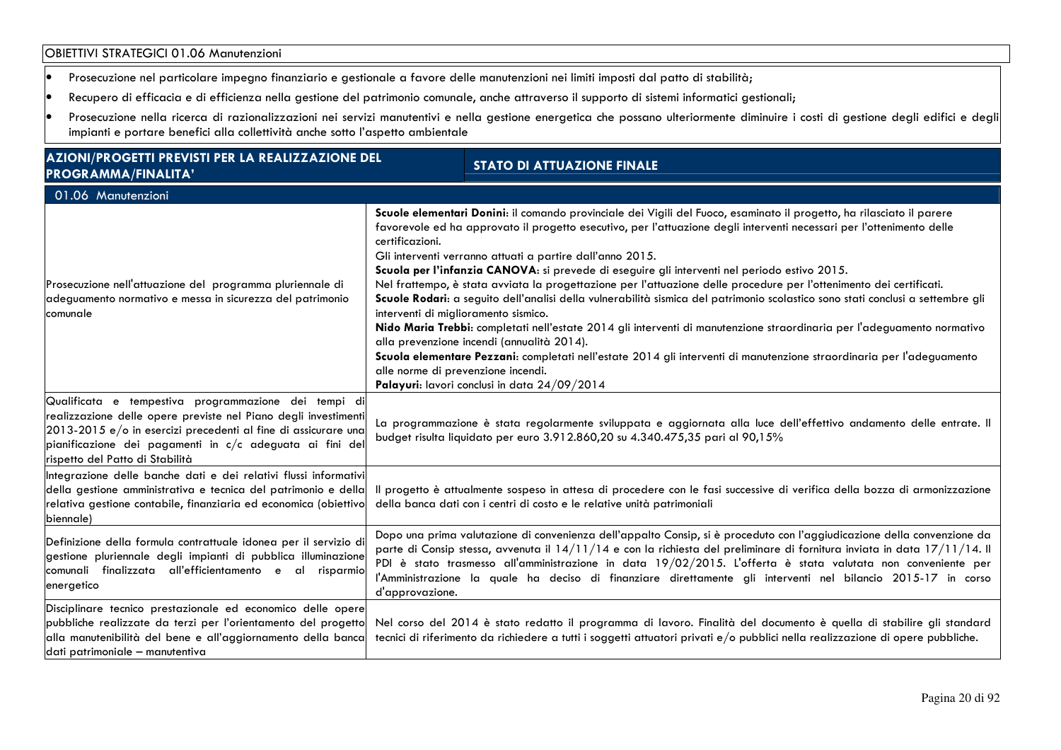OBIETTIVI STRATEGICI 01.06 Manutenzioni

- Prosecuzione nel particolare impegno finanziario e gestionale a favore delle manutenzioni nei limiti imposti dal patto di stabilità;
- Recupero di efficacia e di efficienza nella gestione del patrimonio comunale, anche attraverso il supporto di sistemi informatici gestionali;
- Prosecuzione nella ricerca di razionalizzazioni nei servizi manutentivi e nella gestione energetica che possano ulteriormente diminuire i costi di gestione degli edifici e degli impianti e portare benefici alla collettività anche sotto l'aspetto ambientale

| AZIONI/PROGETTI PREVISTI PER LA REALIZZAZIONE DEL PROGRAMMA/FINALITA' | STATO DI ATTUAZIONE FINALE |
|---|---|
| 01.06 Manutenzioni | |
| Prosecuzione nell'attuazione del programma pluriennale di adeguamento normativo e messa in sicurezza del patrimonio comunale | **Scuole elementari Donini**: il comando provinciale dei Vigili del Fuoco, esaminato il progetto, ha rilasciato il parere favorevole ed ha approvato il progetto esecutivo, per l'attuazione degli interventi necessari per l'ottenimento delle certificazioni.<br>Gli interventi verranno attuati a partire dall'anno 2015.<br>**Scuola per l'infanzia CANOVA**: si prevede di eseguire gli interventi nel periodo estivo 2015.<br>Nel frattempo, è stata avviata la progettazione per l'attuazione delle procedure per l'ottenimento dei certificati.<br>**Scuole Rodari**: a seguito dell'analisi della vulnerabilità sismica del patrimonio scolastico sono stati conclusi a settembre gli interventi di miglioramento sismico.<br>**Nido Maria Trebbi**: completati nell'estate 2014 gli interventi di manutenzione straordinaria per l'adeguamento normativo alla prevenzione incendi (annualità 2014).<br>**Scuola elementare Pezzani**: completati nell'estate 2014 gli interventi di manutenzione straordinaria per l'adeguamento alle norme di prevenzione incendi.<br>**Palayuri**: lavori conclusi in data 24/09/2014 |
| Qualificata e tempestiva programmazione dei tempi di realizzazione delle opere previste nel Piano degli investimenti 2013-2015 e/o in esercizi precedenti al fine di assicurare una pianificazione dei pagamenti in c/c adeguata ai fini del rispetto del Patto di Stabilità | La programmazione è stata regolarmente sviluppata e aggiornata alla luce dell'effettivo andamento delle entrate. Il budget risulta liquidato per euro 3.912.860,20 su 4.340.475,35 pari al 90,15% |
| Integrazione delle banche dati e dei relativi flussi informativi della gestione amministrativa e tecnica del patrimonio e della relativa gestione contabile, finanziaria ed economica (obiettivo biennale) | Il progetto è attualmente sospeso in attesa di procedere con le fasi successive di verifica della bozza di armonizzazione della banca dati con i centri di costo e le relative unità patrimoniali |
| Definizione della formula contrattuale idonea per il servizio di gestione pluriennale degli impianti di pubblica illuminazione comunali finalizzata all'efficientamento e al risparmio energetico | Dopo una prima valutazione di convenienza dell'appalto Consip, si è proceduto con l'aggiudicazione della convenzione da parte di Consip stessa, avvenuta il 14/11/14 e con la richiesta del preliminare di fornitura inviata in data 17/11/14. Il PDI è stato trasmesso all'amministrazione in data 19/02/2015. L'offerta è stata valutata non conveniente per l'Amministrazione la quale ha deciso di finanziare direttamente gli interventi nel bilancio 2015-17 in corso d'approvazione. |
| Disciplinare tecnico prestazionale ed economico delle opere pubbliche realizzate da terzi per l'orientamento del progetto alla manutenibilità del bene e all'aggiornamento della banca dati patrimoniale – manutentiva | Nel corso del 2014 è stato redatto il programma di lavoro. Finalità del documento è quella di stabilire gli standard tecnici di riferimento da richiedere a tutti i soggetti attuatori privati e/o pubblici nella realizzazione di opere pubbliche. |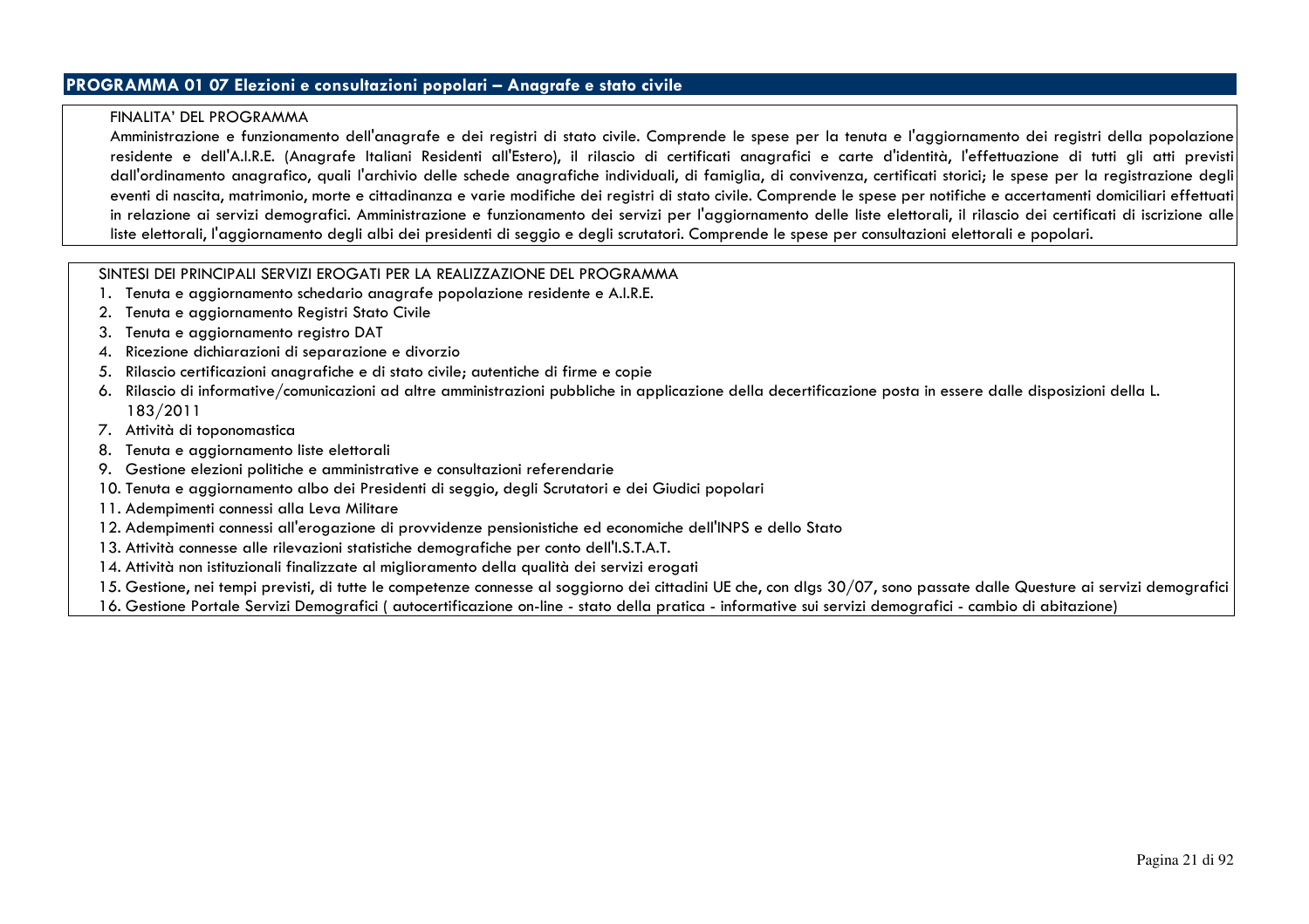## PROGRAMMA 01 07 Elezioni e consultazioni popolari – Anagrafe e stato civile

FINALITA' DEL PROGRAMMA

Amministrazione e funzionamento dell'anagrafe e dei registri di stato civile. Comprende le spese per la tenuta e l'aggiornamento dei registri della popolazione residente e dell'A.I.R.E. (Anagrafe Italiani Residenti all'Estero), il rilascio di certificati anagrafici e carte d'identità, l'effettuazione di tutti gli atti previsti dall'ordinamento anagrafico, quali l'archivio delle schede anagrafiche individuali, di famiglia, di convivenza, certificati storici; le spese per la registrazione degli eventi di nascita, matrimonio, morte e cittadinanza e varie modifiche dei registri di stato civile. Comprende le spese per notifiche e accertamenti domiciliari effettuati in relazione ai servizi demografici. Amministrazione e funzionamento dei servizi per l'aggiornamento delle liste elettorali, il rilascio dei certificati di iscrizione alle liste elettorali, l'aggiornamento degli albi dei presidenti di seggio e degli scrutatori. Comprende le spese per consultazioni elettorali e popolari.

SINTESI DEI PRINCIPALI SERVIZI EROGATI PER LA REALIZZAZIONE DEL PROGRAMMA

1. Tenuta e aggiornamento schedario anagrafe popolazione residente e A.I.R.E.
2. Tenuta e aggiornamento Registri Stato Civile
3. Tenuta e aggiornamento registro DAT
4. Ricezione dichiarazioni di separazione e divorzio
5. Rilascio certificazioni anagrafiche e di stato civile; autentiche di firme e copie
6. Rilascio di informative/comunicazioni ad altre amministrazioni pubbliche in applicazione della decertificazione posta in essere dalle disposizioni della L. 183/2011
7. Attività di toponomastica
8. Tenuta e aggiornamento liste elettorali
9. Gestione elezioni politiche e amministrative e consultazioni referendarie
10. Tenuta e aggiornamento albo dei Presidenti di seggio, degli Scrutatori e dei Giudici popolari
11. Adempimenti connessi alla Leva Militare
12. Adempimenti connessi all'erogazione di provvidenze pensionistiche ed economiche dell'INPS e dello Stato
13. Attività connesse alle rilevazioni statistiche demografiche per conto dell'I.S.T.A.T.
14. Attività non istituzionali finalizzate al miglioramento della qualità dei servizi erogati
15. Gestione, nei tempi previsti, di tutte le competenze connesse al soggiorno dei cittadini UE che, con dlgs 30/07, sono passate dalle Questure ai servizi demografici
16. Gestione Portale Servizi Demografici ( autocertificazione on-line - stato della pratica - informative sui servizi demografici - cambio di abitazione)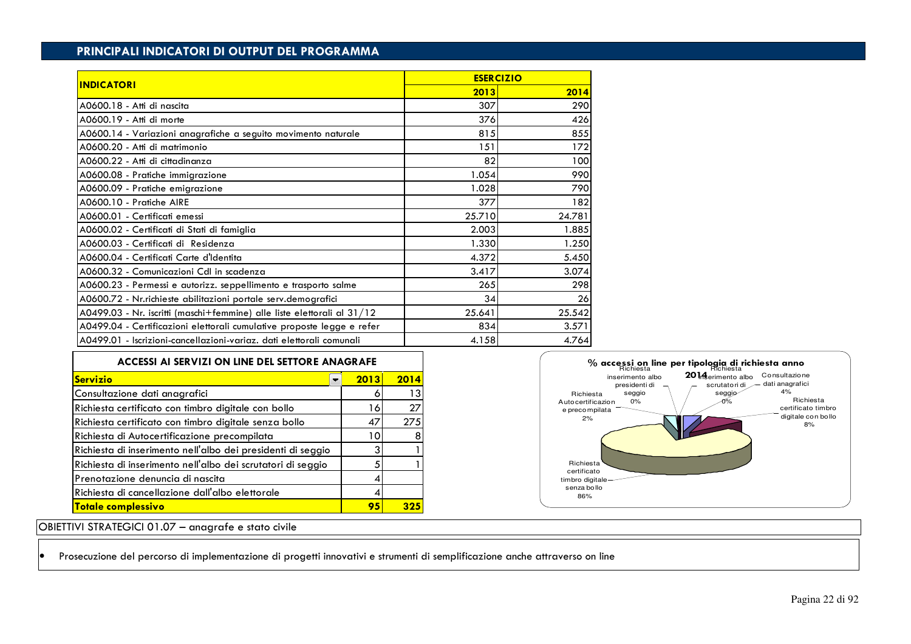## PRINCIPALI INDICATORI DI OUTPUT DEL PROGRAMMA

| INDICATORI | ESERCIZIO | |
|---|---|---|
| | 2013 | 2014 |
| A0600.18 - Atti di nascita | 307 | 290 |
| A0600.19 - Atti di morte | 376 | 426 |
| A0600.14 - Variazioni anagrafiche a seguito movimento naturale | 815 | 855 |
| A0600.20 - Atti di matrimonio | 151 | 172 |
| A0600.22 - Atti di cittadinanza | 82 | 100 |
| A0600.08 - Pratiche immigrazione | 1.054 | 990 |
| A0600.09 - Pratiche emigrazione | 1.028 | 790 |
| A0600.10 - Pratiche AIRE | 377 | 182 |
| A0600.01 - Certificati emessi | 25.710 | 24.781 |
| A0600.02 - Certificati di Stati di famiglia | 2.003 | 1.885 |
| A0600.03 - Certificati di Residenza | 1.330 | 1.250 |
| A0600.04 - Certificati Carte d'Identita | 4.372 | 5.450 |
| A0600.32 - Comunicazioni CdI in scadenza | 3.417 | 3.074 |
| A0600.23 - Permessi e autorizz. seppellimento e trasporto salme | 265 | 298 |
| A0600.72 - Nr.richieste abilitazioni portale serv.demografici | 34 | 26 |
| A0499.03 - Nr. iscritti (maschi+femmine) alle liste elettorali al 31/12 | 25.641 | 25.542 |
| A0499.04 - Certificazioni elettorali cumulative proposte legge e refer | 834 | 3.571 |
| A0499.01 - Iscrizioni-cancellazioni-variaz. dati elettorali comunali | 4.158 | 4.764 |

**ACCESSI AI SERVIZI ON LINE DEL SETTORE ANAGRAFE**

| Servizio | 2013 | 2014 |
|---|---|---|
| Consultazione dati anagrafici | 6 | 13 |
| Richiesta certificato con timbro digitale con bollo | 16 | 27 |
| Richiesta certificato con timbro digitale senza bollo | 47 | 275 |
| Richiesta di Autocertificazione precompilata | 10 | 8 |
| Richiesta di inserimento nell'albo dei presidenti di seggio | 3 | 1 |
| Richiesta di inserimento nell'albo dei scrutatori di seggio | 5 | 1 |
| Prenotazione denuncia di nascita | 4 | |
| Richiesta di cancellazione dall'albo elettorale | 4 | |
| **Totale complessivo** | **95** | **325** |

**% accessi on line per tipologia di richiesta anno 2014**

- Richiesta inserimento albo presidenti di seggio 0%
- Richiesta inserimento albo scrutatori di seggio 0%
- Consultazione dati anagrafici 4%
- Richiesta certificato timbro digitale con bollo 8%
- Richiesta certificato timbro digitale senza bollo 86%
- Richiesta Autocertificazione precompilata 2%

OBIETTIVI STRATEGICI 01.07 – anagrafe e stato civile

- Prosecuzione del percorso di implementazione di progetti innovativi e strumenti di semplificazione anche attraverso on line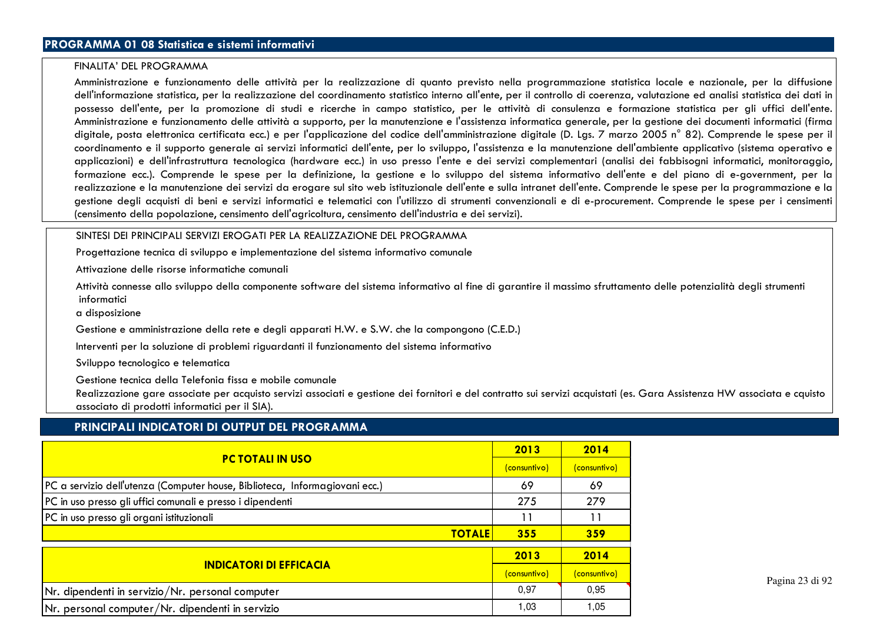## PROGRAMMA 01 08 Statistica e sistemi informativi

FINALITA' DEL PROGRAMMA

Amministrazione e funzionamento delle attività per la realizzazione di quanto previsto nella programmazione statistica locale e nazionale, per la diffusione dell'informazione statistica, per la realizzazione del coordinamento statistico interno all'ente, per il controllo di coerenza, valutazione ed analisi statistica dei dati in possesso dell'ente, per la promozione di studi e ricerche in campo statistico, per le attività di consulenza e formazione statistica per gli uffici dell'ente. Amministrazione e funzionamento delle attività a supporto, per la manutenzione e l'assistenza informatica generale, per la gestione dei documenti informatici (firma digitale, posta elettronica certificata ecc.) e per l'applicazione del codice dell'amministrazione digitale (D. Lgs. 7 marzo 2005 n° 82). Comprende le spese per il coordinamento e il supporto generale ai servizi informatici dell'ente, per lo sviluppo, l'assistenza e la manutenzione dell'ambiente applicativo (sistema operativo e applicazioni) e dell'infrastruttura tecnologica (hardware ecc.) in uso presso l'ente e dei servizi complementari (analisi dei fabbisogni informatici, monitoraggio, formazione ecc.). Comprende le spese per la definizione, la gestione e lo sviluppo del sistema informativo dell'ente e del piano di e-government, per la realizzazione e la manutenzione dei servizi da erogare sul sito web istituzionale dell'ente e sulla intranet dell'ente. Comprende le spese per la programmazione e la gestione degli acquisti di beni e servizi informatici e telematici con l'utilizzo di strumenti convenzionali e di e-procurement. Comprende le spese per i censimenti (censimento della popolazione, censimento dell'agricoltura, censimento dell'industria e dei servizi).

SINTESI DEI PRINCIPALI SERVIZI EROGATI PER LA REALIZZAZIONE DEL PROGRAMMA

Progettazione tecnica di sviluppo e implementazione del sistema informativo comunale

Attivazione delle risorse informatiche comunali

Attività connesse allo sviluppo della componente software del sistema informativo al fine di garantire il massimo sfruttamento delle potenzialità degli strumenti informatici
a disposizione

Gestione e amministrazione della rete e degli apparati H.W. e S.W. che la compongono (C.E.D.)

Interventi per la soluzione di problemi riguardanti il funzionamento del sistema informativo

Sviluppo tecnologico e telematica

Gestione tecnica della Telefonia fissa e mobile comunale

Realizzazione gare associate per acquisto servizi associati e gestione dei fornitori e del contratto sui servizi acquistati (es. Gara Assistenza HW associata e cquisto associato di prodotti informatici per il SIA).

## PRINCIPALI INDICATORI DI OUTPUT DEL PROGRAMMA

| PC TOTALI IN USO | 2013 | 2014 |
|---|---|---|
| | (consuntivo) | (consuntivo) |
| PC a servizio dell'utenza (Computer house, Biblioteca, Informagiovani ecc.) | 69 | 69 |
| PC in uso presso gli uffici comunali e presso i dipendenti | 275 | 279 |
| PC in uso presso gli organi istituzionali | 11 | 11 |
| **TOTALE** | **355** | **359** |

| INDICATORI DI EFFICACIA | 2013 | 2014 |
|---|---|---|
| | (consuntivo) | (consuntivo) |
| Nr. dipendenti in servizio/Nr. personal computer | 0,97 | 0,95 |
| Nr. personal computer/Nr. dipendenti in servizio | 1,03 | 1,05 |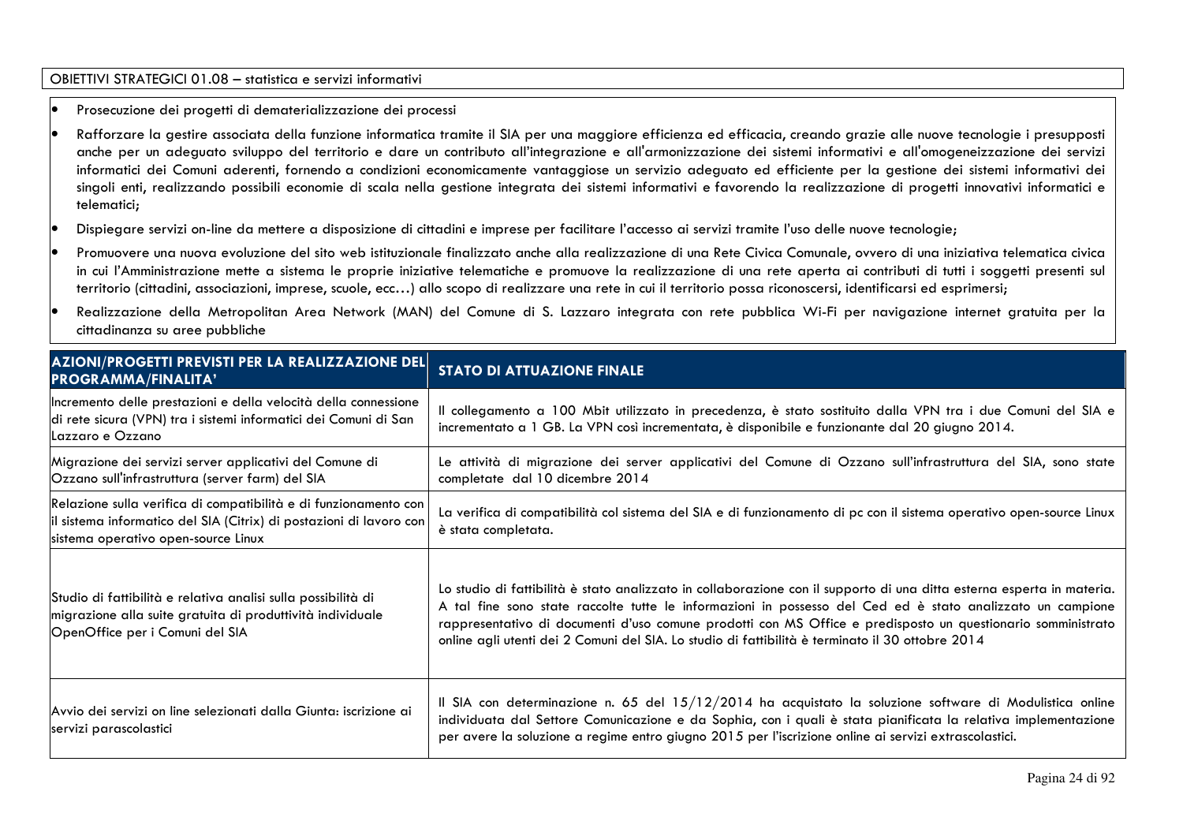OBIETTIVI STRATEGICI 01.08 – statistica e servizi informativi

- Prosecuzione dei progetti di dematerializzazione dei processi
- Rafforzare la gestire associata della funzione informatica tramite il SIA per una maggiore efficienza ed efficacia, creando grazie alle nuove tecnologie i presupposti anche per un adeguato sviluppo del territorio e dare un contributo all'integrazione e all'armonizzazione dei sistemi informativi e all'omogeneizzazione dei servizi informatici dei Comuni aderenti, fornendo a condizioni economicamente vantaggiose un servizio adeguato ed efficiente per la gestione dei sistemi informativi dei singoli enti, realizzando possibili economie di scala nella gestione integrata dei sistemi informativi e favorendo la realizzazione di progetti innovativi informatici e telematici;
- Dispiegare servizi on-line da mettere a disposizione di cittadini e imprese per facilitare l'accesso ai servizi tramite l'uso delle nuove tecnologie;
- Promuovere una nuova evoluzione del sito web istituzionale finalizzato anche alla realizzazione di una Rete Civica Comunale, ovvero di una iniziativa telematica civica in cui l'Amministrazione mette a sistema le proprie iniziative telematiche e promuove la realizzazione di una rete aperta ai contributi di tutti i soggetti presenti sul territorio (cittadini, associazioni, imprese, scuole, ecc…) allo scopo di realizzare una rete in cui il territorio possa riconoscersi, identificarsi ed esprimersi;
- Realizzazione della Metropolitan Area Network (MAN) del Comune di S. Lazzaro integrata con rete pubblica Wi-Fi per navigazione internet gratuita per la cittadinanza su aree pubbliche

| AZIONI/PROGETTI PREVISTI PER LA REALIZZAZIONE DEL PROGRAMMA/FINALITA' | STATO DI ATTUAZIONE FINALE |
|---|---|
| Incremento delle prestazioni e della velocità della connessione di rete sicura (VPN) tra i sistemi informatici dei Comuni di San Lazzaro e Ozzano | Il collegamento a 100 Mbit utilizzato in precedenza, è stato sostituito dalla VPN tra i due Comuni del SIA e incrementato a 1 GB. La VPN così incrementata, è disponibile e funzionante dal 20 giugno 2014. |
| Migrazione dei servizi server applicativi del Comune di Ozzano sull'infrastruttura (server farm) del SIA | Le attività di migrazione dei server applicativi del Comune di Ozzano sull'infrastruttura del SIA, sono state completate dal 10 dicembre 2014 |
| Relazione sulla verifica di compatibilità e di funzionamento con il sistema informatico del SIA (Citrix) di postazioni di lavoro con sistema operativo open-source Linux | La verifica di compatibilità col sistema del SIA e di funzionamento di pc con il sistema operativo open-source Linux è stata completata. |
| Studio di fattibilità e relativa analisi sulla possibilità di migrazione alla suite gratuita di produttività individuale OpenOffice per i Comuni del SIA | Lo studio di fattibilità è stato analizzato in collaborazione con il supporto di una ditta esterna esperta in materia. A tal fine sono state raccolte tutte le informazioni in possesso del Ced ed è stato analizzato un campione rappresentativo di documenti d'uso comune prodotti con MS Office e predisposto un questionario somministrato online agli utenti dei 2 Comuni del SIA. Lo studio di fattibilità è terminato il 30 ottobre 2014 |
| Avvio dei servizi on line selezionati dalla Giunta: iscrizione ai servizi parascolastici | Il SIA con determinazione n. 65 del 15/12/2014 ha acquistato la soluzione software di Modulistica online individuata dal Settore Comunicazione e da Sophia, con i quali è stata pianificata la relativa implementazione per avere la soluzione a regime entro giugno 2015 per l'iscrizione online ai servizi extrascolastici. |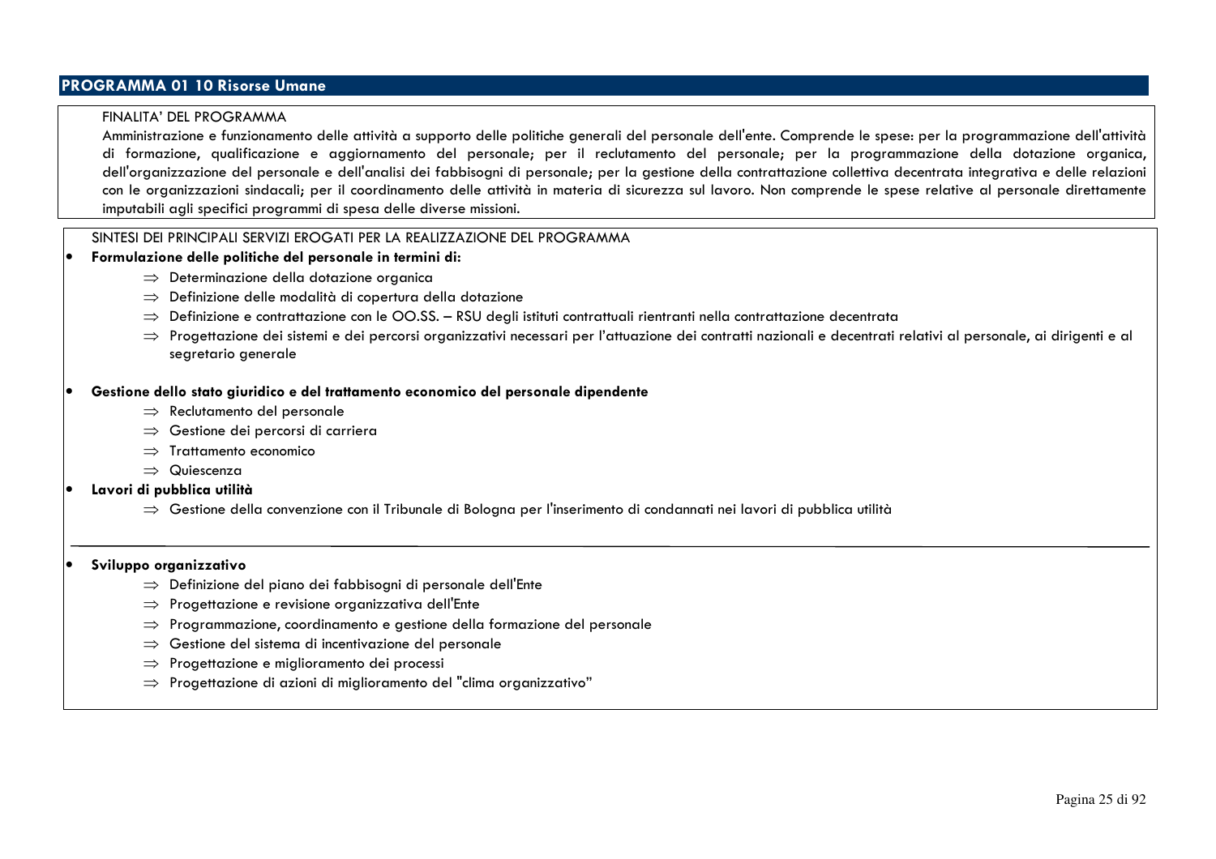## PROGRAMMA 01 10 Risorse Umane

FINALITA' DEL PROGRAMMA

Amministrazione e funzionamento delle attività a supporto delle politiche generali del personale dell'ente. Comprende le spese: per la programmazione dell'attività di formazione, qualificazione e aggiornamento del personale; per il reclutamento del personale; per la programmazione della dotazione organica, dell'organizzazione del personale e dell'analisi dei fabbisogni di personale; per la gestione della contrattazione collettiva decentrata integrativa e delle relazioni con le organizzazioni sindacali; per il coordinamento delle attività in materia di sicurezza sul lavoro. Non comprende le spese relative al personale direttamente imputabili agli specifici programmi di spesa delle diverse missioni.

SINTESI DEI PRINCIPALI SERVIZI EROGATI PER LA REALIZZAZIONE DEL PROGRAMMA

- **Formulazione delle politiche del personale in termini di:**
  - ⇒ Determinazione della dotazione organica
  - ⇒ Definizione delle modalità di copertura della dotazione
  - ⇒ Definizione e contrattazione con le OO.SS. – RSU degli istituti contrattuali rientranti nella contrattazione decentrata
  - ⇒ Progettazione dei sistemi e dei percorsi organizzativi necessari per l'attuazione dei contratti nazionali e decentrati relativi al personale, ai dirigenti e al segretario generale

- **Gestione dello stato giuridico e del trattamento economico del personale dipendente**
  - ⇒ Reclutamento del personale
  - ⇒ Gestione dei percorsi di carriera
  - ⇒ Trattamento economico
  - ⇒ Quiescenza
- **Lavori di pubblica utilità**
  - ⇒ Gestione della convenzione con il Tribunale di Bologna per l'inserimento di condannati nei lavori di pubblica utilità

- **Sviluppo organizzativo**
  - ⇒ Definizione del piano dei fabbisogni di personale dell'Ente
  - ⇒ Progettazione e revisione organizzativa dell'Ente
  - ⇒ Programmazione, coordinamento e gestione della formazione del personale
  - ⇒ Gestione del sistema di incentivazione del personale
  - ⇒ Progettazione e miglioramento dei processi
  - ⇒ Progettazione di azioni di miglioramento del "clima organizzativo"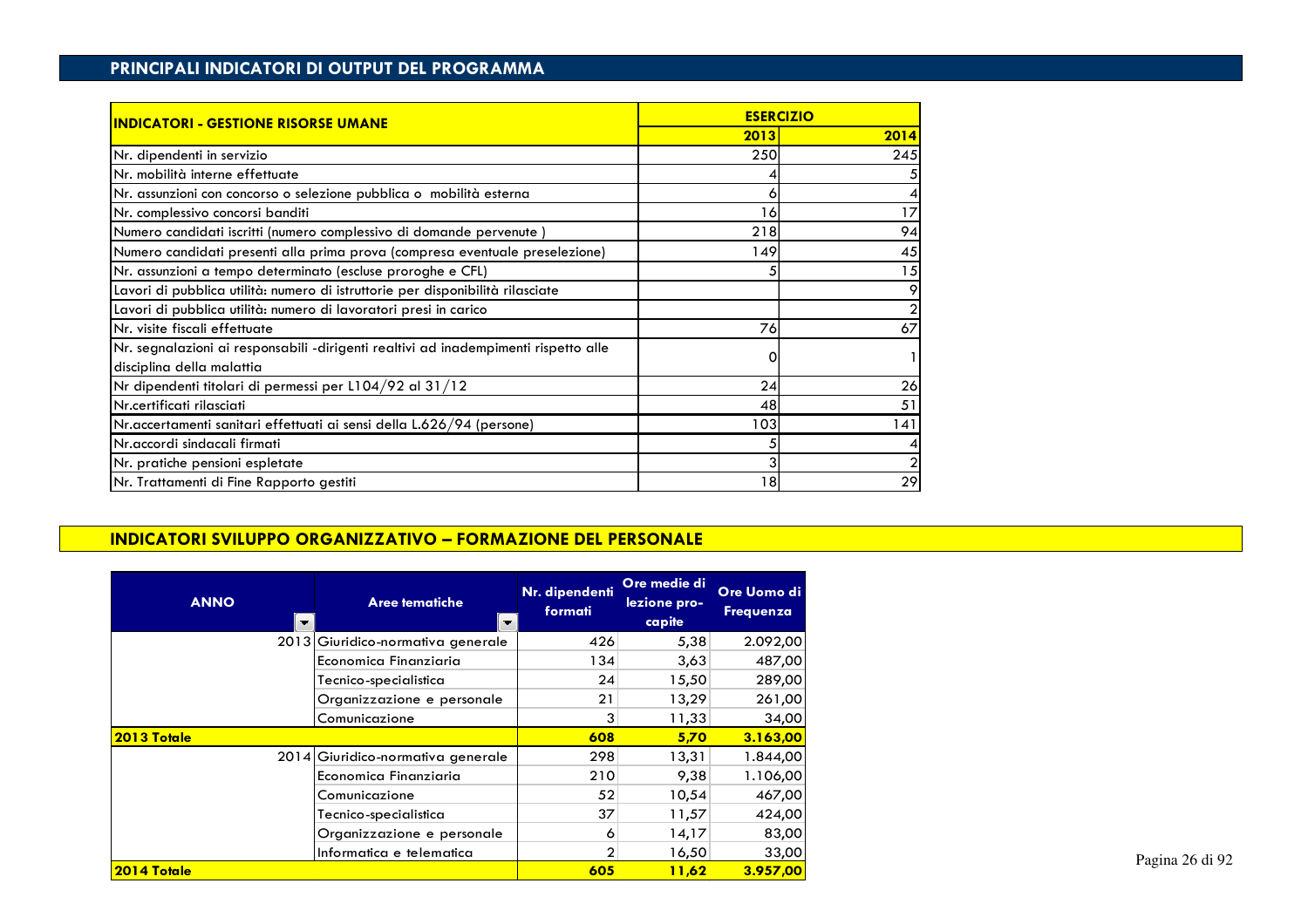## PRINCIPALI INDICATORI DI OUTPUT DEL PROGRAMMA

| INDICATORI - GESTIONE RISORSE UMANE | ESERCIZIO | |
|---|---|---|
| | 2013 | 2014 |
| Nr. dipendenti in servizio | 250 | 245 |
| Nr. mobilità interne effettuate | 4 | 5 |
| Nr. assunzioni con concorso o selezione pubblica o mobilità esterna | 6 | 4 |
| Nr. complessivo concorsi banditi | 16 | 17 |
| Numero candidati iscritti (numero complessivo di domande pervenute ) | 218 | 94 |
| Numero candidati presenti alla prima prova (compresa eventuale preselezione) | 149 | 45 |
| Nr. assunzioni a tempo determinato (escluse proroghe e CFL) | 5 | 15 |
| Lavori di pubblica utilità: numero di istruttorie per disponibilità rilasciate | | 9 |
| Lavori di pubblica utilità: numero di lavoratori presi in carico | | 2 |
| Nr. visite fiscali effettuate | 76 | 67 |
| Nr. segnalazioni ai responsabili -dirigenti realtivi ad inadempimenti rispetto alle disciplina della malattia | 0 | 1 |
| Nr dipendenti titolari di permessi per L104/92 al 31/12 | 24 | 26 |
| Nr.certificati rilasciati | 48 | 51 |
| Nr.accertamenti sanitari effettuati ai sensi della L.626/94 (persone) | 103 | 141 |
| Nr.accordi sindacali firmati | 5 | 4 |
| Nr. pratiche pensioni espletate | 3 | 2 |
| Nr. Trattamenti di Fine Rapporto gestiti | 18 | 29 |

## INDICATORI SVILUPPO ORGANIZZATIVO – FORMAZIONE DEL PERSONALE

| ANNO | Aree tematiche | Nr. dipendenti formati | Ore medie di lezione pro-capite | Ore Uomo di Frequenza |
|---|---|---|---|---|
| 2013 | Giuridico-normativa generale | 426 | 5,38 | 2.092,00 |
| | Economica Finanziaria | 134 | 3,63 | 487,00 |
| | Tecnico-specialistica | 24 | 15,50 | 289,00 |
| | Organizzazione e personale | 21 | 13,29 | 261,00 |
| | Comunicazione | 3 | 11,33 | 34,00 |
| **2013 Totale** | | **608** | **5,70** | **3.163,00** |
| 2014 | Giuridico-normativa generale | 298 | 13,31 | 1.844,00 |
| | Economica Finanziaria | 210 | 9,38 | 1.106,00 |
| | Comunicazione | 52 | 10,54 | 467,00 |
| | Tecnico-specialistica | 37 | 11,57 | 424,00 |
| | Organizzazione e personale | 6 | 14,17 | 83,00 |
| | Informatica e telematica | 2 | 16,50 | 33,00 |
| **2014 Totale** | | **605** | **11,62** | **3.957,00** |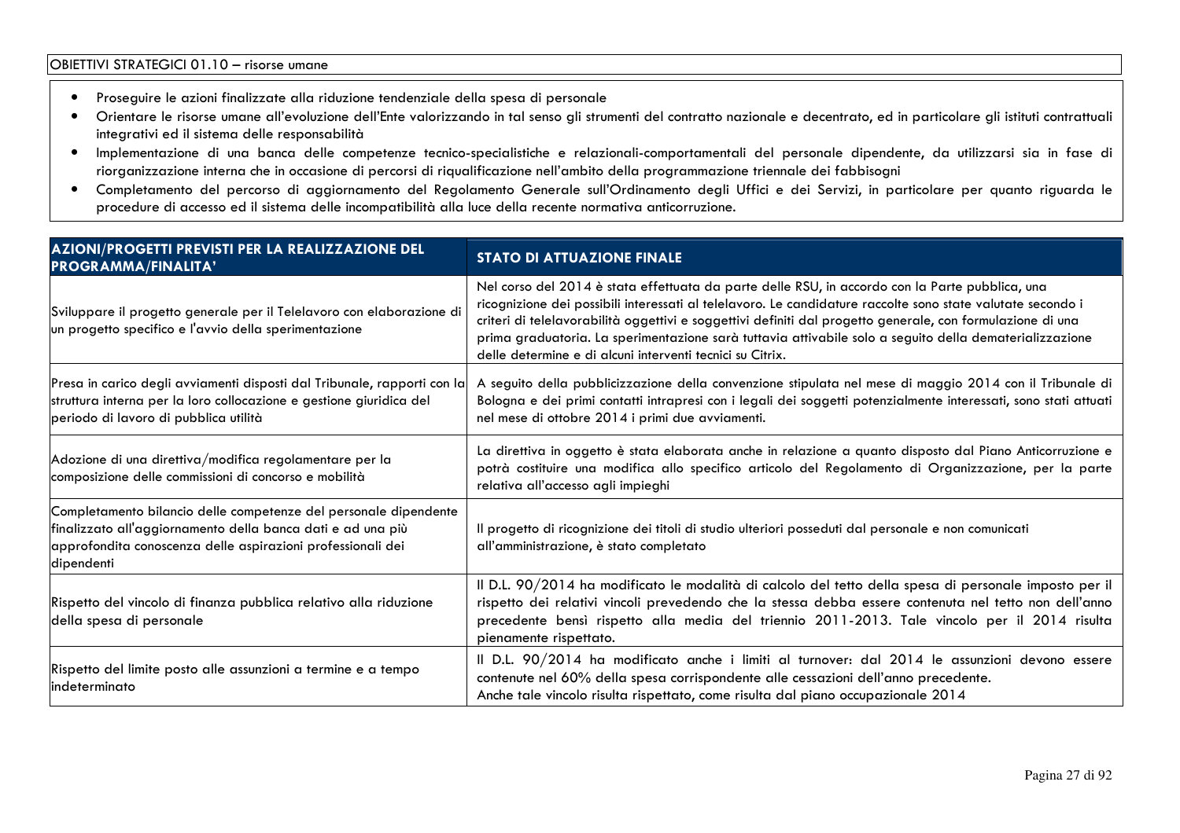OBIETTIVI STRATEGICI 01.10 – risorse umane

- Proseguire le azioni finalizzate alla riduzione tendenziale della spesa di personale
- Orientare le risorse umane all'evoluzione dell'Ente valorizzando in tal senso gli strumenti del contratto nazionale e decentrato, ed in particolare gli istituti contrattuali integrativi ed il sistema delle responsabilità
- Implementazione di una banca delle competenze tecnico-specialistiche e relazionali-comportamentali del personale dipendente, da utilizzarsi sia in fase di riorganizzazione interna che in occasione di percorsi di riqualificazione nell'ambito della programmazione triennale dei fabbisogni
- Completamento del percorso di aggiornamento del Regolamento Generale sull'Ordinamento degli Uffici e dei Servizi, in particolare per quanto riguarda le procedure di accesso ed il sistema delle incompatibilità alla luce della recente normativa anticorruzione.

| AZIONI/PROGETTI PREVISTI PER LA REALIZZAZIONE DEL PROGRAMMA/FINALITA' | STATO DI ATTUAZIONE FINALE |
| --- | --- |
| Sviluppare il progetto generale per il Telelavoro con elaborazione di un progetto specifico e l'avvio della sperimentazione | Nel corso del 2014 è stata effettuata da parte delle RSU, in accordo con la Parte pubblica, una ricognizione dei possibili interessati al telelavoro. Le candidature raccolte sono state valutate secondo i criteri di telelavorabilità oggettivi e soggettivi definiti dal progetto generale, con formulazione di una prima graduatoria. La sperimentazione sarà tuttavia attivabile solo a seguito della dematerializzazione delle determine e di alcuni interventi tecnici su Citrix. |
| Presa in carico degli avviamenti disposti dal Tribunale, rapporti con la struttura interna per la loro collocazione e gestione giuridica del periodo di lavoro di pubblica utilità | A seguito della pubblicizzazione della convenzione stipulata nel mese di maggio 2014 con il Tribunale di Bologna e dei primi contatti intrapresi con i legali dei soggetti potenzialmente interessati, sono stati attuati nel mese di ottobre 2014 i primi due avviamenti. |
| Adozione di una direttiva/modifica regolamentare per la composizione delle commissioni di concorso e mobilità | La direttiva in oggetto è stata elaborata anche in relazione a quanto disposto dal Piano Anticorruzione e potrà costituire una modifica allo specifico articolo del Regolamento di Organizzazione, per la parte relativa all'accesso agli impieghi |
| Completamento bilancio delle competenze del personale dipendente finalizzato all'aggiornamento della banca dati e ad una più approfondita conoscenza delle aspirazioni professionali dei dipendenti | Il progetto di ricognizione dei titoli di studio ulteriori posseduti dal personale e non comunicati all'amministrazione, è stato completato |
| Rispetto del vincolo di finanza pubblica relativo alla riduzione della spesa di personale | Il D.L. 90/2014 ha modificato le modalità di calcolo del tetto della spesa di personale imposto per il rispetto dei relativi vincoli prevedendo che la stessa debba essere contenuta nel tetto non dell'anno precedente bensì rispetto alla media del triennio 2011-2013. Tale vincolo per il 2014 risulta pienamente rispettato. |
| Rispetto del limite posto alle assunzioni a termine e a tempo indeterminato | Il D.L. 90/2014 ha modificato anche i limiti al turnover: dal 2014 le assunzioni devono essere contenute nel 60% della spesa corrispondente alle cessazioni dell'anno precedente.<br>Anche tale vincolo risulta rispettato, come risulta dal piano occupazionale 2014 |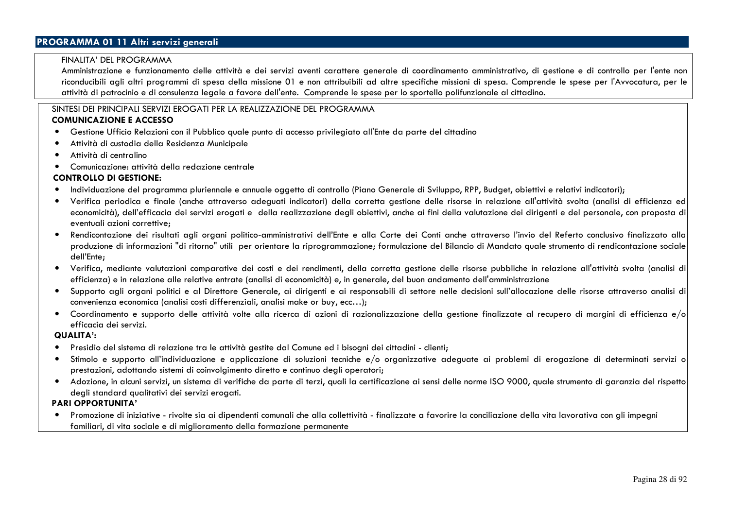## PROGRAMMA 01 11 Altri servizi generali

FINALITA' DEL PROGRAMMA

Amministrazione e funzionamento delle attività e dei servizi aventi carattere generale di coordinamento amministrativo, di gestione e di controllo per l'ente non riconducibili agli altri programmi di spesa della missione 01 e non attribuibili ad altre specifiche missioni di spesa. Comprende le spese per l'Avvocatura, per le attività di patrocinio e di consulenza legale a favore dell'ente. Comprende le spese per lo sportello polifunzionale al cittadino.

SINTESI DEI PRINCIPALI SERVIZI EROGATI PER LA REALIZZAZIONE DEL PROGRAMMA

**COMUNICAZIONE E ACCESSO**

- Gestione Ufficio Relazioni con il Pubblico quale punto di accesso privilegiato all'Ente da parte del cittadino
- Attività di custodia della Residenza Municipale
- Attività di centralino
- Comunicazione: attività della redazione centrale

**CONTROLLO DI GESTIONE:**

- Individuazione del programma pluriennale e annuale oggetto di controllo (Piano Generale di Sviluppo, RPP, Budget, obiettivi e relativi indicatori);
- Verifica periodica e finale (anche attraverso adeguati indicatori) della corretta gestione delle risorse in relazione all'attività svolta (analisi di efficienza ed economicità), dell'efficacia dei servizi erogati e della realizzazione degli obiettivi, anche ai fini della valutazione dei dirigenti e del personale, con proposta di eventuali azioni correttive;
- Rendicontazione dei risultati agli organi politico-amministrativi dell'Ente e alla Corte dei Conti anche attraverso l'invio del Referto conclusivo finalizzato alla produzione di informazioni "di ritorno" utili per orientare la riprogrammazione; formulazione del Bilancio di Mandato quale strumento di rendicontazione sociale dell'Ente;
- Verifica, mediante valutazioni comparative dei costi e dei rendimenti, della corretta gestione delle risorse pubbliche in relazione all'attività svolta (analisi di efficienza) e in relazione alle relative entrate (analisi di economicità) e, in generale, del buon andamento dell'amministrazione
- Supporto agli organi politici e al Direttore Generale, ai dirigenti e ai responsabili di settore nelle decisioni sull'allocazione delle risorse attraverso analisi di convenienza economica (analisi costi differenziali, analisi make or buy, ecc…);
- Coordinamento e supporto delle attività volte alla ricerca di azioni di razionalizzazione della gestione finalizzate al recupero di margini di efficienza e/o efficacia dei servizi.

**QUALITA':**

- Presidio del sistema di relazione tra le attività gestite dal Comune ed i bisogni dei cittadini - clienti;
- Stimolo e supporto all'individuazione e applicazione di soluzioni tecniche e/o organizzative adeguate ai problemi di erogazione di determinati servizi o prestazioni, adottando sistemi di coinvolgimento diretto e continuo degli operatori;
- Adozione, in alcuni servizi, un sistema di verifiche da parte di terzi, quali la certificazione ai sensi delle norme ISO 9000, quale strumento di garanzia del rispetto degli standard qualitativi dei servizi erogati.

**PARI OPPORTUNITA'**

- Promozione di iniziative - rivolte sia ai dipendenti comunali che alla collettività - finalizzate a favorire la conciliazione della vita lavorativa con gli impegni familiari, di vita sociale e di miglioramento della formazione permanente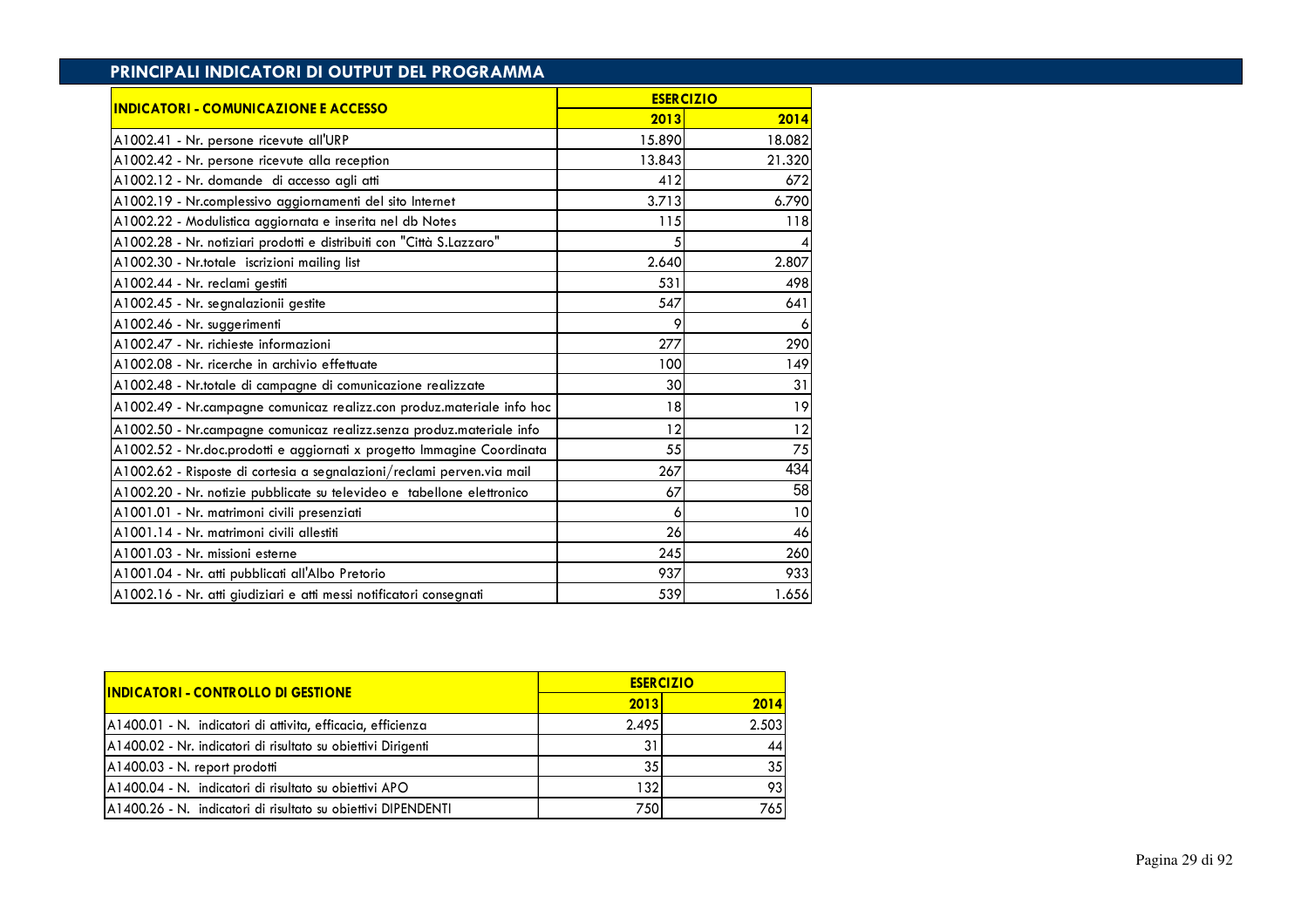## PRINCIPALI INDICATORI DI OUTPUT DEL PROGRAMMA

| INDICATORI - COMUNICAZIONE E ACCESSO | ESERCIZIO | |
|---|---|---|
| | 2013 | 2014 |
| A1002.41 - Nr. persone ricevute all'URP | 15.890 | 18.082 |
| A1002.42 - Nr. persone ricevute alla reception | 13.843 | 21.320 |
| A1002.12 - Nr. domande di accesso agli atti | 412 | 672 |
| A1002.19 - Nr.complessivo aggiornamenti del sito Internet | 3.713 | 6.790 |
| A1002.22 - Modulistica aggiornata e inserita nel db Notes | 115 | 118 |
| A1002.28 - Nr. notiziari prodotti e distribuiti con "Città S.Lazzaro" | 5 | 4 |
| A1002.30 - Nr.totale iscrizioni mailing list | 2.640 | 2.807 |
| A1002.44 - Nr. reclami gestiti | 531 | 498 |
| A1002.45 - Nr. segnalazionii gestite | 547 | 641 |
| A1002.46 - Nr. suggerimenti | 9 | 6 |
| A1002.47 - Nr. richieste informazioni | 277 | 290 |
| A1002.08 - Nr. ricerche in archivio effettuate | 100 | 149 |
| A1002.48 - Nr.totale di campagne di comunicazione realizzate | 30 | 31 |
| A1002.49 - Nr.campagne comunicaz realizz.con produz.materiale info hoc | 18 | 19 |
| A1002.50 - Nr.campagne comunicaz realizz.senza produz.materiale info | 12 | 12 |
| A1002.52 - Nr.doc.prodotti e aggiornati x progetto Immagine Coordinata | 55 | 75 |
| A1002.62 - Risposte di cortesia a segnalazioni/reclami perven.via mail | 267 | 434 |
| A1002.20 - Nr. notizie pubblicate su televideo e tabellone elettronico | 67 | 58 |
| A1001.01 - Nr. matrimoni civili presenziati | 6 | 10 |
| A1001.14 - Nr. matrimoni civili allestiti | 26 | 46 |
| A1001.03 - Nr. missioni esterne | 245 | 260 |
| A1001.04 - Nr. atti pubblicati all'Albo Pretorio | 937 | 933 |
| A1002.16 - Nr. atti giudiziari e atti messi notificatori consegnati | 539 | 1.656 |

| INDICATORI - CONTROLLO DI GESTIONE | ESERCIZIO | |
|---|---|---|
| | 2013 | 2014 |
| A1400.01 - N. indicatori di attivita, efficacia, efficienza | 2.495 | 2.503 |
| A1400.02 - Nr. indicatori di risultato su obiettivi Dirigenti | 31 | 44 |
| A1400.03 - N. report prodotti | 35 | 35 |
| A1400.04 - N. indicatori di risultato su obiettivi APO | 132 | 93 |
| A1400.26 - N. indicatori di risultato su obiettivi DIPENDENTI | 750 | 765 |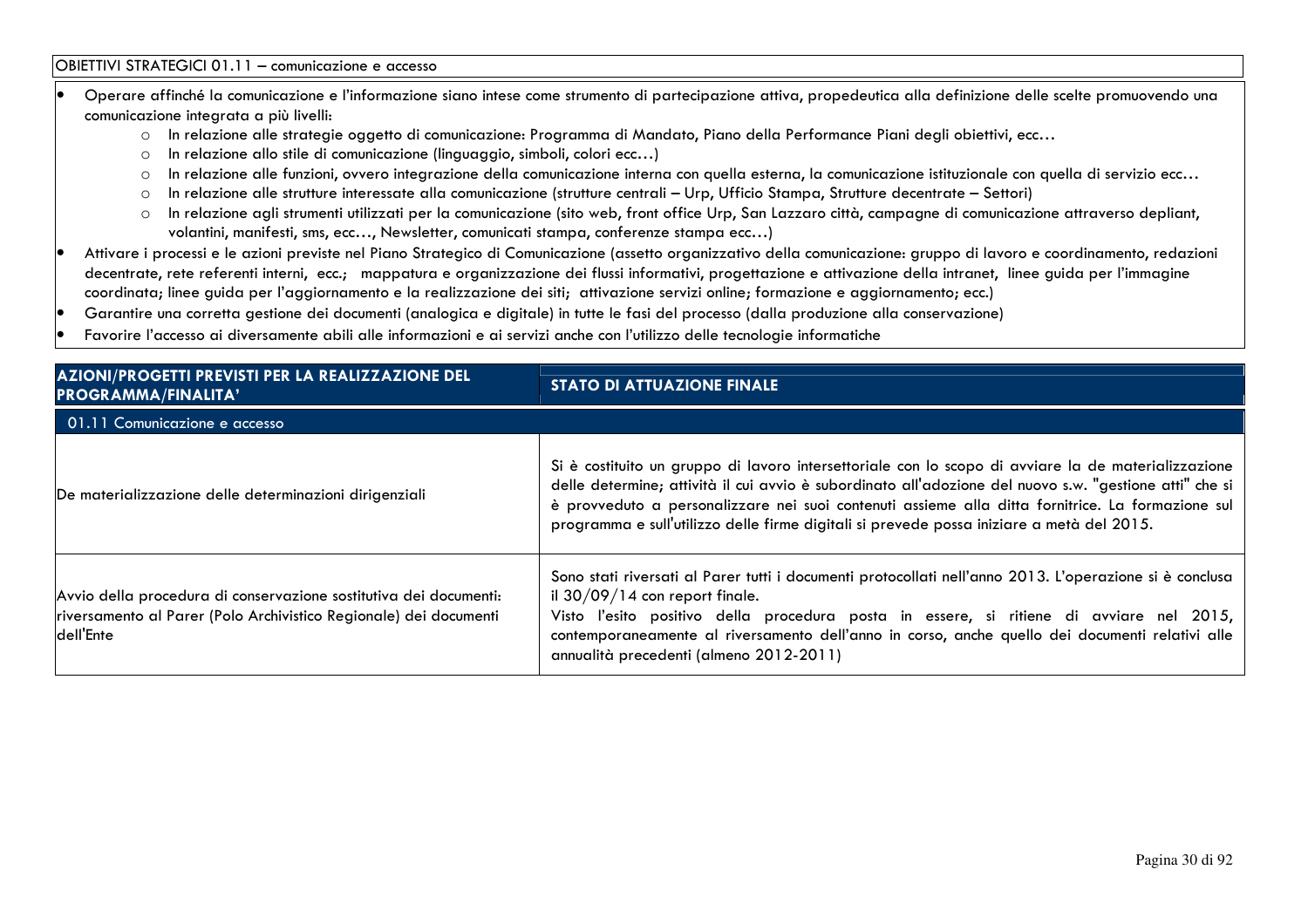OBIETTIVI STRATEGICI 01.11 – comunicazione e accesso

- Operare affinché la comunicazione e l'informazione siano intese come strumento di partecipazione attiva, propedeutica alla definizione delle scelte promuovendo una comunicazione integrata a più livelli:
  - In relazione alle strategie oggetto di comunicazione: Programma di Mandato, Piano della Performance Piani degli obiettivi, ecc…
  - In relazione allo stile di comunicazione (linguaggio, simboli, colori ecc…)
  - In relazione alle funzioni, ovvero integrazione della comunicazione interna con quella esterna, la comunicazione istituzionale con quella di servizio ecc…
  - In relazione alle strutture interessate alla comunicazione (strutture centrali – Urp, Ufficio Stampa, Strutture decentrate – Settori)
  - In relazione agli strumenti utilizzati per la comunicazione (sito web, front office Urp, San Lazzaro città, campagne di comunicazione attraverso depliant, volantini, manifesti, sms, ecc…, Newsletter, comunicati stampa, conferenze stampa ecc…)
- Attivare i processi e le azioni previste nel Piano Strategico di Comunicazione (assetto organizzativo della comunicazione: gruppo di lavoro e coordinamento, redazioni decentrate, rete referenti interni, ecc.; mappatura e organizzazione dei flussi informativi, progettazione e attivazione della intranet, linee guida per l'immagine coordinata; linee guida per l'aggiornamento e la realizzazione dei siti; attivazione servizi online; formazione e aggiornamento; ecc.)
- Garantire una corretta gestione dei documenti (analogica e digitale) in tutte le fasi del processo (dalla produzione alla conservazione)
- Favorire l'accesso ai diversamente abili alle informazioni e ai servizi anche con l'utilizzo delle tecnologie informatiche

| AZIONI/PROGETTI PREVISTI PER LA REALIZZAZIONE DEL PROGRAMMA/FINALITA' | STATO DI ATTUAZIONE FINALE |
|---|---|
| 01.11 Comunicazione e accesso | |
| De materializzazione delle determinazioni dirigenziali | Si è costituito un gruppo di lavoro intersettoriale con lo scopo di avviare la de materializzazione delle determine; attività il cui avvio è subordinato all'adozione del nuovo s.w. "gestione atti" che si è provveduto a personalizzare nei suoi contenuti assieme alla ditta fornitrice. La formazione sul programma e sull'utilizzo delle firme digitali si prevede possa iniziare a metà del 2015. |
| Avvio della procedura di conservazione sostitutiva dei documenti: riversamento al Parer (Polo Archivistico Regionale) dei documenti dell'Ente | Sono stati riversati al Parer tutti i documenti protocollati nell'anno 2013. L'operazione si è conclusa il 30/09/14 con report finale.<br>Visto l'esito positivo della procedura posta in essere, si ritiene di avviare nel 2015, contemporaneamente al riversamento dell'anno in corso, anche quello dei documenti relativi alle annualità precedenti (almeno 2012-2011) |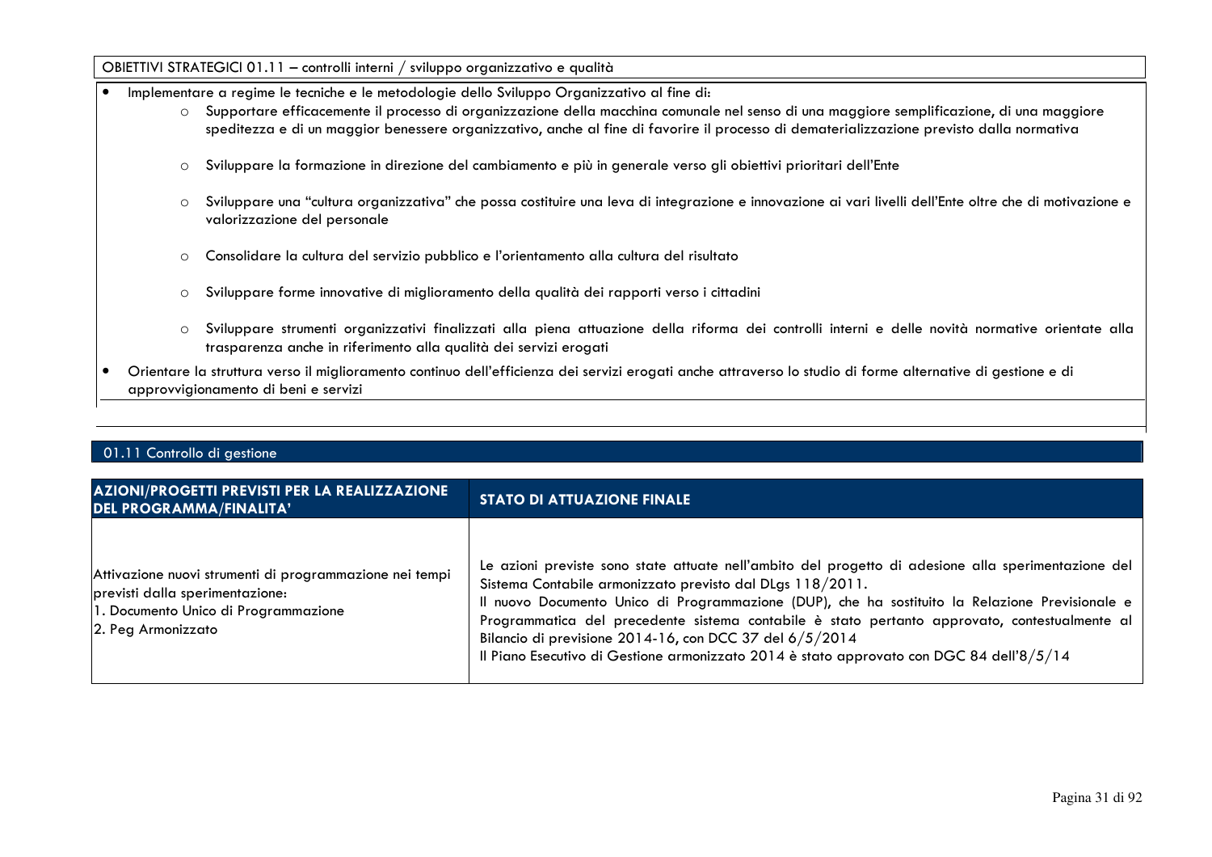OBIETTIVI STRATEGICI 01.11 – controlli interni / sviluppo organizzativo e qualità

- Implementare a regime le tecniche e le metodologie dello Sviluppo Organizzativo al fine di:
  - Supportare efficacemente il processo di organizzazione della macchina comunale nel senso di una maggiore semplificazione, di una maggiore speditezza e di un maggior benessere organizzativo, anche al fine di favorire il processo di dematerializzazione previsto dalla normativa
  - Sviluppare la formazione in direzione del cambiamento e più in generale verso gli obiettivi prioritari dell'Ente
  - Sviluppare una "cultura organizzativa" che possa costituire una leva di integrazione e innovazione ai vari livelli dell'Ente oltre che di motivazione e valorizzazione del personale
  - Consolidare la cultura del servizio pubblico e l'orientamento alla cultura del risultato
  - Sviluppare forme innovative di miglioramento della qualità dei rapporti verso i cittadini
  - Sviluppare strumenti organizzativi finalizzati alla piena attuazione della riforma dei controlli interni e delle novità normative orientate alla trasparenza anche in riferimento alla qualità dei servizi erogati
- Orientare la struttura verso il miglioramento continuo dell'efficienza dei servizi erogati anche attraverso lo studio di forme alternative di gestione e di approvvigionamento di beni e servizi

## 01.11 Controllo di gestione

| AZIONI/PROGETTI PREVISTI PER LA REALIZZAZIONE DEL PROGRAMMA/FINALITA' | STATO DI ATTUAZIONE FINALE |
|---|---|
| Attivazione nuovi strumenti di programmazione nei tempi previsti dalla sperimentazione:<br>1. Documento Unico di Programmazione<br>2. Peg Armonizzato | Le azioni previste sono state attuate nell'ambito del progetto di adesione alla sperimentazione del Sistema Contabile armonizzato previsto dal DLgs 118/2011.<br>Il nuovo Documento Unico di Programmazione (DUP), che ha sostituito la Relazione Previsionale e Programmatica del precedente sistema contabile è stato pertanto approvato, contestualmente al Bilancio di previsione 2014-16, con DCC 37 del 6/5/2014<br>Il Piano Esecutivo di Gestione armonizzato 2014 è stato approvato con DGC 84 dell'8/5/14 |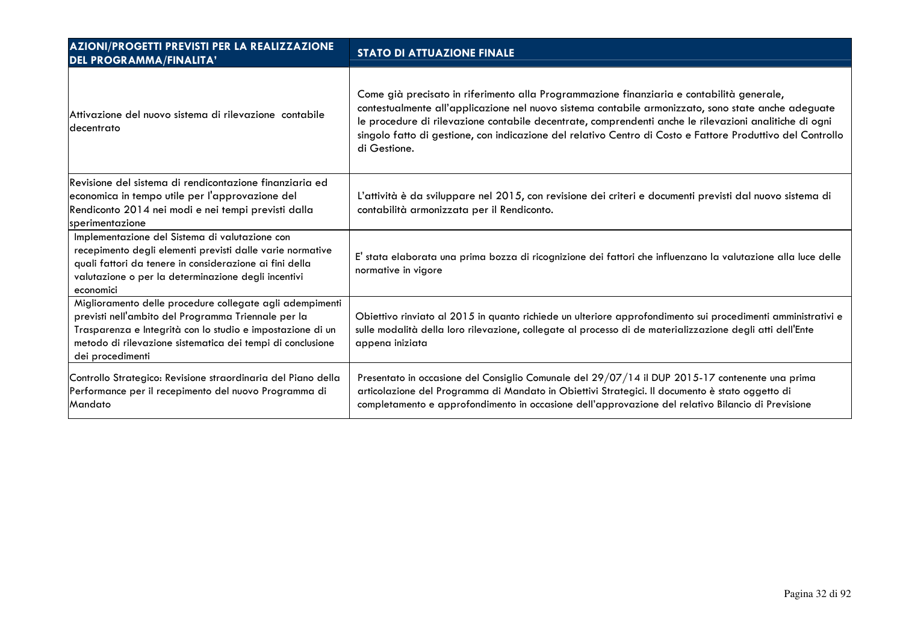| AZIONI/PROGETTI PREVISTI PER LA REALIZZAZIONE DEL PROGRAMMA/FINALITA' | STATO DI ATTUAZIONE FINALE |
| --- | --- |
| Attivazione del nuovo sistema di rilevazione contabile decentrato | Come già precisato in riferimento alla Programmazione finanziaria e contabilità generale, contestualmente all'applicazione nel nuovo sistema contabile armonizzato, sono state anche adeguate le procedure di rilevazione contabile decentrate, comprendenti anche le rilevazioni analitiche di ogni singolo fatto di gestione, con indicazione del relativo Centro di Costo e Fattore Produttivo del Controllo di Gestione. |
| Revisione del sistema di rendicontazione finanziaria ed economica in tempo utile per l'approvazione del Rendiconto 2014 nei modi e nei tempi previsti dalla sperimentazione | L'attività è da sviluppare nel 2015, con revisione dei criteri e documenti previsti dal nuovo sistema di contabilità armonizzata per il Rendiconto. |
| Implementazione del Sistema di valutazione con recepimento degli elementi previsti dalle varie normative quali fattori da tenere in considerazione ai fini della valutazione o per la determinazione degli incentivi economici | E' stata elaborata una prima bozza di ricognizione dei fattori che influenzano la valutazione alla luce delle normative in vigore |
| Miglioramento delle procedure collegate agli adempimenti previsti nell'ambito del Programma Triennale per la Trasparenza e Integrità con lo studio e impostazione di un metodo di rilevazione sistematica dei tempi di conclusione dei procedimenti | Obiettivo rinviato al 2015 in quanto richiede un ulteriore approfondimento sui procedimenti amministrativi e sulle modalità della loro rilevazione, collegate al processo di de materializzazione degli atti dell'Ente appena iniziata |
| Controllo Strategico: Revisione straordinaria del Piano della Performance per il recepimento del nuovo Programma di Mandato | Presentato in occasione del Consiglio Comunale del 29/07/14 il DUP 2015-17 contenente una prima articolazione del Programma di Mandato in Obiettivi Strategici. Il documento è stato oggetto di completamento e approfondimento in occasione dell'approvazione del relativo Bilancio di Previsione |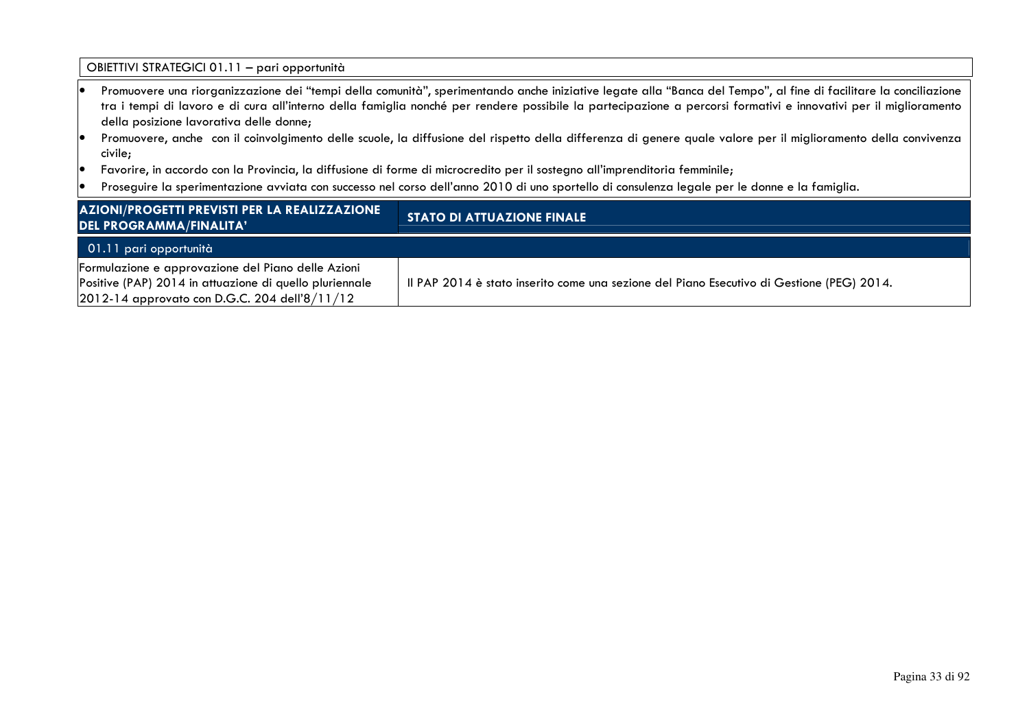OBIETTIVI STRATEGICI 01.11 – pari opportunità

- Promuovere una riorganizzazione dei "tempi della comunità", sperimentando anche iniziative legate alla "Banca del Tempo", al fine di facilitare la conciliazione tra i tempi di lavoro e di cura all'interno della famiglia nonché per rendere possibile la partecipazione a percorsi formativi e innovativi per il miglioramento della posizione lavorativa delle donne;
- Promuovere, anche con il coinvolgimento delle scuole, la diffusione del rispetto della differenza di genere quale valore per il miglioramento della convivenza civile;
- Favorire, in accordo con la Provincia, la diffusione di forme di microcredito per il sostegno all'imprenditoria femminile;
- Proseguire la sperimentazione avviata con successo nel corso dell'anno 2010 di uno sportello di consulenza legale per le donne e la famiglia.

| AZIONI/PROGETTI PREVISTI PER LA REALIZZAZIONE DEL PROGRAMMA/FINALITA' | STATO DI ATTUAZIONE FINALE |
|---|---|
| 01.11 pari opportunità | |
| Formulazione e approvazione del Piano delle Azioni Positive (PAP) 2014 in attuazione di quello pluriennale 2012-14 approvato con D.G.C. 204 dell'8/11/12 | Il PAP 2014 è stato inserito come una sezione del Piano Esecutivo di Gestione (PEG) 2014. |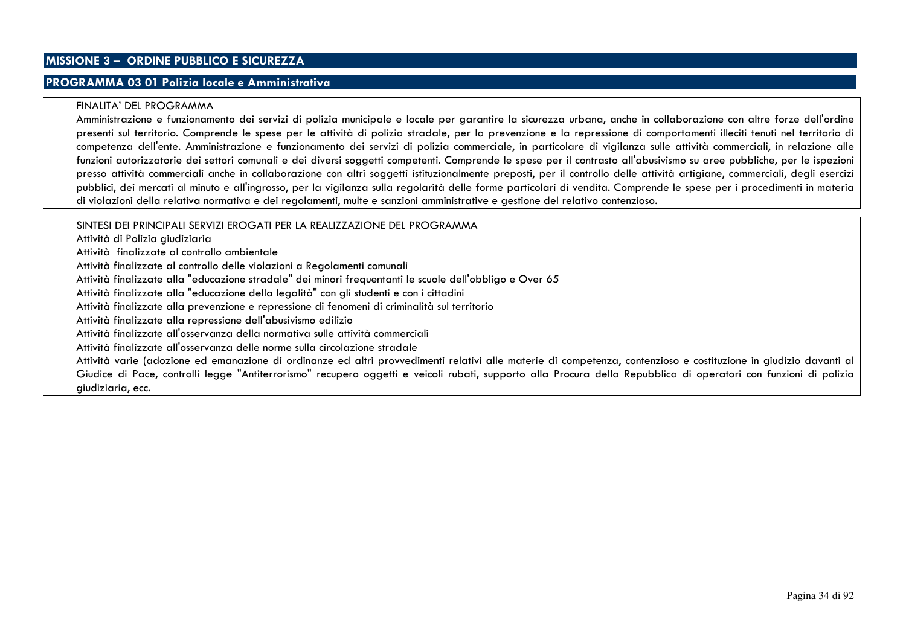## MISSIONE 3 – ORDINE PUBBLICO E SICUREZZA

### PROGRAMMA 03 01 Polizia locale e Amministrativa

FINALITA' DEL PROGRAMMA

Amministrazione e funzionamento dei servizi di polizia municipale e locale per garantire la sicurezza urbana, anche in collaborazione con altre forze dell'ordine presenti sul territorio. Comprende le spese per le attività di polizia stradale, per la prevenzione e la repressione di comportamenti illeciti tenuti nel territorio di competenza dell'ente. Amministrazione e funzionamento dei servizi di polizia commerciale, in particolare di vigilanza sulle attività commerciali, in relazione alle funzioni autorizzatorie dei settori comunali e dei diversi soggetti competenti. Comprende le spese per il contrasto all'abusivismo su aree pubbliche, per le ispezioni presso attività commerciali anche in collaborazione con altri soggetti istituzionalmente preposti, per il controllo delle attività artigiane, commerciali, degli esercizi pubblici, dei mercati al minuto e all'ingrosso, per la vigilanza sulla regolarità delle forme particolari di vendita. Comprende le spese per i procedimenti in materia di violazioni della relativa normativa e dei regolamenti, multe e sanzioni amministrative e gestione del relativo contenzioso.

SINTESI DEI PRINCIPALI SERVIZI EROGATI PER LA REALIZZAZIONE DEL PROGRAMMA

Attività di Polizia giudiziaria

Attività finalizzate al controllo ambientale

Attività finalizzate al controllo delle violazioni a Regolamenti comunali

Attività finalizzate alla "educazione stradale" dei minori frequentanti le scuole dell'obbligo e Over 65

Attività finalizzate alla "educazione della legalità" con gli studenti e con i cittadini

Attività finalizzate alla prevenzione e repressione di fenomeni di criminalità sul territorio

Attività finalizzate alla repressione dell'abusivismo edilizio

Attività finalizzate all'osservanza della normativa sulle attività commerciali

Attività finalizzate all'osservanza delle norme sulla circolazione stradale

Attività varie (adozione ed emanazione di ordinanze ed altri provvedimenti relativi alle materie di competenza, contenzioso e costituzione in giudizio davanti al Giudice di Pace, controlli legge "Antiterrorismo" recupero oggetti e veicoli rubati, supporto alla Procura della Repubblica di operatori con funzioni di polizia giudiziaria, ecc.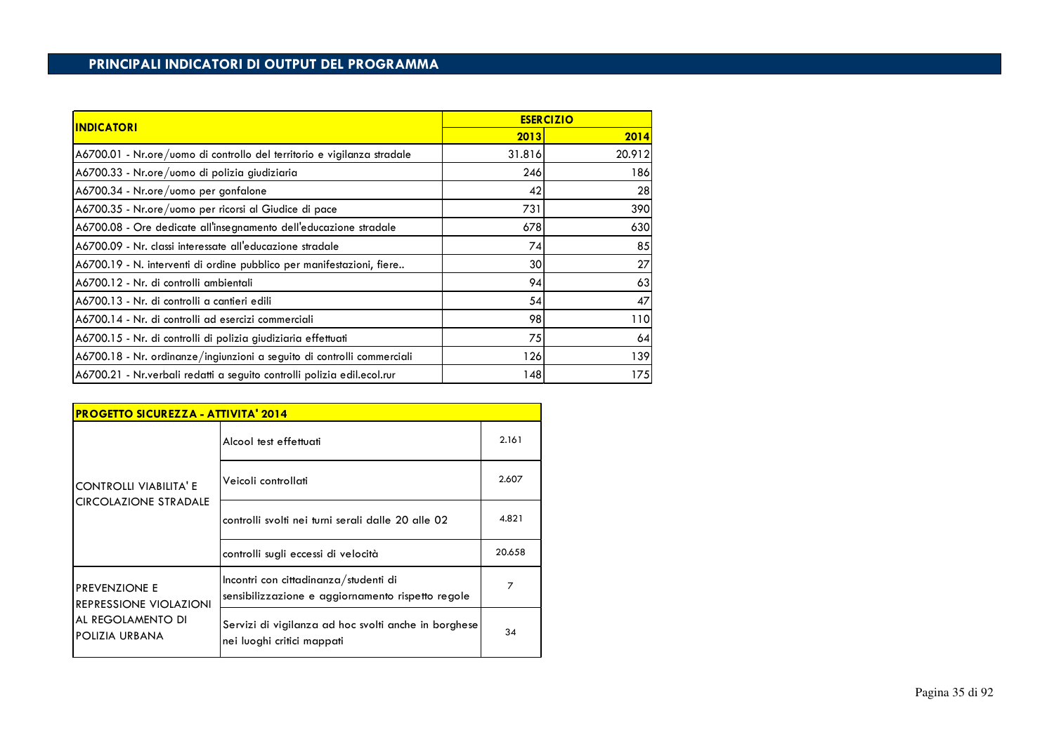## PRINCIPALI INDICATORI DI OUTPUT DEL PROGRAMMA

| INDICATORI | ESERCIZIO | |
|---|---|---|
| | 2013 | 2014 |
| A6700.01 - Nr.ore/uomo di controllo del territorio e vigilanza stradale | 31.816 | 20.912 |
| A6700.33 - Nr.ore/uomo di polizia giudiziaria | 246 | 186 |
| A6700.34 - Nr.ore/uomo per gonfalone | 42 | 28 |
| A6700.35 - Nr.ore/uomo per ricorsi al Giudice di pace | 731 | 390 |
| A6700.08 - Ore dedicate all'insegnamento dell'educazione stradale | 678 | 630 |
| A6700.09 - Nr. classi interessate all'educazione stradale | 74 | 85 |
| A6700.19 - N. interventi di ordine pubblico per manifestazioni, fiere.. | 30 | 27 |
| A6700.12 - Nr. di controlli ambientali | 94 | 63 |
| A6700.13 - Nr. di controlli a cantieri edili | 54 | 47 |
| A6700.14 - Nr. di controlli ad esercizi commerciali | 98 | 110 |
| A6700.15 - Nr. di controlli di polizia giudiziaria effettuati | 75 | 64 |
| A6700.18 - Nr. ordinanze/ingiunzioni a seguito di controlli commerciali | 126 | 139 |
| A6700.21 - Nr.verbali redatti a seguito controlli polizia edil.ecol.rur | 148 | 175 |

| PROGETTO SICUREZZA - ATTIVITA' 2014 | | |
|---|---|---|
| CONTROLLI VIABILITA' E CIRCOLAZIONE STRADALE | Alcool test effettuati | 2.161 |
| | Veicoli controllati | 2.607 |
| | controlli svolti nei turni serali dalle 20 alle 02 | 4.821 |
| | controlli sugli eccessi di velocità | 20.658 |
| PREVENZIONE E REPRESSIONE VIOLAZIONI AL REGOLAMENTO DI POLIZIA URBANA | Incontri con cittadinanza/studenti di sensibilizzazione e aggiornamento rispetto regole | 7 |
| | Servizi di vigilanza ad hoc svolti anche in borghese nei luoghi critici mappati | 34 |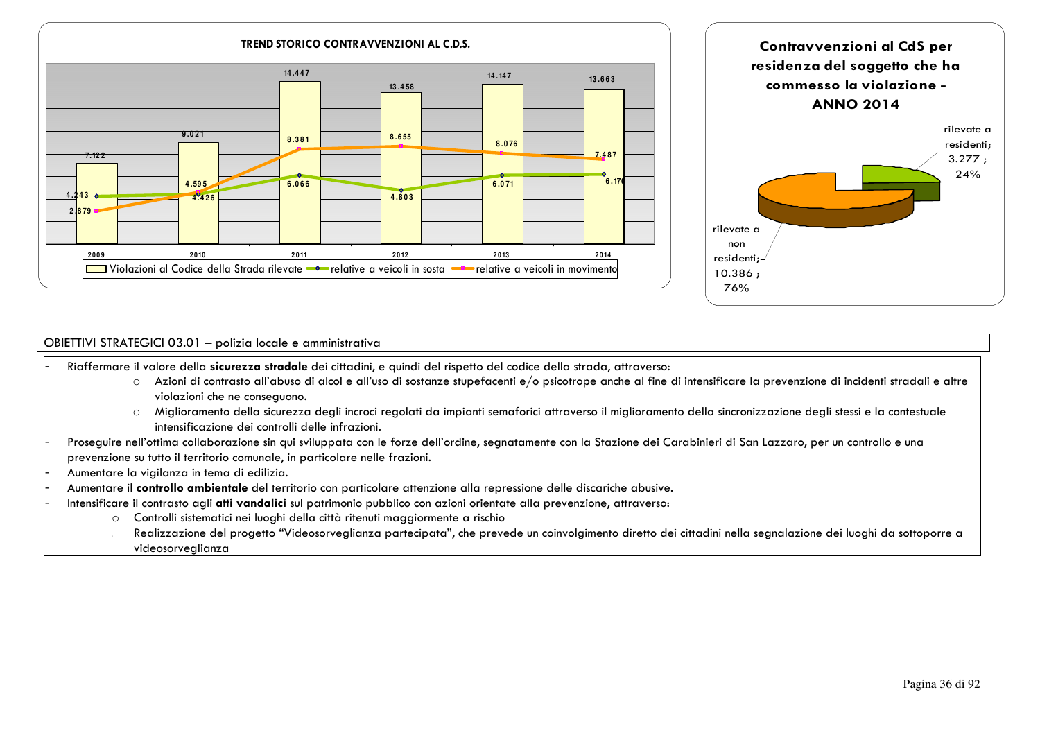**TREND STORICO CONTRAVVENZIONI AL C.D.S.**

| Anno | Violazioni al Codice della Strada rilevate | relative a veicoli in sosta | relative a veicoli in movimento |
|---|---|---|---|
| 2009 | 7.122 | 4.243 | 2.879 |
| 2010 | 9.021 | 4.426 | 4.595 |
| 2011 | 14.447 | 6.066 | 8.381 |
| 2012 | 13.458 | 4.803 | 8.655 |
| 2013 | 14.147 | 6.071 | 8.076 |
| 2014 | 13.663 | 6.176 | 7.487 |

**Contravvenzioni al CdS per residenza del soggetto che ha commesso la violazione - ANNO 2014**

| | Numero | % |
|---|---|---|
| rilevate a residenti | 3.277 | 24% |
| rilevate a non residenti | 10.386 | 76% |

## OBIETTIVI STRATEGICI 03.01 – polizia locale e amministrativa

- Riaffermare il valore della **sicurezza stradale** dei cittadini, e quindi del rispetto del codice della strada, attraverso:
  - Azioni di contrasto all'abuso di alcol e all'uso di sostanze stupefacenti e/o psicotrope anche al fine di intensificare la prevenzione di incidenti stradali e altre violazioni che ne conseguono.
  - Miglioramento della sicurezza degli incroci regolati da impianti semaforici attraverso il miglioramento della sincronizzazione degli stessi e la contestuale intensificazione dei controlli delle infrazioni.
- Proseguire nell'ottima collaborazione sin qui sviluppata con le forze dell'ordine, segnatamente con la Stazione dei Carabinieri di San Lazzaro, per un controllo e una prevenzione su tutto il territorio comunale, in particolare nelle frazioni.
- Aumentare la vigilanza in tema di edilizia.
- Aumentare il **controllo ambientale** del territorio con particolare attenzione alla repressione delle discariche abusive.
- Intensificare il contrasto agli **atti vandalici** sul patrimonio pubblico con azioni orientate alla prevenzione, attraverso:
  - Controlli sistematici nei luoghi della città ritenuti maggiormente a rischio
  - Realizzazione del progetto "Videosorveglianza partecipata", che prevede un coinvolgimento diretto dei cittadini nella segnalazione dei luoghi da sottoporre a videosorveglianza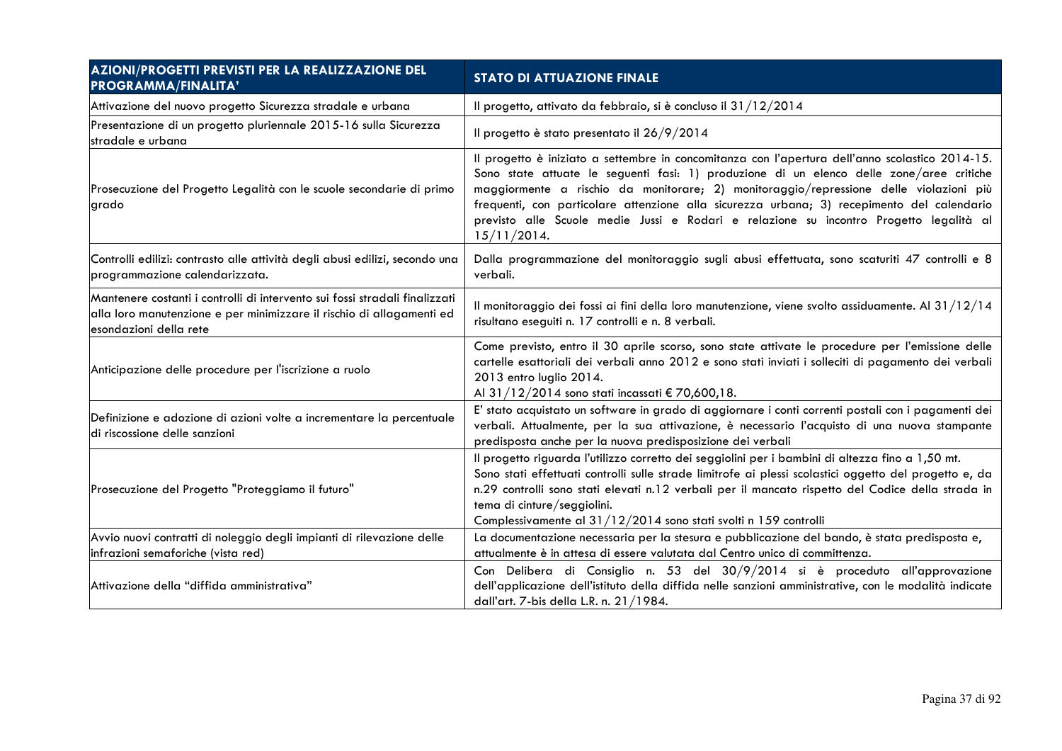| AZIONI/PROGETTI PREVISTI PER LA REALIZZAZIONE DEL PROGRAMMA/FINALITA' | STATO DI ATTUAZIONE FINALE |
|---|---|
| Attivazione del nuovo progetto Sicurezza stradale e urbana | Il progetto, attivato da febbraio, si è concluso il 31/12/2014 |
| Presentazione di un progetto pluriennale 2015-16 sulla Sicurezza stradale e urbana | Il progetto è stato presentato il 26/9/2014 |
| Prosecuzione del Progetto Legalità con le scuole secondarie di primo grado | Il progetto è iniziato a settembre in concomitanza con l'apertura dell'anno scolastico 2014-15. Sono state attuate le seguenti fasi: 1) produzione di un elenco delle zone/aree critiche maggiormente a rischio da monitorare; 2) monitoraggio/repressione delle violazioni più frequenti, con particolare attenzione alla sicurezza urbana; 3) recepimento del calendario previsto alle Scuole medie Jussi e Rodari e relazione su incontro Progetto legalità al 15/11/2014. |
| Controlli edilizi: contrasto alle attività degli abusi edilizi, secondo una programmazione calendarizzata. | Dalla programmazione del monitoraggio sugli abusi effettuata, sono scaturiti 47 controlli e 8 verbali. |
| Mantenere costanti i controlli di intervento sui fossi stradali finalizzati alla loro manutenzione e per minimizzare il rischio di allagamenti ed esondazioni della rete | Il monitoraggio dei fossi ai fini della loro manutenzione, viene svolto assiduamente. Al 31/12/14 risultano eseguiti n. 17 controlli e n. 8 verbali. |
| Anticipazione delle procedure per l'iscrizione a ruolo | Come previsto, entro il 30 aprile scorso, sono state attivate le procedure per l'emissione delle cartelle esattoriali dei verbali anno 2012 e sono stati inviati i solleciti di pagamento dei verbali 2013 entro luglio 2014.<br>Al 31/12/2014 sono stati incassati € 70,600,18. |
| Definizione e adozione di azioni volte a incrementare la percentuale di riscossione delle sanzioni | E' stato acquistato un software in grado di aggiornare i conti correnti postali con i pagamenti dei verbali. Attualmente, per la sua attivazione, è necessario l'acquisto di una nuova stampante predisposta anche per la nuova predisposizione dei verbali |
| Prosecuzione del Progetto "Proteggiamo il futuro" | Il progetto riguarda l'utilizzo corretto dei seggiolini per i bambini di altezza fino a 1,50 mt.<br>Sono stati effettuati controlli sulle strade limitrofe ai plessi scolastici oggetto del progetto e, da n.29 controlli sono stati elevati n.12 verbali per il mancato rispetto del Codice della strada in tema di cinture/seggiolini.<br>Complessivamente al 31/12/2014 sono stati svolti n 159 controlli |
| Avvio nuovi contratti di noleggio degli impianti di rilevazione delle infrazioni semaforiche (vista red) | La documentazione necessaria per la stesura e pubblicazione del bando, è stata predisposta e, attualmente è in attesa di essere valutata dal Centro unico di committenza. |
| Attivazione della "diffida amministrativa" | Con Delibera di Consiglio n. 53 del 30/9/2014 si è proceduto all'approvazione dell'applicazione dell'istituto della diffida nelle sanzioni amministrative, con le modalità indicate dall'art. 7-bis della L.R. n. 21/1984. |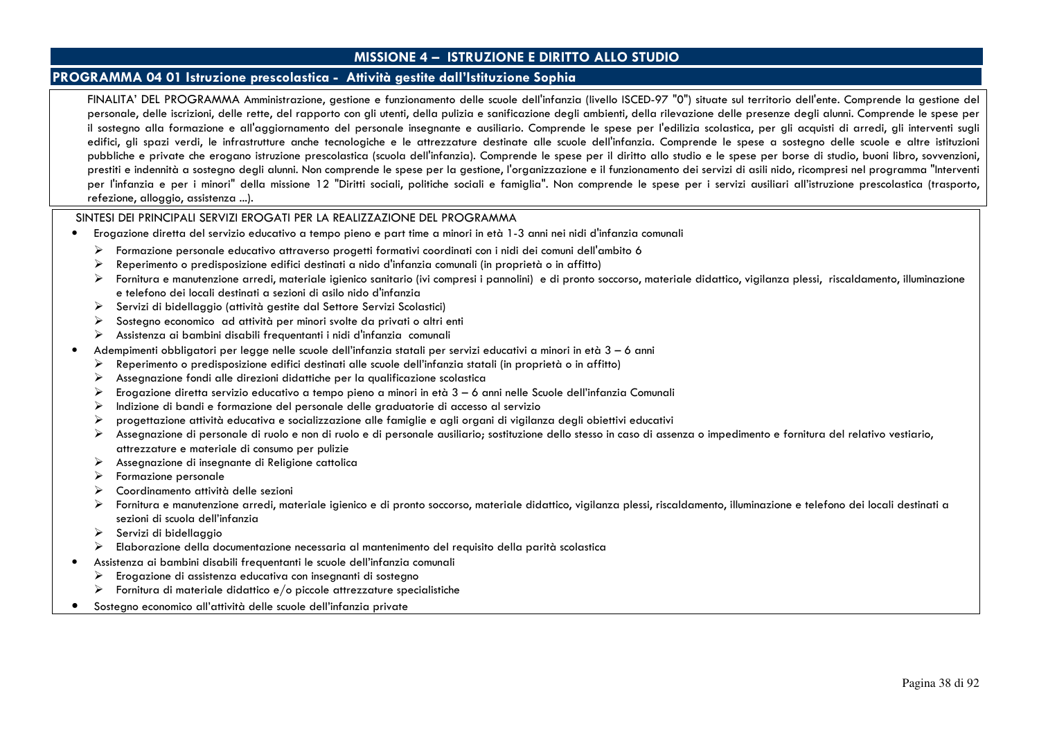# MISSIONE 4 – ISTRUZIONE E DIRITTO ALLO STUDIO

## PROGRAMMA 04 01 Istruzione prescolastica - Attività gestite dall'Istituzione Sophia

FINALITA' DEL PROGRAMMA Amministrazione, gestione e funzionamento delle scuole dell'infanzia (livello ISCED-97 "0") situate sul territorio dell'ente. Comprende la gestione del personale, delle iscrizioni, delle rette, del rapporto con gli utenti, della pulizia e sanificazione degli ambienti, della rilevazione delle presenze degli alunni. Comprende le spese per il sostegno alla formazione e all'aggiornamento del personale insegnante e ausiliario. Comprende le spese per l'edilizia scolastica, per gli acquisti di arredi, gli interventi sugli edifici, gli spazi verdi, le infrastrutture anche tecnologiche e le attrezzature destinate alle scuole dell'infanzia. Comprende le spese a sostegno delle scuole e altre istituzioni pubbliche e private che erogano istruzione prescolastica (scuola dell'infanzia). Comprende le spese per il diritto allo studio e le spese per borse di studio, buoni libro, sovvenzioni, prestiti e indennità a sostegno degli alunni. Non comprende le spese per la gestione, l'organizzazione e il funzionamento dei servizi di asili nido, ricompresi nel programma "Interventi per l'infanzia e per i minori" della missione 12 "Diritti sociali, politiche sociali e famiglia". Non comprende le spese per i servizi ausiliari all'istruzione prescolastica (trasporto, refezione, alloggio, assistenza ...).

SINTESI DEI PRINCIPALI SERVIZI EROGATI PER LA REALIZZAZIONE DEL PROGRAMMA

- Erogazione diretta del servizio educativo a tempo pieno e part time a minori in età 1-3 anni nei nidi d'infanzia comunali
  - Formazione personale educativo attraverso progetti formativi coordinati con i nidi dei comuni dell'ambito 6
  - Reperimento o predisposizione edifici destinati a nido d'infanzia comunali (in proprietà o in affitto)
  - Fornitura e manutenzione arredi, materiale igienico sanitario (ivi compresi i pannolini) e di pronto soccorso, materiale didattico, vigilanza plessi, riscaldamento, illuminazione e telefono dei locali destinati a sezioni di asilo nido d'infanzia
  - Servizi di bidellaggio (attività gestite dal Settore Servizi Scolastici)
  - Sostegno economico ad attività per minori svolte da privati o altri enti
  - Assistenza ai bambini disabili frequentanti i nidi d'infanzia comunali
- Adempimenti obbligatori per legge nelle scuole dell'infanzia statali per servizi educativi a minori in età 3 – 6 anni
  - Reperimento o predisposizione edifici destinati alle scuole dell'infanzia statali (in proprietà o in affitto)
  - Assegnazione fondi alle direzioni didattiche per la qualificazione scolastica
  - Erogazione diretta servizio educativo a tempo pieno a minori in età 3 – 6 anni nelle Scuole dell'infanzia Comunali
  - Indizione di bandi e formazione del personale delle graduatorie di accesso al servizio
  - progettazione attività educativa e socializzazione alle famiglie e agli organi di vigilanza degli obiettivi educativi
  - Assegnazione di personale di ruolo e non di ruolo e di personale ausiliario; sostituzione dello stesso in caso di assenza o impedimento e fornitura del relativo vestiario, attrezzature e materiale di consumo per pulizie
  - Assegnazione di insegnante di Religione cattolica
  - Formazione personale
  - Coordinamento attività delle sezioni
  - Fornitura e manutenzione arredi, materiale igienico e di pronto soccorso, materiale didattico, vigilanza plessi, riscaldamento, illuminazione e telefono dei locali destinati a sezioni di scuola dell'infanzia
  - Servizi di bidellaggio
  - Elaborazione della documentazione necessaria al mantenimento del requisito della parità scolastica
- Assistenza ai bambini disabili frequentanti le scuole dell'infanzia comunali
  - Erogazione di assistenza educativa con insegnanti di sostegno
  - Fornitura di materiale didattico e/o piccole attrezzature specialistiche
- Sostegno economico all'attività delle scuole dell'infanzia private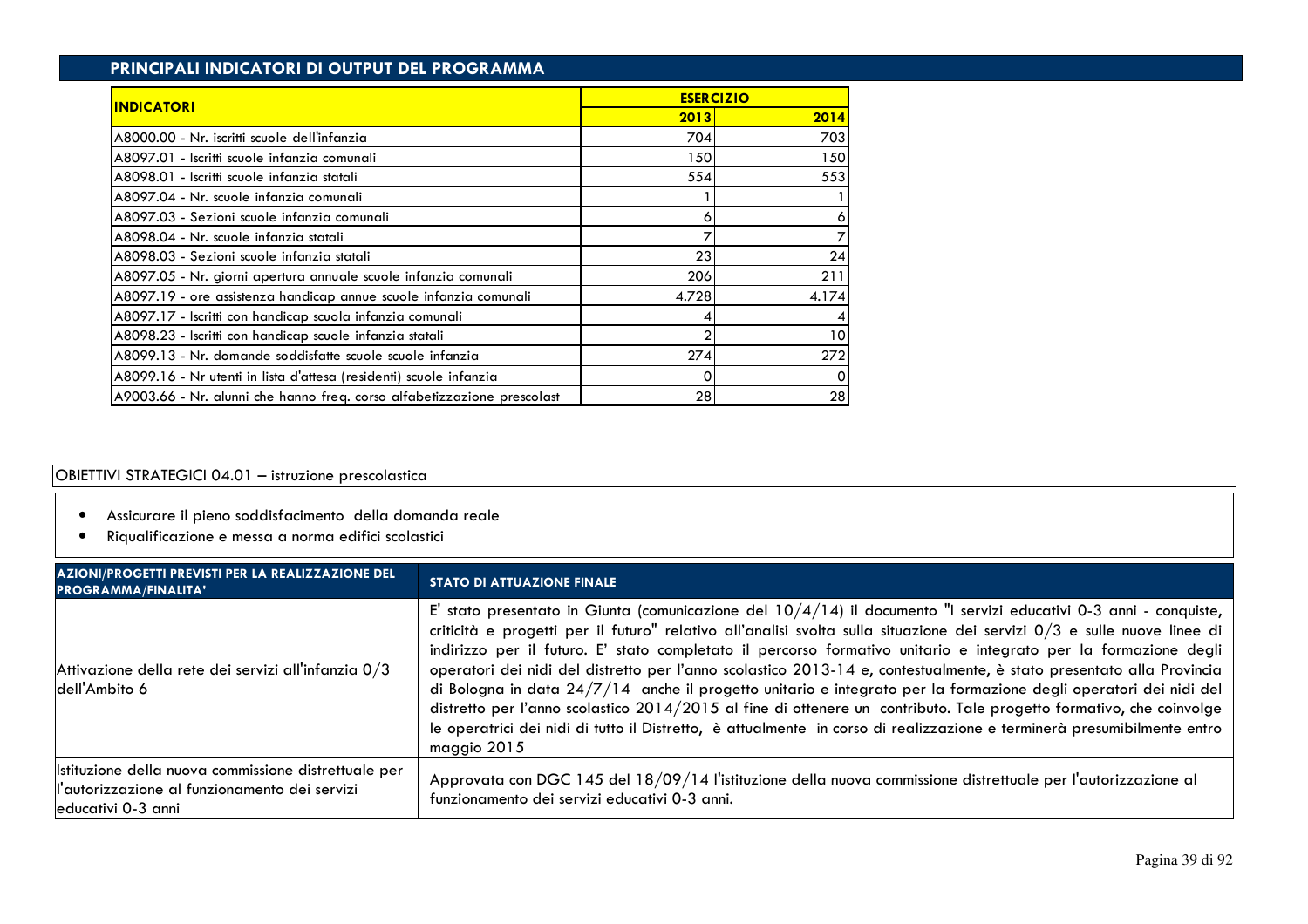## PRINCIPALI INDICATORI DI OUTPUT DEL PROGRAMMA

| INDICATORI | ESERCIZIO | |
|---|---|---|
| | 2013 | 2014 |
| A8000.00 - Nr. iscritti scuole dell'infanzia | 704 | 703 |
| A8097.01 - Iscritti scuole infanzia comunali | 150 | 150 |
| A8098.01 - Iscritti scuole infanzia statali | 554 | 553 |
| A8097.04 - Nr. scuole infanzia comunali | 1 | 1 |
| A8097.03 - Sezioni scuole infanzia comunali | 6 | 6 |
| A8098.04 - Nr. scuole infanzia statali | 7 | 7 |
| A8098.03 - Sezioni scuole infanzia statali | 23 | 24 |
| A8097.05 - Nr. giorni apertura annuale scuole infanzia comunali | 206 | 211 |
| A8097.19 - ore assistenza handicap annue scuole infanzia comunali | 4.728 | 4.174 |
| A8097.17 - Iscritti con handicap scuola infanzia comunali | 4 | 4 |
| A8098.23 - Iscritti con handicap scuole infanzia statali | 2 | 10 |
| A8099.13 - Nr. domande soddisfatte scuole scuole infanzia | 274 | 272 |
| A8099.16 - Nr utenti in lista d'attesa (residenti) scuole infanzia | 0 | 0 |
| A9003.66 - Nr. alunni che hanno freq. corso alfabetizzazione prescolast | 28 | 28 |

OBIETTIVI STRATEGICI 04.01 – istruzione prescolastica

- Assicurare il pieno soddisfacimento della domanda reale
- Riqualificazione e messa a norma edifici scolastici

| AZIONI/PROGETTI PREVISTI PER LA REALIZZAZIONE DEL PROGRAMMA/FINALITA' | STATO DI ATTUAZIONE FINALE |
|---|---|
| Attivazione della rete dei servizi all'infanzia 0/3 dell'Ambito 6 | E' stato presentato in Giunta (comunicazione del 10/4/14) il documento "I servizi educativi 0-3 anni - conquiste, criticità e progetti per il futuro" relativo all'analisi svolta sulla situazione dei servizi 0/3 e sulle nuove linee di indirizzo per il futuro. E' stato completato il percorso formativo unitario e integrato per la formazione degli operatori dei nidi del distretto per l'anno scolastico 2013-14 e, contestualmente, è stato presentato alla Provincia di Bologna in data 24/7/14 anche il progetto unitario e integrato per la formazione degli operatori dei nidi del distretto per l'anno scolastico 2014/2015 al fine di ottenere un contributo. Tale progetto formativo, che coinvolge le operatrici dei nidi di tutto il Distretto, è attualmente in corso di realizzazione e terminerà presumibilmente entro maggio 2015 |
| Istituzione della nuova commissione distrettuale per l'autorizzazione al funzionamento dei servizi educativi 0-3 anni | Approvata con DGC 145 del 18/09/14 l'istituzione della nuova commissione distrettuale per l'autorizzazione al funzionamento dei servizi educativi 0-3 anni. |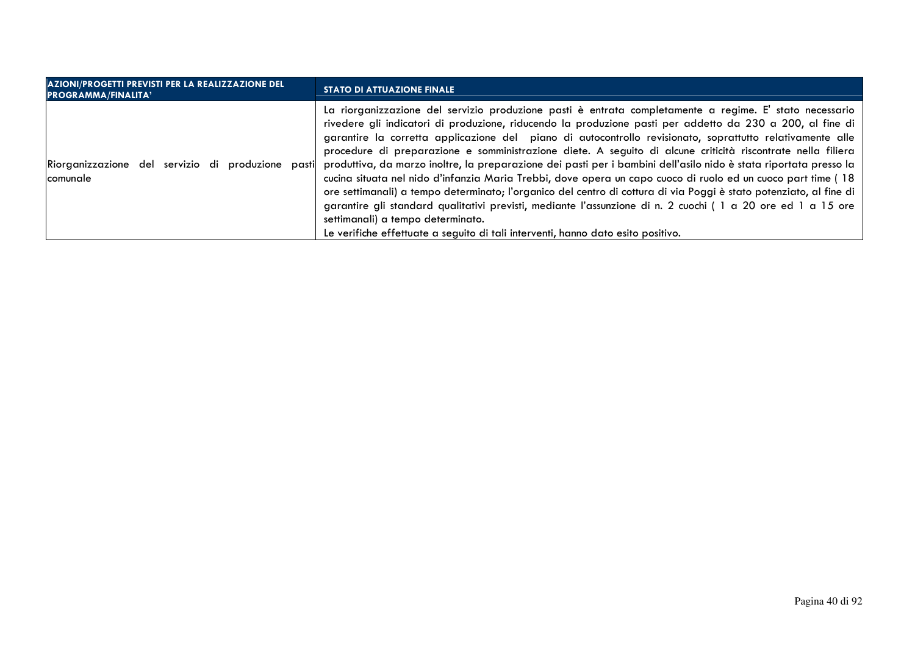| AZIONI/PROGETTI PREVISTI PER LA REALIZZAZIONE DEL PROGRAMMA/FINALITA' | STATO DI ATTUAZIONE FINALE |
| --- | --- |
| Riorganizzazione del servizio di produzione pasti comunale | La riorganizzazione del servizio produzione pasti è entrata completamente a regime. E' stato necessario rivedere gli indicatori di produzione, riducendo la produzione pasti per addetto da 230 a 200, al fine di garantire la corretta applicazione del piano di autocontrollo revisionato, soprattutto relativamente alle procedure di preparazione e somministrazione diete. A seguito di alcune criticità riscontrate nella filiera produttiva, da marzo inoltre, la preparazione dei pasti per i bambini dell'asilo nido è stata riportata presso la cucina situata nel nido d'infanzia Maria Trebbi, dove opera un capo cuoco di ruolo ed un cuoco part time ( 18 ore settimanali) a tempo determinato; l'organico del centro di cottura di via Poggi è stato potenziato, al fine di garantire gli standard qualitativi previsti, mediante l'assunzione di n. 2 cuochi ( 1 a 20 ore ed 1 a 15 ore settimanali) a tempo determinato.<br>Le verifiche effettuate a seguito di tali interventi, hanno dato esito positivo. |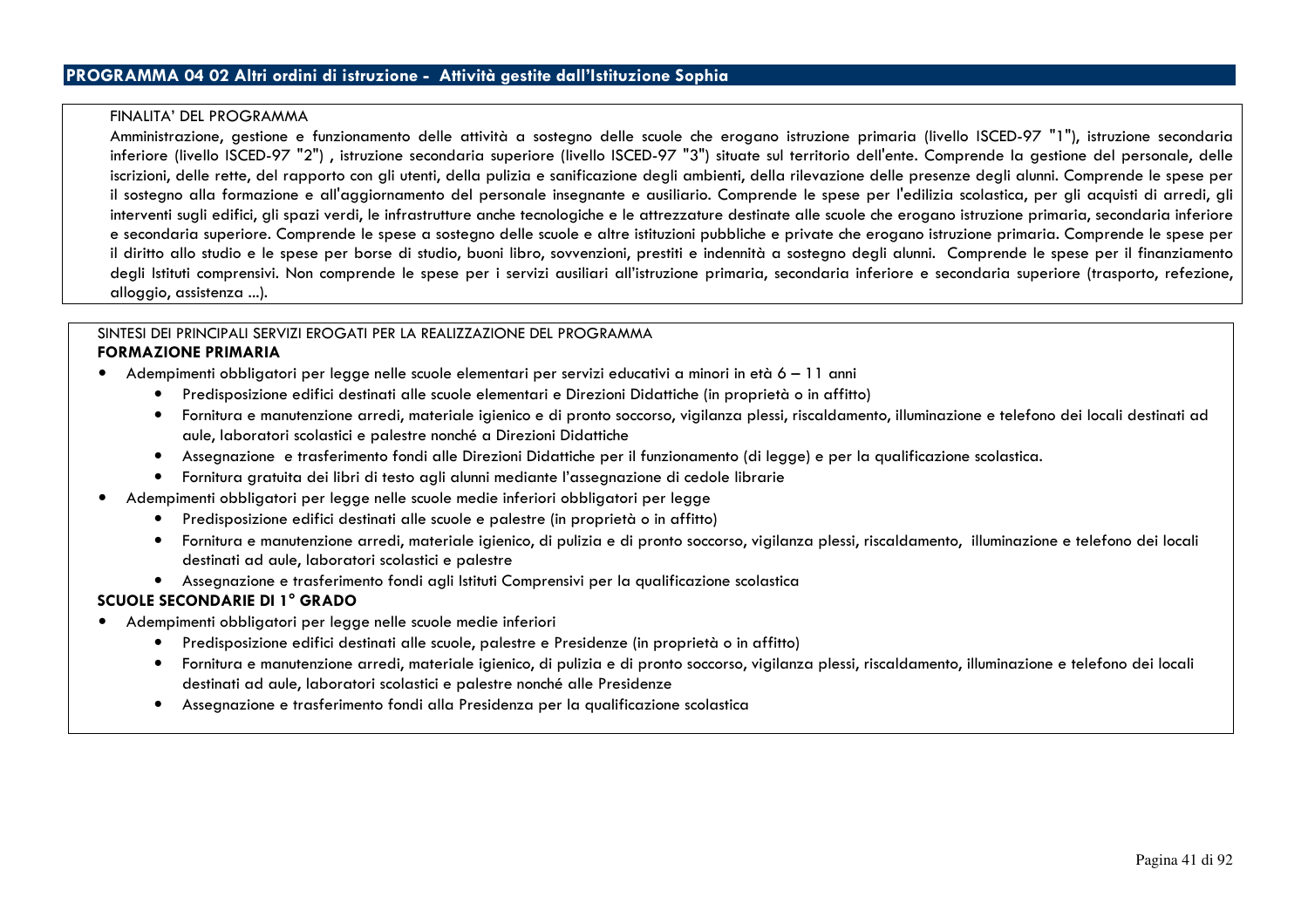## PROGRAMMA 04 02 Altri ordini di istruzione - Attività gestite dall'Istituzione Sophia

FINALITA' DEL PROGRAMMA

Amministrazione, gestione e funzionamento delle attività a sostegno delle scuole che erogano istruzione primaria (livello ISCED-97 "1"), istruzione secondaria inferiore (livello ISCED-97 "2") , istruzione secondaria superiore (livello ISCED-97 "3") situate sul territorio dell'ente. Comprende la gestione del personale, delle iscrizioni, delle rette, del rapporto con gli utenti, della pulizia e sanificazione degli ambienti, della rilevazione delle presenze degli alunni. Comprende le spese per il sostegno alla formazione e all'aggiornamento del personale insegnante e ausiliario. Comprende le spese per l'edilizia scolastica, per gli acquisti di arredi, gli interventi sugli edifici, gli spazi verdi, le infrastrutture anche tecnologiche e le attrezzature destinate alle scuole che erogano istruzione primaria, secondaria inferiore e secondaria superiore. Comprende le spese a sostegno delle scuole e altre istituzioni pubbliche e private che erogano istruzione primaria. Comprende le spese per il diritto allo studio e le spese per borse di studio, buoni libro, sovvenzioni, prestiti e indennità a sostegno degli alunni. Comprende le spese per il finanziamento degli Istituti comprensivi. Non comprende le spese per i servizi ausiliari all'istruzione primaria, secondaria inferiore e secondaria superiore (trasporto, refezione, alloggio, assistenza ...).

SINTESI DEI PRINCIPALI SERVIZI EROGATI PER LA REALIZZAZIONE DEL PROGRAMMA

**FORMAZIONE PRIMARIA**

- Adempimenti obbligatori per legge nelle scuole elementari per servizi educativi a minori in età 6 – 11 anni
  - Predisposizione edifici destinati alle scuole elementari e Direzioni Didattiche (in proprietà o in affitto)
  - Fornitura e manutenzione arredi, materiale igienico e di pronto soccorso, vigilanza plessi, riscaldamento, illuminazione e telefono dei locali destinati ad aule, laboratori scolastici e palestre nonché a Direzioni Didattiche
  - Assegnazione e trasferimento fondi alle Direzioni Didattiche per il funzionamento (di legge) e per la qualificazione scolastica.
  - Fornitura gratuita dei libri di testo agli alunni mediante l'assegnazione di cedole librarie
- Adempimenti obbligatori per legge nelle scuole medie inferiori obbligatori per legge
  - Predisposizione edifici destinati alle scuole e palestre (in proprietà o in affitto)
  - Fornitura e manutenzione arredi, materiale igienico, di pulizia e di pronto soccorso, vigilanza plessi, riscaldamento, illuminazione e telefono dei locali destinati ad aule, laboratori scolastici e palestre
  - Assegnazione e trasferimento fondi agli Istituti Comprensivi per la qualificazione scolastica

**SCUOLE SECONDARIE DI 1° GRADO**

- Adempimenti obbligatori per legge nelle scuole medie inferiori
  - Predisposizione edifici destinati alle scuole, palestre e Presidenze (in proprietà o in affitto)
  - Fornitura e manutenzione arredi, materiale igienico, di pulizia e di pronto soccorso, vigilanza plessi, riscaldamento, illuminazione e telefono dei locali destinati ad aule, laboratori scolastici e palestre nonché alle Presidenze
  - Assegnazione e trasferimento fondi alla Presidenza per la qualificazione scolastica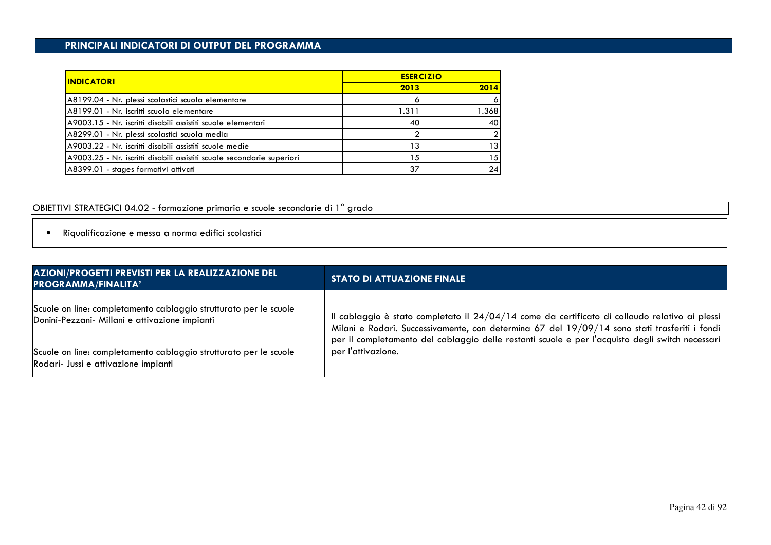## PRINCIPALI INDICATORI DI OUTPUT DEL PROGRAMMA

| INDICATORI | ESERCIZIO | |
|---|---|---|
| | 2013 | 2014 |
| A8199.04 - Nr. plessi scolastici scuola elementare | 6 | 6 |
| A8199.01 - Nr. iscritti scuola elementare | 1.311 | 1.368 |
| A9003.15 - Nr. iscritti disabili assistiti scuole elementari | 40 | 40 |
| A8299.01 - Nr. plessi scolastici scuola media | 2 | 2 |
| A9003.22 - Nr. iscritti disabili assistiti scuole medie | 13 | 13 |
| A9003.25 - Nr. iscritti disabili assistiti scuole secondarie superiori | 15 | 15 |
| A8399.01 - stages formativi attivati | 37 | 24 |

OBIETTIVI STRATEGICI 04.02 - formazione primaria e scuole secondarie di 1° grado

- Riqualificazione e messa a norma edifici scolastici

| AZIONI/PROGETTI PREVISTI PER LA REALIZZAZIONE DEL PROGRAMMA/FINALITA' | STATO DI ATTUAZIONE FINALE |
|---|---|
| Scuole on line: completamento cablaggio strutturato per le scuole Donini-Pezzani- Millani e attivazione impianti | Il cablaggio è stato completato il 24/04/14 come da certificato di collaudo relativo ai plessi Milani e Rodari. Successivamente, con determina 67 del 19/09/14 sono stati trasferiti i fondi per il completamento del cablaggio delle restanti scuole e per l'acquisto degli switch necessari per l'attivazione. |
| Scuole on line: completamento cablaggio strutturato per le scuole Rodari- Jussi e attivazione impianti | |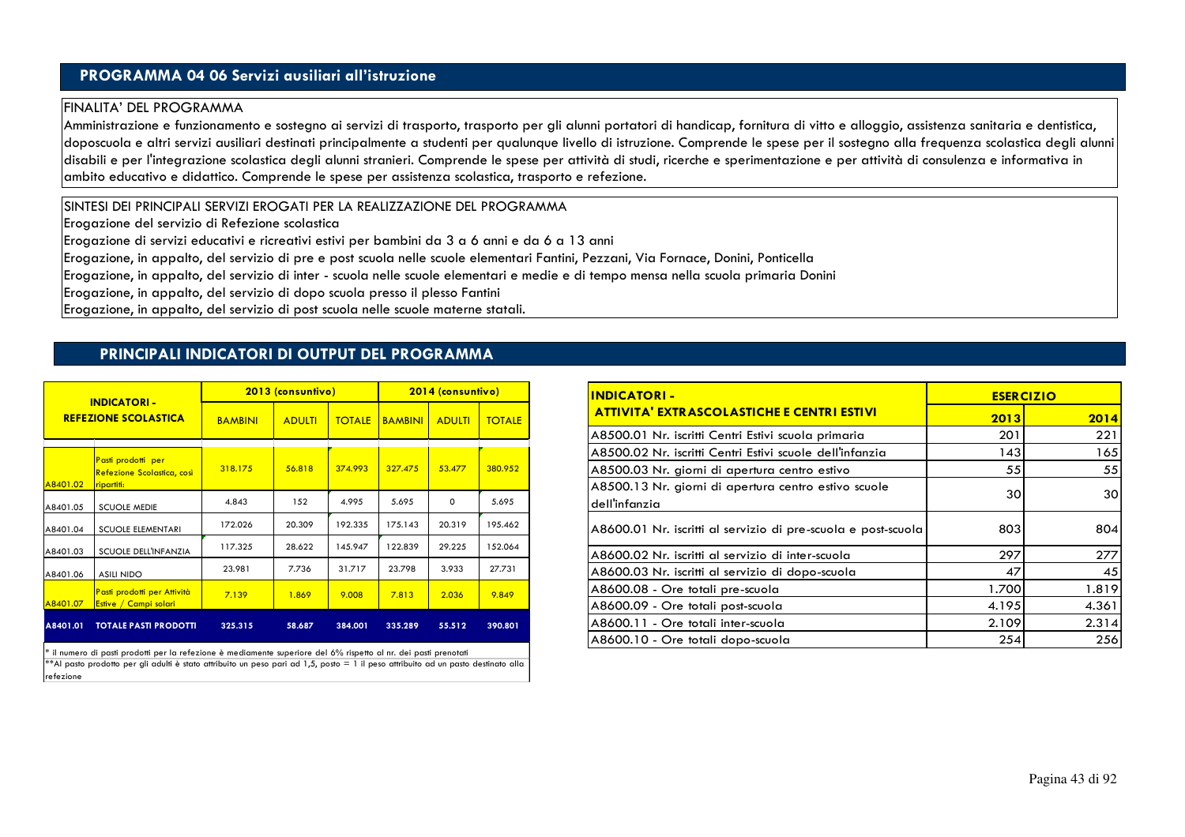## PROGRAMMA 04 06 Servizi ausiliari all'istruzione

FINALITA' DEL PROGRAMMA

Amministrazione e funzionamento e sostegno ai servizi di trasporto, trasporto per gli alunni portatori di handicap, fornitura di vitto e alloggio, assistenza sanitaria e dentistica, doposcuola e altri servizi ausiliari destinati principalmente a studenti per qualunque livello di istruzione. Comprende le spese per il sostegno alla frequenza scolastica degli alunni disabili e per l'integrazione scolastica degli alunni stranieri. Comprende le spese per attività di studi, ricerche e sperimentazione e per attività di consulenza e informativa in ambito educativo e didattico. Comprende le spese per assistenza scolastica, trasporto e refezione.

SINTESI DEI PRINCIPALI SERVIZI EROGATI PER LA REALIZZAZIONE DEL PROGRAMMA

Erogazione del servizio di Refezione scolastica

Erogazione di servizi educativi e ricreativi estivi per bambini da 3 a 6 anni e da 6 a 13 anni

Erogazione, in appalto, del servizio di pre e post scuola nelle scuole elementari Fantini, Pezzani, Via Fornace, Donini, Ponticella

Erogazione, in appalto, del servizio di inter - scuola nelle scuole elementari e medie e di tempo mensa nella scuola primaria Donini

Erogazione, in appalto, del servizio di dopo scuola presso il plesso Fantini

Erogazione, in appalto, del servizio di post scuola nelle scuole materne statali.

## PRINCIPALI INDICATORI DI OUTPUT DEL PROGRAMMA

| INDICATORI - REFEZIONE SCOLASTICA | | 2013 (consuntivo) | | | 2014 (consuntivo) | | |
|---|---|---|---|---|---|---|---|
| | | BAMBINI | ADULTI | TOTALE | BAMBINI | ADULTI | TOTALE |
| A8401.02 | Pasti prodotti per Refezione Scolastica, così ripartiti: | 318.175 | 56.818 | 374.993 | 327.475 | 53.477 | 380.952 |
| A8401.05 | SCUOLE MEDIE | 4.843 | 152 | 4.995 | 5.695 | 0 | 5.695 |
| A8401.04 | SCUOLE ELEMENTARI | 172.026 | 20.309 | 192.335 | 175.143 | 20.319 | 195.462 |
| A8401.03 | SCUOLE DELL'INFANZIA | 117.325 | 28.622 | 145.947 | 122.839 | 29.225 | 152.064 |
| A8401.06 | ASILI NIDO | 23.981 | 7.736 | 31.717 | 23.798 | 3.933 | 27.731 |
| A8401.07 | Pasti prodotti per Attività Estive / Campi solari | 7.139 | 1.869 | 9.008 | 7.813 | 2.036 | 9.849 |
| A8401.01 | TOTALE PASTI PRODOTTI | 325.315 | 58.687 | 384.001 | 335.289 | 55.512 | 390.801 |

* il numero di pasti prodotti per la refezione è mediamente superiore del 6% rispetto al nr. dei pasti prenotati

**Al pasto prodotto per gli adulti è stato attribuito un peso pari ad 1,5, posto = 1 il peso attribuito ad un pasto destinato alla refezione

| INDICATORI - ATTIVITA' EXTRASCOLASTICHE E CENTRI ESTIVI | ESERCIZIO | |
|---|---|---|
| | 2013 | 2014 |
| A8500.01 Nr. iscritti Centri Estivi scuola primaria | 201 | 221 |
| A8500.02 Nr. iscritti Centri Estivi scuole dell'infanzia | 143 | 165 |
| A8500.03 Nr. giorni di apertura centro estivo | 55 | 55 |
| A8500.13 Nr. giorni di apertura centro estivo scuole dell'infanzia | 30 | 30 |
| A8600.01 Nr. iscritti al servizio di pre-scuola e post-scuola | 803 | 804 |
| A8600.02 Nr. iscritti al servizio di inter-scuola | 297 | 277 |
| A8600.03 Nr. iscritti al servizio di dopo-scuola | 47 | 45 |
| A8600.08 - Ore totali pre-scuola | 1.700 | 1.819 |
| A8600.09 - Ore totali post-scuola | 4.195 | 4.361 |
| A8600.11 - Ore totali inter-scuola | 2.109 | 2.314 |
| A8600.10 - Ore totali dopo-scuola | 254 | 256 |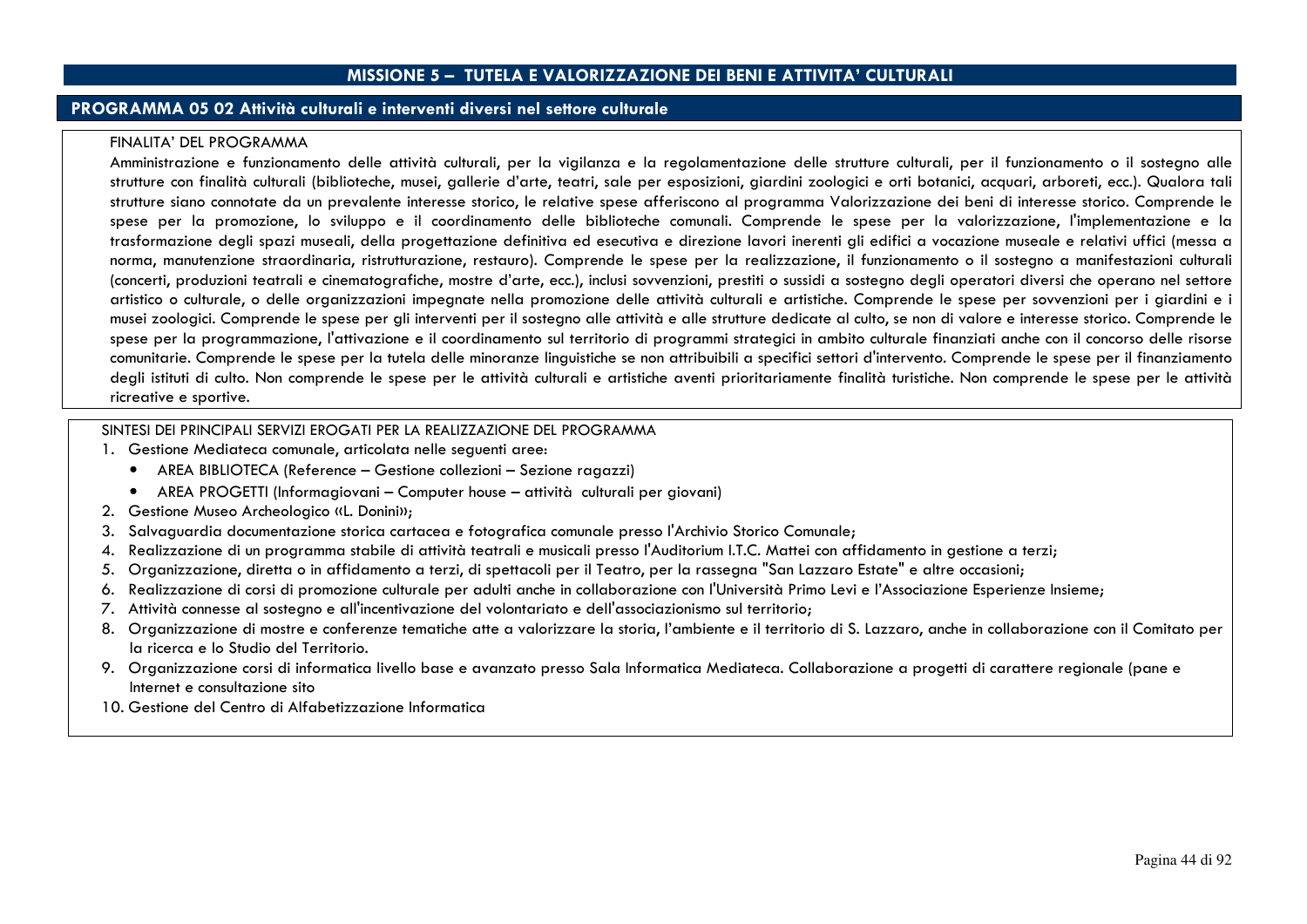# MISSIONE 5 – TUTELA E VALORIZZAZIONE DEI BENI E ATTIVITA' CULTURALI

## PROGRAMMA 05 02 Attività culturali e interventi diversi nel settore culturale

FINALITA' DEL PROGRAMMA

Amministrazione e funzionamento delle attività culturali, per la vigilanza e la regolamentazione delle strutture culturali, per il funzionamento o il sostegno alle strutture con finalità culturali (biblioteche, musei, gallerie d'arte, teatri, sale per esposizioni, giardini zoologici e orti botanici, acquari, arboreti, ecc.). Qualora tali strutture siano connotate da un prevalente interesse storico, le relative spese afferiscono al programma Valorizzazione dei beni di interesse storico. Comprende le spese per la promozione, lo sviluppo e il coordinamento delle biblioteche comunali. Comprende le spese per la valorizzazione, l'implementazione e la trasformazione degli spazi museali, della progettazione definitiva ed esecutiva e direzione lavori inerenti gli edifici a vocazione museale e relativi uffici (messa a norma, manutenzione straordinaria, ristrutturazione, restauro). Comprende le spese per la realizzazione, il funzionamento o il sostegno a manifestazioni culturali (concerti, produzioni teatrali e cinematografiche, mostre d'arte, ecc.), inclusi sovvenzioni, prestiti o sussidi a sostegno degli operatori diversi che operano nel settore artistico o culturale, o delle organizzazioni impegnate nella promozione delle attività culturali e artistiche. Comprende le spese per sovvenzioni per i giardini e i musei zoologici. Comprende le spese per gli interventi per il sostegno alle attività e alle strutture dedicate al culto, se non di valore e interesse storico. Comprende le spese per la programmazione, l'attivazione e il coordinamento sul territorio di programmi strategici in ambito culturale finanziati anche con il concorso delle risorse comunitarie. Comprende le spese per la tutela delle minoranze linguistiche se non attribuibili a specifici settori d'intervento. Comprende le spese per il finanziamento degli istituti di culto. Non comprende le spese per le attività culturali e artistiche aventi prioritariamente finalità turistiche. Non comprende le spese per le attività ricreative e sportive.

SINTESI DEI PRINCIPALI SERVIZI EROGATI PER LA REALIZZAZIONE DEL PROGRAMMA

1. Gestione Mediateca comunale, articolata nelle seguenti aree:
   - AREA BIBLIOTECA (Reference – Gestione collezioni – Sezione ragazzi)
   - AREA PROGETTI (Informagiovani – Computer house – attività culturali per giovani)
2. Gestione Museo Archeologico «L. Donini»;
3. Salvaguardia documentazione storica cartacea e fotografica comunale presso l'Archivio Storico Comunale;
4. Realizzazione di un programma stabile di attività teatrali e musicali presso l'Auditorium I.T.C. Mattei con affidamento in gestione a terzi;
5. Organizzazione, diretta o in affidamento a terzi, di spettacoli per il Teatro, per la rassegna "San Lazzaro Estate" e altre occasioni;
6. Realizzazione di corsi di promozione culturale per adulti anche in collaborazione con l'Università Primo Levi e l'Associazione Esperienze Insieme;
7. Attività connesse al sostegno e all'incentivazione del volontariato e dell'associazionismo sul territorio;
8. Organizzazione di mostre e conferenze tematiche atte a valorizzare la storia, l'ambiente e il territorio di S. Lazzaro, anche in collaborazione con il Comitato per la ricerca e lo Studio del Territorio.
9. Organizzazione corsi di informatica livello base e avanzato presso Sala Informatica Mediateca. Collaborazione a progetti di carattere regionale (pane e Internet e consultazione sito
10. Gestione del Centro di Alfabetizzazione Informatica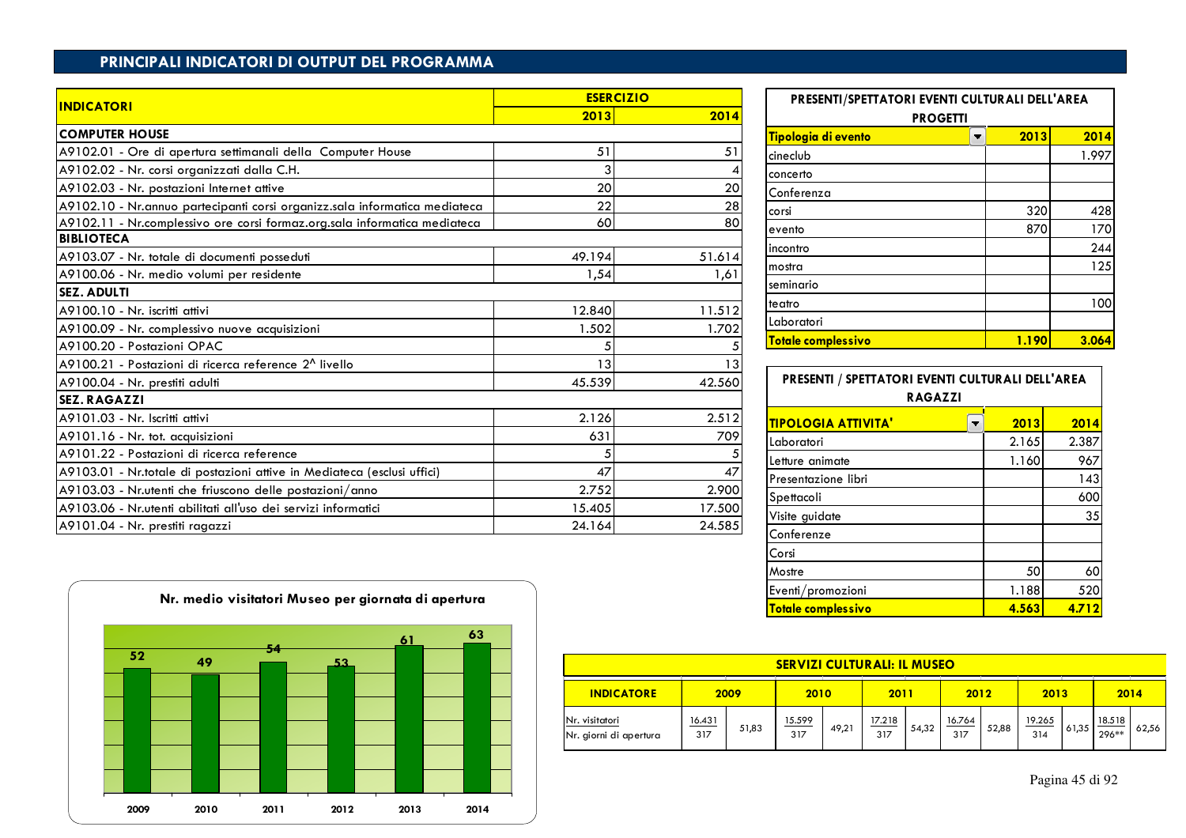## PRINCIPALI INDICATORI DI OUTPUT DEL PROGRAMMA

| INDICATORI | ESERCIZIO | |
|---|---|---|
| | 2013 | 2014 |
| **COMPUTER HOUSE** | | |
| A9102.01 - Ore di apertura settimanali della Computer House | 51 | 51 |
| A9102.02 - Nr. corsi organizzati dalla C.H. | 3 | 4 |
| A9102.03 - Nr. postazioni Internet attive | 20 | 20 |
| A9102.10 - Nr.annuo partecipanti corsi organizz.sala informatica mediateca | 22 | 28 |
| A9102.11 - Nr.complessivo ore corsi formaz.org.sala informatica mediateca | 60 | 80 |
| **BIBLIOTECA** | | |
| A9103.07 - Nr. totale di documenti posseduti | 49.194 | 51.614 |
| A9100.06 - Nr. medio volumi per residente | 1,54 | 1,61 |
| **SEZ. ADULTI** | | |
| A9100.10 - Nr. iscritti attivi | 12.840 | 11.512 |
| A9100.09 - Nr. complessivo nuove acquisizioni | 1.502 | 1.702 |
| A9100.20 - Postazioni OPAC | 5 | 5 |
| A9100.21 - Postazioni di ricerca reference 2^ livello | 13 | 13 |
| A9100.04 - Nr. prestiti adulti | 45.539 | 42.560 |
| **SEZ. RAGAZZI** | | |
| A9101.03 - Nr. Iscritti attivi | 2.126 | 2.512 |
| A9101.16 - Nr. tot. acquisizioni | 631 | 709 |
| A9101.22 - Postazioni di ricerca reference | 5 | 5 |
| A9103.01 - Nr.totale di postazioni attive in Mediateca (esclusi uffici) | 47 | 47 |
| A9103.03 - Nr.utenti che friuscono delle postazioni/anno | 2.752 | 2.900 |
| A9103.06 - Nr.utenti abilitati all'uso dei servizi informatici | 15.405 | 17.500 |
| A9101.04 - Nr. prestiti ragazzi | 24.164 | 24.585 |

**PRESENTI/SPETTATORI EVENTI CULTURALI DELL'AREA PROGETTI**

| Tipologia di evento | 2013 | 2014 |
|---|---|---|
| cineclub | | 1.997 |
| concerto | | |
| Conferenza | | |
| corsi | 320 | 428 |
| evento | 870 | 170 |
| incontro | | 244 |
| mostra | | 125 |
| seminario | | |
| teatro | | 100 |
| Laboratori | | |
| **Totale complessivo** | **1.190** | **3.064** |

**PRESENTI / SPETTATORI EVENTI CULTURALI DELL'AREA RAGAZZI**

| TIPOLOGIA ATTIVITA' | 2013 | 2014 |
|---|---|---|
| Laboratori | 2.165 | 2.387 |
| Letture animate | 1.160 | 967 |
| Presentazione libri | | 143 |
| Spettacoli | | 600 |
| Visite guidate | | 35 |
| Conferenze | | |
| Corsi | | |
| Mostre | 50 | 60 |
| Eventi/promozioni | 1.188 | 520 |
| **Totale complessivo** | **4.563** | **4.712** |

**Nr. medio visitatori Museo per giornata di apertura**

| 2009 | 2010 | 2011 | 2012 | 2013 | 2014 |
|---|---|---|---|---|---|
| 52 | 49 | 54 | 53 | 61 | 63 |

**SERVIZI CULTURALI: IL MUSEO**

| INDICATORE | 2009 | | 2010 | | 2011 | | 2012 | | 2013 | | 2014 | |
|---|---|---|---|---|---|---|---|---|---|---|---|---|
| Nr. visitatori / Nr. giorni di apertura | 16.431 / 317 | 51,83 | 15.599 / 317 | 49,21 | 17.218 / 317 | 54,32 | 16.764 / 317 | 52,88 | 19.265 / 314 | 61,35 | 18.518 / 296** | 62,56 |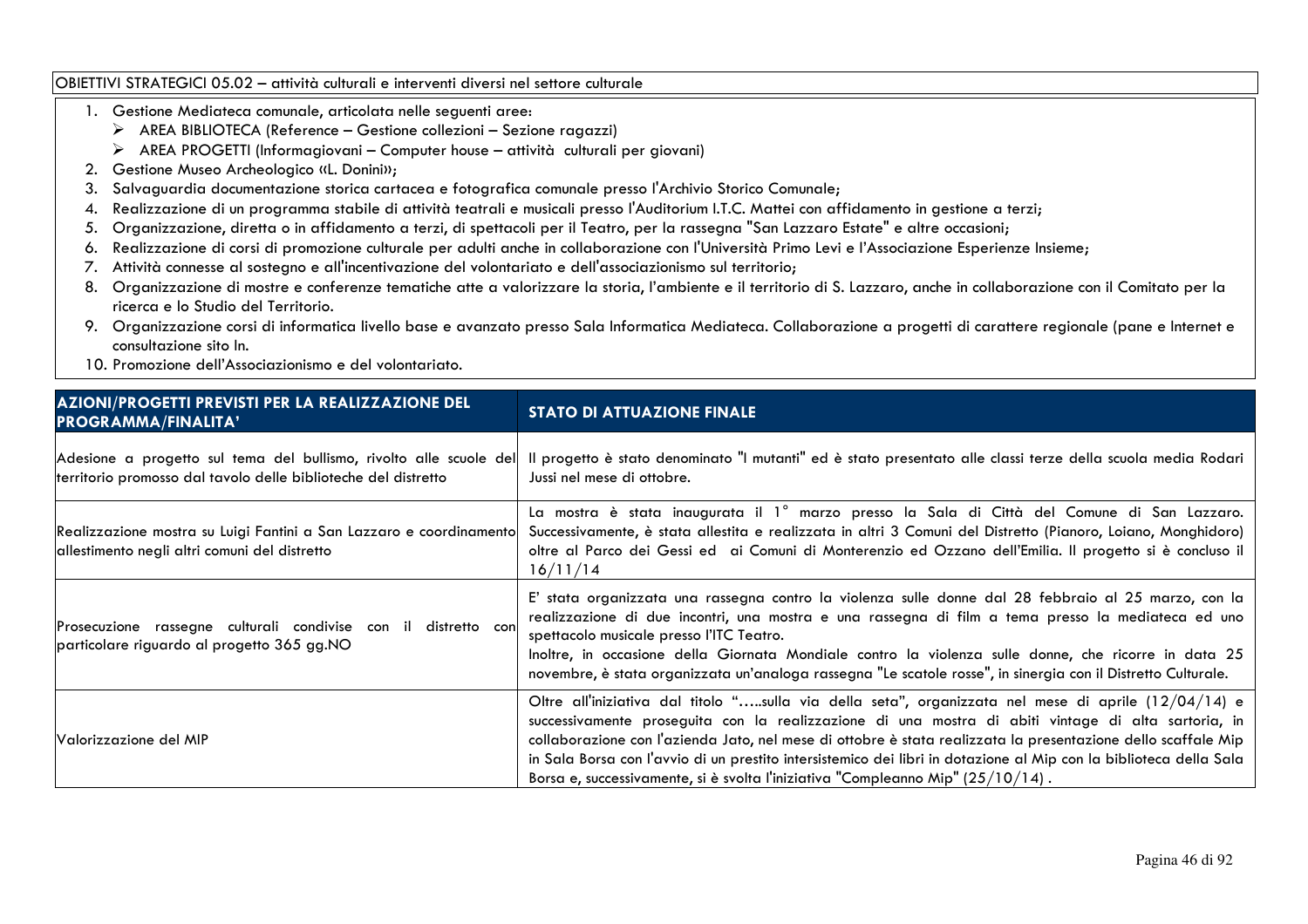OBIETTIVI STRATEGICI 05.02 – attività culturali e interventi diversi nel settore culturale

1. Gestione Mediateca comunale, articolata nelle seguenti aree:
   - AREA BIBLIOTECA (Reference – Gestione collezioni – Sezione ragazzi)
   - AREA PROGETTI (Informagiovani – Computer house – attività culturali per giovani)
2. Gestione Museo Archeologico «L. Donini»;
3. Salvaguardia documentazione storica cartacea e fotografica comunale presso l'Archivio Storico Comunale;
4. Realizzazione di un programma stabile di attività teatrali e musicali presso l'Auditorium I.T.C. Mattei con affidamento in gestione a terzi;
5. Organizzazione, diretta o in affidamento a terzi, di spettacoli per il Teatro, per la rassegna "San Lazzaro Estate" e altre occasioni;
6. Realizzazione di corsi di promozione culturale per adulti anche in collaborazione con l'Università Primo Levi e l'Associazione Esperienze Insieme;
7. Attività connesse al sostegno e all'incentivazione del volontariato e dell'associazionismo sul territorio;
8. Organizzazione di mostre e conferenze tematiche atte a valorizzare la storia, l'ambiente e il territorio di S. Lazzaro, anche in collaborazione con il Comitato per la ricerca e lo Studio del Territorio.
9. Organizzazione corsi di informatica livello base e avanzato presso Sala Informatica Mediateca. Collaborazione a progetti di carattere regionale (pane e Internet e consultazione sito In.
10. Promozione dell'Associazionismo e del volontariato.

| AZIONI/PROGETTI PREVISTI PER LA REALIZZAZIONE DEL PROGRAMMA/FINALITA' | STATO DI ATTUAZIONE FINALE |
|---|---|
| Adesione a progetto sul tema del bullismo, rivolto alle scuole del territorio promosso dal tavolo delle biblioteche del distretto | Il progetto è stato denominato "I mutanti" ed è stato presentato alle classi terze della scuola media Rodari Jussi nel mese di ottobre. |
| Realizzazione mostra su Luigi Fantini a San Lazzaro e coordinamento allestimento negli altri comuni del distretto | La mostra è stata inaugurata il 1° marzo presso la Sala di Città del Comune di San Lazzaro. Successivamente, è stata allestita e realizzata in altri 3 Comuni del Distretto (Pianoro, Loiano, Monghidoro) oltre al Parco dei Gessi ed ai Comuni di Monterenzio ed Ozzano dell'Emilia. Il progetto si è concluso il 16/11/14 |
| Prosecuzione rassegne culturali condivise con il distretto con particolare riguardo al progetto 365 gg.NO | E' stata organizzata una rassegna contro la violenza sulle donne dal 28 febbraio al 25 marzo, con la realizzazione di due incontri, una mostra e una rassegna di film a tema presso la mediateca ed uno spettacolo musicale presso l'ITC Teatro.<br>Inoltre, in occasione della Giornata Mondiale contro la violenza sulle donne, che ricorre in data 25 novembre, è stata organizzata un'analoga rassegna "Le scatole rosse", in sinergia con il Distretto Culturale. |
| Valorizzazione del MIP | Oltre all'iniziativa dal titolo "…..sulla via della seta", organizzata nel mese di aprile (12/04/14) e successivamente proseguita con la realizzazione di una mostra di abiti vintage di alta sartoria, in collaborazione con l'azienda Jato, nel mese di ottobre è stata realizzata la presentazione dello scaffale Mip in Sala Borsa con l'avvio di un prestito intersistemico dei libri in dotazione al Mip con la biblioteca della Sala Borsa e, successivamente, si è svolta l'iniziativa "Compleanno Mip" (25/10/14) . |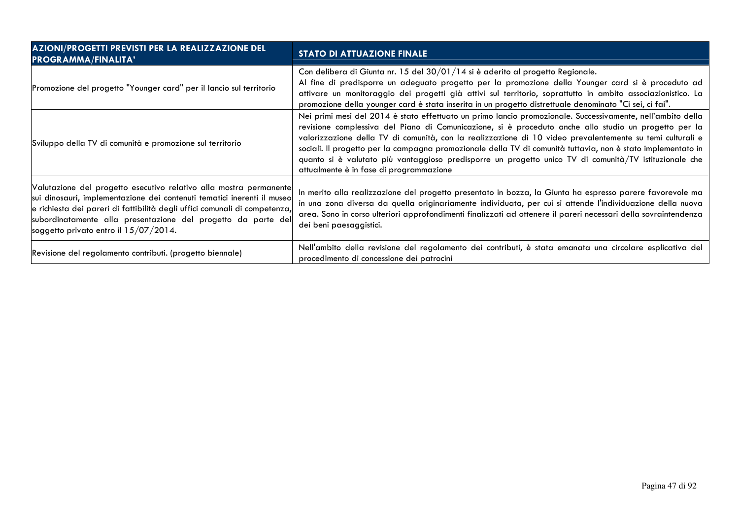| AZIONI/PROGETTI PREVISTI PER LA REALIZZAZIONE DEL PROGRAMMA/FINALITA' | STATO DI ATTUAZIONE FINALE |
|---|---|
| Promozione del progetto "Younger card" per il lancio sul territorio | Con delibera di Giunta nr. 15 del 30/01/14 si è aderito al progetto Regionale.<br>Al fine di predisporre un adeguato progetto per la promozione della Younger card si è proceduto ad attivare un monitoraggio dei progetti già attivi sul territorio, soprattutto in ambito associazionistico. La promozione della younger card è stata inserita in un progetto distrettuale denominato "Ci sei, ci fai". |
| Sviluppo della TV di comunità e promozione sul territorio | Nei primi mesi del 2014 è stato effettuato un primo lancio promozionale. Successivamente, nell'ambito della revisione complessiva del Piano di Comunicazione, si è proceduto anche allo studio un progetto per la valorizzazione della TV di comunità, con la realizzazione di 10 video prevalentemente su temi culturali e sociali. Il progetto per la campagna promozionale della TV di comunità tuttavia, non è stato implementato in quanto si è valutato più vantaggioso predisporre un progetto unico TV di comunità/TV istituzionale che attualmente è in fase di programmazione |
| Valutazione del progetto esecutivo relativo alla mostra permanente sui dinosauri, implementazione dei contenuti tematici inerenti il museo e richiesta dei pareri di fattibilità degli uffici comunali di competenza, subordinatamente alla presentazione del progetto da parte del soggetto privato entro il 15/07/2014. | In merito alla realizzazione del progetto presentato in bozza, la Giunta ha espresso parere favorevole ma in una zona diversa da quella originariamente individuata, per cui si attende l'individuazione della nuova area. Sono in corso ulteriori approfondimenti finalizzati ad ottenere il pareri necessari della sovraintendenza dei beni paesaggistici. |
| Revisione del regolamento contributi. (progetto biennale) | Nell'ambito della revisione del regolamento dei contributi, è stata emanata una circolare esplicativa del procedimento di concessione dei patrocini |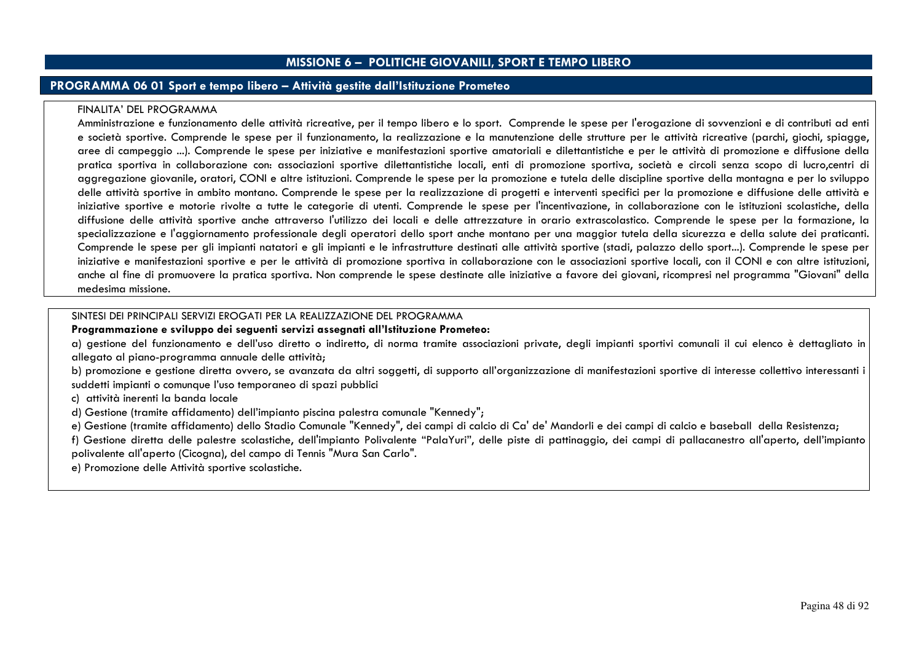## MISSIONE 6 – POLITICHE GIOVANILI, SPORT E TEMPO LIBERO

### PROGRAMMA 06 01 Sport e tempo libero – Attività gestite dall'Istituzione Prometeo

FINALITA' DEL PROGRAMMA

Amministrazione e funzionamento delle attività ricreative, per il tempo libero e lo sport. Comprende le spese per l'erogazione di sovvenzioni e di contributi ad enti e società sportive. Comprende le spese per il funzionamento, la realizzazione e la manutenzione delle strutture per le attività ricreative (parchi, giochi, spiagge, aree di campeggio ...). Comprende le spese per iniziative e manifestazioni sportive amatoriali e dilettantistiche e per le attività di promozione e diffusione della pratica sportiva in collaborazione con: associazioni sportive dilettantistiche locali, enti di promozione sportiva, società e circoli senza scopo di lucro,centri di aggregazione giovanile, oratori, CONI e altre istituzioni. Comprende le spese per la promozione e tutela delle discipline sportive della montagna e per lo sviluppo delle attività sportive in ambito montano. Comprende le spese per la realizzazione di progetti e interventi specifici per la promozione e diffusione delle attività e iniziative sportive e motorie rivolte a tutte le categorie di utenti. Comprende le spese per l'incentivazione, in collaborazione con le istituzioni scolastiche, della diffusione delle attività sportive anche attraverso l'utilizzo dei locali e delle attrezzature in orario extrascolastico. Comprende le spese per la formazione, la specializzazione e l'aggiornamento professionale degli operatori dello sport anche montano per una maggior tutela della sicurezza e della salute dei praticanti. Comprende le spese per gli impianti natatori e gli impianti e le infrastrutture destinati alle attività sportive (stadi, palazzo dello sport...). Comprende le spese per iniziative e manifestazioni sportive e per le attività di promozione sportiva in collaborazione con le associazioni sportive locali, con il CONI e con altre istituzioni, anche al fine di promuovere la pratica sportiva. Non comprende le spese destinate alle iniziative a favore dei giovani, ricompresi nel programma "Giovani" della medesima missione.

SINTESI DEI PRINCIPALI SERVIZI EROGATI PER LA REALIZZAZIONE DEL PROGRAMMA

**Programmazione e sviluppo dei seguenti servizi assegnati all'Istituzione Prometeo:**

a) gestione del funzionamento e dell'uso diretto o indiretto, di norma tramite associazioni private, degli impianti sportivi comunali il cui elenco è dettagliato in allegato al piano-programma annuale delle attività;

b) promozione e gestione diretta ovvero, se avanzata da altri soggetti, di supporto all'organizzazione di manifestazioni sportive di interesse collettivo interessanti i suddetti impianti o comunque l'uso temporaneo di spazi pubblici

c) attività inerenti la banda locale

d) Gestione (tramite affidamento) dell'impianto piscina palestra comunale "Kennedy";

e) Gestione (tramite affidamento) dello Stadio Comunale "Kennedy", dei campi di calcio di Ca' de' Mandorli e dei campi di calcio e baseball della Resistenza;

f) Gestione diretta delle palestre scolastiche, dell'impianto Polivalente "PalaYuri", delle piste di pattinaggio, dei campi di pallacanestro all'aperto, dell'impianto polivalente all'aperto (Cicogna), del campo di Tennis "Mura San Carlo".

e) Promozione delle Attività sportive scolastiche.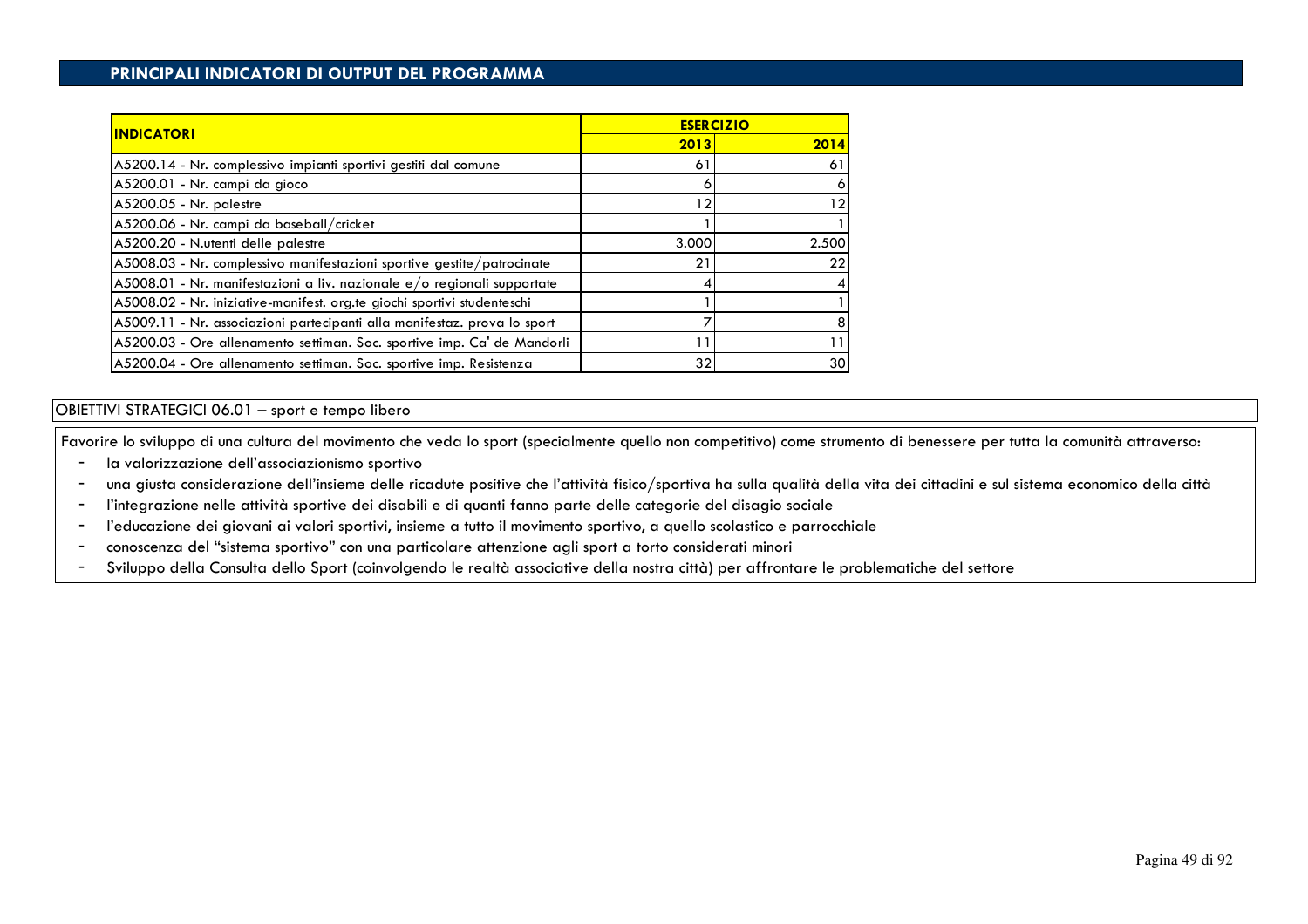## PRINCIPALI INDICATORI DI OUTPUT DEL PROGRAMMA

| INDICATORI | ESERCIZIO | |
|---|---|---|
| | 2013 | 2014 |
| A5200.14 - Nr. complessivo impianti sportivi gestiti dal comune | 61 | 61 |
| A5200.01 - Nr. campi da gioco | 6 | 6 |
| A5200.05 - Nr. palestre | 12 | 12 |
| A5200.06 - Nr. campi da baseball/cricket | 1 | 1 |
| A5200.20 - N.utenti delle palestre | 3.000 | 2.500 |
| A5008.03 - Nr. complessivo manifestazioni sportive gestite/patrocinate | 21 | 22 |
| A5008.01 - Nr. manifestazioni a liv. nazionale e/o regionali supportate | 4 | 4 |
| A5008.02 - Nr. iniziative-manifest. org.te giochi sportivi studenteschi | 1 | 1 |
| A5009.11 - Nr. associazioni partecipanti alla manifestaz. prova lo sport | 7 | 8 |
| A5200.03 - Ore allenamento settiman. Soc. sportive imp. Ca' de Mandorli | 11 | 11 |
| A5200.04 - Ore allenamento settiman. Soc. sportive imp. Resistenza | 32 | 30 |

OBIETTIVI STRATEGICI 06.01 – sport e tempo libero

Favorire lo sviluppo di una cultura del movimento che veda lo sport (specialmente quello non competitivo) come strumento di benessere per tutta la comunità attraverso:

- la valorizzazione dell'associazionismo sportivo
- una giusta considerazione dell'insieme delle ricadute positive che l'attività fisico/sportiva ha sulla qualità della vita dei cittadini e sul sistema economico della città
- l'integrazione nelle attività sportive dei disabili e di quanti fanno parte delle categorie del disagio sociale
- l'educazione dei giovani ai valori sportivi, insieme a tutto il movimento sportivo, a quello scolastico e parrocchiale
- conoscenza del "sistema sportivo" con una particolare attenzione agli sport a torto considerati minori
- Sviluppo della Consulta dello Sport (coinvolgendo le realtà associative della nostra città) per affrontare le problematiche del settore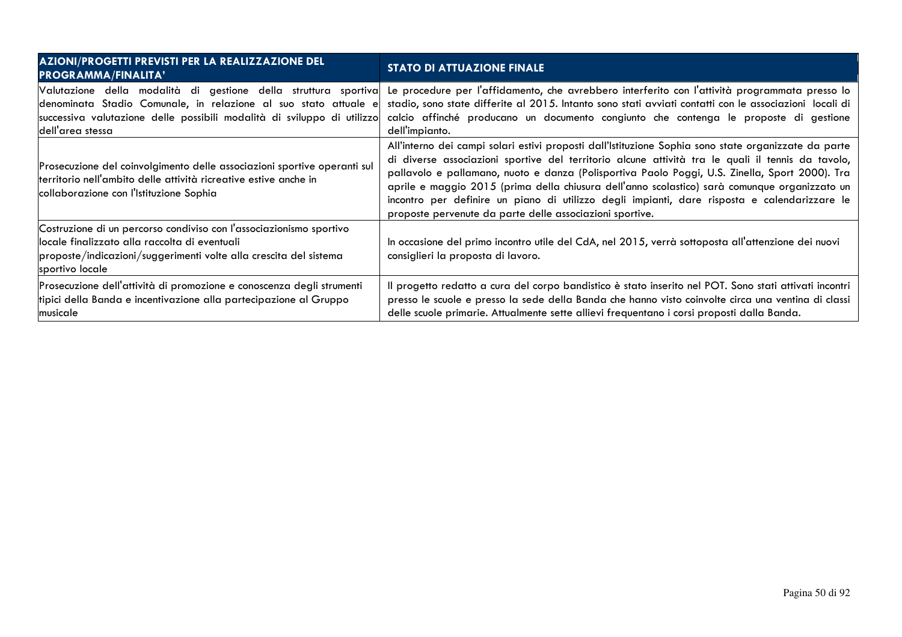| AZIONI/PROGETTI PREVISTI PER LA REALIZZAZIONE DEL PROGRAMMA/FINALITA' | STATO DI ATTUAZIONE FINALE |
|---|---|
| Valutazione della modalità di gestione della struttura sportiva denominata Stadio Comunale, in relazione al suo stato attuale e successiva valutazione delle possibili modalità di sviluppo di utilizzo dell'area stessa | Le procedure per l'affidamento, che avrebbero interferito con l'attività programmata presso lo stadio, sono state differite al 2015. Intanto sono stati avviati contatti con le associazioni locali di calcio affinché producano un documento congiunto che contenga le proposte di gestione dell'impianto. |
| Prosecuzione del coinvolgimento delle associazioni sportive operanti sul territorio nell'ambito delle attività ricreative estive anche in collaborazione con l'Istituzione Sophia | All'interno dei campi solari estivi proposti dall'Istituzione Sophia sono state organizzate da parte di diverse associazioni sportive del territorio alcune attività tra le quali il tennis da tavolo, pallavolo e pallamano, nuoto e danza (Polisportiva Paolo Poggi, U.S. Zinella, Sport 2000). Tra aprile e maggio 2015 (prima della chiusura dell'anno scolastico) sarà comunque organizzato un incontro per definire un piano di utilizzo degli impianti, dare risposta e calendarizzare le proposte pervenute da parte delle associazioni sportive. |
| Costruzione di un percorso condiviso con l'associazionismo sportivo locale finalizzato alla raccolta di eventuali proposte/indicazioni/suggerimenti volte alla crescita del sistema sportivo locale | In occasione del primo incontro utile del CdA, nel 2015, verrà sottoposta all'attenzione dei nuovi consiglieri la proposta di lavoro. |
| Prosecuzione dell'attività di promozione e conoscenza degli strumenti tipici della Banda e incentivazione alla partecipazione al Gruppo musicale | Il progetto redatto a cura del corpo bandistico è stato inserito nel POT. Sono stati attivati incontri presso le scuole e presso la sede della Banda che hanno visto coinvolte circa una ventina di classi delle scuole primarie. Attualmente sette allievi frequentano i corsi proposti dalla Banda. |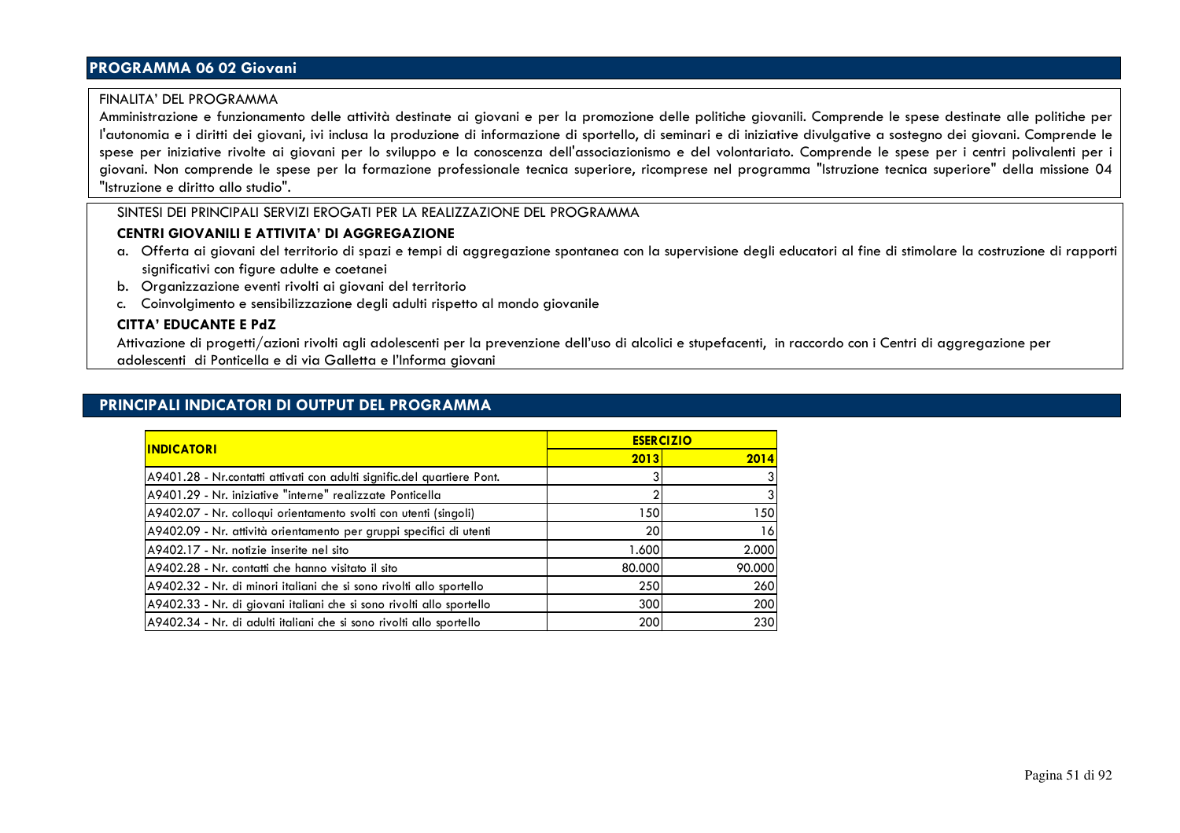## PROGRAMMA 06 02 Giovani

FINALITA' DEL PROGRAMMA

Amministrazione e funzionamento delle attività destinate ai giovani e per la promozione delle politiche giovanili. Comprende le spese destinate alle politiche per l'autonomia e i diritti dei giovani, ivi inclusa la produzione di informazione di sportello, di seminari e di iniziative divulgative a sostegno dei giovani. Comprende le spese per iniziative rivolte ai giovani per lo sviluppo e la conoscenza dell'associazionismo e del volontariato. Comprende le spese per i centri polivalenti per i giovani. Non comprende le spese per la formazione professionale tecnica superiore, ricomprese nel programma "Istruzione tecnica superiore" della missione 04 "Istruzione e diritto allo studio".

SINTESI DEI PRINCIPALI SERVIZI EROGATI PER LA REALIZZAZIONE DEL PROGRAMMA

**CENTRI GIOVANILI E ATTIVITA' DI AGGREGAZIONE**

a. Offerta ai giovani del territorio di spazi e tempi di aggregazione spontanea con la supervisione degli educatori al fine di stimolare la costruzione di rapporti significativi con figure adulte e coetanei
b. Organizzazione eventi rivolti ai giovani del territorio
c. Coinvolgimento e sensibilizzazione degli adulti rispetto al mondo giovanile

**CITTA' EDUCANTE E PdZ**

Attivazione di progetti/azioni rivolti agli adolescenti per la prevenzione dell'uso di alcolici e stupefacenti, in raccordo con i Centri di aggregazione per adolescenti di Ponticella e di via Galletta e l'Informa giovani

## PRINCIPALI INDICATORI DI OUTPUT DEL PROGRAMMA

| INDICATORI | ESERCIZIO | |
|---|---|---|
| | 2013 | 2014 |
| A9401.28 - Nr.contatti attivati con adulti signific.del quartiere Pont. | 3 | 3 |
| A9401.29 - Nr. iniziative "interne" realizzate Ponticella | 2 | 3 |
| A9402.07 - Nr. colloqui orientamento svolti con utenti (singoli) | 150 | 150 |
| A9402.09 - Nr. attività orientamento per gruppi specifici di utenti | 20 | 16 |
| A9402.17 - Nr. notizie inserite nel sito | 1.600 | 2.000 |
| A9402.28 - Nr. contatti che hanno visitato il sito | 80.000 | 90.000 |
| A9402.32 - Nr. di minori italiani che si sono rivolti allo sportello | 250 | 260 |
| A9402.33 - Nr. di giovani italiani che si sono rivolti allo sportello | 300 | 200 |
| A9402.34 - Nr. di adulti italiani che si sono rivolti allo sportello | 200 | 230 |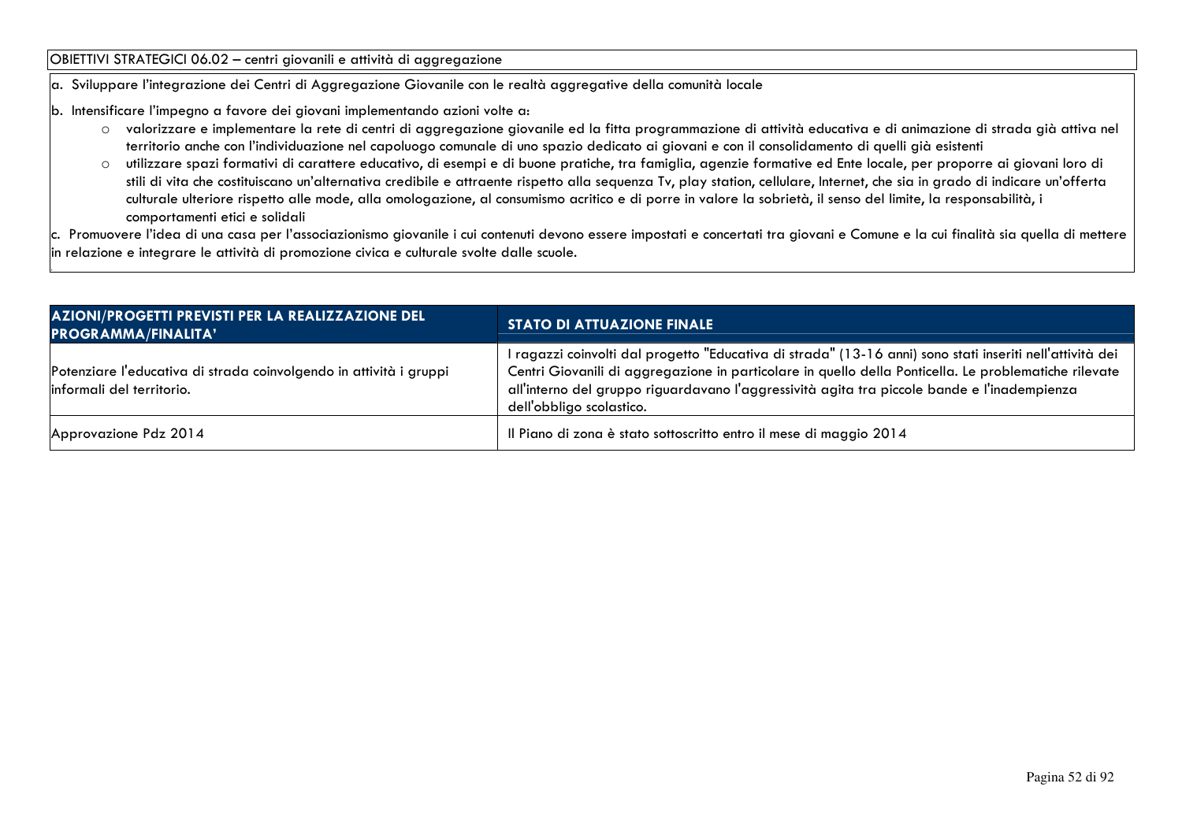OBIETTIVI STRATEGICI 06.02 – centri giovanili e attività di aggregazione

a. Sviluppare l'integrazione dei Centri di Aggregazione Giovanile con le realtà aggregative della comunità locale

b. Intensificare l'impegno a favore dei giovani implementando azioni volte a:

- valorizzare e implementare la rete di centri di aggregazione giovanile ed la fitta programmazione di attività educativa e di animazione di strada già attiva nel territorio anche con l'individuazione nel capoluogo comunale di uno spazio dedicato ai giovani e con il consolidamento di quelli già esistenti
- utilizzare spazi formativi di carattere educativo, di esempi e di buone pratiche, tra famiglia, agenzie formative ed Ente locale, per proporre ai giovani loro di stili di vita che costituiscano un'alternativa credibile e attraente rispetto alla sequenza Tv, play station, cellulare, Internet, che sia in grado di indicare un'offerta culturale ulteriore rispetto alle mode, alla omologazione, al consumismo acritico e di porre in valore la sobrietà, il senso del limite, la responsabilità, i comportamenti etici e solidali

c. Promuovere l'idea di una casa per l'associazionismo giovanile i cui contenuti devono essere impostati e concertati tra giovani e Comune e la cui finalità sia quella di mettere in relazione e integrare le attività di promozione civica e culturale svolte dalle scuole.

| AZIONI/PROGETTI PREVISTI PER LA REALIZZAZIONE DEL PROGRAMMA/FINALITA' | STATO DI ATTUAZIONE FINALE |
|---|---|
| Potenziare l'educativa di strada coinvolgendo in attività i gruppi informali del territorio. | I ragazzi coinvolti dal progetto "Educativa di strada" (13-16 anni) sono stati inseriti nell'attività dei Centri Giovanili di aggregazione in particolare in quello della Ponticella. Le problematiche rilevate all'interno del gruppo riguardavano l'aggressività agita tra piccole bande e l'inadempienza dell'obbligo scolastico. |
| Approvazione Pdz 2014 | Il Piano di zona è stato sottoscritto entro il mese di maggio 2014 |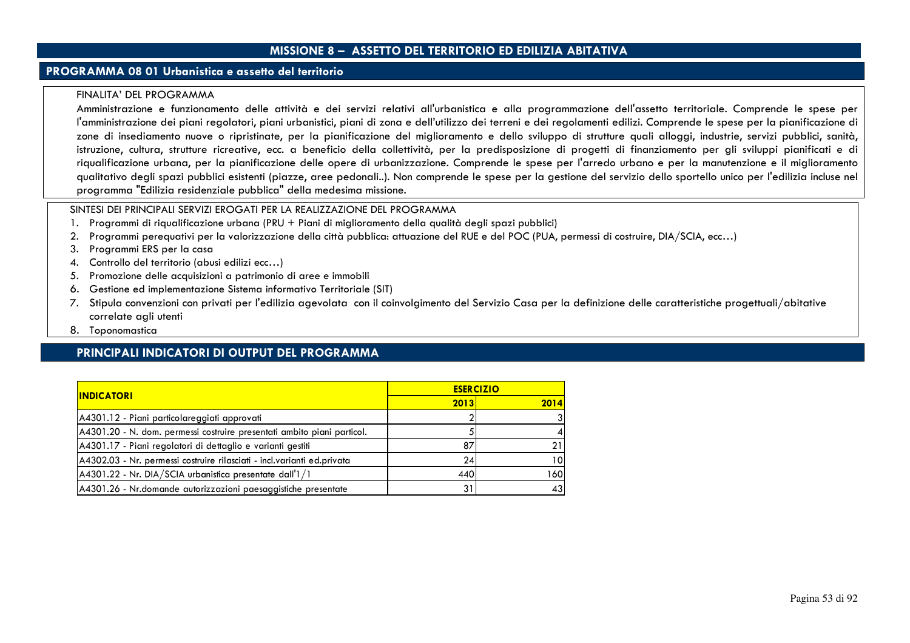# MISSIONE 8 – ASSETTO DEL TERRITORIO ED EDILIZIA ABITATIVA

## PROGRAMMA 08 01 Urbanistica e assetto del territorio

FINALITA' DEL PROGRAMMA

Amministrazione e funzionamento delle attività e dei servizi relativi all'urbanistica e alla programmazione dell'assetto territoriale. Comprende le spese per l'amministrazione dei piani regolatori, piani urbanistici, piani di zona e dell'utilizzo dei terreni e dei regolamenti edilizi. Comprende le spese per la pianificazione di zone di insediamento nuove o ripristinate, per la pianificazione del miglioramento e dello sviluppo di strutture quali alloggi, industrie, servizi pubblici, sanità, istruzione, cultura, strutture ricreative, ecc. a beneficio della collettività, per la predisposizione di progetti di finanziamento per gli sviluppi pianificati e di riqualificazione urbana, per la pianificazione delle opere di urbanizzazione. Comprende le spese per l'arredo urbano e per la manutenzione e il miglioramento qualitativo degli spazi pubblici esistenti (piazze, aree pedonali..). Non comprende le spese per la gestione del servizio dello sportello unico per l'edilizia incluse nel programma "Edilizia residenziale pubblica" della medesima missione.

SINTESI DEI PRINCIPALI SERVIZI EROGATI PER LA REALIZZAZIONE DEL PROGRAMMA

1. Programmi di riqualificazione urbana (PRU + Piani di miglioramento della qualità degli spazi pubblici)
2. Programmi perequativi per la valorizzazione della città pubblica: attuazione del RUE e del POC (PUA, permessi di costruire, DIA/SCIA, ecc…)
3. Programmi ERS per la casa
4. Controllo del territorio (abusi edilizi ecc…)
5. Promozione delle acquisizioni a patrimonio di aree e immobili
6. Gestione ed implementazione Sistema informativo Territoriale (SIT)
7. Stipula convenzioni con privati per l'edilizia agevolata con il coinvolgimento del Servizio Casa per la definizione delle caratteristiche progettuali/abitative correlate agli utenti
8. Toponomastica

## PRINCIPALI INDICATORI DI OUTPUT DEL PROGRAMMA

| INDICATORI | ESERCIZIO | |
|---|---|---|
| | 2013 | 2014 |
| A4301.12 - Piani particolareggiati approvati | 2 | 3 |
| A4301.20 - N. dom. permessi costruire presentati ambito piani particol. | 5 | 4 |
| A4301.17 - Piani regolatori di dettaglio e varianti gestiti | 87 | 21 |
| A4302.03 - Nr. permessi costruire rilasciati - incl.varianti ed.privata | 24 | 10 |
| A4301.22 - Nr. DIA/SCIA urbanistica presentate dall'1/1 | 440 | 160 |
| A4301.26 - Nr.domande autorizzazioni paesaggistiche presentate | 31 | 43 |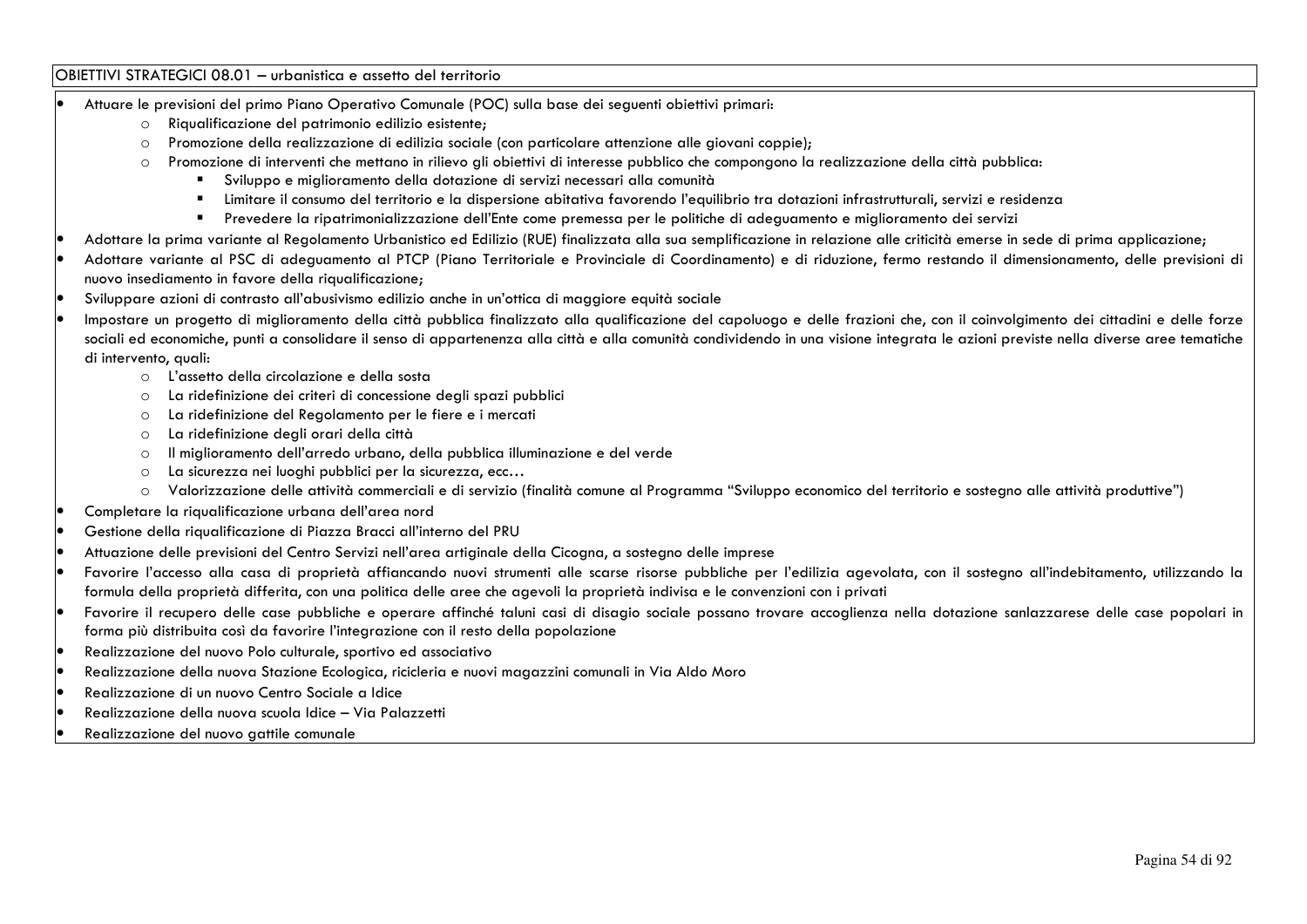## OBIETTIVI STRATEGICI 08.01 – urbanistica e assetto del territorio

- Attuare le previsioni del primo Piano Operativo Comunale (POC) sulla base dei seguenti obiettivi primari:
  - Riqualificazione del patrimonio edilizio esistente;
  - Promozione della realizzazione di edilizia sociale (con particolare attenzione alle giovani coppie);
  - Promozione di interventi che mettano in rilievo gli obiettivi di interesse pubblico che compongono la realizzazione della città pubblica:
    - Sviluppo e miglioramento della dotazione di servizi necessari alla comunità
    - Limitare il consumo del territorio e la dispersione abitativa favorendo l'equilibrio tra dotazioni infrastrutturali, servizi e residenza
    - Prevedere la ripatrimonializzazione dell'Ente come premessa per le politiche di adeguamento e miglioramento dei servizi
- Adottare la prima variante al Regolamento Urbanistico ed Edilizio (RUE) finalizzata alla sua semplificazione in relazione alle criticità emerse in sede di prima applicazione;
- Adottare variante al PSC di adeguamento al PTCP (Piano Territoriale e Provinciale di Coordinamento) e di riduzione, fermo restando il dimensionamento, delle previsioni di nuovo insediamento in favore della riqualificazione;
- Sviluppare azioni di contrasto all'abusivismo edilizio anche in un'ottica di maggiore equità sociale
- Impostare un progetto di miglioramento della città pubblica finalizzato alla qualificazione del capoluogo e delle frazioni che, con il coinvolgimento dei cittadini e delle forze sociali ed economiche, punti a consolidare il senso di appartenenza alla città e alla comunità condividendo in una visione integrata le azioni previste nella diverse aree tematiche di intervento, quali:
  - L'assetto della circolazione e della sosta
  - La ridefinizione dei criteri di concessione degli spazi pubblici
  - La ridefinizione del Regolamento per le fiere e i mercati
  - La ridefinizione degli orari della città
  - Il miglioramento dell'arredo urbano, della pubblica illuminazione e del verde
  - La sicurezza nei luoghi pubblici per la sicurezza, ecc…
  - Valorizzazione delle attività commerciali e di servizio (finalità comune al Programma "Sviluppo economico del territorio e sostegno alle attività produttive")
- Completare la riqualificazione urbana dell'area nord
- Gestione della riqualificazione di Piazza Bracci all'interno del PRU
- Attuazione delle previsioni del Centro Servizi nell'area artiginale della Cicogna, a sostegno delle imprese
- Favorire l'accesso alla casa di proprietà affiancando nuovi strumenti alle scarse risorse pubbliche per l'edilizia agevolata, con il sostegno all'indebitamento, utilizzando la formula della proprietà differita, con una politica delle aree che agevoli la proprietà indivisa e le convenzioni con i privati
- Favorire il recupero delle case pubbliche e operare affinché taluni casi di disagio sociale possano trovare accoglienza nella dotazione sanlazzarese delle case popolari in forma più distribuita così da favorire l'integrazione con il resto della popolazione
- Realizzazione del nuovo Polo culturale, sportivo ed associativo
- Realizzazione della nuova Stazione Ecologica, ricicleria e nuovi magazzini comunali in Via Aldo Moro
- Realizzazione di un nuovo Centro Sociale a Idice
- Realizzazione della nuova scuola Idice – Via Palazzetti
- Realizzazione del nuovo gattile comunale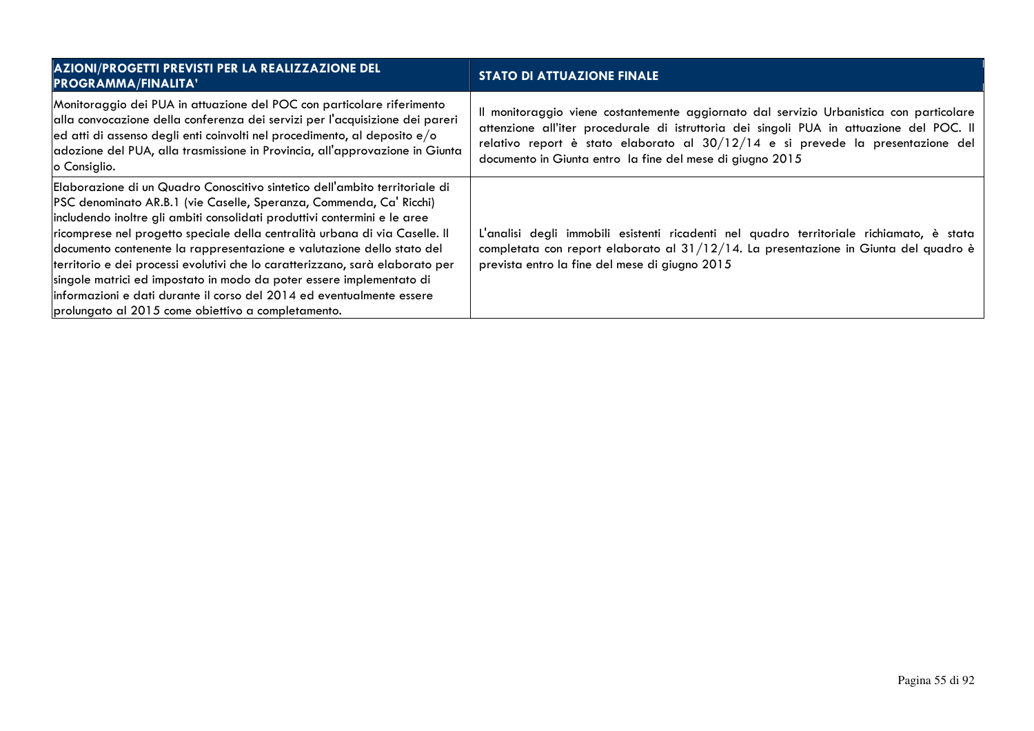| AZIONI/PROGETTI PREVISTI PER LA REALIZZAZIONE DEL PROGRAMMA/FINALITA' | STATO DI ATTUAZIONE FINALE |
|---|---|
| Monitoraggio dei PUA in attuazione del POC con particolare riferimento alla convocazione della conferenza dei servizi per l'acquisizione dei pareri ed atti di assenso degli enti coinvolti nel procedimento, al deposito e/o adozione del PUA, alla trasmissione in Provincia, all'approvazione in Giunta o Consiglio. | Il monitoraggio viene costantemente aggiornato dal servizio Urbanistica con particolare attenzione all'iter procedurale di istruttoria dei singoli PUA in attuazione del POC. Il relativo report è stato elaborato al 30/12/14 e si prevede la presentazione del documento in Giunta entro la fine del mese di giugno 2015 |
| Elaborazione di un Quadro Conoscitivo sintetico dell'ambito territoriale di PSC denominato AR.B.1 (vie Caselle, Speranza, Commenda, Ca' Ricchi) includendo inoltre gli ambiti consolidati produttivi contermini e le aree ricomprese nel progetto speciale della centralità urbana di via Caselle. Il documento contenente la rappresentazione e valutazione dello stato del territorio e dei processi evolutivi che lo caratterizzano, sarà elaborato per singole matrici ed impostato in modo da poter essere implementato di informazioni e dati durante il corso del 2014 ed eventualmente essere prolungato al 2015 come obiettivo a completamento. | L'analisi degli immobili esistenti ricadenti nel quadro territoriale richiamato, è stata completata con report elaborato al 31/12/14. La presentazione in Giunta del quadro è prevista entro la fine del mese di giugno 2015 |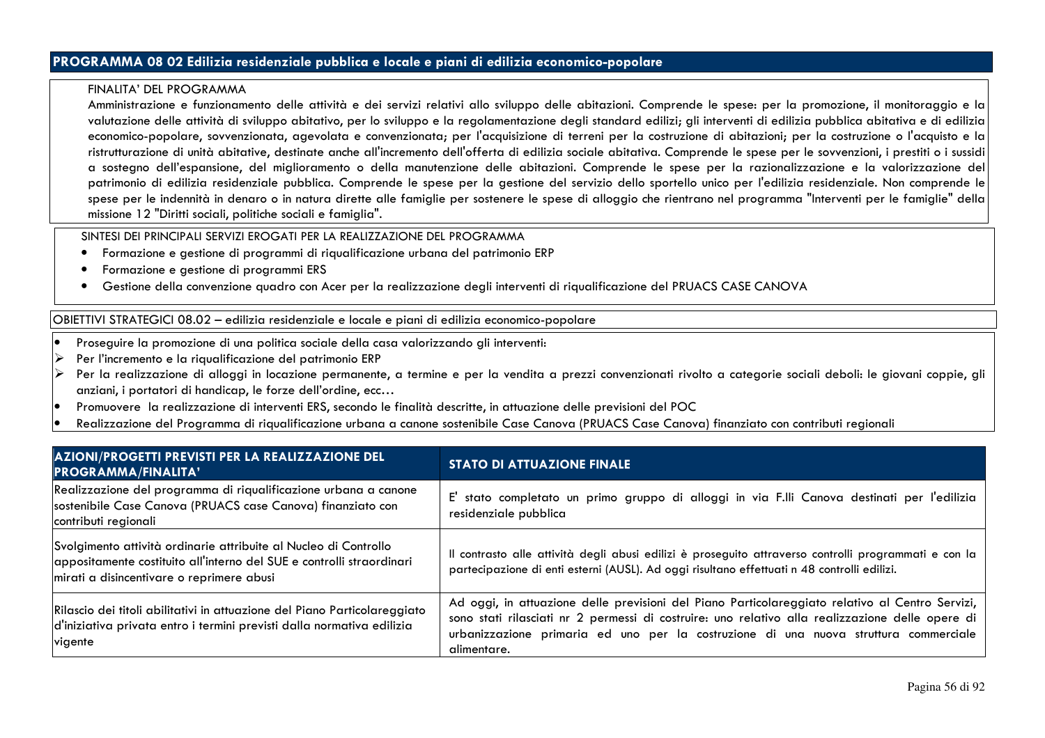## PROGRAMMA 08 02 Edilizia residenziale pubblica e locale e piani di edilizia economico-popolare

FINALITA' DEL PROGRAMMA

Amministrazione e funzionamento delle attività e dei servizi relativi allo sviluppo delle abitazioni. Comprende le spese: per la promozione, il monitoraggio e la valutazione delle attività di sviluppo abitativo, per lo sviluppo e la regolamentazione degli standard edilizi; gli interventi di edilizia pubblica abitativa e di edilizia economico-popolare, sovvenzionata, agevolata e convenzionata; per l'acquisizione di terreni per la costruzione di abitazioni; per la costruzione o l'acquisto e la ristrutturazione di unità abitative, destinate anche all'incremento dell'offerta di edilizia sociale abitativa. Comprende le spese per le sovvenzioni, i prestiti o i sussidi a sostegno dell'espansione, del miglioramento o della manutenzione delle abitazioni. Comprende le spese per la razionalizzazione e la valorizzazione del patrimonio di edilizia residenziale pubblica. Comprende le spese per la gestione del servizio dello sportello unico per l'edilizia residenziale. Non comprende le spese per le indennità in denaro o in natura dirette alle famiglie per sostenere le spese di alloggio che rientrano nel programma "Interventi per le famiglie" della missione 12 "Diritti sociali, politiche sociali e famiglia".

SINTESI DEI PRINCIPALI SERVIZI EROGATI PER LA REALIZZAZIONE DEL PROGRAMMA

- Formazione e gestione di programmi di riqualificazione urbana del patrimonio ERP
- Formazione e gestione di programmi ERS
- Gestione della convenzione quadro con Acer per la realizzazione degli interventi di riqualificazione del PRUACS CASE CANOVA

OBIETTIVI STRATEGICI 08.02 – edilizia residenziale e locale e piani di edilizia economico-popolare

- Proseguire la promozione di una politica sociale della casa valorizzando gli interventi:
  - Per l'incremento e la riqualificazione del patrimonio ERP
  - Per la realizzazione di alloggi in locazione permanente, a termine e per la vendita a prezzi convenzionati rivolto a categorie sociali deboli: le giovani coppie, gli anziani, i portatori di handicap, le forze dell'ordine, ecc…
- Promuovere la realizzazione di interventi ERS, secondo le finalità descritte, in attuazione delle previsioni del POC
- Realizzazione del Programma di riqualificazione urbana a canone sostenibile Case Canova (PRUACS Case Canova) finanziato con contributi regionali

| AZIONI/PROGETTI PREVISTI PER LA REALIZZAZIONE DEL PROGRAMMA/FINALITA' | STATO DI ATTUAZIONE FINALE |
| --- | --- |
| Realizzazione del programma di riqualificazione urbana a canone sostenibile Case Canova (PRUACS case Canova) finanziato con contributi regionali | E' stato completato un primo gruppo di alloggi in via F.lli Canova destinati per l'edilizia residenziale pubblica |
| Svolgimento attività ordinarie attribuite al Nucleo di Controllo appositamente costituito all'interno del SUE e controlli straordinari mirati a disincentivare o reprimere abusi | Il contrasto alle attività degli abusi edilizi è proseguito attraverso controlli programmati e con la partecipazione di enti esterni (AUSL). Ad oggi risultano effettuati n 48 controlli edilizi. |
| Rilascio dei titoli abilitativi in attuazione del Piano Particolareggiato d'iniziativa privata entro i termini previsti dalla normativa edilizia vigente | Ad oggi, in attuazione delle previsioni del Piano Particolareggiato relativo al Centro Servizi, sono stati rilasciati nr 2 permessi di costruire: uno relativo alla realizzazione delle opere di urbanizzazione primaria ed uno per la costruzione di una nuova struttura commerciale alimentare. |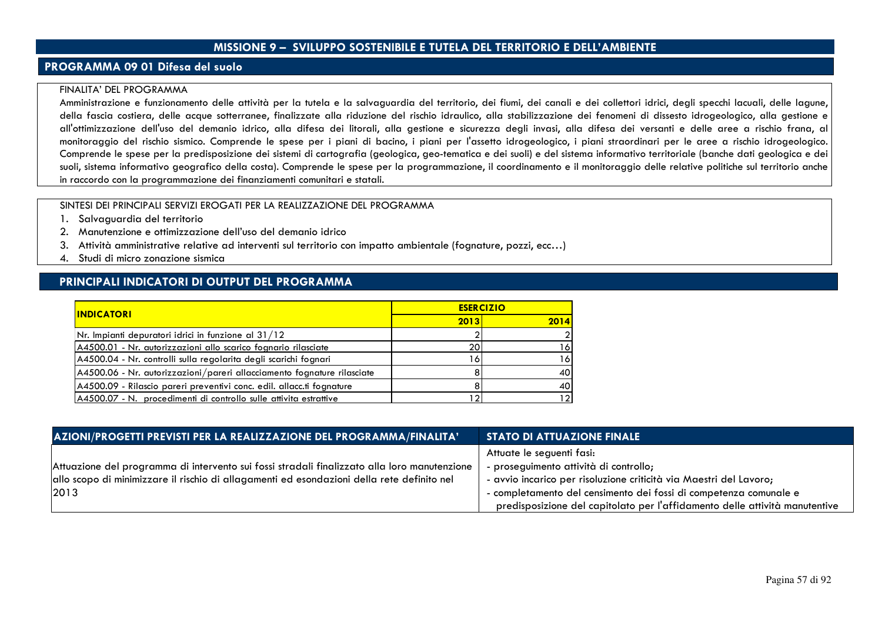## MISSIONE 9 – SVILUPPO SOSTENIBILE E TUTELA DEL TERRITORIO E DELL'AMBIENTE

### PROGRAMMA 09 01 Difesa del suolo

FINALITA' DEL PROGRAMMA

Amministrazione e funzionamento delle attività per la tutela e la salvaguardia del territorio, dei fiumi, dei canali e dei collettori idrici, degli specchi lacuali, delle lagune, della fascia costiera, delle acque sotterranee, finalizzate alla riduzione del rischio idraulico, alla stabilizzazione dei fenomeni di dissesto idrogeologico, alla gestione e all'ottimizzazione dell'uso del demanio idrico, alla difesa dei litorali, alla gestione e sicurezza degli invasi, alla difesa dei versanti e delle aree a rischio frana, al monitoraggio del rischio sismico. Comprende le spese per i piani di bacino, i piani per l'assetto idrogeologico, i piani straordinari per le aree a rischio idrogeologico. Comprende le spese per la predisposizione dei sistemi di cartografia (geologica, geo-tematica e dei suoli) e del sistema informativo territoriale (banche dati geologica e dei suoli, sistema informativo geografico della costa). Comprende le spese per la programmazione, il coordinamento e il monitoraggio delle relative politiche sul territorio anche in raccordo con la programmazione dei finanziamenti comunitari e statali.

SINTESI DEI PRINCIPALI SERVIZI EROGATI PER LA REALIZZAZIONE DEL PROGRAMMA

1. Salvaguardia del territorio
2. Manutenzione e ottimizzazione dell'uso del demanio idrico
3. Attività amministrative relative ad interventi sul territorio con impatto ambientale (fognature, pozzi, ecc…)
4. Studi di micro zonazione sismica

### PRINCIPALI INDICATORI DI OUTPUT DEL PROGRAMMA

| INDICATORI | ESERCIZIO | |
|---|---|---|
| | 2013 | 2014 |
| Nr. Impianti depuratori idrici in funzione al 31/12 | 2 | 2 |
| A4500.01 - Nr. autorizzazioni allo scarico fognario rilasciate | 20 | 16 |
| A4500.04 - Nr. controlli sulla regolarita degli scarichi fognari | 16 | 16 |
| A4500.06 - Nr. autorizzazioni/pareri allacciamento fognature rilasciate | 8 | 40 |
| A4500.09 - Rilascio pareri preventivi conc. edil. allacc.ti fognature | 8 | 40 |
| A4500.07 - N. procedimenti di controllo sulle attivita estrattive | 12 | 12 |

| AZIONI/PROGETTI PREVISTI PER LA REALIZZAZIONE DEL PROGRAMMA/FINALITA' | STATO DI ATTUAZIONE FINALE |
|---|---|
| Attuazione del programma di intervento sui fossi stradali finalizzato alla loro manutenzione allo scopo di minimizzare il rischio di allagamenti ed esondazioni della rete definito nel 2013 | Attuate le seguenti fasi:<br>- proseguimento attività di controllo;<br>- avvio incarico per risoluzione criticità via Maestri del Lavoro;<br>- completamento del censimento dei fossi di competenza comunale e predisposizione del capitolato per l'affidamento delle attività manutentive |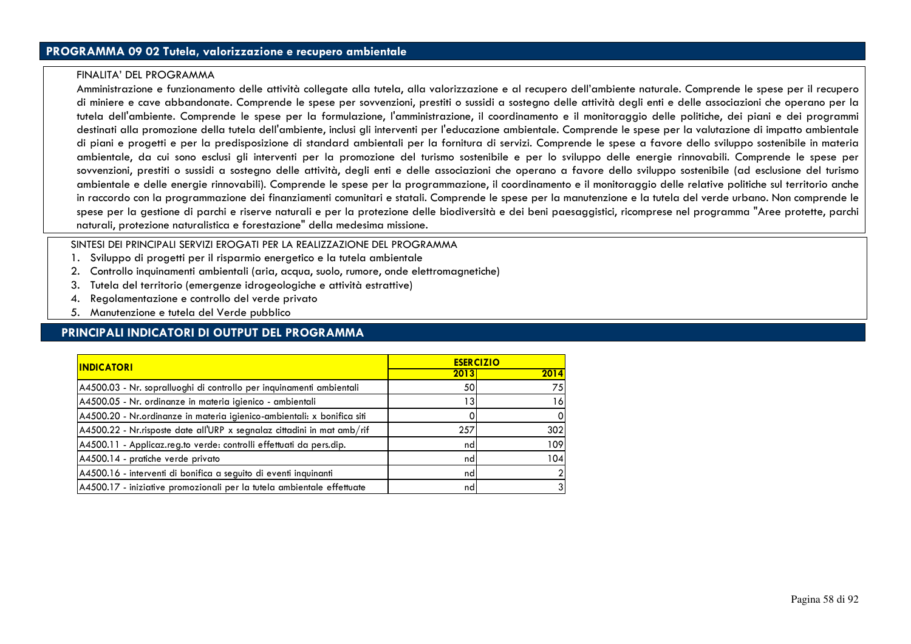## PROGRAMMA 09 02 Tutela, valorizzazione e recupero ambientale

FINALITA' DEL PROGRAMMA

Amministrazione e funzionamento delle attività collegate alla tutela, alla valorizzazione e al recupero dell'ambiente naturale. Comprende le spese per il recupero di miniere e cave abbandonate. Comprende le spese per sovvenzioni, prestiti o sussidi a sostegno delle attività degli enti e delle associazioni che operano per la tutela dell'ambiente. Comprende le spese per la formulazione, l'amministrazione, il coordinamento e il monitoraggio delle politiche, dei piani e dei programmi destinati alla promozione della tutela dell'ambiente, inclusi gli interventi per l'educazione ambientale. Comprende le spese per la valutazione di impatto ambientale di piani e progetti e per la predisposizione di standard ambientali per la fornitura di servizi. Comprende le spese a favore dello sviluppo sostenibile in materia ambientale, da cui sono esclusi gli interventi per la promozione del turismo sostenibile e per lo sviluppo delle energie rinnovabili. Comprende le spese per sovvenzioni, prestiti o sussidi a sostegno delle attività, degli enti e delle associazioni che operano a favore dello sviluppo sostenibile (ad esclusione del turismo ambientale e delle energie rinnovabili). Comprende le spese per la programmazione, il coordinamento e il monitoraggio delle relative politiche sul territorio anche in raccordo con la programmazione dei finanziamenti comunitari e statali. Comprende le spese per la manutenzione e la tutela del verde urbano. Non comprende le spese per la gestione di parchi e riserve naturali e per la protezione delle biodiversità e dei beni paesaggistici, ricomprese nel programma "Aree protette, parchi naturali, protezione naturalistica e forestazione" della medesima missione.

SINTESI DEI PRINCIPALI SERVIZI EROGATI PER LA REALIZZAZIONE DEL PROGRAMMA

1. Sviluppo di progetti per il risparmio energetico e la tutela ambientale
2. Controllo inquinamenti ambientali (aria, acqua, suolo, rumore, onde elettromagnetiche)
3. Tutela del territorio (emergenze idrogeologiche e attività estrattive)
4. Regolamentazione e controllo del verde privato
5. Manutenzione e tutela del Verde pubblico

## PRINCIPALI INDICATORI DI OUTPUT DEL PROGRAMMA

| INDICATORI | ESERCIZIO | |
|---|---|---|
| | 2013 | 2014 |
| A4500.03 - Nr. sopralluoghi di controllo per inquinamenti ambientali | 50 | 75 |
| A4500.05 - Nr. ordinanze in materia igienico - ambientali | 13 | 16 |
| A4500.20 - Nr.ordinanze in materia igienico-ambientali: x bonifica siti | 0 | 0 |
| A4500.22 - Nr.risposte date all'URP x segnalaz cittadini in mat amb/rif | 257 | 302 |
| A4500.11 - Applicaz.reg.to verde: controlli effettuati da pers.dip. | nd | 109 |
| A4500.14 - pratiche verde privato | nd | 104 |
| A4500.16 - interventi di bonifica a seguito di eventi inquinanti | nd | 2 |
| A4500.17 - iniziative promozionali per la tutela ambientale effettuate | nd | 3 |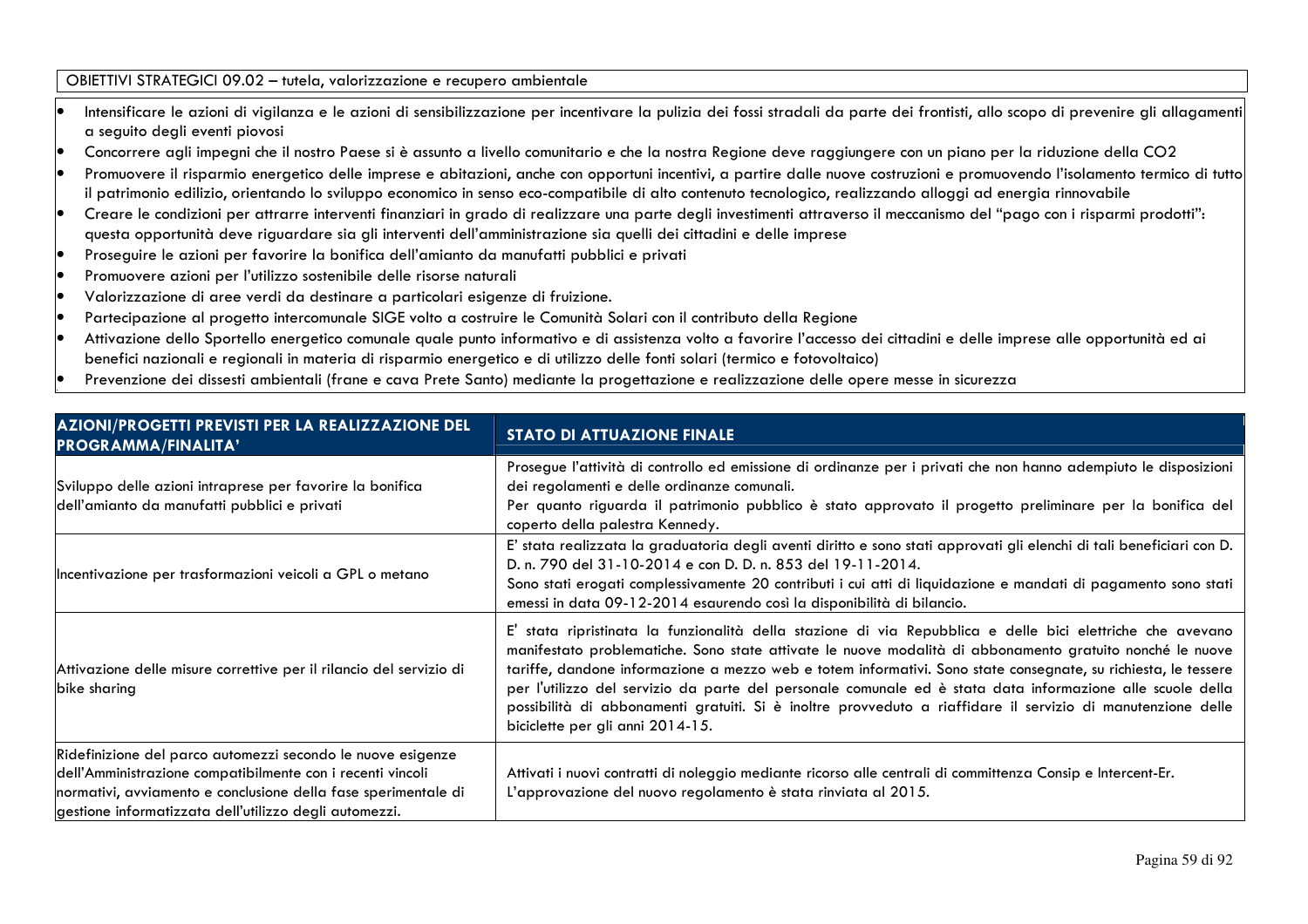OBIETTIVI STRATEGICI 09.02 – tutela, valorizzazione e recupero ambientale

- Intensificare le azioni di vigilanza e le azioni di sensibilizzazione per incentivare la pulizia dei fossi stradali da parte dei frontisti, allo scopo di prevenire gli allagamenti a seguito degli eventi piovosi
- Concorrere agli impegni che il nostro Paese si è assunto a livello comunitario e che la nostra Regione deve raggiungere con un piano per la riduzione della $CO_2$
- Promuovere il risparmio energetico delle imprese e abitazioni, anche con opportuni incentivi, a partire dalle nuove costruzioni e promuovendo l'isolamento termico di tutto il patrimonio edilizio, orientando lo sviluppo economico in senso eco-compatibile di alto contenuto tecnologico, realizzando alloggi ad energia rinnovabile
- Creare le condizioni per attrarre interventi finanziari in grado di realizzare una parte degli investimenti attraverso il meccanismo del "pago con i risparmi prodotti": questa opportunità deve riguardare sia gli interventi dell'amministrazione sia quelli dei cittadini e delle imprese
- Proseguire le azioni per favorire la bonifica dell'amianto da manufatti pubblici e privati
- Promuovere azioni per l'utilizzo sostenibile delle risorse naturali
- Valorizzazione di aree verdi da destinare a particolari esigenze di fruizione.
- Partecipazione al progetto intercomunale SIGE volto a costruire le Comunità Solari con il contributo della Regione
- Attivazione dello Sportello energetico comunale quale punto informativo e di assistenza volto a favorire l'accesso dei cittadini e delle imprese alle opportunità ed ai benefici nazionali e regionali in materia di risparmio energetico e di utilizzo delle fonti solari (termico e fotovoltaico)
- Prevenzione dei dissesti ambientali (frane e cava Prete Santo) mediante la progettazione e realizzazione delle opere messe in sicurezza

| AZIONI/PROGETTI PREVISTI PER LA REALIZZAZIONE DEL PROGRAMMA/FINALITA' | STATO DI ATTUAZIONE FINALE |
|---|---|
| Sviluppo delle azioni intraprese per favorire la bonifica dell'amianto da manufatti pubblici e privati | Prosegue l'attività di controllo ed emissione di ordinanze per i privati che non hanno adempiuto le disposizioni dei regolamenti e delle ordinanze comunali.<br>Per quanto riguarda il patrimonio pubblico è stato approvato il progetto preliminare per la bonifica del coperto della palestra Kennedy. |
| Incentivazione per trasformazioni veicoli a GPL o metano | E' stata realizzata la graduatoria degli aventi diritto e sono stati approvati gli elenchi di tali beneficiari con D. D. n. 790 del 31-10-2014 e con D. D. n. 853 del 19-11-2014.<br>Sono stati erogati complessivamente 20 contributi i cui atti di liquidazione e mandati di pagamento sono stati emessi in data 09-12-2014 esaurendo così la disponibilità di bilancio. |
| Attivazione delle misure correttive per il rilancio del servizio di bike sharing | E' stata ripristinata la funzionalità della stazione di via Repubblica e delle bici elettriche che avevano manifestato problematiche. Sono state attivate le nuove modalità di abbonamento gratuito nonché le nuove tariffe, dandone informazione a mezzo web e totem informativi. Sono state consegnate, su richiesta, le tessere per l'utilizzo del servizio da parte del personale comunale ed è stata data informazione alle scuole della possibilità di abbonamenti gratuiti. Si è inoltre provveduto a riaffidare il servizio di manutenzione delle biciclette per gli anni 2014-15. |
| Ridefinizione del parco automezzi secondo le nuove esigenze dell'Amministrazione compatibilmente con i recenti vincoli normativi, avviamento e conclusione della fase sperimentale di gestione informatizzata dell'utilizzo degli automezzi. | Attivati i nuovi contratti di noleggio mediante ricorso alle centrali di committenza Consip e Intercent-Er.<br>L'approvazione del nuovo regolamento è stata rinviata al 2015. |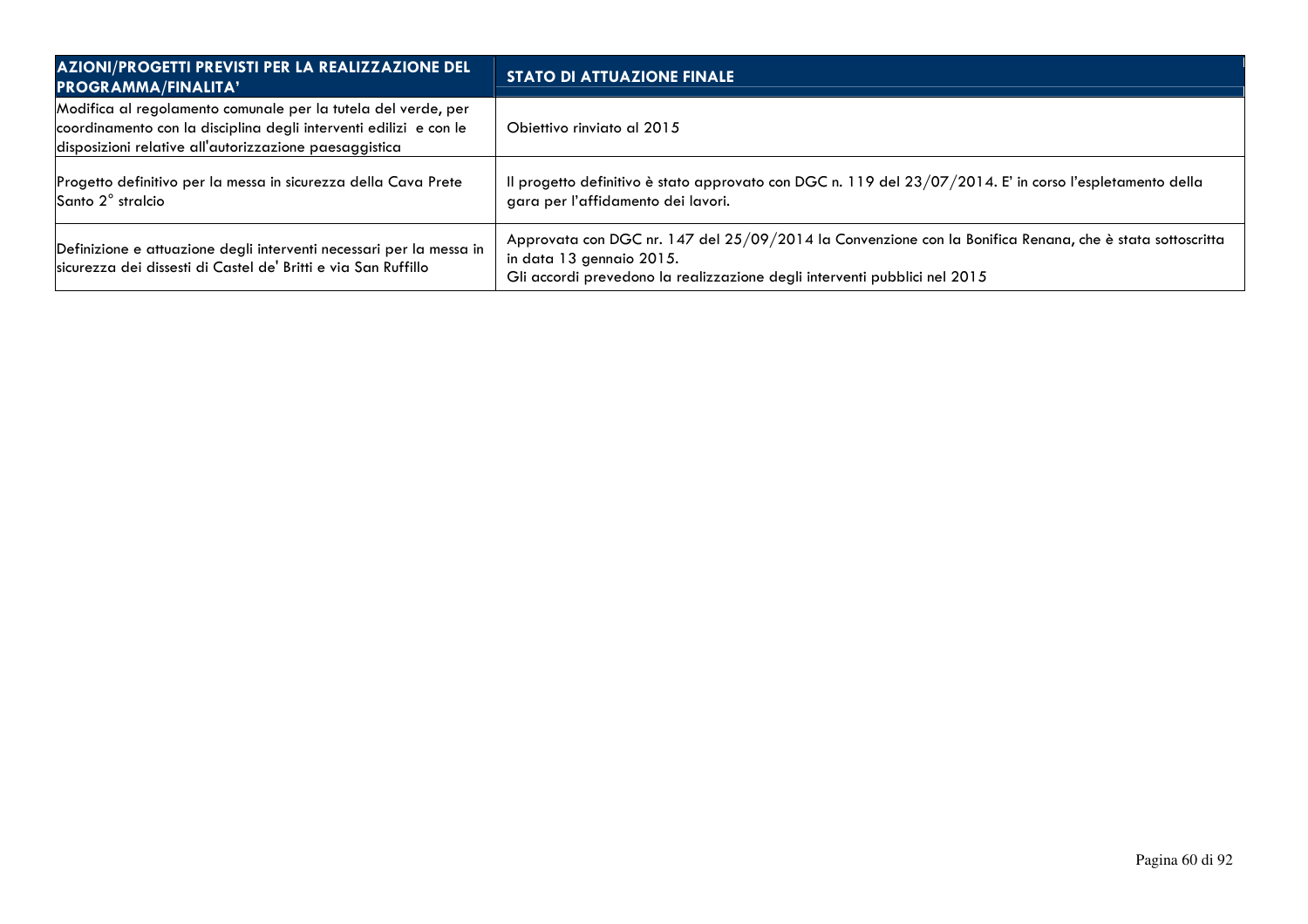| AZIONI/PROGETTI PREVISTI PER LA REALIZZAZIONE DEL PROGRAMMA/FINALITA' | STATO DI ATTUAZIONE FINALE |
| --- | --- |
| Modifica al regolamento comunale per la tutela del verde, per coordinamento con la disciplina degli interventi edilizi e con le disposizioni relative all'autorizzazione paesaggistica | Obiettivo rinviato al 2015 |
| Progetto definitivo per la messa in sicurezza della Cava Prete Santo 2° stralcio | Il progetto definitivo è stato approvato con DGC n. 119 del 23/07/2014. E' in corso l'espletamento della gara per l'affidamento dei lavori. |
| Definizione e attuazione degli interventi necessari per la messa in sicurezza dei dissesti di Castel de' Britti e via San Ruffillo | Approvata con DGC nr. 147 del 25/09/2014 la Convenzione con la Bonifica Renana, che è stata sottoscritta in data 13 gennaio 2015.<br>Gli accordi prevedono la realizzazione degli interventi pubblici nel 2015 |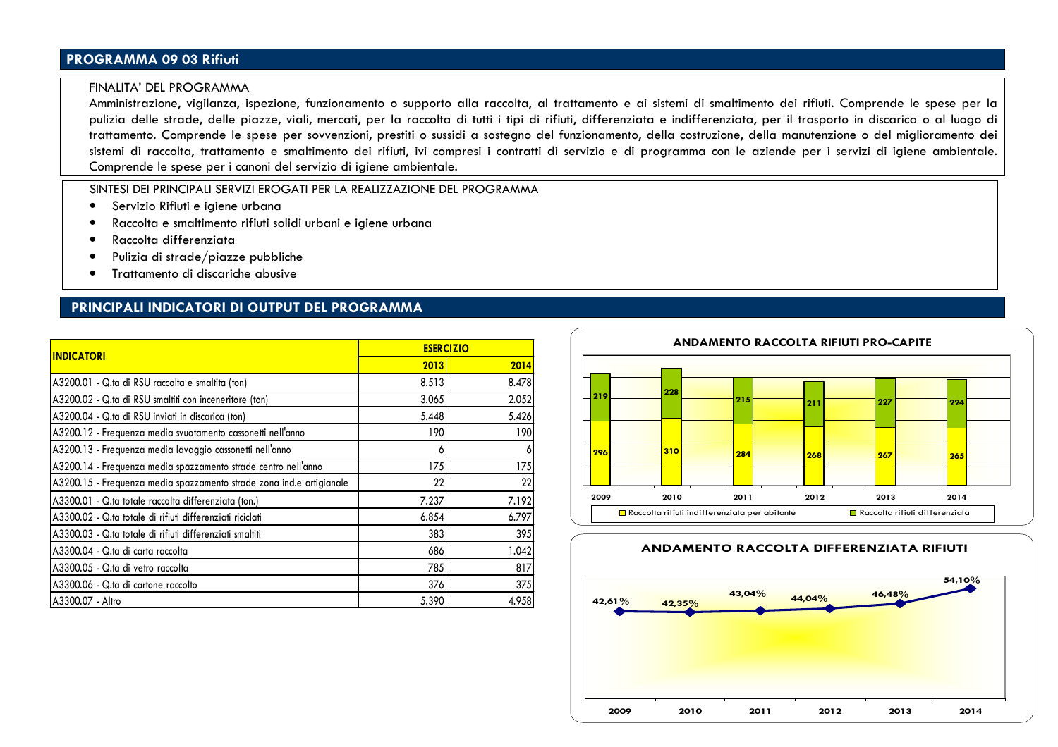## PROGRAMMA 09 03 Rifiuti

FINALITA' DEL PROGRAMMA

Amministrazione, vigilanza, ispezione, funzionamento o supporto alla raccolta, al trattamento e ai sistemi di smaltimento dei rifiuti. Comprende le spese per la pulizia delle strade, delle piazze, viali, mercati, per la raccolta di tutti i tipi di rifiuti, differenziata e indifferenziata, per il trasporto in discarica o al luogo di trattamento. Comprende le spese per sovvenzioni, prestiti o sussidi a sostegno del funzionamento, della costruzione, della manutenzione o del miglioramento dei sistemi di raccolta, trattamento e smaltimento dei rifiuti, ivi compresi i contratti di servizio e di programma con le aziende per i servizi di igiene ambientale. Comprende le spese per i canoni del servizio di igiene ambientale.

SINTESI DEI PRINCIPALI SERVIZI EROGATI PER LA REALIZZAZIONE DEL PROGRAMMA

- Servizio Rifiuti e igiene urbana
- Raccolta e smaltimento rifiuti solidi urbani e igiene urbana
- Raccolta differenziata
- Pulizia di strade/piazze pubbliche
- Trattamento di discariche abusive

## PRINCIPALI INDICATORI DI OUTPUT DEL PROGRAMMA

| INDICATORI | ESERCIZIO | |
|---|---|---|
| | 2013 | 2014 |
| A3200.01 - Q.ta di RSU raccolta e smaltita (ton) | 8.513 | 8.478 |
| A3200.02 - Q.ta di RSU smaltiti con inceneritore (ton) | 3.065 | 2.052 |
| A3200.04 - Q.ta di RSU inviati in discarica (ton) | 5.448 | 5.426 |
| A3200.12 - Frequenza media svuotamento cassonetti nell'anno | 190 | 190 |
| A3200.13 - Frequenza media lavaggio cassonetti nell'anno | 6 | 6 |
| A3200.14 - Frequenza media spazzamento strade centro nell'anno | 175 | 175 |
| A3200.15 - Frequenza media spazzamento strade zona ind.e artigianale | 22 | 22 |
| A3300.01 - Q.ta totale raccolta differenziata (ton.) | 7.237 | 7.192 |
| A3300.02 - Q.ta totale di rifiuti differenziati riciclati | 6.854 | 6.797 |
| A3300.03 - Q.ta totale di rifiuti differenziati smaltiti | 383 | 395 |
| A3300.04 - Q.ta di carta raccolta | 686 | 1.042 |
| A3300.05 - Q.ta di vetro raccolta | 785 | 817 |
| A3300.06 - Q.ta di cartone raccolto | 376 | 375 |
| A3300.07 - Altro | 5.390 | 4.958 |

**ANDAMENTO RACCOLTA RIFIUTI PRO-CAPITE**

| Anno | Raccolta rifiuti indifferenziata per abitante | Raccolta rifiuti differenziata |
|---|---|---|
| 2009 | 296 | 219 |
| 2010 | 310 | 228 |
| 2011 | 284 | 215 |
| 2012 | 268 | 211 |
| 2013 | 267 | 227 |
| 2014 | 265 | 224 |

**ANDAMENTO RACCOLTA DIFFERENZIATA RIFIUTI**

| 2009 | 2010 | 2011 | 2012 | 2013 | 2014 |
|---|---|---|---|---|---|
| 42,61% | 42,35% | 43,04% | 44,04% | 46,48% | 54,10% |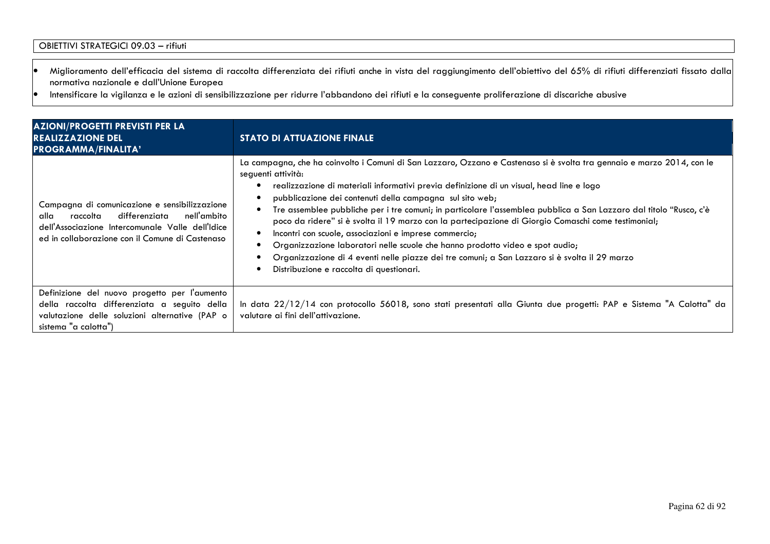OBIETTIVI STRATEGICI 09.03 – rifiuti

- Miglioramento dell'efficacia del sistema di raccolta differenziata dei rifiuti anche in vista del raggiungimento dell'obiettivo del 65% di rifiuti differenziati fissato dalla normativa nazionale e dall'Unione Europea
- Intensificare la vigilanza e le azioni di sensibilizzazione per ridurre l'abbandono dei rifiuti e la conseguente proliferazione di discariche abusive

| AZIONI/PROGETTI PREVISTI PER LA REALIZZAZIONE DEL PROGRAMMA/FINALITA' | STATO DI ATTUAZIONE FINALE |
|---|---|
| Campagna di comunicazione e sensibilizzazione alla raccolta differenziata nell'ambito dell'Associazione Intercomunale Valle dell'Idice ed in collaborazione con il Comune di Castenaso | La campagna, che ha coinvolto i Comuni di San Lazzaro, Ozzano e Castenaso si è svolta tra gennaio e marzo 2014, con le seguenti attività:<br>• realizzazione di materiali informativi previa definizione di un visual, head line e logo<br>• pubblicazione dei contenuti della campagna sul sito web;<br>• Tre assemblee pubbliche per i tre comuni; in particolare l'assemblea pubblica a San Lazzaro dal titolo "Rusco, c'è poco da ridere" si è svolta il 19 marzo con la partecipazione di Giorgio Comaschi come testimonial;<br>• Incontri con scuole, associazioni e imprese commercio;<br>• Organizzazione laboratori nelle scuole che hanno prodotto video e spot audio;<br>• Organizzazione di 4 eventi nelle piazze dei tre comuni; a San Lazzaro si è svolta il 29 marzo<br>• Distribuzione e raccolta di questionari. |
| Definizione del nuovo progetto per l'aumento della raccolta differenziata a seguito della valutazione delle soluzioni alternative (PAP o sistema "a calotta") | In data 22/12/14 con protocollo 56018, sono stati presentati alla Giunta due progetti: PAP e Sistema "A Calotta" da valutare ai fini dell'attivazione. |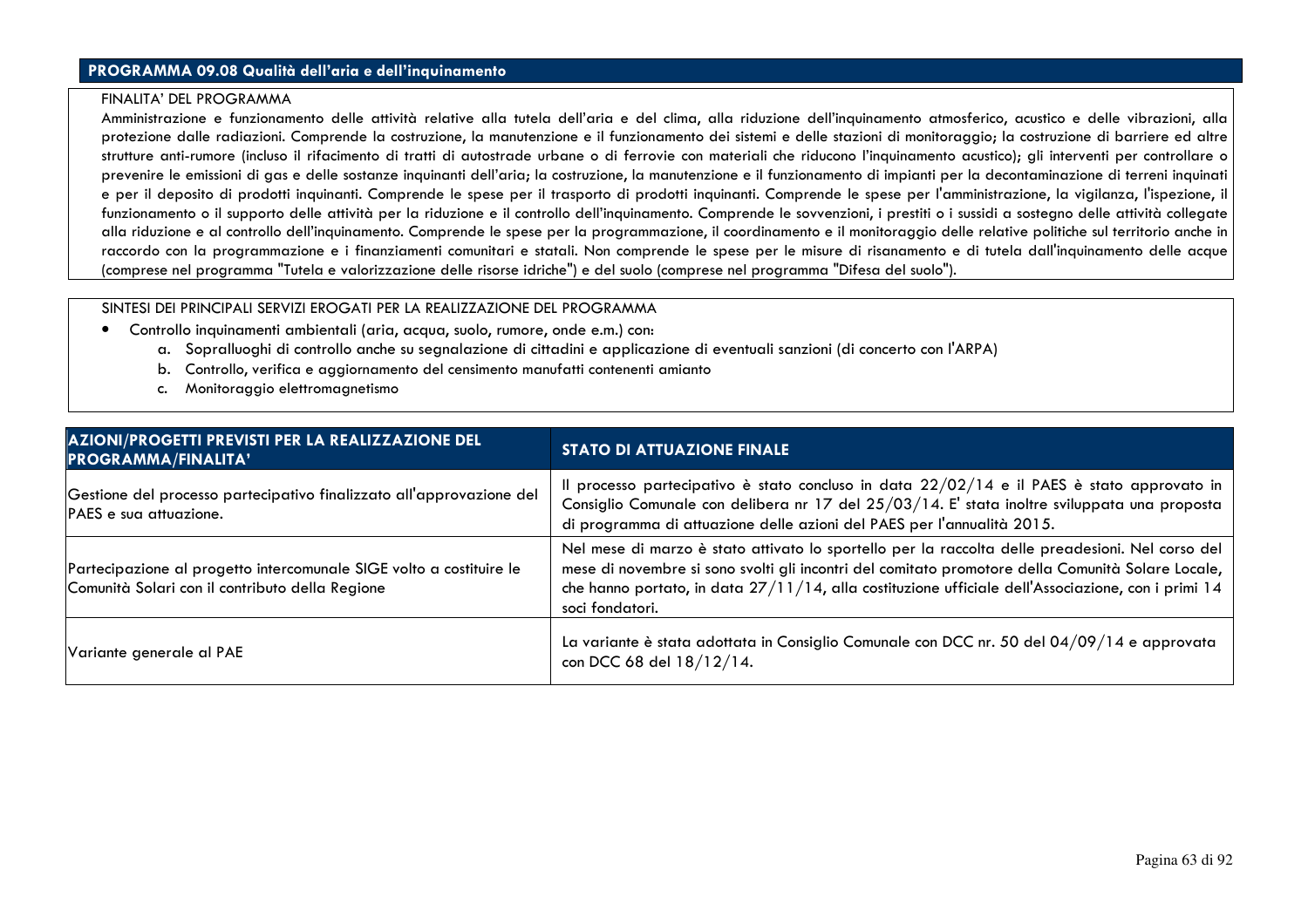## PROGRAMMA 09.08 Qualità dell'aria e dell'inquinamento

FINALITA' DEL PROGRAMMA

Amministrazione e funzionamento delle attività relative alla tutela dell'aria e del clima, alla riduzione dell'inquinamento atmosferico, acustico e delle vibrazioni, alla protezione dalle radiazioni. Comprende la costruzione, la manutenzione e il funzionamento dei sistemi e delle stazioni di monitoraggio; la costruzione di barriere ed altre strutture anti-rumore (incluso il rifacimento di tratti di autostrade urbane o di ferrovie con materiali che riducono l'inquinamento acustico); gli interventi per controllare o prevenire le emissioni di gas e delle sostanze inquinanti dell'aria; la costruzione, la manutenzione e il funzionamento di impianti per la decontaminazione di terreni inquinati e per il deposito di prodotti inquinanti. Comprende le spese per il trasporto di prodotti inquinanti. Comprende le spese per l'amministrazione, la vigilanza, l'ispezione, il funzionamento o il supporto delle attività per la riduzione e il controllo dell'inquinamento. Comprende le sovvenzioni, i prestiti o i sussidi a sostegno delle attività collegate alla riduzione e al controllo dell'inquinamento. Comprende le spese per la programmazione, il coordinamento e il monitoraggio delle relative politiche sul territorio anche in raccordo con la programmazione e i finanziamenti comunitari e statali. Non comprende le spese per le misure di risanamento e di tutela dall'inquinamento delle acque (comprese nel programma "Tutela e valorizzazione delle risorse idriche") e del suolo (comprese nel programma "Difesa del suolo").

SINTESI DEI PRINCIPALI SERVIZI EROGATI PER LA REALIZZAZIONE DEL PROGRAMMA

- Controllo inquinamenti ambientali (aria, acqua, suolo, rumore, onde e.m.) con:
  a. Sopralluoghi di controllo anche su segnalazione di cittadini e applicazione di eventuali sanzioni (di concerto con l'ARPA)
  b. Controllo, verifica e aggiornamento del censimento manufatti contenenti amianto
  c. Monitoraggio elettromagnetismo

| AZIONI/PROGETTI PREVISTI PER LA REALIZZAZIONE DEL PROGRAMMA/FINALITA' | STATO DI ATTUAZIONE FINALE |
| --- | --- |
| Gestione del processo partecipativo finalizzato all'approvazione del PAES e sua attuazione. | Il processo partecipativo è stato concluso in data 22/02/14 e il PAES è stato approvato in Consiglio Comunale con delibera nr 17 del 25/03/14. E' stata inoltre sviluppata una proposta di programma di attuazione delle azioni del PAES per l'annualità 2015. |
| Partecipazione al progetto intercomunale SIGE volto a costituire le Comunità Solari con il contributo della Regione | Nel mese di marzo è stato attivato lo sportello per la raccolta delle preadesioni. Nel corso del mese di novembre si sono svolti gli incontri del comitato promotore della Comunità Solare Locale, che hanno portato, in data 27/11/14, alla costituzione ufficiale dell'Associazione, con i primi 14 soci fondatori. |
| Variante generale al PAE | La variante è stata adottata in Consiglio Comunale con DCC nr. 50 del 04/09/14 e approvata con DCC 68 del 18/12/14. |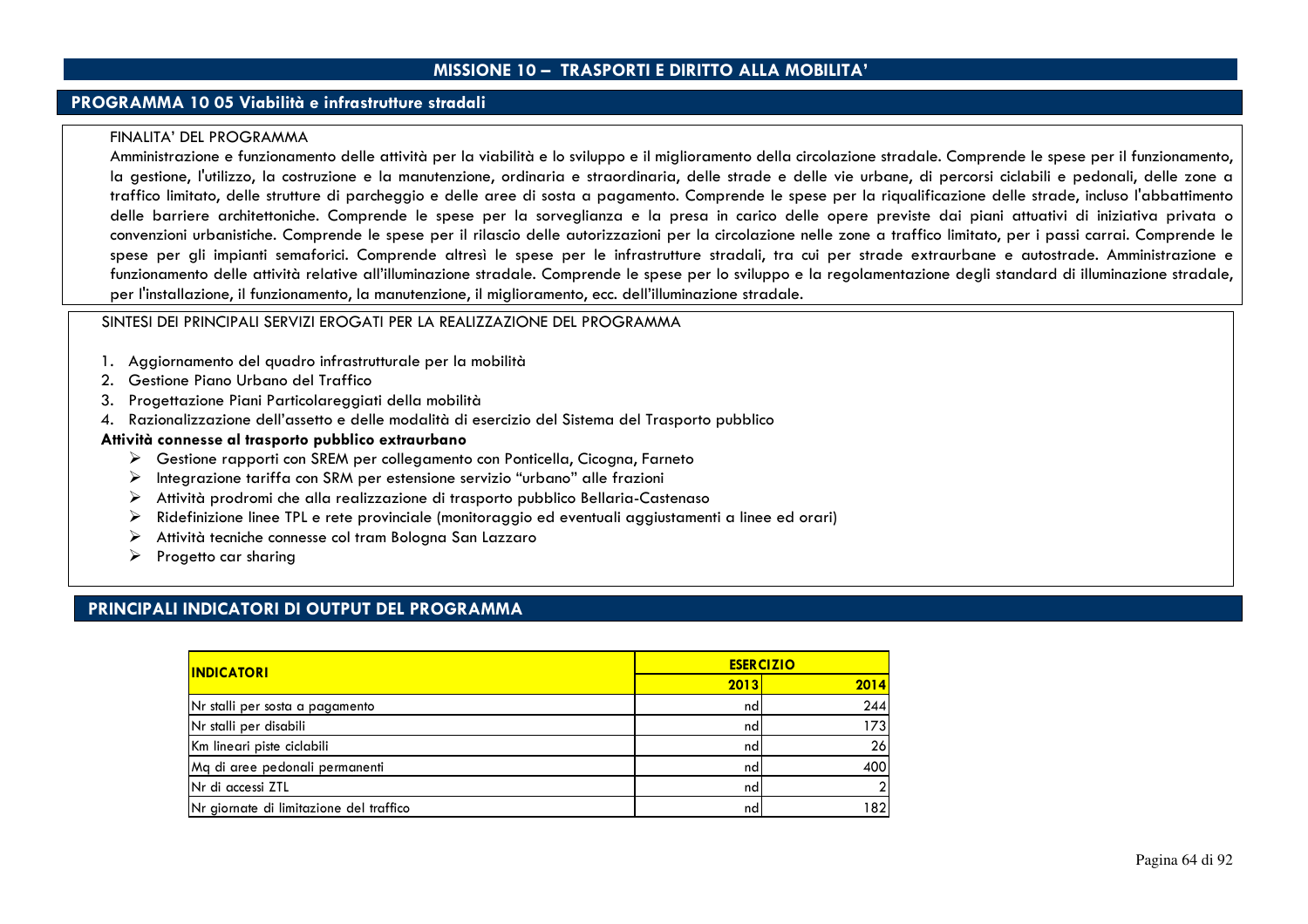# MISSIONE 10 – TRASPORTI E DIRITTO ALLA MOBILITA'

## PROGRAMMA 10 05 Viabilità e infrastrutture stradali

FINALITA' DEL PROGRAMMA

Amministrazione e funzionamento delle attività per la viabilità e lo sviluppo e il miglioramento della circolazione stradale. Comprende le spese per il funzionamento, la gestione, l'utilizzo, la costruzione e la manutenzione, ordinaria e straordinaria, delle strade e delle vie urbane, di percorsi ciclabili e pedonali, delle zone a traffico limitato, delle strutture di parcheggio e delle aree di sosta a pagamento. Comprende le spese per la riqualificazione delle strade, incluso l'abbattimento delle barriere architettoniche. Comprende le spese per la sorveglianza e la presa in carico delle opere previste dai piani attuativi di iniziativa privata o convenzioni urbanistiche. Comprende le spese per il rilascio delle autorizzazioni per la circolazione nelle zone a traffico limitato, per i passi carrai. Comprende le spese per gli impianti semaforici. Comprende altresì le spese per le infrastrutture stradali, tra cui per strade extraurbane e autostrade. Amministrazione e funzionamento delle attività relative all'illuminazione stradale. Comprende le spese per lo sviluppo e la regolamentazione degli standard di illuminazione stradale, per l'installazione, il funzionamento, la manutenzione, il miglioramento, ecc. dell'illuminazione stradale.

SINTESI DEI PRINCIPALI SERVIZI EROGATI PER LA REALIZZAZIONE DEL PROGRAMMA

1. Aggiornamento del quadro infrastrutturale per la mobilità
2. Gestione Piano Urbano del Traffico
3. Progettazione Piani Particolareggiati della mobilità
4. Razionalizzazione dell'assetto e delle modalità di esercizio del Sistema del Trasporto pubblico

**Attività connesse al trasporto pubblico extraurbano**

- Gestione rapporti con SREM per collegamento con Ponticella, Cicogna, Farneto
- Integrazione tariffa con SRM per estensione servizio "urbano" alle frazioni
- Attività prodromi che alla realizzazione di trasporto pubblico Bellaria-Castenaso
- Ridefinizione linee TPL e rete provinciale (monitoraggio ed eventuali aggiustamenti a linee ed orari)
- Attività tecniche connesse col tram Bologna San Lazzaro
- Progetto car sharing

## PRINCIPALI INDICATORI DI OUTPUT DEL PROGRAMMA

| INDICATORI | ESERCIZIO | |
|---|---|---|
| | 2013 | 2014 |
| Nr stalli per sosta a pagamento | nd | 244 |
| Nr stalli per disabili | nd | 173 |
| Km lineari piste ciclabili | nd | 26 |
| Mq di aree pedonali permanenti | nd | 400 |
| Nr di accessi ZTL | nd | 2 |
| Nr giornate di limitazione del traffico | nd | 182 |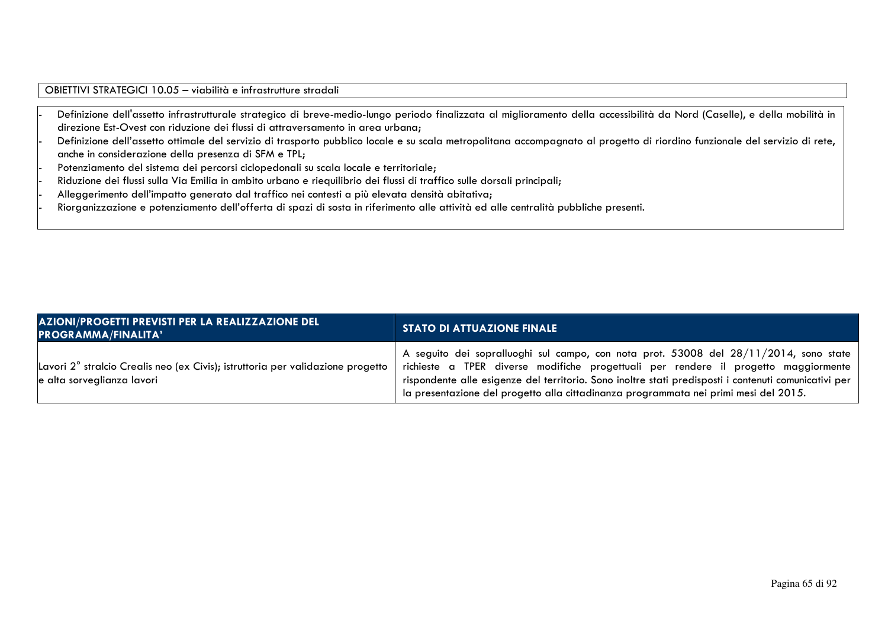OBIETTIVI STRATEGICI 10.05 – viabilità e infrastrutture stradali

- Definizione dell'assetto infrastrutturale strategico di breve-medio-lungo periodo finalizzata al miglioramento della accessibilità da Nord (Caselle), e della mobilità in direzione Est-Ovest con riduzione dei flussi di attraversamento in area urbana;
- Definizione dell'assetto ottimale del servizio di trasporto pubblico locale e su scala metropolitana accompagnato al progetto di riordino funzionale del servizio di rete, anche in considerazione della presenza di SFM e TPL;
- Potenziamento del sistema dei percorsi ciclopedonali su scala locale e territoriale;
- Riduzione dei flussi sulla Via Emilia in ambito urbano e riequilibrio dei flussi di traffico sulle dorsali principali;
- Alleggerimento dell'impatto generato dal traffico nei contesti a più elevata densità abitativa;
- Riorganizzazione e potenziamento dell'offerta di spazi di sosta in riferimento alle attività ed alle centralità pubbliche presenti.

| AZIONI/PROGETTI PREVISTI PER LA REALIZZAZIONE DEL PROGRAMMA/FINALITA' | STATO DI ATTUAZIONE FINALE |
|---|---|
| Lavori 2° stralcio Crealis neo (ex Civis); istruttoria per validazione progetto e alta sorveglianza lavori | A seguito dei sopralluoghi sul campo, con nota prot. 53008 del 28/11/2014, sono state richieste a TPER diverse modifiche progettuali per rendere il progetto maggiormente rispondente alle esigenze del territorio. Sono inoltre stati predisposti i contenuti comunicativi per la presentazione del progetto alla cittadinanza programmata nei primi mesi del 2015. |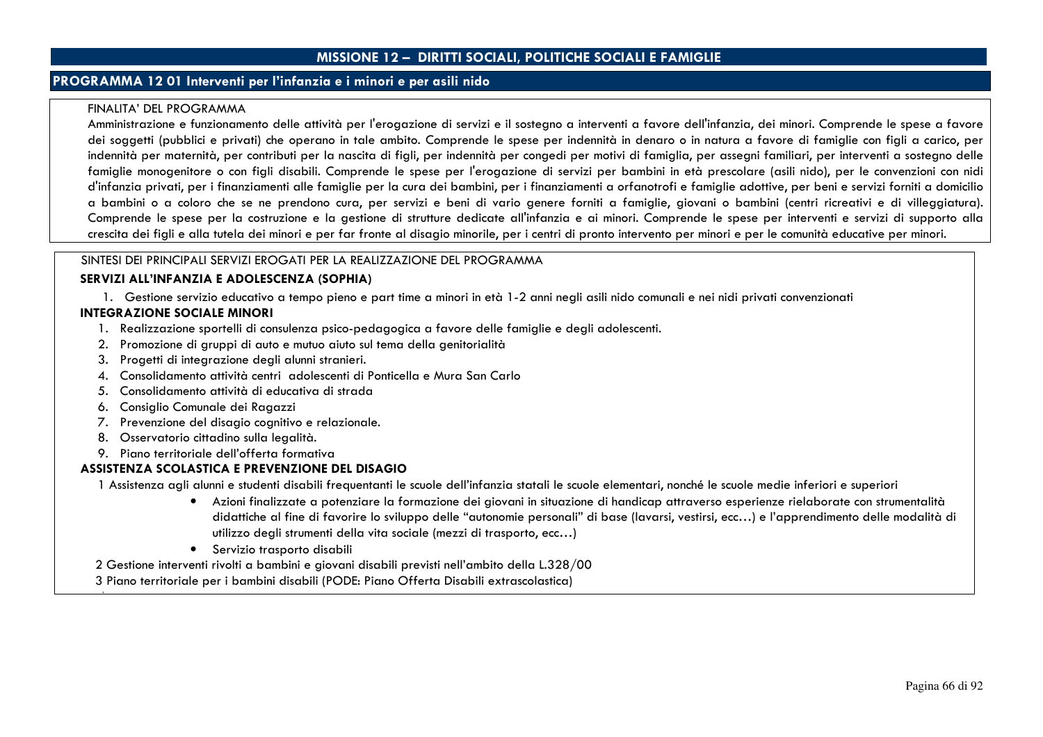## MISSIONE 12 – DIRITTI SOCIALI, POLITICHE SOCIALI E FAMIGLIE

### PROGRAMMA 12 01 Interventi per l'infanzia e i minori e per asili nido

FINALITA' DEL PROGRAMMA

Amministrazione e funzionamento delle attività per l'erogazione di servizi e il sostegno a interventi a favore dell'infanzia, dei minori. Comprende le spese a favore dei soggetti (pubblici e privati) che operano in tale ambito. Comprende le spese per indennità in denaro o in natura a favore di famiglie con figli a carico, per indennità per maternità, per contributi per la nascita di figli, per indennità per congedi per motivi di famiglia, per assegni familiari, per interventi a sostegno delle famiglie monogenitore o con figli disabili. Comprende le spese per l'erogazione di servizi per bambini in età prescolare (asili nido), per le convenzioni con nidi d'infanzia privati, per i finanziamenti alle famiglie per la cura dei bambini, per i finanziamenti a orfanotrofi e famiglie adottive, per beni e servizi forniti a domicilio a bambini o a coloro che se ne prendono cura, per servizi e beni di vario genere forniti a famiglie, giovani o bambini (centri ricreativi e di villeggiatura). Comprende le spese per la costruzione e la gestione di strutture dedicate all'infanzia e ai minori. Comprende le spese per interventi e servizi di supporto alla crescita dei figli e alla tutela dei minori e per far fronte al disagio minorile, per i centri di pronto intervento per minori e per le comunità educative per minori.

SINTESI DEI PRINCIPALI SERVIZI EROGATI PER LA REALIZZAZIONE DEL PROGRAMMA

**SERVIZI ALL'INFANZIA E ADOLESCENZA (SOPHIA)**

1. Gestione servizio educativo a tempo pieno e part time a minori in età 1-2 anni negli asili nido comunali e nei nidi privati convenzionati

**INTEGRAZIONE SOCIALE MINORI**

1. Realizzazione sportelli di consulenza psico-pedagogica a favore delle famiglie e degli adolescenti.
2. Promozione di gruppi di auto e mutuo aiuto sul tema della genitorialità
3. Progetti di integrazione degli alunni stranieri.
4. Consolidamento attività centri adolescenti di Ponticella e Mura San Carlo
5. Consolidamento attività di educativa di strada
6. Consiglio Comunale dei Ragazzi
7. Prevenzione del disagio cognitivo e relazionale.
8. Osservatorio cittadino sulla legalità.
9. Piano territoriale dell'offerta formativa

**ASSISTENZA SCOLASTICA E PREVENZIONE DEL DISAGIO**

1 Assistenza agli alunni e studenti disabili frequentanti le scuole dell'infanzia statali le scuole elementari, nonché le scuole medie inferiori e superiori

- Azioni finalizzate a potenziare la formazione dei giovani in situazione di handicap attraverso esperienze rielaborate con strumentalità didattiche al fine di favorire lo sviluppo delle "autonomie personali" di base (lavarsi, vestirsi, ecc…) e l'apprendimento delle modalità di utilizzo degli strumenti della vita sociale (mezzi di trasporto, ecc…)
- Servizio trasporto disabili

2 Gestione interventi rivolti a bambini e giovani disabili previsti nell'ambito della L.328/00

3 Piano territoriale per i bambini disabili (PODE: Piano Offerta Disabili extrascolastica)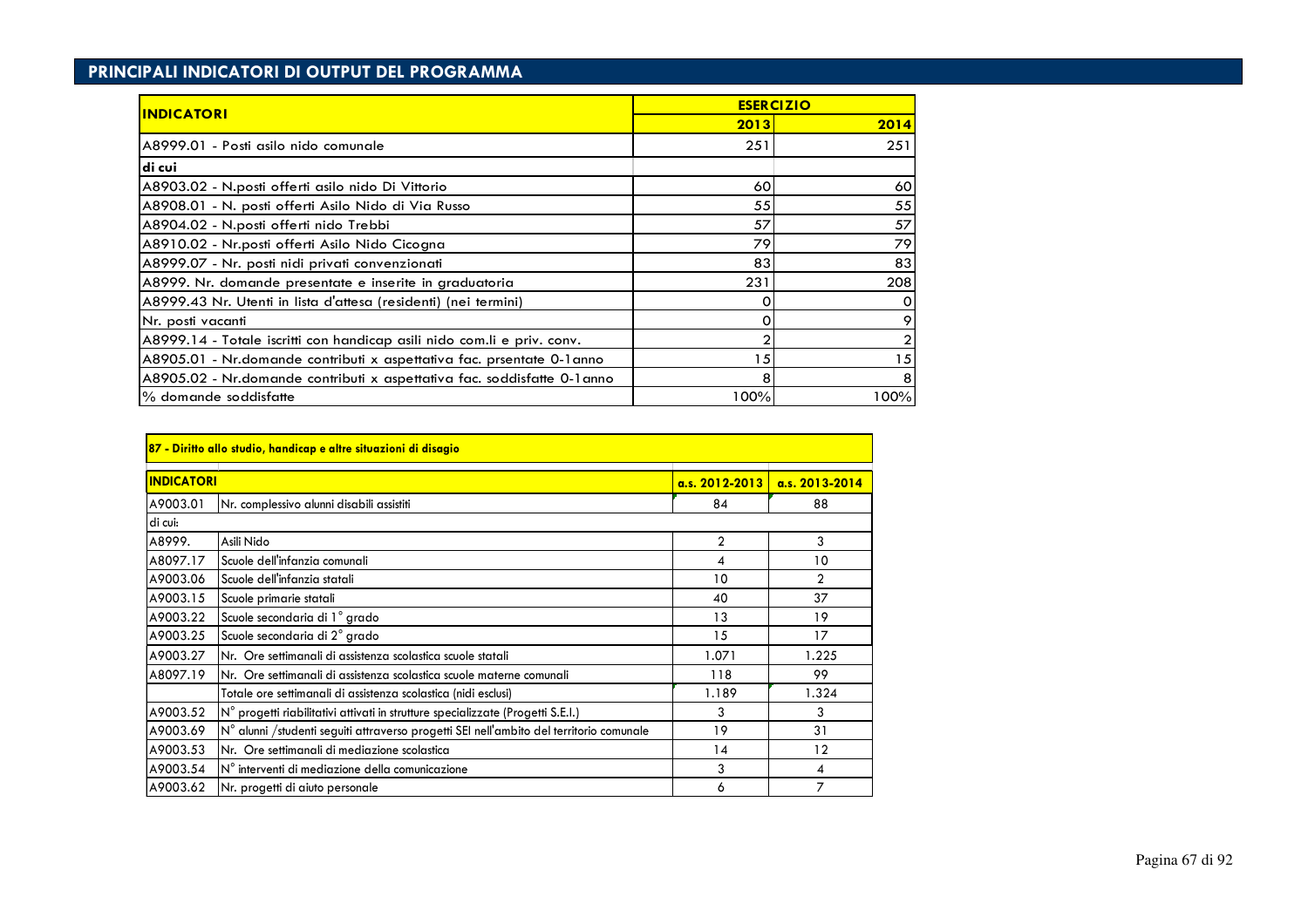## PRINCIPALI INDICATORI DI OUTPUT DEL PROGRAMMA

| INDICATORI | ESERCIZIO | |
|---|---|---|
| | 2013 | 2014 |
| A8999.01 - Posti asilo nido comunale | 251 | 251 |
| di cui | | |
| A8903.02 - N.posti offerti asilo nido Di Vittorio | 60 | 60 |
| A8908.01 - N. posti offerti Asilo Nido di Via Russo | 55 | 55 |
| A8904.02 - N.posti offerti nido Trebbi | 57 | 57 |
| A8910.02 - Nr.posti offerti Asilo Nido Cicogna | 79 | 79 |
| A8999.07 - Nr. posti nidi privati convenzionati | 83 | 83 |
| A8999. Nr. domande presentate e inserite in graduatoria | 231 | 208 |
| A8999.43 Nr. Utenti in lista d'attesa (residenti) (nei termini) | 0 | 0 |
| Nr. posti vacanti | 0 | 9 |
| A8999.14 - Totale iscritti con handicap asili nido com.li e priv. conv. | 2 | 2 |
| A8905.01 - Nr.domande contributi x aspettativa fac. prsentate 0-1anno | 15 | 15 |
| A8905.02 - Nr.domande contributi x aspettativa fac. soddisfatte 0-1anno | 8 | 8 |
| % domande soddisfatte | 100% | 100% |

**87 - Diritto allo studio, handicap e altre situazioni di disagio**

| INDICATORI | | a.s. 2012-2013 | a.s. 2013-2014 |
|---|---|---|---|
| A9003.01 | Nr. complessivo alunni disabili assistiti | 84 | 88 |
| di cui: | | | |
| A8999. | Asili Nido | 2 | 3 |
| A8097.17 | Scuole dell'infanzia comunali | 4 | 10 |
| A9003.06 | Scuole dell'infanzia statali | 10 | 2 |
| A9003.15 | Scuole primarie statali | 40 | 37 |
| A9003.22 | Scuole secondaria di 1° grado | 13 | 19 |
| A9003.25 | Scuole secondaria di 2° grado | 15 | 17 |
| A9003.27 | Nr. Ore settimanali di assistenza scolastica scuole statali | 1.071 | 1.225 |
| A8097.19 | Nr. Ore settimanali di assistenza scolastica scuole materne comunali | 118 | 99 |
| | Totale ore settimanali di assistenza scolastica (nidi esclusi) | 1.189 | 1.324 |
| A9003.52 | N° progetti riabilitativi attivati in strutture specializzate (Progetti S.E.I.) | 3 | 3 |
| A9003.69 | N° alunni /studenti seguiti attraverso progetti SEI nell'ambito del territorio comunale | 19 | 31 |
| A9003.53 | Nr. Ore settimanali di mediazione scolastica | 14 | 12 |
| A9003.54 | N° interventi di mediazione della comunicazione | 3 | 4 |
| A9003.62 | Nr. progetti di aiuto personale | 6 | 7 |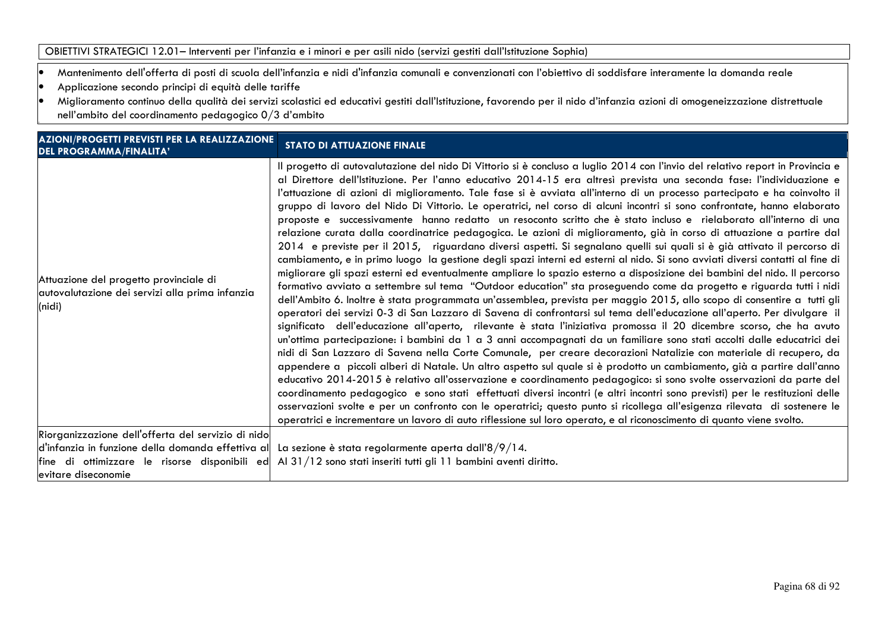OBIETTIVI STRATEGICI 12.01– Interventi per l'infanzia e i minori e per asili nido (servizi gestiti dall'Istituzione Sophia)

- Mantenimento dell'offerta di posti di scuola dell'infanzia e nidi d'infanzia comunali e convenzionati con l'obiettivo di soddisfare interamente la domanda reale
- Applicazione secondo principi di equità delle tariffe
- Miglioramento continuo della qualità dei servizi scolastici ed educativi gestiti dall'Istituzione, favorendo per il nido d'infanzia azioni di omogeneizzazione distrettuale nell'ambito del coordinamento pedagogico 0/3 d'ambito

| AZIONI/PROGETTI PREVISTI PER LA REALIZZAZIONE DEL PROGRAMMA/FINALITA' | STATO DI ATTUAZIONE FINALE |
|---|---|
| Attuazione del progetto provinciale di autovalutazione dei servizi alla prima infanzia (nidi) | Il progetto di autovalutazione del nido Di Vittorio si è concluso a luglio 2014 con l'invio del relativo report in Provincia e al Direttore dell'Istituzione. Per l'anno educativo 2014-15 era altresì prevista una seconda fase: l'individuazione e l'attuazione di azioni di miglioramento. Tale fase si è avviata all'interno di un processo partecipato e ha coinvolto il gruppo di lavoro del Nido Di Vittorio. Le operatrici, nel corso di alcuni incontri si sono confrontate, hanno elaborato proposte e successivamente hanno redatto un resoconto scritto che è stato incluso e rielaborato all'interno di una relazione curata dalla coordinatrice pedagogica. Le azioni di miglioramento, già in corso di attuazione a partire dal 2014 e previste per il 2015, riguardano diversi aspetti. Si segnalano quelli sui quali si è già attivato il percorso di cambiamento, e in primo luogo la gestione degli spazi interni ed esterni al nido. Si sono avviati diversi contatti al fine di migliorare gli spazi esterni ed eventualmente ampliare lo spazio esterno a disposizione dei bambini del nido. Il percorso formativo avviato a settembre sul tema "Outdoor education" sta proseguendo come da progetto e riguarda tutti i nidi dell'Ambito 6. Inoltre è stata programmata un'assemblea, prevista per maggio 2015, allo scopo di consentire a tutti gli operatori dei servizi 0-3 di San Lazzaro di Savena di confrontarsi sul tema dell'educazione all'aperto. Per divulgare il significato dell'educazione all'aperto, rilevante è stata l'iniziativa promossa il 20 dicembre scorso, che ha avuto un'ottima partecipazione: i bambini da 1 a 3 anni accompagnati da un familiare sono stati accolti dalle educatrici dei nidi di San Lazzaro di Savena nella Corte Comunale, per creare decorazioni Natalizie con materiale di recupero, da appendere a piccoli alberi di Natale. Un altro aspetto sul quale si è prodotto un cambiamento, già a partire dall'anno educativo 2014-2015 è relativo all'osservazione e coordinamento pedagogico: si sono svolte osservazioni da parte del coordinamento pedagogico e sono stati effettuati diversi incontri (e altri incontri sono previsti) per le restituzioni delle osservazioni svolte e per un confronto con le operatrici; questo punto si ricollega all'esigenza rilevata di sostenere le operatrici e incrementare un lavoro di auto riflessione sul loro operato, e al riconoscimento di quanto viene svolto. |
| Riorganizzazione dell'offerta del servizio di nido d'infanzia in funzione della domanda effettiva al fine di ottimizzare le risorse disponibili ed evitare diseconomie | La sezione è stata regolarmente aperta dall'8/9/14.<br>Al 31/12 sono stati inseriti tutti gli 11 bambini aventi diritto. |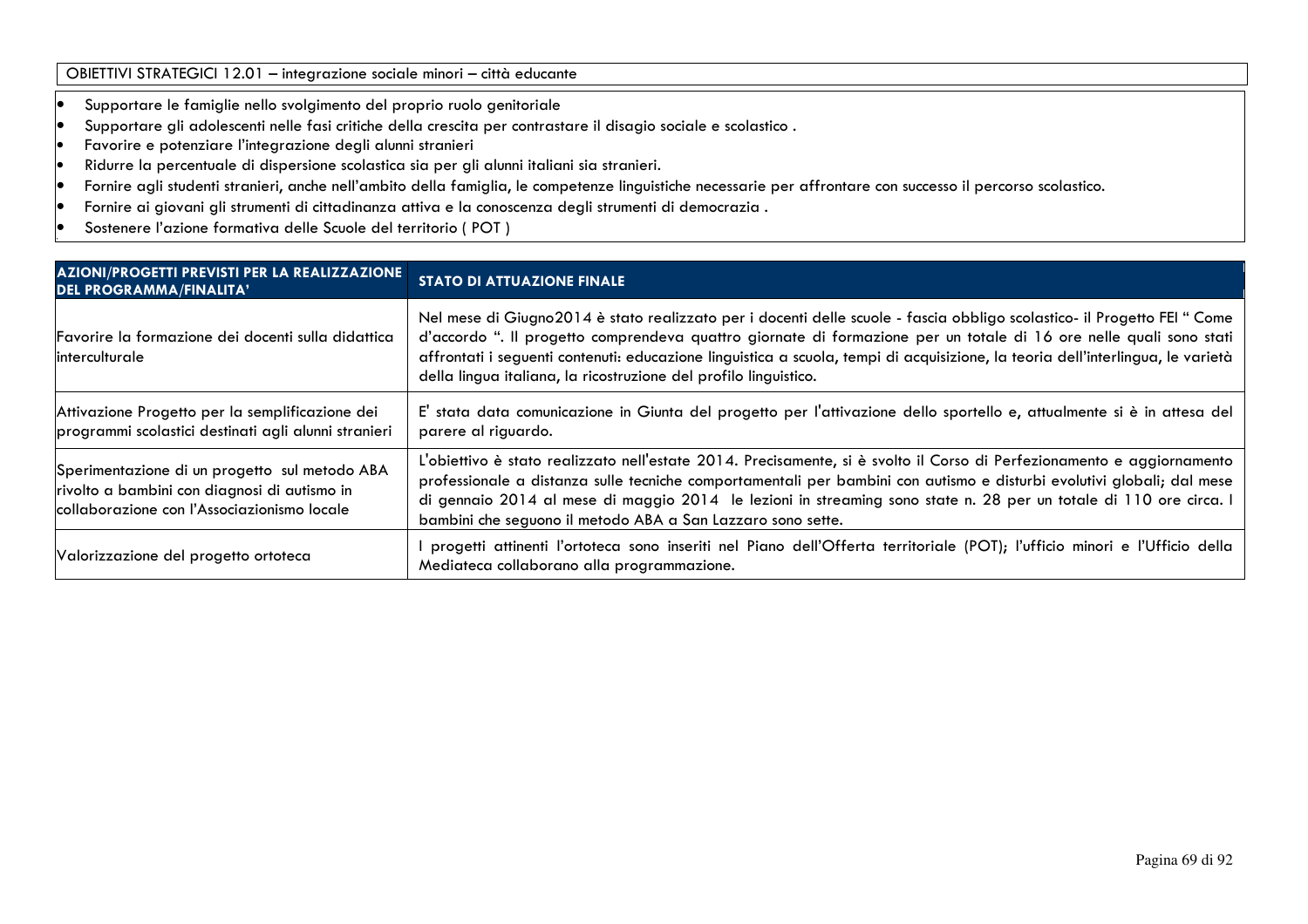OBIETTIVI STRATEGICI 12.01 – integrazione sociale minori – città educante

- Supportare le famiglie nello svolgimento del proprio ruolo genitoriale
- Supportare gli adolescenti nelle fasi critiche della crescita per contrastare il disagio sociale e scolastico .
- Favorire e potenziare l'integrazione degli alunni stranieri
- Ridurre la percentuale di dispersione scolastica sia per gli alunni italiani sia stranieri.
- Fornire agli studenti stranieri, anche nell'ambito della famiglia, le competenze linguistiche necessarie per affrontare con successo il percorso scolastico.
- Fornire ai giovani gli strumenti di cittadinanza attiva e la conoscenza degli strumenti di democrazia .
- Sostenere l'azione formativa delle Scuole del territorio ( POT )

| AZIONI/PROGETTI PREVISTI PER LA REALIZZAZIONE DEL PROGRAMMA/FINALITA' | STATO DI ATTUAZIONE FINALE |
|---|---|
| Favorire la formazione dei docenti sulla didattica interculturale | Nel mese di Giugno2014 è stato realizzato per i docenti delle scuole - fascia obbligo scolastico- il Progetto FEI " Come d'accordo ". Il progetto comprendeva quattro giornate di formazione per un totale di 16 ore nelle quali sono stati affrontati i seguenti contenuti: educazione linguistica a scuola, tempi di acquisizione, la teoria dell'interlingua, le varietà della lingua italiana, la ricostruzione del profilo linguistico. |
| Attivazione Progetto per la semplificazione dei programmi scolastici destinati agli alunni stranieri | E' stata data comunicazione in Giunta del progetto per l'attivazione dello sportello e, attualmente si è in attesa del parere al riguardo. |
| Sperimentazione di un progetto sul metodo ABA rivolto a bambini con diagnosi di autismo in collaborazione con l'Associazionismo locale | L'obiettivo è stato realizzato nell'estate 2014. Precisamente, si è svolto il Corso di Perfezionamento e aggiornamento professionale a distanza sulle tecniche comportamentali per bambini con autismo e disturbi evolutivi globali; dal mese di gennaio 2014 al mese di maggio 2014 le lezioni in streaming sono state n. 28 per un totale di 110 ore circa. I bambini che seguono il metodo ABA a San Lazzaro sono sette. |
| Valorizzazione del progetto ortoteca | I progetti attinenti l'ortoteca sono inseriti nel Piano dell'Offerta territoriale (POT); l'ufficio minori e l'Ufficio della Mediateca collaborano alla programmazione. |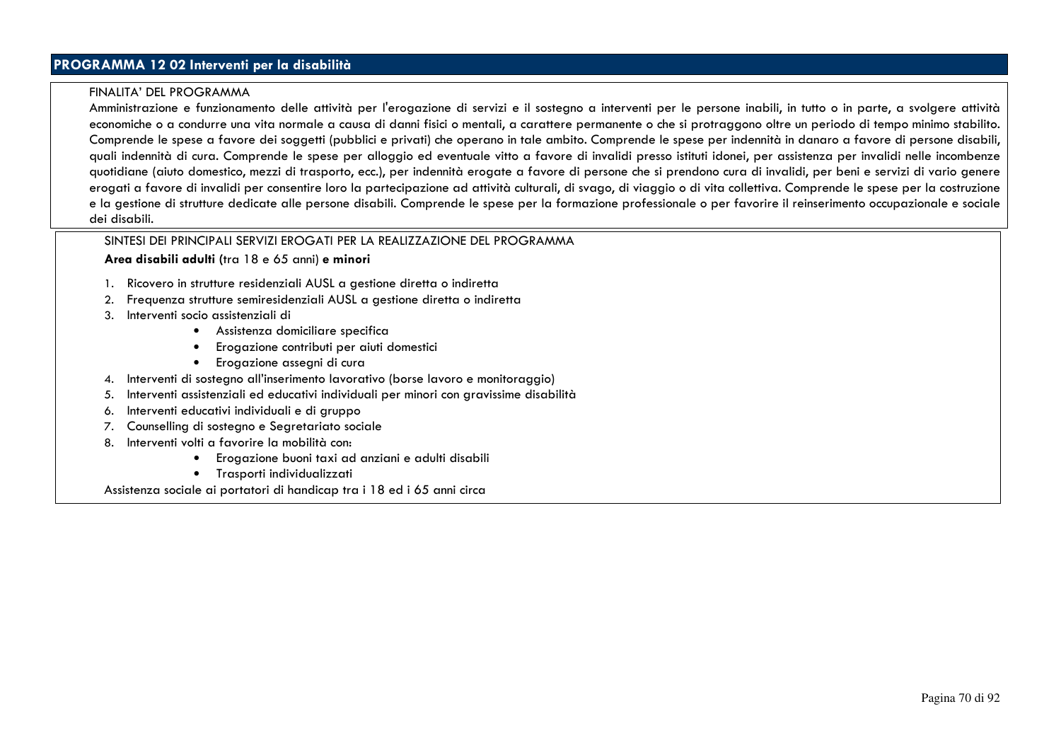## PROGRAMMA 12 02 Interventi per la disabilità

FINALITA' DEL PROGRAMMA

Amministrazione e funzionamento delle attività per l'erogazione di servizi e il sostegno a interventi per le persone inabili, in tutto o in parte, a svolgere attività economiche o a condurre una vita normale a causa di danni fisici o mentali, a carattere permanente o che si protraggono oltre un periodo di tempo minimo stabilito. Comprende le spese a favore dei soggetti (pubblici e privati) che operano in tale ambito. Comprende le spese per indennità in danaro a favore di persone disabili, quali indennità di cura. Comprende le spese per alloggio ed eventuale vitto a favore di invalidi presso istituti idonei, per assistenza per invalidi nelle incombenze quotidiane (aiuto domestico, mezzi di trasporto, ecc.), per indennità erogate a favore di persone che si prendono cura di invalidi, per beni e servizi di vario genere erogati a favore di invalidi per consentire loro la partecipazione ad attività culturali, di svago, di viaggio o di vita collettiva. Comprende le spese per la costruzione e la gestione di strutture dedicate alle persone disabili. Comprende le spese per la formazione professionale o per favorire il reinserimento occupazionale e sociale dei disabili.

SINTESI DEI PRINCIPALI SERVIZI EROGATI PER LA REALIZZAZIONE DEL PROGRAMMA

**Area disabili adulti** (tra 18 e 65 anni) **e minori**

1. Ricovero in strutture residenziali AUSL a gestione diretta o indiretta
2. Frequenza strutture semiresidenziali AUSL a gestione diretta o indiretta
3. Interventi socio assistenziali di
   - Assistenza domiciliare specifica
   - Erogazione contributi per aiuti domestici
   - Erogazione assegni di cura
4. Interventi di sostegno all'inserimento lavorativo (borse lavoro e monitoraggio)
5. Interventi assistenziali ed educativi individuali per minori con gravissime disabilità
6. Interventi educativi individuali e di gruppo
7. Counselling di sostegno e Segretariato sociale
8. Interventi volti a favorire la mobilità con:
   - Erogazione buoni taxi ad anziani e adulti disabili
   - Trasporti individualizzati

Assistenza sociale ai portatori di handicap tra i 18 ed i 65 anni circa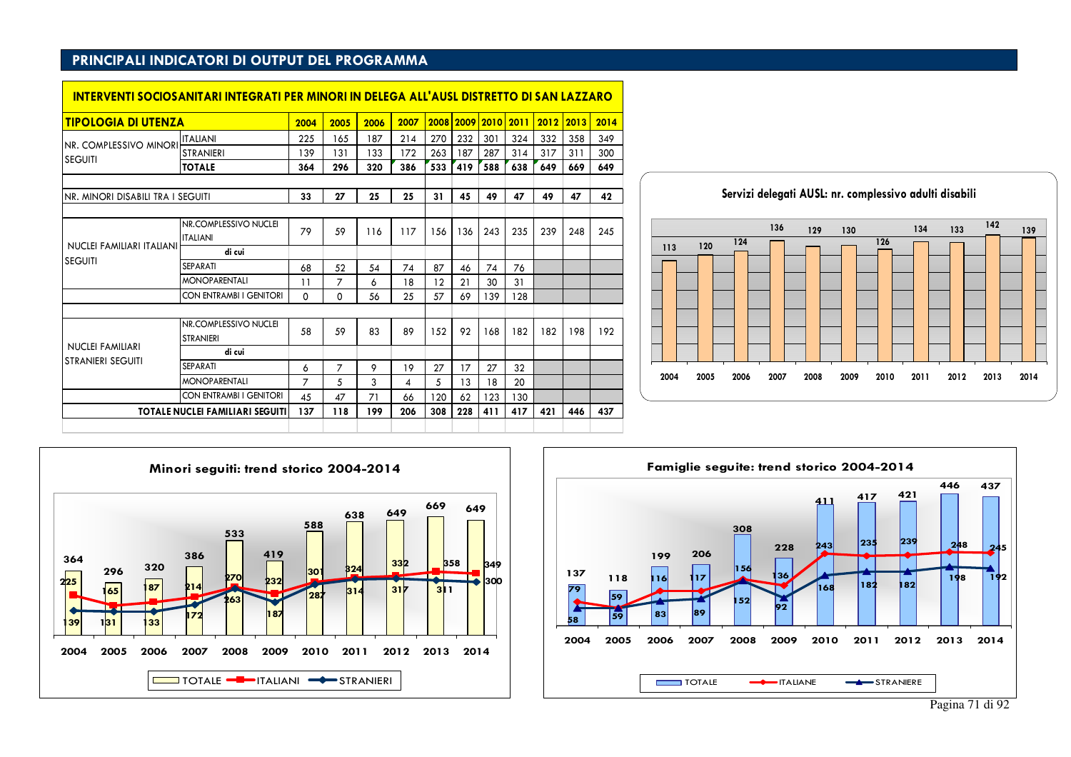## PRINCIPALI INDICATORI DI OUTPUT DEL PROGRAMMA

**INTERVENTI SOCIOSANITARI INTEGRATI PER MINORI IN DELEGA ALL'AUSL DISTRETTO DI SAN LAZZARO**

| TIPOLOGIA DI UTENZA | | 2004 | 2005 | 2006 | 2007 | 2008 | 2009 | 2010 | 2011 | 2012 | 2013 | 2014 |
|---|---|---|---|---|---|---|---|---|---|---|---|---|
| NR. COMPLESSIVO MINORI SEGUITI | ITALIANI | 225 | 165 | 187 | 214 | 270 | 232 | 301 | 324 | 332 | 358 | 349 |
| | STRANIERI | 139 | 131 | 133 | 172 | 263 | 187 | 287 | 314 | 317 | 311 | 300 |
| | **TOTALE** | **364** | **296** | **320** | **386** | **533** | **419** | **588** | **638** | **649** | **669** | **649** |
| NR. MINORI DISABILI TRA I SEGUITI | | **33** | **27** | **25** | **25** | **31** | **45** | **49** | **47** | **49** | **47** | **42** |
| NUCLEI FAMILIARI ITALIANI SEGUITI | NR.COMPLESSIVO NUCLEI ITALIANI | 79 | 59 | 116 | 117 | 156 | 136 | 243 | 235 | 239 | 248 | 245 |
| | di cui | | | | | | | | | | | |
| | SEPARATI | 68 | 52 | 54 | 74 | 87 | 46 | 74 | 76 | | | |
| | MONOPARENTALI | 11 | 7 | 6 | 18 | 12 | 21 | 30 | 31 | | | |
| | CON ENTRAMBI I GENITORI | 0 | 0 | 56 | 117 | 25 | 57 | 69 | 139 | 128 | | |
| NUCLEI FAMILIARI STRANIERI SEGUITI | NR.COMPLESSIVO NUCLEI STRANIERI | 58 | 59 | 83 | 89 | 152 | 92 | 168 | 182 | 182 | 198 | 192 |
| | di cui | | | | | | | | | | | |
| | SEPARATI | 6 | 7 | 9 | 19 | 27 | 17 | 27 | 32 | | | |
| | MONOPARENTALI | 7 | 5 | 3 | 4 | 5 | 13 | 18 | 20 | | | |
| | CON ENTRAMBI I GENITORI | 45 | 47 | 71 | 66 | 120 | 62 | 123 | 130 | | | |
| **TOTALE NUCLEI FAMILIARI SEGUITI** | | **137** | **118** | **199** | **206** | **308** | **228** | **411** | **417** | **421** | **446** | **437** |

**Servizi delegati AUSL: nr. complessivo adulti disabili**

| 2004 | 2005 | 2006 | 2007 | 2008 | 2009 | 2010 | 2011 | 2012 | 2013 | 2014 |
|---|---|---|---|---|---|---|---|---|---|---|
| 113 | 120 | 124 | 136 | 129 | 130 | 126 | 134 | 133 | 142 | 139 |

**Minori seguiti: trend storico 2004-2014**

| | 2004 | 2005 | 2006 | 2007 | 2008 | 2009 | 2010 | 2011 | 2012 | 2013 | 2014 |
|---|---|---|---|---|---|---|---|---|---|---|---|
| TOTALE | 364 | 296 | 320 | 386 | 533 | 419 | 588 | 638 | 649 | 669 | 649 |
| ITALIANI | 225 | 165 | 187 | 214 | 270 | 232 | 301 | 324 | 332 | 358 | 349 |
| STRANIERI | 139 | 131 | 133 | 172 | 263 | 187 | 287 | 314 | 317 | 311 | 300 |

**Famiglie seguite: trend storico 2004-2014**

| | 2004 | 2005 | 2006 | 2007 | 2008 | 2009 | 2010 | 2011 | 2012 | 2013 | 2014 |
|---|---|---|---|---|---|---|---|---|---|---|---|
| TOTALE | 137 | 118 | 199 | 206 | 308 | 228 | 411 | 417 | 421 | 446 | 437 |
| ITALIANE | 79 | 59 | 116 | 117 | 156 | 136 | 243 | 235 | 239 | 248 | 245 |
| STRANIERE | 58 | 59 | 83 | 89 | 152 | 92 | 168 | 182 | 182 | 198 | 192 |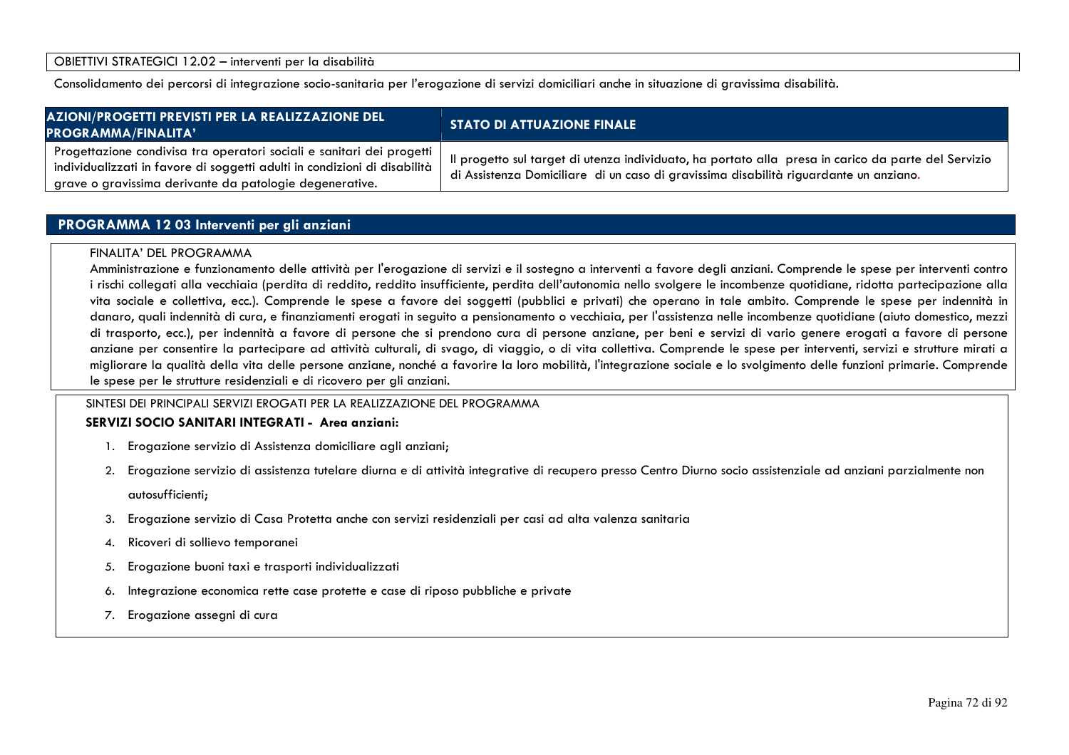OBIETTIVI STRATEGICI 12.02 – interventi per la disabilità

Consolidamento dei percorsi di integrazione socio-sanitaria per l'erogazione di servizi domiciliari anche in situazione di gravissima disabilità.

| AZIONI/PROGETTI PREVISTI PER LA REALIZZAZIONE DEL PROGRAMMA/FINALITA' | STATO DI ATTUAZIONE FINALE |
|---|---|
| Progettazione condivisa tra operatori sociali e sanitari dei progetti individualizzati in favore di soggetti adulti in condizioni di disabilità grave o gravissima derivante da patologie degenerative. | Il progetto sul target di utenza individuato, ha portato alla presa in carico da parte del Servizio di Assistenza Domiciliare di un caso di gravissima disabilità riguardante un anziano. |

## PROGRAMMA 12 03 Interventi per gli anziani

FINALITA' DEL PROGRAMMA

Amministrazione e funzionamento delle attività per l'erogazione di servizi e il sostegno a interventi a favore degli anziani. Comprende le spese per interventi contro i rischi collegati alla vecchiaia (perdita di reddito, reddito insufficiente, perdita dell'autonomia nello svolgere le incombenze quotidiane, ridotta partecipazione alla vita sociale e collettiva, ecc.). Comprende le spese a favore dei soggetti (pubblici e privati) che operano in tale ambito. Comprende le spese per indennità in danaro, quali indennità di cura, e finanziamenti erogati in seguito a pensionamento o vecchiaia, per l'assistenza nelle incombenze quotidiane (aiuto domestico, mezzi di trasporto, ecc.), per indennità a favore di persone che si prendono cura di persone anziane, per beni e servizi di vario genere erogati a favore di persone anziane per consentire la partecipare ad attività culturali, di svago, di viaggio, o di vita collettiva. Comprende le spese per interventi, servizi e strutture mirati a migliorare la qualità della vita delle persone anziane, nonché a favorire la loro mobilità, l'integrazione sociale e lo svolgimento delle funzioni primarie. Comprende le spese per le strutture residenziali e di ricovero per gli anziani.

SINTESI DEI PRINCIPALI SERVIZI EROGATI PER LA REALIZZAZIONE DEL PROGRAMMA

**SERVIZI SOCIO SANITARI INTEGRATI - Area anziani:**

1. Erogazione servizio di Assistenza domiciliare agli anziani;
2. Erogazione servizio di assistenza tutelare diurna e di attività integrative di recupero presso Centro Diurno socio assistenziale ad anziani parzialmente non autosufficienti;
3. Erogazione servizio di Casa Protetta anche con servizi residenziali per casi ad alta valenza sanitaria
4. Ricoveri di sollievo temporanei
5. Erogazione buoni taxi e trasporti individualizzati
6. Integrazione economica rette case protette e case di riposo pubbliche e private
7. Erogazione assegni di cura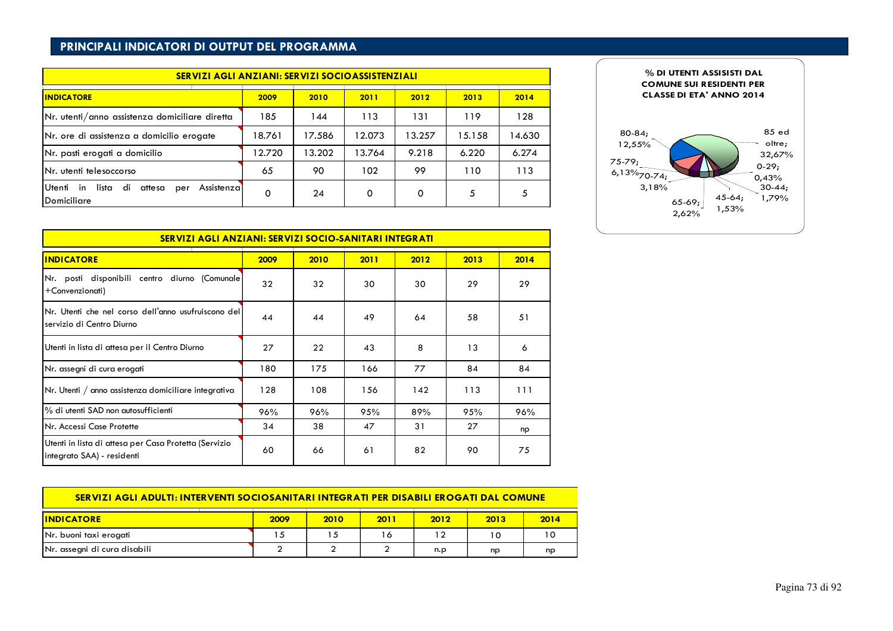## PRINCIPALI INDICATORI DI OUTPUT DEL PROGRAMMA

| SERVIZI AGLI ANZIANI: SERVIZI SOCIOASSISTENZIALI | | | | | | |
|---|---|---|---|---|---|---|
| **INDICATORE** | **2009** | **2010** | **2011** | **2012** | **2013** | **2014** |
| Nr. utenti/anno assistenza domiciliare diretta | 185 | 144 | 113 | 131 | 119 | 128 |
| Nr. ore di assistenza a domicilio erogate | 18.761 | 17.586 | 12.073 | 13.257 | 15.158 | 14.630 |
| Nr. pasti erogati a domicilio | 12.720 | 13.202 | 13.764 | 9.218 | 6.220 | 6.274 |
| Nr. utenti telesoccorso | 65 | 90 | 102 | 99 | 110 | 113 |
| Utenti in lista di attesa per Assistenza Domiciliare | 0 | 24 | 0 | 0 | 5 | 5 |

**% DI UTENTI ASSISTISTI DAL COMUNE SUI RESIDENTI PER CLASSE DI ETA' ANNO 2014**

| Classe di età | % |
|---|---|
| 0-29 | 0,43% |
| 30-44 | 1,79% |
| 45-64 | 1,53% |
| 65-69 | 2,62% |
| 70-74 | 3,18% |
| 75-79 | 6,13% |
| 80-84 | 12,55% |
| 85 ed oltre | 32,67% |

| SERVIZI AGLI ANZIANI: SERVIZI SOCIO-SANITARI INTEGRATI | | | | | | |
|---|---|---|---|---|---|---|
| **INDICATORE** | **2009** | **2010** | **2011** | **2012** | **2013** | **2014** |
| Nr. posti disponibili centro diurno (Comunale +Convenzionati) | 32 | 32 | 30 | 30 | 29 | 29 |
| Nr. Utenti che nel corso dell'anno usufruiscono del servizio di Centro Diurno | 44 | 44 | 49 | 64 | 58 | 51 |
| Utenti in lista di attesa per il Centro Diurno | 27 | 22 | 43 | 8 | 13 | 6 |
| Nr. assegni di cura erogati | 180 | 175 | 166 | 77 | 84 | 84 |
| Nr. Utenti / anno assistenza domiciliare integrativa | 128 | 108 | 156 | 142 | 113 | 111 |
| % di utenti SAD non autosufficienti | 96% | 96% | 95% | 89% | 95% | 96% |
| Nr. Accessi Case Protette | 34 | 38 | 47 | 31 | 27 | np |
| Utenti in lista di attesa per Casa Protetta (Servizio integrato SAA) - residenti | 60 | 66 | 61 | 82 | 90 | 75 |

| SERVIZI AGLI ADULTI: INTERVENTI SOCIOSANITARI INTEGRATI PER DISABILI EROGATI DAL COMUNE | | | | | | |
|---|---|---|---|---|---|---|
| **INDICATORE** | **2009** | **2010** | **2011** | **2012** | **2013** | **2014** |
| Nr. buoni taxi erogati | 15 | 15 | 16 | 12 | 10 | 10 |
| Nr. assegni di cura disabili | 2 | 2 | 2 | n.p | np | np |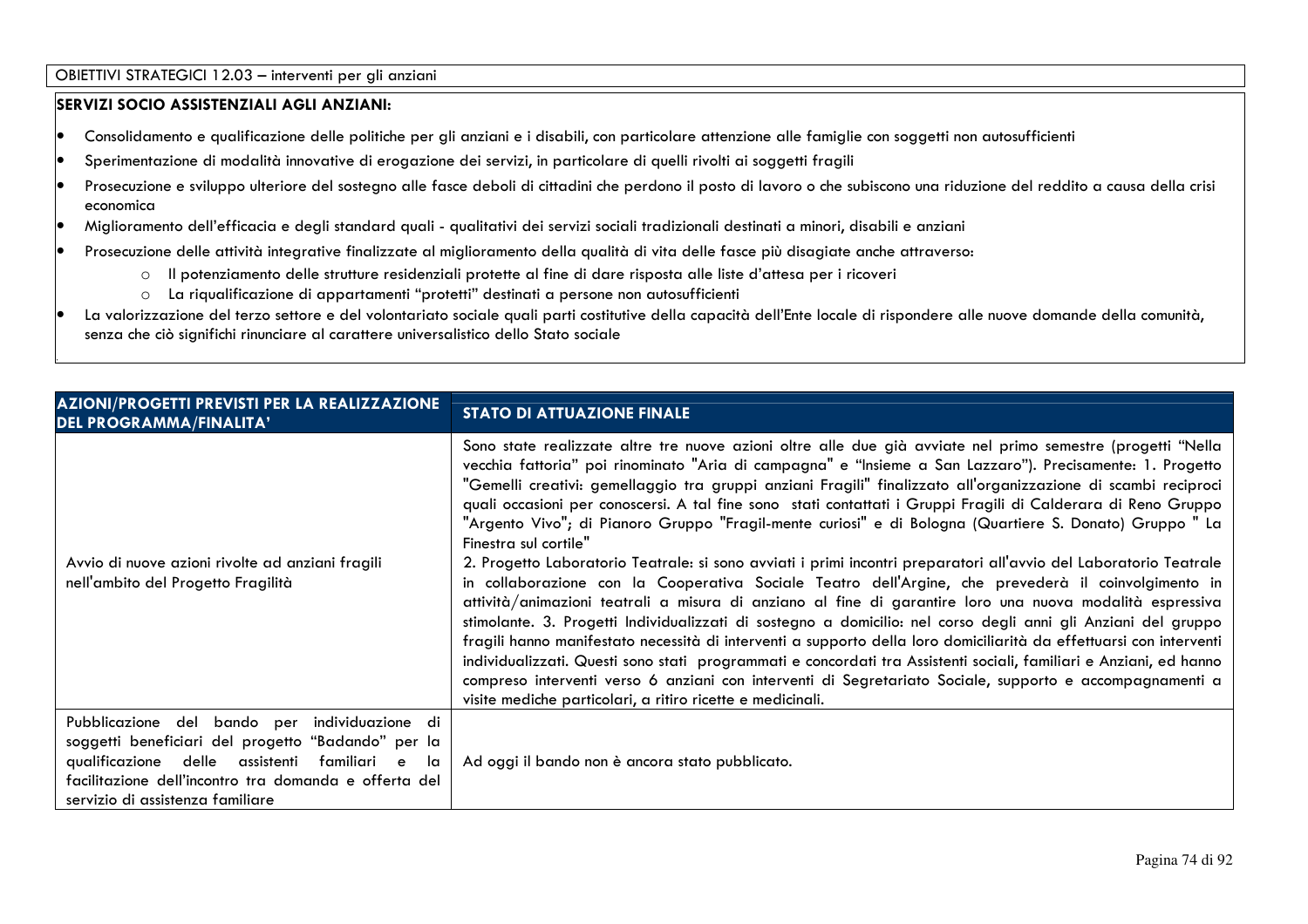OBIETTIVI STRATEGICI 12.03 – interventi per gli anziani

**SERVIZI SOCIO ASSISTENZIALI AGLI ANZIANI:**

- Consolidamento e qualificazione delle politiche per gli anziani e i disabili, con particolare attenzione alle famiglie con soggetti non autosufficienti
- Sperimentazione di modalità innovative di erogazione dei servizi, in particolare di quelli rivolti ai soggetti fragili
- Prosecuzione e sviluppo ulteriore del sostegno alle fasce deboli di cittadini che perdono il posto di lavoro o che subiscono una riduzione del reddito a causa della crisi economica
- Miglioramento dell'efficacia e degli standard quali - qualitativi dei servizi sociali tradizionali destinati a minori, disabili e anziani
- Prosecuzione delle attività integrative finalizzate al miglioramento della qualità di vita delle fasce più disagiate anche attraverso:
    - Il potenziamento delle strutture residenziali protette al fine di dare risposta alle liste d'attesa per i ricoveri
    - La riqualificazione di appartamenti "protetti" destinati a persone non autosufficienti
- La valorizzazione del terzo settore e del volontariato sociale quali parti costitutive della capacità dell'Ente locale di rispondere alle nuove domande della comunità, senza che ciò significhi rinunciare al carattere universalistico dello Stato sociale

| AZIONI/PROGETTI PREVISTI PER LA REALIZZAZIONE DEL PROGRAMMA/FINALITA' | STATO DI ATTUAZIONE FINALE |
|---|---|
| Avvio di nuove azioni rivolte ad anziani fragili nell'ambito del Progetto Fragilità | Sono state realizzate altre tre nuove azioni oltre alle due già avviate nel primo semestre (progetti "Nella vecchia fattoria" poi rinominato "Aria di campagna" e "Insieme a San Lazzaro"). Precisamente: 1. Progetto "Gemelli creativi: gemellaggio tra gruppi anziani Fragili" finalizzato all'organizzazione di scambi reciproci quali occasioni per conoscersi. A tal fine sono stati contattati i Gruppi Fragili di Calderara di Reno Gruppo "Argento Vivo"; di Pianoro Gruppo "Fragil-mente curiosi" e di Bologna (Quartiere S. Donato) Gruppo " La Finestra sul cortile"<br>2. Progetto Laboratorio Teatrale: si sono avviati i primi incontri preparatori all'avvio del Laboratorio Teatrale in collaborazione con la Cooperativa Sociale Teatro dell'Argine, che prevederà il coinvolgimento in attività/animazioni teatrali a misura di anziano al fine di garantire loro una nuova modalità espressiva stimolante. 3. Progetti Individualizzati di sostegno a domicilio: nel corso degli anni gli Anziani del gruppo fragili hanno manifestato necessità di interventi a supporto della loro domiciliarità da effettuarsi con interventi individualizzati. Questi sono stati programmati e concordati tra Assistenti sociali, familiari e Anziani, ed hanno compreso interventi verso 6 anziani con interventi di Segretariato Sociale, supporto e accompagnamenti a visite mediche particolari, a ritiro ricette e medicinali. |
| Pubblicazione del bando per individuazione di soggetti beneficiari del progetto "Badando" per la qualificazione delle assistenti familiari e la facilitazione dell'incontro tra domanda e offerta del servizio di assistenza familiare | Ad oggi il bando non è ancora stato pubblicato. |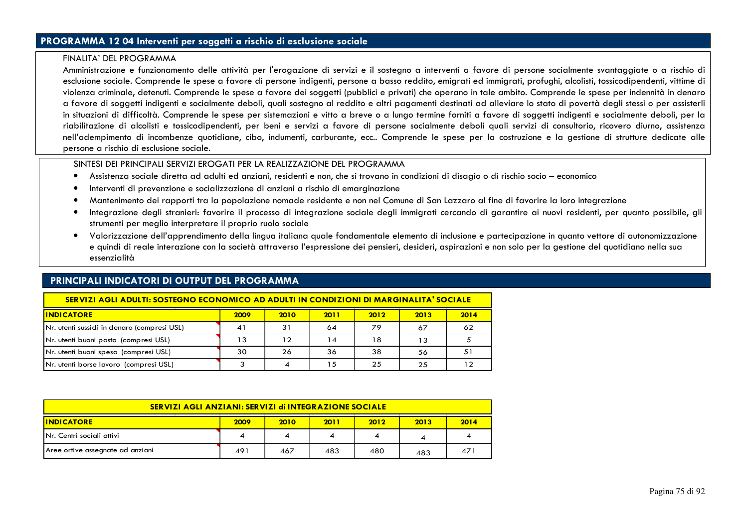## PROGRAMMA 12 04 Interventi per soggetti a rischio di esclusione sociale

FINALITA' DEL PROGRAMMA

Amministrazione e funzionamento delle attività per l'erogazione di servizi e il sostegno a interventi a favore di persone socialmente svantaggiate o a rischio di esclusione sociale. Comprende le spese a favore di persone indigenti, persone a basso reddito, emigrati ed immigrati, profughi, alcolisti, tossicodipendenti, vittime di violenza criminale, detenuti. Comprende le spese a favore dei soggetti (pubblici e privati) che operano in tale ambito. Comprende le spese per indennità in denaro a favore di soggetti indigenti e socialmente deboli, quali sostegno al reddito e altri pagamenti destinati ad alleviare lo stato di povertà degli stessi o per assisterli in situazioni di difficoltà. Comprende le spese per sistemazioni e vitto a breve o a lungo termine forniti a favore di soggetti indigenti e socialmente deboli, per la riabilitazione di alcolisti e tossicodipendenti, per beni e servizi a favore di persone socialmente deboli quali servizi di consultorio, ricovero diurno, assistenza nell'adempimento di incombenze quotidiane, cibo, indumenti, carburante, ecc.. Comprende le spese per la costruzione e la gestione di strutture dedicate alle persone a rischio di esclusione sociale.

SINTESI DEI PRINCIPALI SERVIZI EROGATI PER LA REALIZZAZIONE DEL PROGRAMMA

- Assistenza sociale diretta ad adulti ed anziani, residenti e non, che si trovano in condizioni di disagio o di rischio socio – economico
- Interventi di prevenzione e socializzazione di anziani a rischio di emarginazione
- Mantenimento dei rapporti tra la popolazione nomade residente e non nel Comune di San Lazzaro al fine di favorire la loro integrazione
- Integrazione degli stranieri: favorire il processo di integrazione sociale degli immigrati cercando di garantire ai nuovi residenti, per quanto possibile, gli strumenti per meglio interpretare il proprio ruolo sociale
- Valorizzazione dell'apprendimento della lingua italiana quale fondamentale elemento di inclusione e partecipazione in quanto vettore di autonomizzazione e quindi di reale interazione con la società attraverso l'espressione dei pensieri, desideri, aspirazioni e non solo per la gestione del quotidiano nella sua essenzialità

## PRINCIPALI INDICATORI DI OUTPUT DEL PROGRAMMA

**SERVIZI AGLI ADULTI: SOSTEGNO ECONOMICO AD ADULTI IN CONDIZIONI DI MARGINALITA' SOCIALE**

| INDICATORE | 2009 | 2010 | 2011 | 2012 | 2013 | 2014 |
|---|---|---|---|---|---|---|
| Nr. utenti sussidi in denaro (compresi USL) | 41 | 31 | 64 | 79 | 67 | 62 |
| Nr. utenti buoni pasto (compresi USL) | 13 | 12 | 14 | 18 | 13 | 5 |
| Nr. utenti buoni spesa (compresi USL) | 30 | 26 | 36 | 38 | 56 | 51 |
| Nr. utenti borse lavoro (compresi USL) | 3 | 4 | 15 | 25 | 25 | 12 |

**SERVIZI AGLI ANZIANI: SERVIZI di INTEGRAZIONE SOCIALE**

| INDICATORE | 2009 | 2010 | 2011 | 2012 | 2013 | 2014 |
|---|---|---|---|---|---|---|
| Nr. Centri sociali attivi | 4 | 4 | 4 | 4 | 4 | 4 |
| Aree ortive assegnate ad anziani | 491 | 467 | 483 | 480 | 483 | 471 |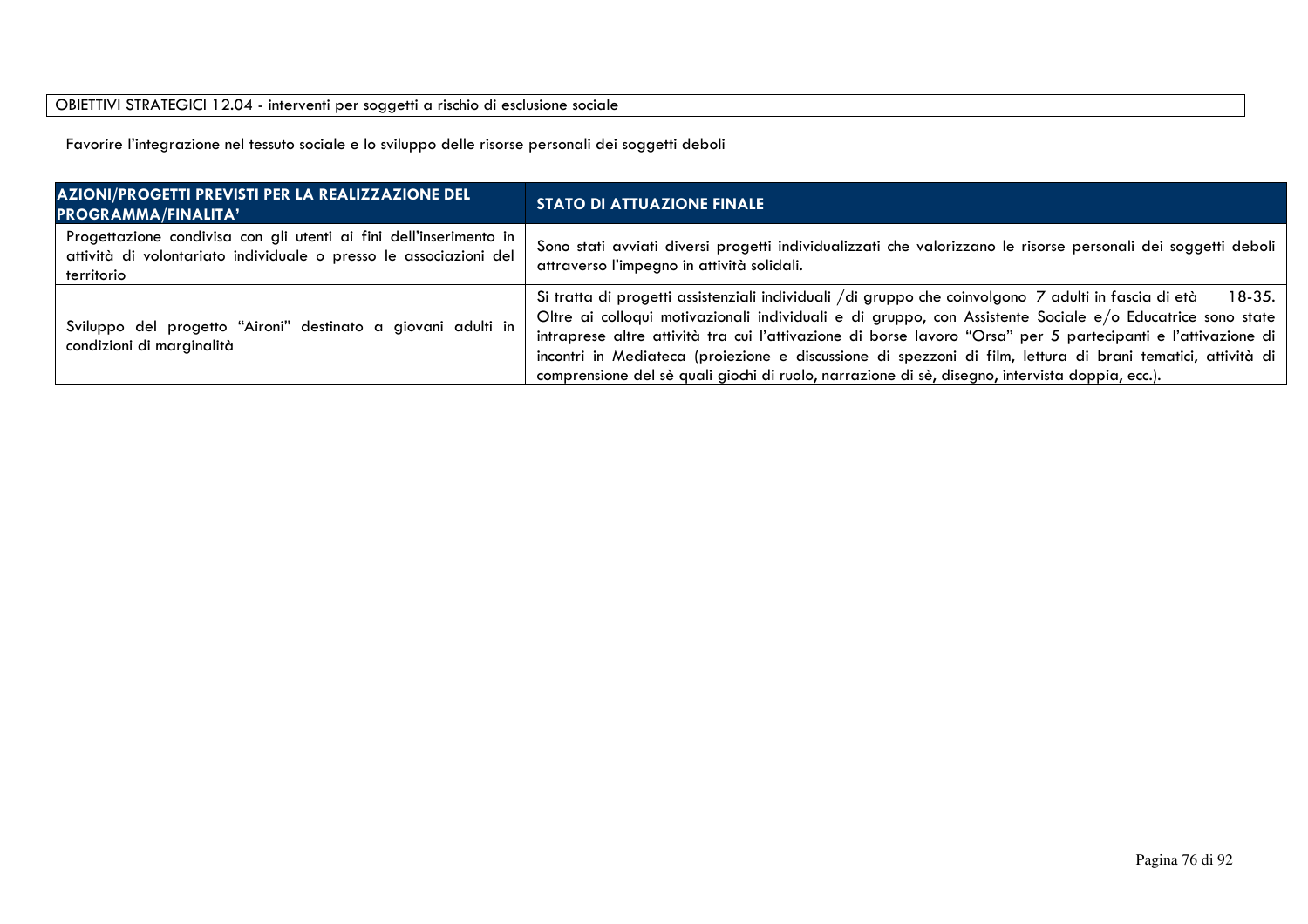OBIETTIVI STRATEGICI 12.04 - interventi per soggetti a rischio di esclusione sociale

Favorire l'integrazione nel tessuto sociale e lo sviluppo delle risorse personali dei soggetti deboli

| AZIONI/PROGETTI PREVISTI PER LA REALIZZAZIONE DEL PROGRAMMA/FINALITA' | STATO DI ATTUAZIONE FINALE |
| --- | --- |
| Progettazione condivisa con gli utenti ai fini dell'inserimento in attività di volontariato individuale o presso le associazioni del territorio | Sono stati avviati diversi progetti individualizzati che valorizzano le risorse personali dei soggetti deboli attraverso l'impegno in attività solidali. |
| Sviluppo del progetto "Aironi" destinato a giovani adulti in condizioni di marginalità | Si tratta di progetti assistenziali individuali /di gruppo che coinvolgono 7 adulti in fascia di età 18-35. Oltre ai colloqui motivazionali individuali e di gruppo, con Assistente Sociale e/o Educatrice sono state intraprese altre attività tra cui l'attivazione di borse lavoro "Orsa" per 5 partecipanti e l'attivazione di incontri in Mediateca (proiezione e discussione di spezzoni di film, lettura di brani tematici, attività di comprensione del sè quali giochi di ruolo, narrazione di sè, disegno, intervista doppia, ecc.). |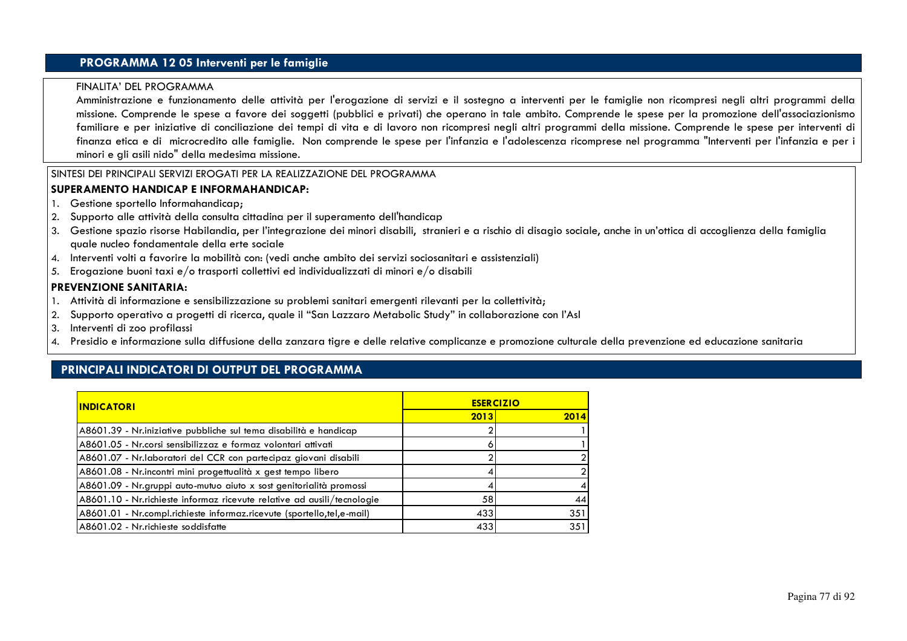## PROGRAMMA 12 05 Interventi per le famiglie

FINALITA' DEL PROGRAMMA

Amministrazione e funzionamento delle attività per l'erogazione di servizi e il sostegno a interventi per le famiglie non ricompresi negli altri programmi della missione. Comprende le spese a favore dei soggetti (pubblici e privati) che operano in tale ambito. Comprende le spese per la promozione dell'associazionismo familiare e per iniziative di conciliazione dei tempi di vita e di lavoro non ricompresi negli altri programmi della missione. Comprende le spese per interventi di finanza etica e di microcredito alle famiglie. Non comprende le spese per l'infanzia e l'adolescenza ricomprese nel programma "Interventi per l'infanzia e per i minori e gli asili nido" della medesima missione.

SINTESI DEI PRINCIPALI SERVIZI EROGATI PER LA REALIZZAZIONE DEL PROGRAMMA

**SUPERAMENTO HANDICAP E INFORMAHANDICAP:**

1. Gestione sportello Informahandicap;
2. Supporto alle attività della consulta cittadina per il superamento dell'handicap
3. Gestione spazio risorse Habilandia, per l'integrazione dei minori disabili, stranieri e a rischio di disagio sociale, anche in un'ottica di accoglienza della famiglia quale nucleo fondamentale della erte sociale
4. Interventi volti a favorire la mobilità con: (vedi anche ambito dei servizi sociosanitari e assistenziali)
5. Erogazione buoni taxi e/o trasporti collettivi ed individualizzati di minori e/o disabili

**PREVENZIONE SANITARIA:**

1. Attività di informazione e sensibilizzazione su problemi sanitari emergenti rilevanti per la collettività;
2. Supporto operativo a progetti di ricerca, quale il "San Lazzaro Metabolic Study" in collaborazione con l'Asl
3. Interventi di zoo profilassi
4. Presidio e informazione sulla diffusione della zanzara tigre e delle relative complicanze e promozione culturale della prevenzione ed educazione sanitaria

## PRINCIPALI INDICATORI DI OUTPUT DEL PROGRAMMA

| INDICATORI | ESERCIZIO | |
|---|---|---|
| | 2013 | 2014 |
| A8601.39 - Nr.iniziative pubbliche sul tema disabilità e handicap | 2 | 1 |
| A8601.05 - Nr.corsi sensibilizzaz e formaz volontari attivati | 6 | 1 |
| A8601.07 - Nr.laboratori del CCR con partecipaz giovani disabili | 2 | 2 |
| A8601.08 - Nr.incontri mini progettualità x gest tempo libero | 4 | 2 |
| A8601.09 - Nr.gruppi auto-mutuo aiuto x sost genitorialità promossi | 4 | 4 |
| A8601.10 - Nr.richieste informaz ricevute relative ad ausili/tecnologie | 58 | 44 |
| A8601.01 - Nr.compl.richieste informaz.ricevute (sportello,tel,e-mail) | 433 | 351 |
| A8601.02 - Nr.richieste soddisfatte | 433 | 351 |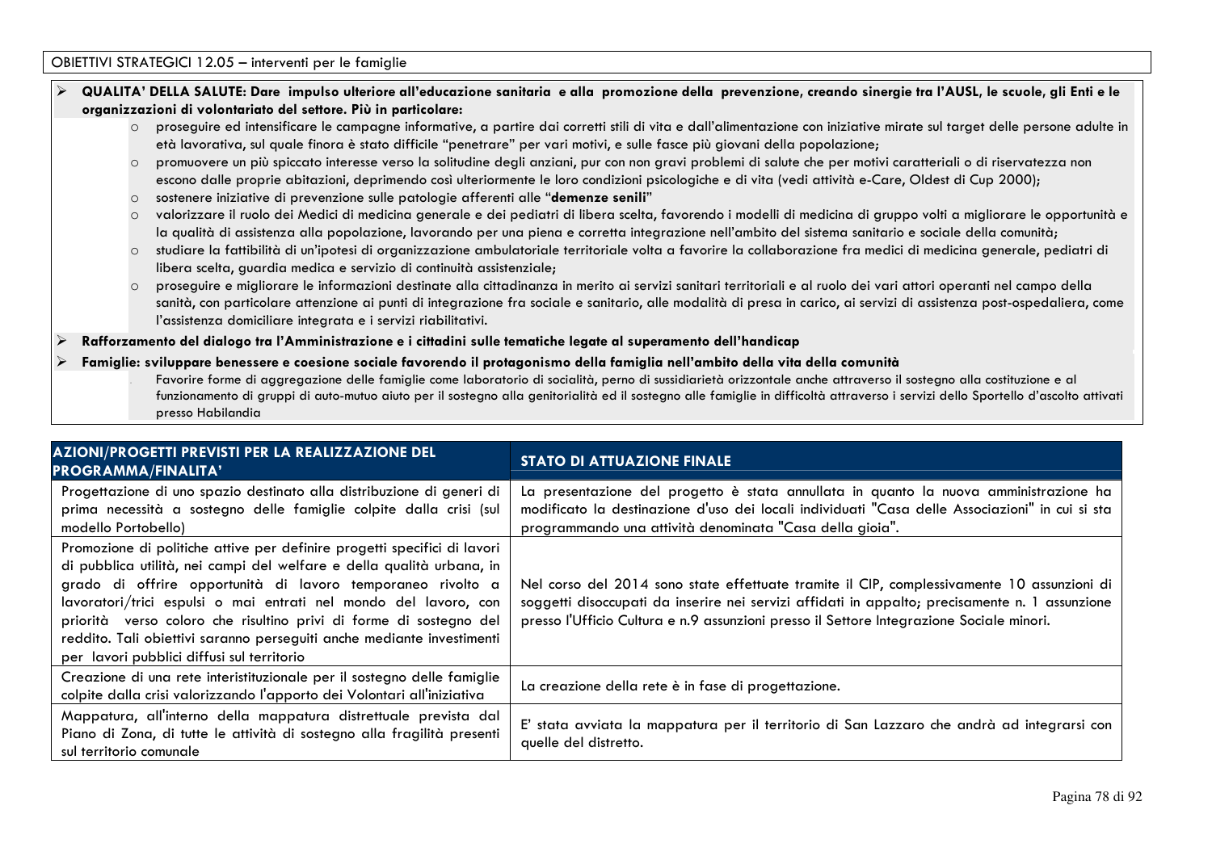OBIETTIVI STRATEGICI 12.05 – interventi per le famiglie

- **QUALITA' DELLA SALUTE: Dare impulso ulteriore all'educazione sanitaria e alla promozione della prevenzione, creando sinergie tra l'AUSL, le scuole, gli Enti e le organizzazioni di volontariato del settore. Più in particolare:**
  - proseguire ed intensificare le campagne informative, a partire dai corretti stili di vita e dall'alimentazione con iniziative mirate sul target delle persone adulte in età lavorativa, sul quale finora è stato difficile "penetrare" per vari motivi, e sulle fasce più giovani della popolazione;
  - promuovere un più spiccato interesse verso la solitudine degli anziani, pur con non gravi problemi di salute che per motivi caratteriali o di riservatezza non escono dalle proprie abitazioni, deprimendo così ulteriormente le loro condizioni psicologiche e di vita (vedi attività e-Care, Oldest di Cup 2000);
  - sostenere iniziative di prevenzione sulle patologie afferenti alle "**demenze senili**"
  - valorizzare il ruolo dei Medici di medicina generale e dei pediatri di libera scelta, favorendo i modelli di medicina di gruppo volti a migliorare le opportunità e la qualità di assistenza alla popolazione, lavorando per una piena e corretta integrazione nell'ambito del sistema sanitario e sociale della comunità;
  - studiare la fattibilità di un'ipotesi di organizzazione ambulatoriale territoriale volta a favorire la collaborazione fra medici di medicina generale, pediatri di libera scelta, guardia medica e servizio di continuità assistenziale;
  - proseguire e migliorare le informazioni destinate alla cittadinanza in merito ai servizi sanitari territoriali e al ruolo dei vari attori operanti nel campo della sanità, con particolare attenzione ai punti di integrazione fra sociale e sanitario, alle modalità di presa in carico, ai servizi di assistenza post-ospedaliera, come l'assistenza domiciliare integrata e i servizi riabilitativi.
- **Rafforzamento del dialogo tra l'Amministrazione e i cittadini sulle tematiche legate al superamento dell'handicap**
- **Famiglie: sviluppare benessere e coesione sociale favorendo il protagonismo della famiglia nell'ambito della vita della comunità**

  Favorire forme di aggregazione delle famiglie come laboratorio di socialità, perno di sussidiarietà orizzontale anche attraverso il sostegno alla costituzione e al funzionamento di gruppi di auto-mutuo aiuto per il sostegno alla genitorialità ed il sostegno alle famiglie in difficoltà attraverso i servizi dello Sportello d'ascolto attivati presso Habilandia

| AZIONI/PROGETTI PREVISTI PER LA REALIZZAZIONE DEL PROGRAMMA/FINALITA' | STATO DI ATTUAZIONE FINALE |
|---|---|
| Progettazione di uno spazio destinato alla distribuzione di generi di prima necessità a sostegno delle famiglie colpite dalla crisi (sul modello Portobello) | La presentazione del progetto è stata annullata in quanto la nuova amministrazione ha modificato la destinazione d'uso dei locali individuati "Casa delle Associazioni" in cui si sta programmando una attività denominata "Casa della gioia". |
| Promozione di politiche attive per definire progetti specifici di lavori di pubblica utilità, nei campi del welfare e della qualità urbana, in grado di offrire opportunità di lavoro temporaneo rivolto a lavoratori/trici espulsi o mai entrati nel mondo del lavoro, con priorità verso coloro che risultino privi di forme di sostegno del reddito. Tali obiettivi saranno perseguiti anche mediante investimenti per lavori pubblici diffusi sul territorio | Nel corso del 2014 sono state effettuate tramite il CIP, complessivamente 10 assunzioni di soggetti disoccupati da inserire nei servizi affidati in appalto; precisamente n. 1 assunzione presso l'Ufficio Cultura e n.9 assunzioni presso il Settore Integrazione Sociale minori. |
| Creazione di una rete interistituzionale per il sostegno delle famiglie colpite dalla crisi valorizzando l'apporto dei Volontari all'iniziativa | La creazione della rete è in fase di progettazione. |
| Mappatura, all'interno della mappatura distrettuale prevista dal Piano di Zona, di tutte le attività di sostegno alla fragilità presenti sul territorio comunale | E' stata avviata la mappatura per il territorio di San Lazzaro che andrà ad integrarsi con quelle del distretto. |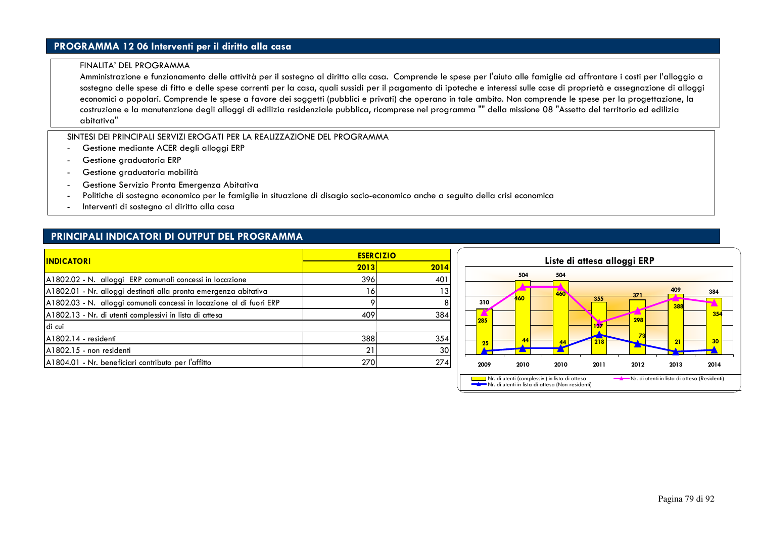## PROGRAMMA 12 06 Interventi per il diritto alla casa

FINALITA' DEL PROGRAMMA

Amministrazione e funzionamento delle attività per il sostegno al diritto alla casa. Comprende le spese per l'aiuto alle famiglie ad affrontare i costi per l'alloggio a sostegno delle spese di fitto e delle spese correnti per la casa, quali sussidi per il pagamento di ipoteche e interessi sulle case di proprietà e assegnazione di alloggi economici o popolari. Comprende le spese a favore dei soggetti (pubblici e privati) che operano in tale ambito. Non comprende le spese per la progettazione, la costruzione e la manutenzione degli alloggi di edilizia residenziale pubblica, ricomprese nel programma "" della missione 08 "Assetto del territorio ed edilizia abitativa"

SINTESI DEI PRINCIPALI SERVIZI EROGATI PER LA REALIZZAZIONE DEL PROGRAMMA

- Gestione mediante ACER degli alloggi ERP
- Gestione graduatoria ERP
- Gestione graduatoria mobilità
- Gestione Servizio Pronta Emergenza Abitativa
- Politiche di sostegno economico per le famiglie in situazione di disagio socio-economico anche a seguito della crisi economica
- Interventi di sostegno al diritto alla casa

## PRINCIPALI INDICATORI DI OUTPUT DEL PROGRAMMA

| INDICATORI | ESERCIZIO | |
|---|---|---|
| | 2013 | 2014 |
| A1802.02 - N. alloggi ERP comunali concessi in locazione | 396 | 401 |
| A1802.01 - Nr. alloggi destinati alla pronta emergenza abitativa | 16 | 13 |
| A1802.03 - N. alloggi comunali concessi in locazione al di fuori ERP | 9 | 8 |
| A1802.13 - Nr. di utenti complessivi in lista di attesa | 409 | 384 |
| di cui | | |
| A1802.14 - residenti | 388 | 354 |
| A1802.15 - non residenti | 21 | 30 |
| A1804.01 - Nr. beneficiari contributo per l'affitto | 270 | 274 |

**Liste di attesa alloggi ERP**

| | 2009 | 2010 | 2010 | 2011 | 2012 | 2013 | 2014 |
|---|---|---|---|---|---|---|---|
| Nr. di utenti (complessivi) in lista di attesa | 310 | 504 | 504 | 355 | 371 | 409 | 384 |
| Nr. di utenti in lista di attesa (Residenti) | 285 | 460 | 460 | 137 | 298 | 388 | 354 |
| Nr. di utenti in lista di attesa (Non residenti) | 25 | 44 | 44 | 218 | 73 | 21 | 30 |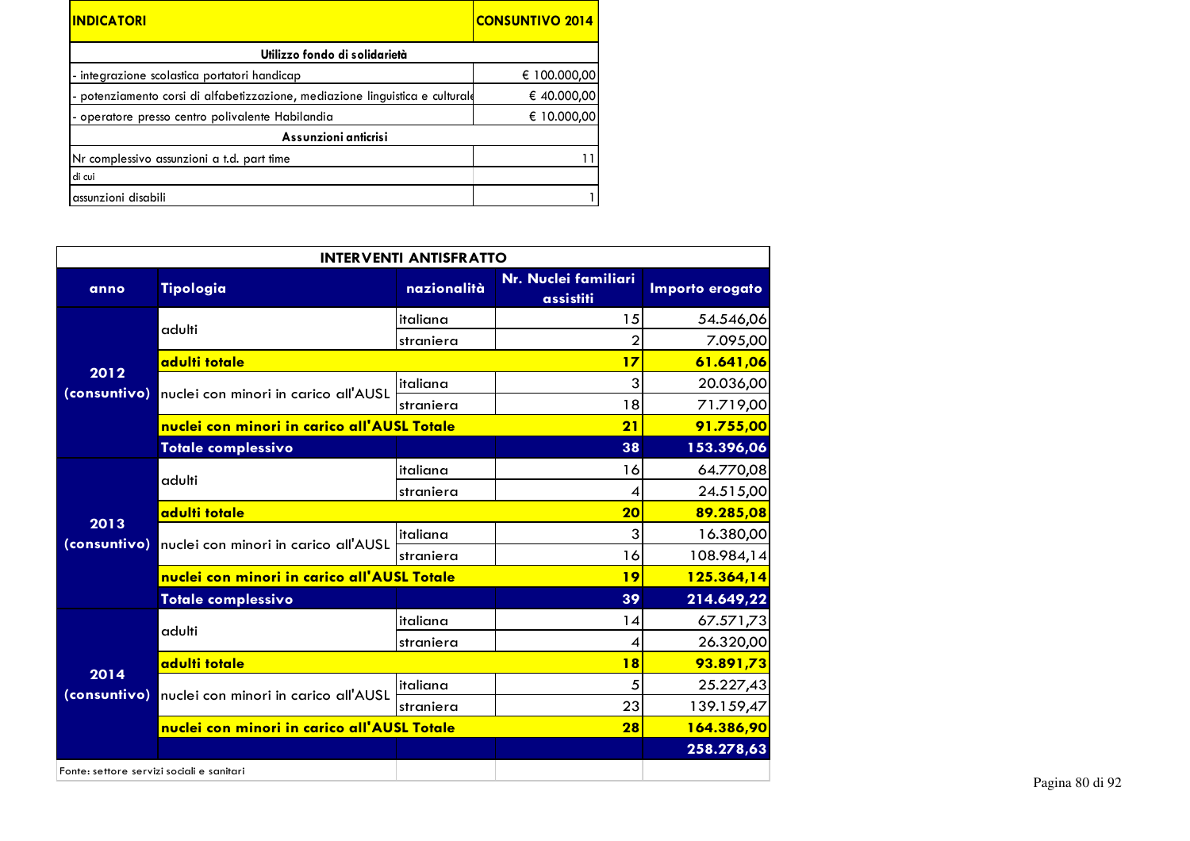| INDICATORI | CONSUNTIVO 2014 |
|---|---|
| **Utilizzo fondo di solidarietà** | |
| - integrazione scolastica portatori handicap | € 100.000,00 |
| - potenziamento corsi di alfabetizzazione, mediazione linguistica e culturale | € 40.000,00 |
| - operatore presso centro polivalente Habilandia | € 10.000,00 |
| **Assunzioni anticrisi** | |
| Nr complessivo assunzioni a t.d. part time | 11 |
| di cui | |
| assunzioni disabili | 1 |

**INTERVENTI ANTISFRATTO**

| anno | Tipologia | nazionalità | Nr. Nuclei familiari assistiti | Importo erogato |
|---|---|---|---|---|
| 2012 (consuntivo) | adulti | italiana | 15 | 54.546,06 |
| | | straniera | 2 | 7.095,00 |
| | **adulti totale** | | **17** | **61.641,06** |
| | nuclei con minori in carico all'AUSL | italiana | 3 | 20.036,00 |
| | | straniera | 18 | 71.719,00 |
| | **nuclei con minori in carico all'AUSL Totale** | | **21** | **91.755,00** |
| | **Totale complessivo** | | **38** | **153.396,06** |
| 2013 (consuntivo) | adulti | italiana | 16 | 64.770,08 |
| | | straniera | 4 | 24.515,00 |
| | **adulti totale** | | **20** | **89.285,08** |
| | nuclei con minori in carico all'AUSL | italiana | 3 | 16.380,00 |
| | | straniera | 16 | 108.984,14 |
| | **nuclei con minori in carico all'AUSL Totale** | | **19** | **125.364,14** |
| | **Totale complessivo** | | **39** | **214.649,22** |
| 2014 (consuntivo) | adulti | italiana | 14 | 67.571,73 |
| | | straniera | 4 | 26.320,00 |
| | **adulti totale** | | **18** | **93.891,73** |
| | nuclei con minori in carico all'AUSL | italiana | 5 | 25.227,43 |
| | | straniera | 23 | 139.159,47 |
| | **nuclei con minori in carico all'AUSL Totale** | | **28** | **164.386,90** |
| | | | | **258.278,63** |

Fonte: settore servizi sociali e sanitari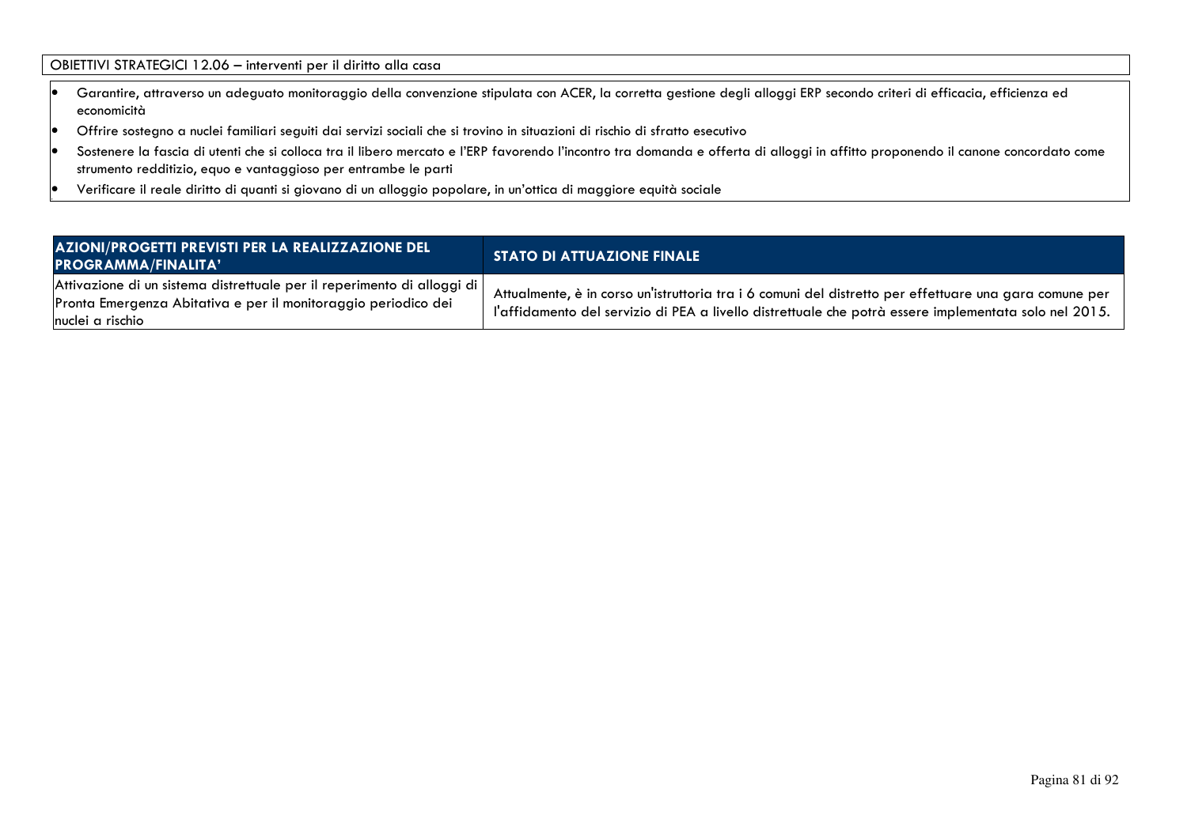OBIETTIVI STRATEGICI 12.06 – interventi per il diritto alla casa

- Garantire, attraverso un adeguato monitoraggio della convenzione stipulata con ACER, la corretta gestione degli alloggi ERP secondo criteri di efficacia, efficienza ed economicità
- Offrire sostegno a nuclei familiari seguiti dai servizi sociali che si trovino in situazioni di rischio di sfratto esecutivo
- Sostenere la fascia di utenti che si colloca tra il libero mercato e l'ERP favorendo l'incontro tra domanda e offerta di alloggi in affitto proponendo il canone concordato come strumento redditizio, equo e vantaggioso per entrambe le parti
- Verificare il reale diritto di quanti si giovano di un alloggio popolare, in un'ottica di maggiore equità sociale

| AZIONI/PROGETTI PREVISTI PER LA REALIZZAZIONE DEL PROGRAMMA/FINALITA' | STATO DI ATTUAZIONE FINALE |
| --- | --- |
| Attivazione di un sistema distrettuale per il reperimento di alloggi di Pronta Emergenza Abitativa e per il monitoraggio periodico dei nuclei a rischio | Attualmente, è in corso un'istruttoria tra i 6 comuni del distretto per effettuare una gara comune per l'affidamento del servizio di PEA a livello distrettuale che potrà essere implementata solo nel 2015. |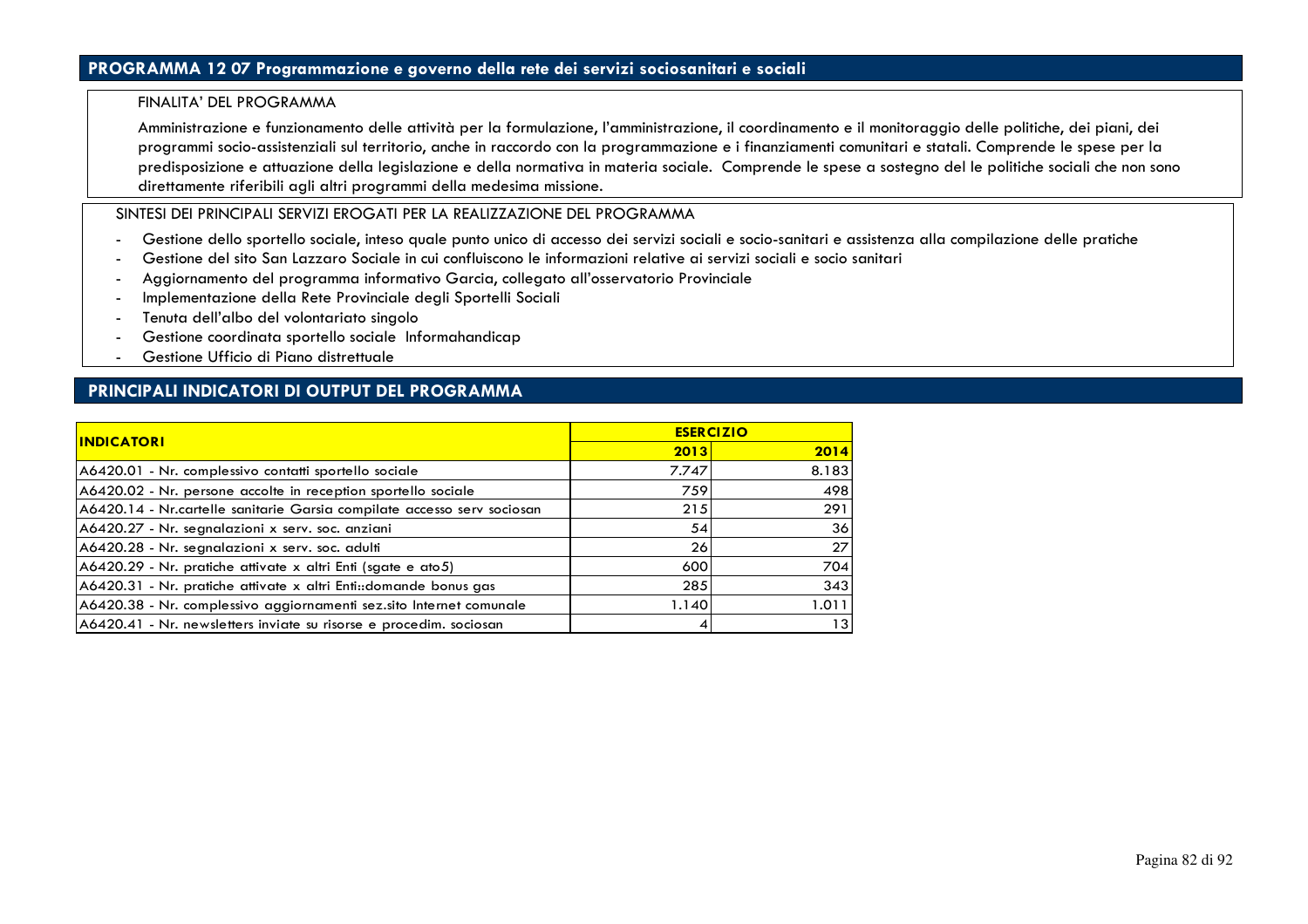## PROGRAMMA 12 07 Programmazione e governo della rete dei servizi sociosanitari e sociali

FINALITA' DEL PROGRAMMA

Amministrazione e funzionamento delle attività per la formulazione, l'amministrazione, il coordinamento e il monitoraggio delle politiche, dei piani, dei programmi socio-assistenziali sul territorio, anche in raccordo con la programmazione e i finanziamenti comunitari e statali. Comprende le spese per la predisposizione e attuazione della legislazione e della normativa in materia sociale. Comprende le spese a sostegno del le politiche sociali che non sono direttamente riferibili agli altri programmi della medesima missione.

SINTESI DEI PRINCIPALI SERVIZI EROGATI PER LA REALIZZAZIONE DEL PROGRAMMA

- Gestione dello sportello sociale, inteso quale punto unico di accesso dei servizi sociali e socio-sanitari e assistenza alla compilazione delle pratiche
- Gestione del sito San Lazzaro Sociale in cui confluiscono le informazioni relative ai servizi sociali e socio sanitari
- Aggiornamento del programma informativo Garcia, collegato all'osservatorio Provinciale
- Implementazione della Rete Provinciale degli Sportelli Sociali
- Tenuta dell'albo del volontariato singolo
- Gestione coordinata sportello sociale Informahandicap
- Gestione Ufficio di Piano distrettuale

## PRINCIPALI INDICATORI DI OUTPUT DEL PROGRAMMA

| INDICATORI | ESERCIZIO | |
|---|---|---|
| | 2013 | 2014 |
| A6420.01 - Nr. complessivo contatti sportello sociale | 7.747 | 8.183 |
| A6420.02 - Nr. persone accolte in reception sportello sociale | 759 | 498 |
| A6420.14 - Nr.cartelle sanitarie Garsia compilate accesso serv sociosan | 215 | 291 |
| A6420.27 - Nr. segnalazioni x serv. soc. anziani | 54 | 36 |
| A6420.28 - Nr. segnalazioni x serv. soc. adulti | 26 | 27 |
| A6420.29 - Nr. pratiche attivate x altri Enti (sgate e ato5) | 600 | 704 |
| A6420.31 - Nr. pratiche attivate x altri Enti::domande bonus gas | 285 | 343 |
| A6420.38 - Nr. complessivo aggiornamenti sez.sito Internet comunale | 1.140 | 1.011 |
| A6420.41 - Nr. newsletters inviate su risorse e procedim. sociosan | 4 | 13 |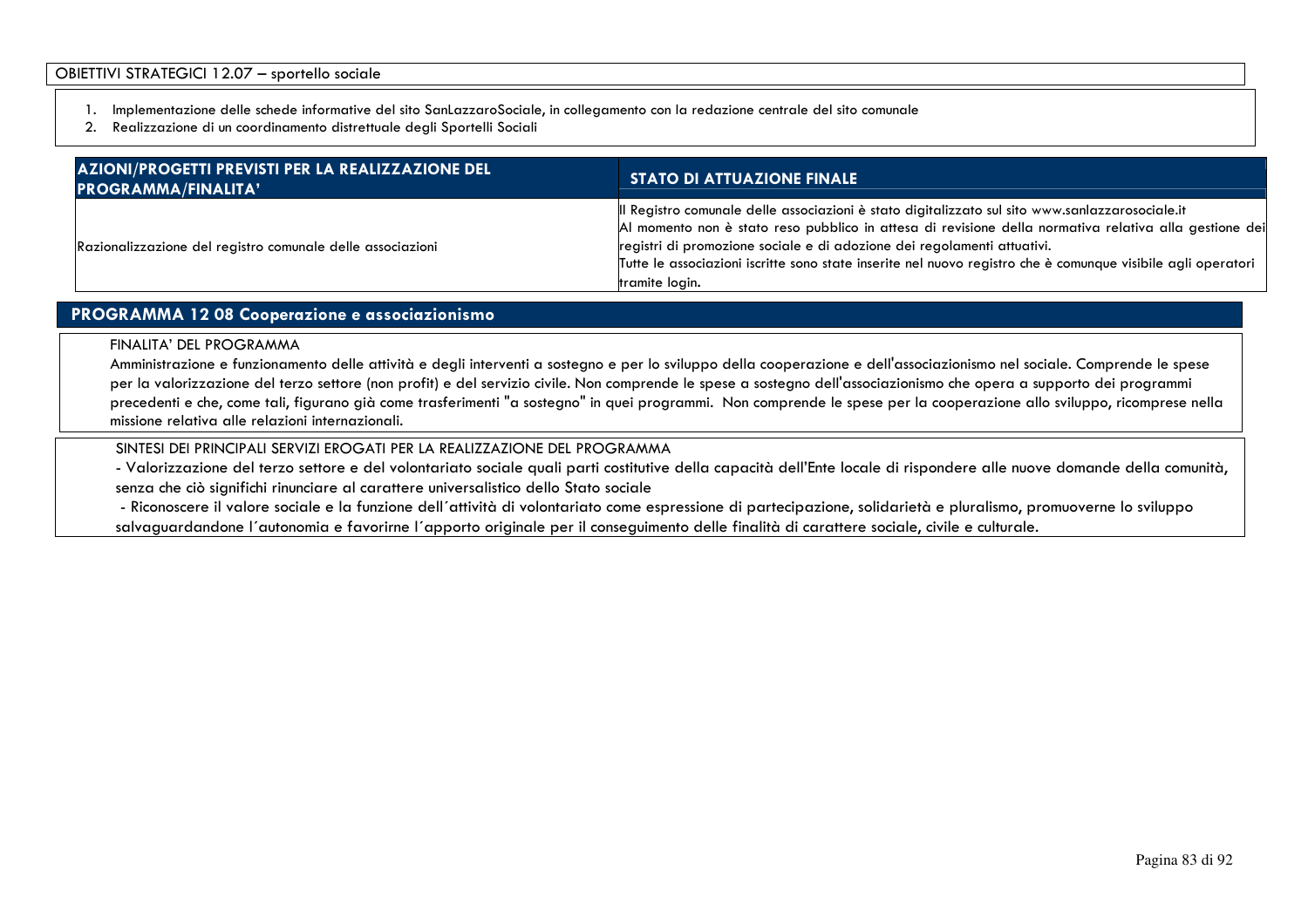OBIETTIVI STRATEGICI 12.07 – sportello sociale

1. Implementazione delle schede informative del sito SanLazzaroSociale, in collegamento con la redazione centrale del sito comunale
2. Realizzazione di un coordinamento distrettuale degli Sportelli Sociali

| AZIONI/PROGETTI PREVISTI PER LA REALIZZAZIONE DEL PROGRAMMA/FINALITA' | STATO DI ATTUAZIONE FINALE |
|---|---|
| Razionalizzazione del registro comunale delle associazioni | Il Registro comunale delle associazioni è stato digitalizzato sul sito www.sanlazzarosociale.it<br>Al momento non è stato reso pubblico in attesa di revisione della normativa relativa alla gestione dei registri di promozione sociale e di adozione dei regolamenti attuativi.<br>Tutte le associazioni iscritte sono state inserite nel nuovo registro che è comunque visibile agli operatori tramite login. |

## PROGRAMMA 12 08 Cooperazione e associazionismo

FINALITA' DEL PROGRAMMA

Amministrazione e funzionamento delle attività e degli interventi a sostegno e per lo sviluppo della cooperazione e dell'associazionismo nel sociale. Comprende le spese per la valorizzazione del terzo settore (non profit) e del servizio civile. Non comprende le spese a sostegno dell'associazionismo che opera a supporto dei programmi precedenti e che, come tali, figurano già come trasferimenti "a sostegno" in quei programmi. Non comprende le spese per la cooperazione allo sviluppo, ricomprese nella missione relativa alle relazioni internazionali.

SINTESI DEI PRINCIPALI SERVIZI EROGATI PER LA REALIZZAZIONE DEL PROGRAMMA

- Valorizzazione del terzo settore e del volontariato sociale quali parti costitutive della capacità dell'Ente locale di rispondere alle nuove domande della comunità, senza che ciò significhi rinunciare al carattere universalistico dello Stato sociale
- Riconoscere il valore sociale e la funzione dell´attività di volontariato come espressione di partecipazione, solidarietà e pluralismo, promuoverne lo sviluppo salvaguardandone l´autonomia e favorirne l´apporto originale per il conseguimento delle finalità di carattere sociale, civile e culturale.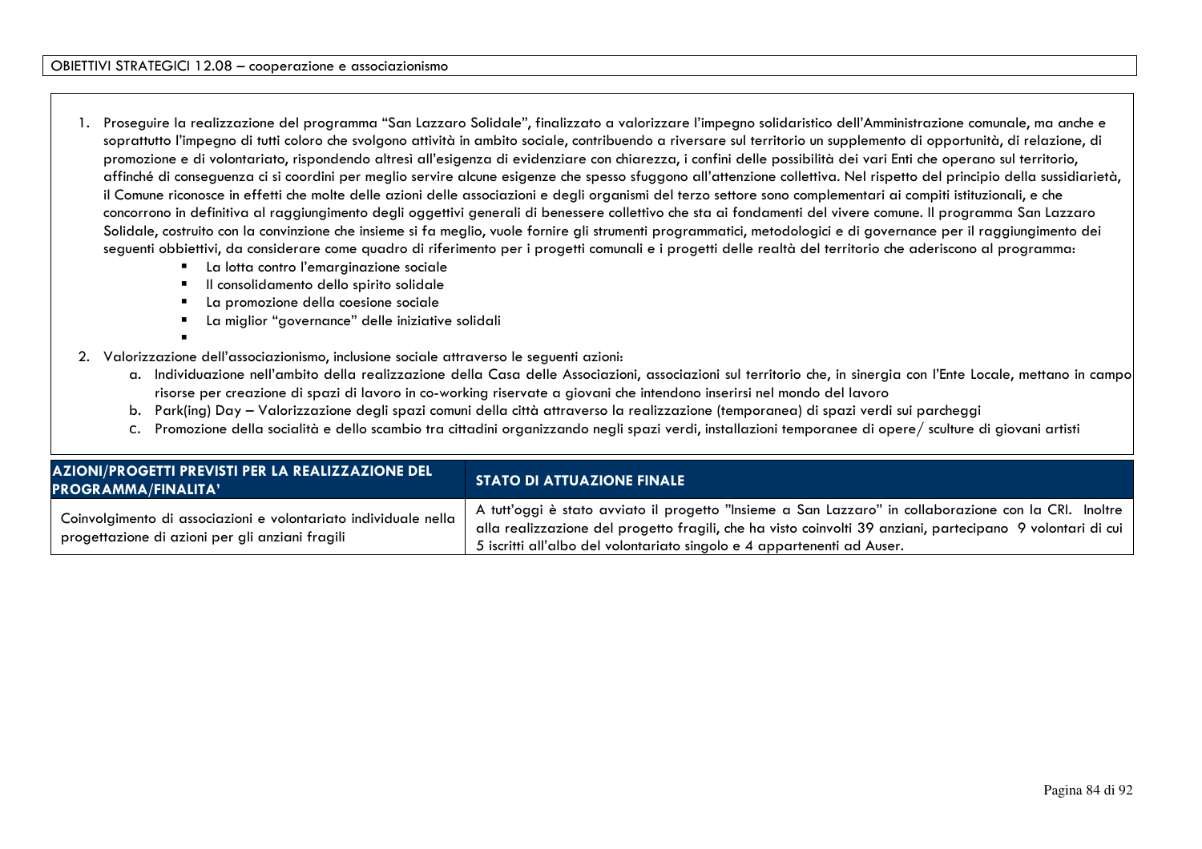OBIETTIVI STRATEGICI 12.08 – cooperazione e associazionismo

1. Proseguire la realizzazione del programma "San Lazzaro Solidale", finalizzato a valorizzare l'impegno solidaristico dell'Amministrazione comunale, ma anche e soprattutto l'impegno di tutti coloro che svolgono attività in ambito sociale, contribuendo a riversare sul territorio un supplemento di opportunità, di relazione, di promozione e di volontariato, rispondendo altresì all'esigenza di evidenziare con chiarezza, i confini delle possibilità dei vari Enti che operano sul territorio, affinché di conseguenza ci si coordini per meglio servire alcune esigenze che spesso sfuggono all'attenzione collettiva. Nel rispetto del principio della sussidiarietà, il Comune riconosce in effetti che molte delle azioni delle associazioni e degli organismi del terzo settore sono complementari ai compiti istituzionali, e che concorrono in definitiva al raggiungimento degli oggettivi generali di benessere collettivo che sta ai fondamenti del vivere comune. Il programma San Lazzaro Solidale, costruito con la convinzione che insieme si fa meglio, vuole fornire gli strumenti programmatici, metodologici e di governance per il raggiungimento dei seguenti obbiettivi, da considerare come quadro di riferimento per i progetti comunali e i progetti delle realtà del territorio che aderiscono al programma:
   - La lotta contro l'emarginazione sociale
   - Il consolidamento dello spirito solidale
   - La promozione della coesione sociale
   - La miglior "governance" delle iniziative solidali
2. Valorizzazione dell'associazionismo, inclusione sociale attraverso le seguenti azioni:
   a. Individuazione nell'ambito della realizzazione della Casa delle Associazioni, associazioni sul territorio che, in sinergia con l'Ente Locale, mettano in campo risorse per creazione di spazi di lavoro in co-working riservate a giovani che intendono inserirsi nel mondo del lavoro
   b. Park(ing) Day – Valorizzazione degli spazi comuni della città attraverso la realizzazione (temporanea) di spazi verdi sui parcheggi
   c. Promozione della socialità e dello scambio tra cittadini organizzando negli spazi verdi, installazioni temporanee di opere/ sculture di giovani artisti

| AZIONI/PROGETTI PREVISTI PER LA REALIZZAZIONE DEL PROGRAMMA/FINALITA' | STATO DI ATTUAZIONE FINALE |
|---|---|
| Coinvolgimento di associazioni e volontariato individuale nella progettazione di azioni per gli anziani fragili | A tutt'oggi è stato avviato il progetto "Insieme a San Lazzaro" in collaborazione con la CRI. Inoltre alla realizzazione del progetto fragili, che ha visto coinvolti 39 anziani, partecipano 9 volontari di cui 5 iscritti all'albo del volontariato singolo e 4 appartenenti ad Auser. |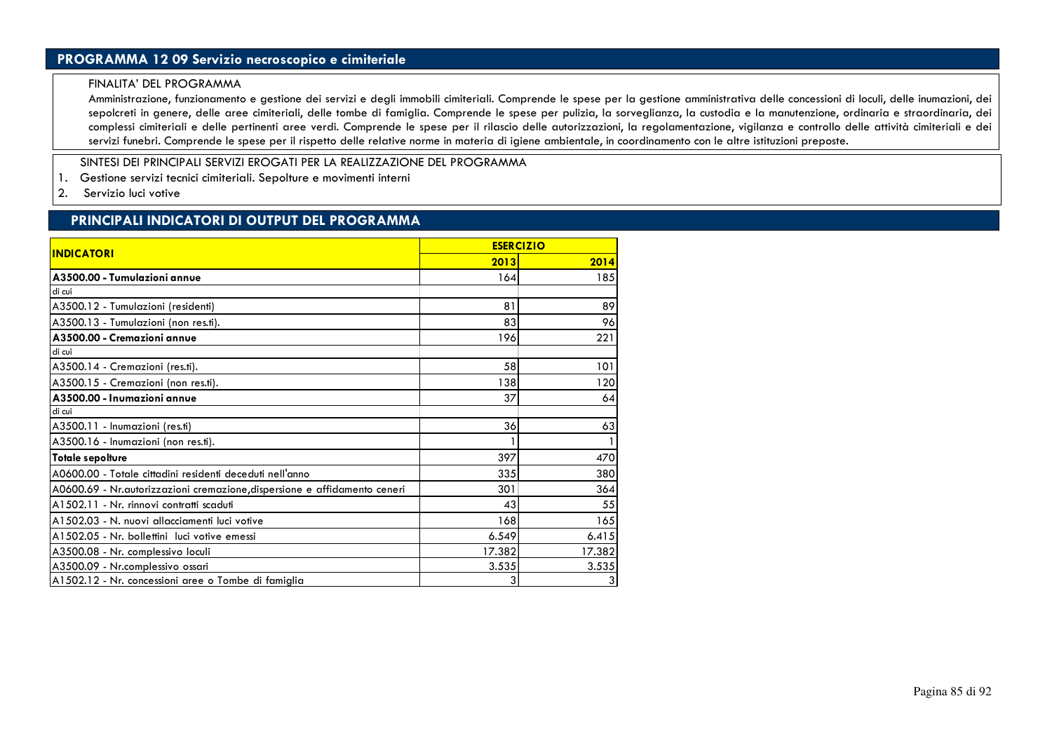## PROGRAMMA 12 09 Servizio necroscopico e cimiteriale

FINALITA' DEL PROGRAMMA

Amministrazione, funzionamento e gestione dei servizi e degli immobili cimiteriali. Comprende le spese per la gestione amministrativa delle concessioni di loculi, delle inumazioni, dei sepolcreti in genere, delle aree cimiteriali, delle tombe di famiglia. Comprende le spese per pulizia, la sorveglianza, la custodia e la manutenzione, ordinaria e straordinaria, dei complessi cimiteriali e delle pertinenti aree verdi. Comprende le spese per il rilascio delle autorizzazioni, la regolamentazione, vigilanza e controllo delle attività cimiteriali e dei servizi funebri. Comprende le spese per il rispetto delle relative norme in materia di igiene ambientale, in coordinamento con le altre istituzioni preposte.

SINTESI DEI PRINCIPALI SERVIZI EROGATI PER LA REALIZZAZIONE DEL PROGRAMMA

1. Gestione servizi tecnici cimiteriali. Sepolture e movimenti interni
2. Servizio luci votive

## PRINCIPALI INDICATORI DI OUTPUT DEL PROGRAMMA

| INDICATORI | ESERCIZIO | |
|---|---|---|
| | 2013 | 2014 |
| **A3500.00 - Tumulazioni annue** | 164 | 185 |
| di cui | | |
| A3500.12 - Tumulazioni (residenti) | 81 | 89 |
| A3500.13 - Tumulazioni (non res.ti). | 83 | 96 |
| **A3500.00 - Cremazioni annue** | 196 | 221 |
| di cui | | |
| A3500.14 - Cremazioni (res.ti). | 58 | 101 |
| A3500.15 - Cremazioni (non res.ti). | 138 | 120 |
| **A3500.00 - Inumazioni annue** | 37 | 64 |
| di cui | | |
| A3500.11 - Inumazioni (res.ti) | 36 | 63 |
| A3500.16 - Inumazioni (non res.ti). | 1 | 1 |
| **Totale sepolture** | 397 | 470 |
| A0600.00 - Totale cittadini residenti deceduti nell'anno | 335 | 380 |
| A0600.69 - Nr.autorizzazioni cremazione,dispersione e affidamento ceneri | 301 | 364 |
| A1502.11 - Nr. rinnovi contratti scaduti | 43 | 55 |
| A1502.03 - N. nuovi allacciamenti luci votive | 168 | 165 |
| A1502.05 - Nr. bollettini luci votive emessi | 6.549 | 6.415 |
| A3500.08 - Nr. complessivo loculi | 17.382 | 17.382 |
| A3500.09 - Nr.complessivo ossari | 3.535 | 3.535 |
| A1502.12 - Nr. concessioni aree o Tombe di famiglia | 3 | 3 |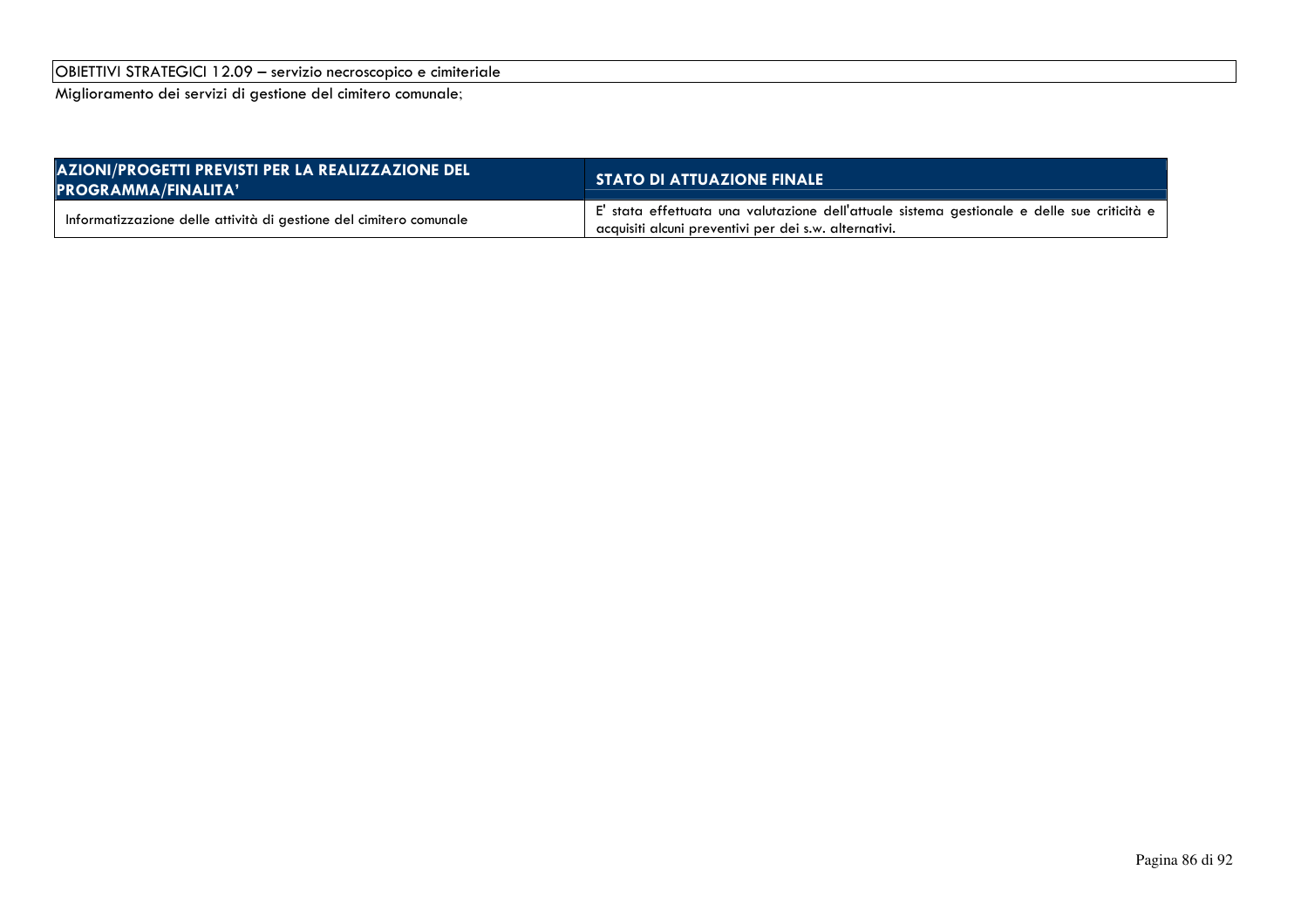OBIETTIVI STRATEGICI 12.09 – servizio necroscopico e cimiteriale

Miglioramento dei servizi di gestione del cimitero comunale;

| AZIONI/PROGETTI PREVISTI PER LA REALIZZAZIONE DEL PROGRAMMA/FINALITA' | STATO DI ATTUAZIONE FINALE |
|---|---|
| Informatizzazione delle attività di gestione del cimitero comunale | E' stata effettuata una valutazione dell'attuale sistema gestionale e delle sue criticità e acquisiti alcuni preventivi per dei s.w. alternativi. |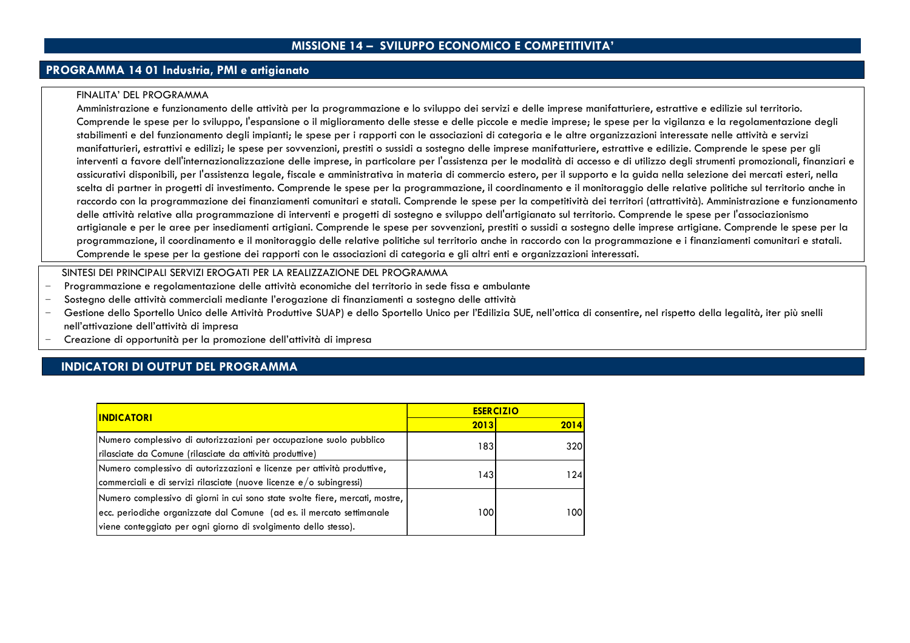# MISSIONE 14 – SVILUPPO ECONOMICO E COMPETITIVITA'

## PROGRAMMA 14 01 Industria, PMI e artigianato

FINALITA' DEL PROGRAMMA

Amministrazione e funzionamento delle attività per la programmazione e lo sviluppo dei servizi e delle imprese manifatturiere, estrattive e edilizie sul territorio. Comprende le spese per lo sviluppo, l'espansione o il miglioramento delle stesse e delle piccole e medie imprese; le spese per la vigilanza e la regolamentazione degli stabilimenti e del funzionamento degli impianti; le spese per i rapporti con le associazioni di categoria e le altre organizzazioni interessate nelle attività e servizi manifatturieri, estrattivi e edilizi; le spese per sovvenzioni, prestiti o sussidi a sostegno delle imprese manifatturiere, estrattive e edilizie. Comprende le spese per gli interventi a favore dell'internazionalizzazione delle imprese, in particolare per l'assistenza per le modalità di accesso e di utilizzo degli strumenti promozionali, finanziari e assicurativi disponibili, per l'assistenza legale, fiscale e amministrativa in materia di commercio estero, per il supporto e la guida nella selezione dei mercati esteri, nella scelta di partner in progetti di investimento. Comprende le spese per la programmazione, il coordinamento e il monitoraggio delle relative politiche sul territorio anche in raccordo con la programmazione dei finanziamenti comunitari e statali. Comprende le spese per la competitività dei territori (attrattività). Amministrazione e funzionamento delle attività relative alla programmazione di interventi e progetti di sostegno e sviluppo dell'artigianato sul territorio. Comprende le spese per l'associazionismo artigianale e per le aree per insediamenti artigiani. Comprende le spese per sovvenzioni, prestiti o sussidi a sostegno delle imprese artigiane. Comprende le spese per la programmazione, il coordinamento e il monitoraggio delle relative politiche sul territorio anche in raccordo con la programmazione e i finanziamenti comunitari e statali. Comprende le spese per la gestione dei rapporti con le associazioni di categoria e gli altri enti e organizzazioni interessati.

SINTESI DEI PRINCIPALI SERVIZI EROGATI PER LA REALIZZAZIONE DEL PROGRAMMA

- Programmazione e regolamentazione delle attività economiche del territorio in sede fissa e ambulante
- Sostegno delle attività commerciali mediante l'erogazione di finanziamenti a sostegno delle attività
- Gestione dello Sportello Unico delle Attività Produttive SUAP) e dello Sportello Unico per l'Edilizia SUE, nell'ottica di consentire, nel rispetto della legalità, iter più snelli nell'attivazione dell'attività di impresa
- Creazione di opportunità per la promozione dell'attività di impresa

## INDICATORI DI OUTPUT DEL PROGRAMMA

| INDICATORI | ESERCIZIO | |
|---|---|---|
| | 2013 | 2014 |
| Numero complessivo di autorizzazioni per occupazione suolo pubblico rilasciate da Comune (rilasciate da attività produttive) | 183 | 320 |
| Numero complessivo di autorizzazioni e licenze per attività produttive, commerciali e di servizi rilasciate (nuove licenze e/o subingressi) | 143 | 124 |
| Numero complessivo di giorni in cui sono state svolte fiere, mercati, mostre, ecc. periodiche organizzate dal Comune (ad es. il mercato settimanale viene conteggiato per ogni giorno di svolgimento dello stesso). | 100 | 100 |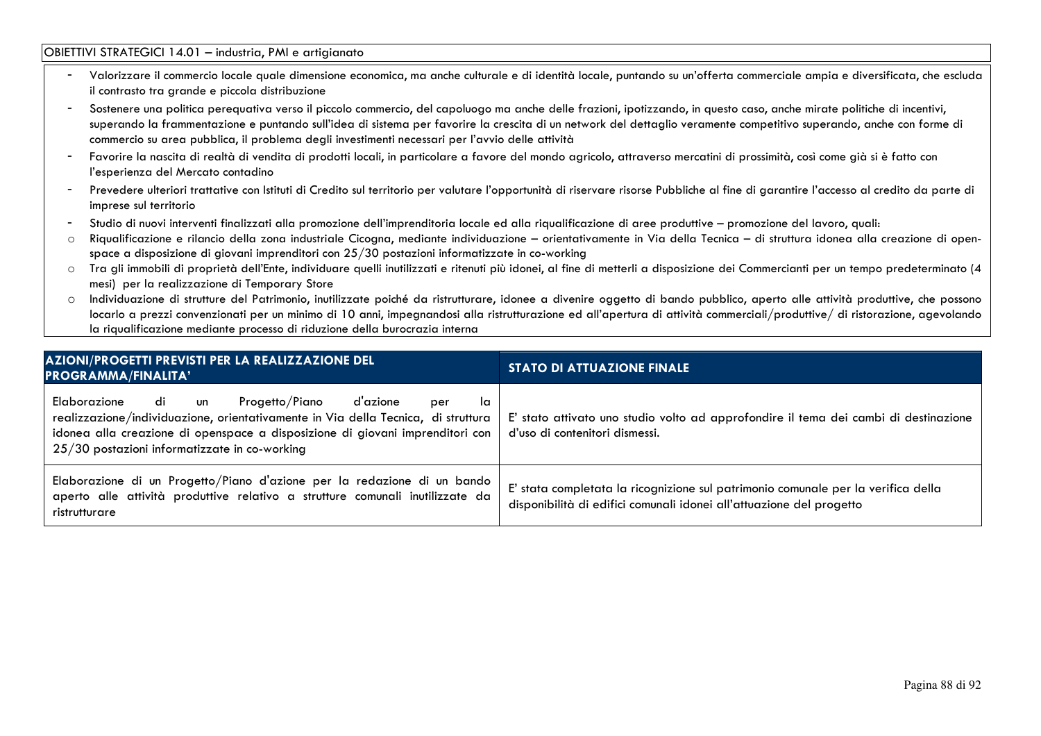OBIETTIVI STRATEGICI 14.01 – industria, PMI e artigianato

- Valorizzare il commercio locale quale dimensione economica, ma anche culturale e di identità locale, puntando su un'offerta commerciale ampia e diversificata, che escluda il contrasto tra grande e piccola distribuzione
- Sostenere una politica perequativa verso il piccolo commercio, del capoluogo ma anche delle frazioni, ipotizzando, in questo caso, anche mirate politiche di incentivi, superando la frammentazione e puntando sull'idea di sistema per favorire la crescita di un network del dettaglio veramente competitivo superando, anche con forme di commercio su area pubblica, il problema degli investimenti necessari per l'avvio delle attività
- Favorire la nascita di realtà di vendita di prodotti locali, in particolare a favore del mondo agricolo, attraverso mercatini di prossimità, così come già si è fatto con l'esperienza del Mercato contadino
- Prevedere ulteriori trattative con Istituti di Credito sul territorio per valutare l'opportunità di riservare risorse Pubbliche al fine di garantire l'accesso al credito da parte di imprese sul territorio
- Studio di nuovi interventi finalizzati alla promozione dell'imprenditoria locale ed alla riqualificazione di aree produttive – promozione del lavoro, quali:
  - Riqualificazione e rilancio della zona industriale Cicogna, mediante individuazione – orientativamente in Via della Tecnica – di struttura idonea alla creazione di open-space a disposizione di giovani imprenditori con 25/30 postazioni informatizzate in co-working
  - Tra gli immobili di proprietà dell'Ente, individuare quelli inutilizzati e ritenuti più idonei, al fine di metterli a disposizione dei Commercianti per un tempo predeterminato (4 mesi) per la realizzazione di Temporary Store
  - Individuazione di strutture del Patrimonio, inutilizzate poiché da ristrutturare, idonee a divenire oggetto di bando pubblico, aperto alle attività produttive, che possono locarlo a prezzi convenzionati per un minimo di 10 anni, impegnandosi alla ristrutturazione ed all'apertura di attività commerciali/produttive/ di ristorazione, agevolando la riqualificazione mediante processo di riduzione della burocrazia interna

| AZIONI/PROGETTI PREVISTI PER LA REALIZZAZIONE DEL PROGRAMMA/FINALITA' | STATO DI ATTUAZIONE FINALE |
|---|---|
| Elaborazione di un Progetto/Piano d'azione per la realizzazione/individuazione, orientativamente in Via della Tecnica, di struttura idonea alla creazione di openspace a disposizione di giovani imprenditori con 25/30 postazioni informatizzate in co-working | E' stato attivato uno studio volto ad approfondire il tema dei cambi di destinazione d'uso di contenitori dismessi. |
| Elaborazione di un Progetto/Piano d'azione per la redazione di un bando aperto alle attività produttive relativo a strutture comunali inutilizzate da ristrutturare | E' stata completata la ricognizione sul patrimonio comunale per la verifica della disponibilità di edifici comunali idonei all'attuazione del progetto |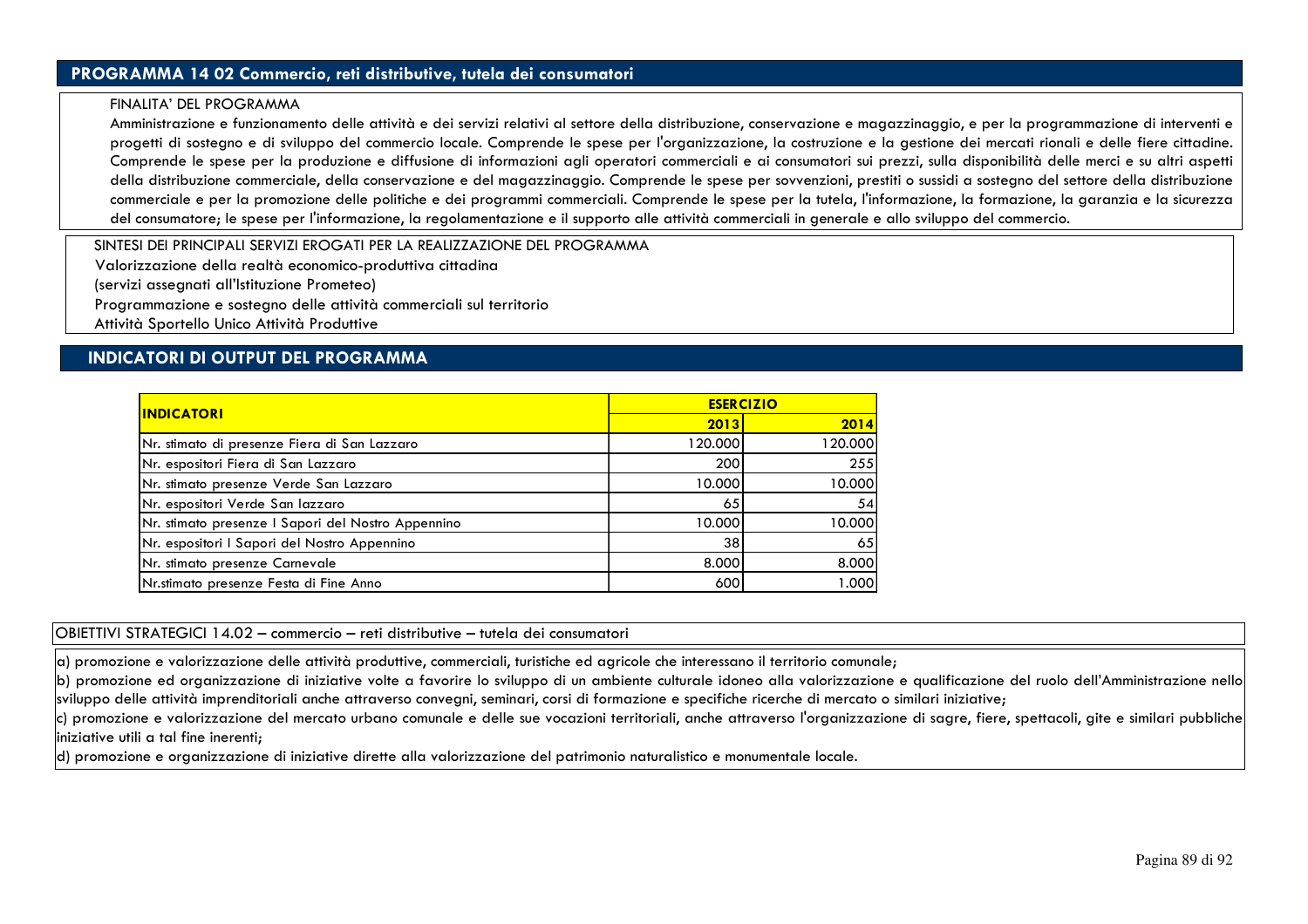## PROGRAMMA 14 02 Commercio, reti distributive, tutela dei consumatori

FINALITA' DEL PROGRAMMA

Amministrazione e funzionamento delle attività e dei servizi relativi al settore della distribuzione, conservazione e magazzinaggio, e per la programmazione di interventi e progetti di sostegno e di sviluppo del commercio locale. Comprende le spese per l'organizzazione, la costruzione e la gestione dei mercati rionali e delle fiere cittadine. Comprende le spese per la produzione e diffusione di informazioni agli operatori commerciali e ai consumatori sui prezzi, sulla disponibilità delle merci e su altri aspetti della distribuzione commerciale, della conservazione e del magazzinaggio. Comprende le spese per sovvenzioni, prestiti o sussidi a sostegno del settore della distribuzione commerciale e per la promozione delle politiche e dei programmi commerciali. Comprende le spese per la tutela, l'informazione, la formazione, la garanzia e la sicurezza del consumatore; le spese per l'informazione, la regolamentazione e il supporto alle attività commerciali in generale e allo sviluppo del commercio.

SINTESI DEI PRINCIPALI SERVIZI EROGATI PER LA REALIZZAZIONE DEL PROGRAMMA

Valorizzazione della realtà economico-produttiva cittadina

(servizi assegnati all'Istituzione Prometeo)

Programmazione e sostegno delle attività commerciali sul territorio

Attività Sportello Unico Attività Produttive

## INDICATORI DI OUTPUT DEL PROGRAMMA

| INDICATORI | ESERCIZIO | |
|---|---|---|
| | 2013 | 2014 |
| Nr. stimato di presenze Fiera di San Lazzaro | 120.000 | 120.000 |
| Nr. espositori Fiera di San Lazzaro | 200 | 255 |
| Nr. stimato presenze Verde San Lazzaro | 10.000 | 10.000 |
| Nr. espositori Verde San lazzaro | 65 | 54 |
| Nr. stimato presenze I Sapori del Nostro Appennino | 10.000 | 10.000 |
| Nr. espositori I Sapori del Nostro Appennino | 38 | 65 |
| Nr. stimato presenze Carnevale | 8.000 | 8.000 |
| Nr.stimato presenze Festa di Fine Anno | 600 | 1.000 |

OBIETTIVI STRATEGICI 14.02 – commercio – reti distributive – tutela dei consumatori

a) promozione e valorizzazione delle attività produttive, commerciali, turistiche ed agricole che interessano il territorio comunale;

b) promozione ed organizzazione di iniziative volte a favorire lo sviluppo di un ambiente culturale idoneo alla valorizzazione e qualificazione del ruolo dell'Amministrazione nello sviluppo delle attività imprenditoriali anche attraverso convegni, seminari, corsi di formazione e specifiche ricerche di mercato o similari iniziative;

c) promozione e valorizzazione del mercato urbano comunale e delle sue vocazioni territoriali, anche attraverso l'organizzazione di sagre, fiere, spettacoli, gite e similari pubbliche iniziative utili a tal fine inerenti;

d) promozione e organizzazione di iniziative dirette alla valorizzazione del patrimonio naturalistico e monumentale locale.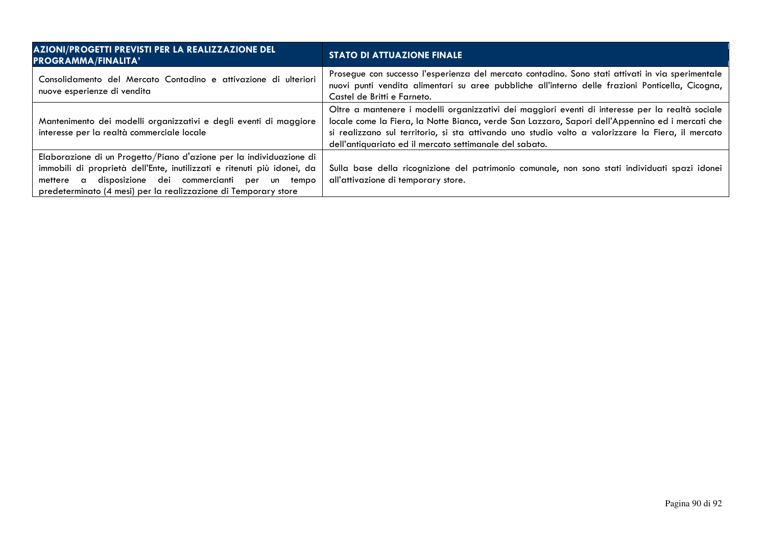| AZIONI/PROGETTI PREVISTI PER LA REALIZZAZIONE DEL PROGRAMMA/FINALITA' | STATO DI ATTUAZIONE FINALE |
| --- | --- |
| Consolidamento del Mercato Contadino e attivazione di ulteriori nuove esperienze di vendita | Prosegue con successo l'esperienza del mercato contadino. Sono stati attivati in via sperimentale nuovi punti vendita alimentari su aree pubbliche all'interno delle frazioni Ponticella, Cicogna, Castel de Britti e Farneto. |
| Mantenimento dei modelli organizzativi e degli eventi di maggiore interesse per la realtà commerciale locale | Oltre a mantenere i modelli organizzativi dei maggiori eventi di interesse per la realtà sociale locale come la Fiera, la Notte Bianca, verde San Lazzaro, Sapori dell'Appennino ed i mercati che si realizzano sul territorio, si sta attivando uno studio volto a valorizzare la Fiera, il mercato dell'antiquariato ed il mercato settimanale del sabato. |
| Elaborazione di un Progetto/Piano d'azione per la individuazione di immobili di proprietà dell'Ente, inutilizzati e ritenuti più idonei, da mettere a disposizione dei commercianti per un tempo predeterminato (4 mesi) per la realizzazione di Temporary store | Sulla base della ricognizione del patrimonio comunale, non sono stati individuati spazi idonei all'attivazione di temporary store. |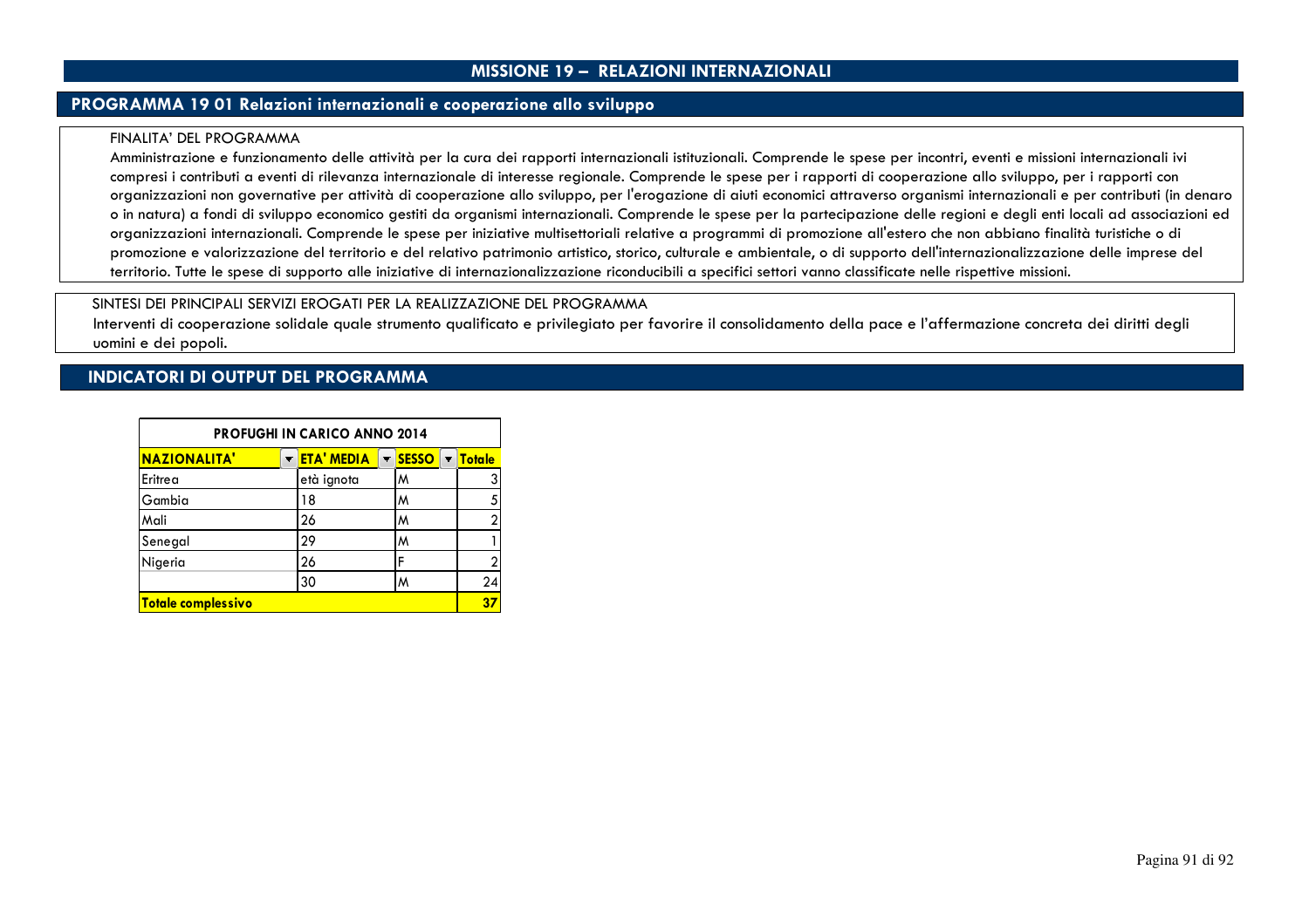# MISSIONE 19 – RELAZIONI INTERNAZIONALI

## PROGRAMMA 19 01 Relazioni internazionali e cooperazione allo sviluppo

FINALITA' DEL PROGRAMMA

Amministrazione e funzionamento delle attività per la cura dei rapporti internazionali istituzionali. Comprende le spese per incontri, eventi e missioni internazionali ivi compresi i contributi a eventi di rilevanza internazionale di interesse regionale. Comprende le spese per i rapporti di cooperazione allo sviluppo, per i rapporti con organizzazioni non governative per attività di cooperazione allo sviluppo, per l'erogazione di aiuti economici attraverso organismi internazionali e per contributi (in denaro o in natura) a fondi di sviluppo economico gestiti da organismi internazionali. Comprende le spese per la partecipazione delle regioni e degli enti locali ad associazioni ed organizzazioni internazionali. Comprende le spese per iniziative multisettoriali relative a programmi di promozione all'estero che non abbiano finalità turistiche o di promozione e valorizzazione del territorio e del relativo patrimonio artistico, storico, culturale e ambientale, o di supporto dell'internazionalizzazione delle imprese del territorio. Tutte le spese di supporto alle iniziative di internazionalizzazione riconducibili a specifici settori vanno classificate nelle rispettive missioni.

SINTESI DEI PRINCIPALI SERVIZI EROGATI PER LA REALIZZAZIONE DEL PROGRAMMA

Interventi di cooperazione solidale quale strumento qualificato e privilegiato per favorire il consolidamento della pace e l'affermazione concreta dei diritti degli uomini e dei popoli.

## INDICATORI DI OUTPUT DEL PROGRAMMA

| PROFUGHI IN CARICO ANNO 2014 | | | |
|---|---|---|---|
| **NAZIONALITA'** | **ETA' MEDIA** | **SESSO** | **Totale** |
| Eritrea | età ignota | M | 3 |
| Gambia | 18 | M | 5 |
| Mali | 26 | M | 2 |
| Senegal | 29 | M | 1 |
| Nigeria | 26 | F | 2 |
| | 30 | M | 24 |
| **Totale complessivo** | | | **37** |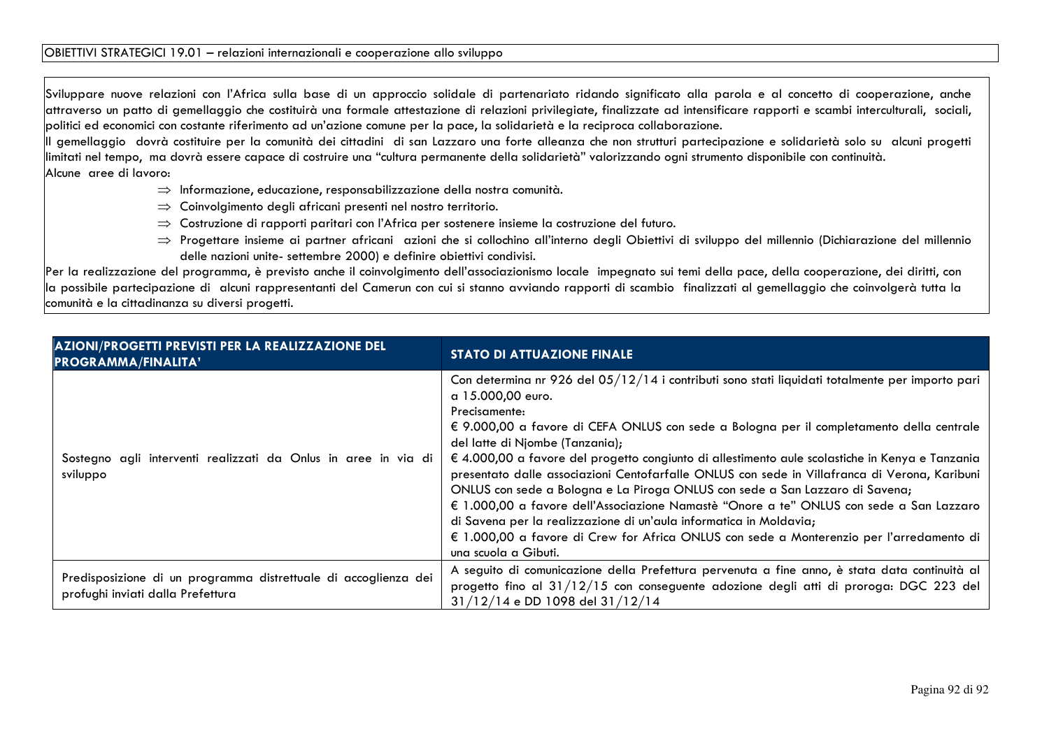OBIETTIVI STRATEGICI 19.01 – relazioni internazionali e cooperazione allo sviluppo

Sviluppare nuove relazioni con l'Africa sulla base di un approccio solidale di partenariato ridando significato alla parola e al concetto di cooperazione, anche attraverso un patto di gemellaggio che costituirà una formale attestazione di relazioni privilegiate, finalizzate ad intensificare rapporti e scambi interculturali, sociali, politici ed economici con costante riferimento ad un'azione comune per la pace, la solidarietà e la reciproca collaborazione.
Il gemellaggio dovrà costituire per la comunità dei cittadini di san Lazzaro una forte alleanza che non strutturi partecipazione e solidarietà solo su alcuni progetti limitati nel tempo, ma dovrà essere capace di costruire una "cultura permanente della solidarietà" valorizzando ogni strumento disponibile con continuità.
Alcune aree di lavoro:

- ⇒ Informazione, educazione, responsabilizzazione della nostra comunità.
- ⇒ Coinvolgimento degli africani presenti nel nostro territorio.
- ⇒ Costruzione di rapporti paritari con l'Africa per sostenere insieme la costruzione del futuro.
- ⇒ Progettare insieme ai partner africani azioni che si collochino all'interno degli Obiettivi di sviluppo del millennio (Dichiarazione del millennio delle nazioni unite- settembre 2000) e definire obiettivi condivisi.

Per la realizzazione del programma, è previsto anche il coinvolgimento dell'associazionismo locale impegnato sui temi della pace, della cooperazione, dei diritti, con la possibile partecipazione di alcuni rappresentanti del Camerun con cui si stanno avviando rapporti di scambio finalizzati al gemellaggio che coinvolgerà tutta la comunità e la cittadinanza su diversi progetti.

| AZIONI/PROGETTI PREVISTI PER LA REALIZZAZIONE DEL PROGRAMMA/FINALITA' | STATO DI ATTUAZIONE FINALE |
|---|---|
| Sostegno agli interventi realizzati da Onlus in aree in via di sviluppo | Con determina nr 926 del 05/12/14 i contributi sono stati liquidati totalmente per importo pari a 15.000,00 euro.<br>Precisamente:<br>€ 9.000,00 a favore di CEFA ONLUS con sede a Bologna per il completamento della centrale del latte di Njombe (Tanzania);<br>€ 4.000,00 a favore del progetto congiunto di allestimento aule scolastiche in Kenya e Tanzania presentato dalle associazioni Centofarfalle ONLUS con sede in Villafranca di Verona, Karibuni ONLUS con sede a Bologna e La Piroga ONLUS con sede a San Lazzaro di Savena;<br>€ 1.000,00 a favore dell'Associazione Namastè "Onore a te" ONLUS con sede a San Lazzaro di Savena per la realizzazione di un'aula informatica in Moldavia;<br>€ 1.000,00 a favore di Crew for Africa ONLUS con sede a Monterenzio per l'arredamento di una scuola a Gibuti. |
| Predisposizione di un programma distrettuale di accoglienza dei profughi inviati dalla Prefettura | A seguito di comunicazione della Prefettura pervenuta a fine anno, è stata data continuità al progetto fino al 31/12/15 con conseguente adozione degli atti di proroga: DGC 223 del 31/12/14 e DD 1098 del 31/12/14 |